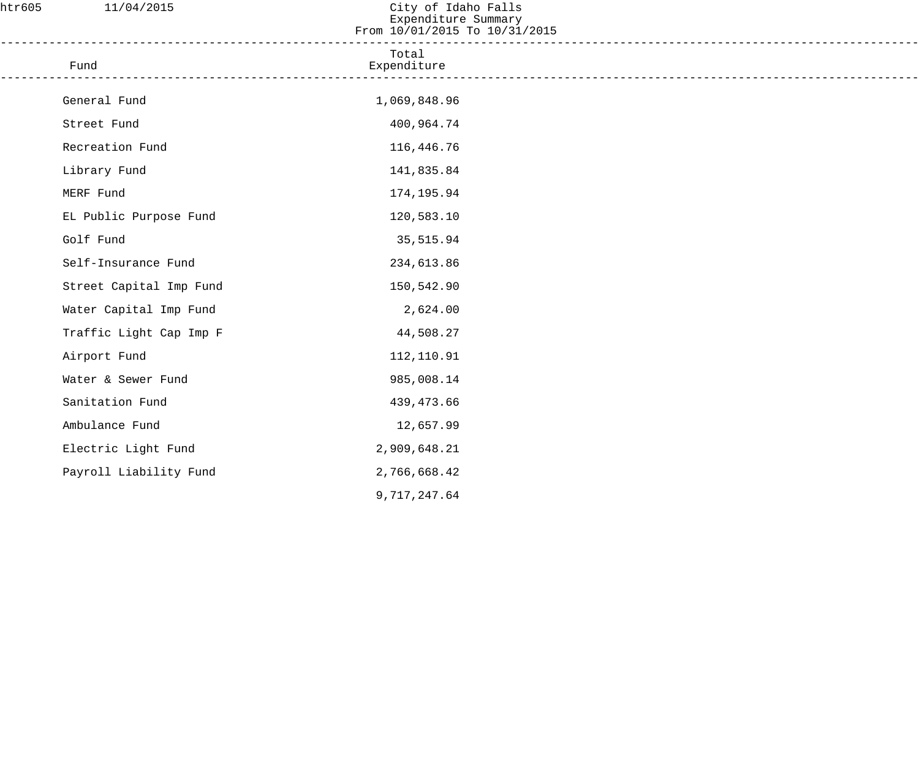htr605 11/04/2015

# City of Idaho Falls
## Expenditure Summary
### From 10/01/2015 To 10/31/2015

| Fund | Total Expenditure |
|---|---|
| General Fund | 1,069,848.96 |
| Street Fund | 400,964.74 |
| Recreation Fund | 116,446.76 |
| Library Fund | 141,835.84 |
| MERF Fund | 174,195.94 |
| EL Public Purpose Fund | 120,583.10 |
| Golf Fund | 35,515.94 |
| Self-Insurance Fund | 234,613.86 |
| Street Capital Imp Fund | 150,542.90 |
| Water Capital Imp Fund | 2,624.00 |
| Traffic Light Cap Imp F | 44,508.27 |
| Airport Fund | 112,110.91 |
| Water & Sewer Fund | 985,008.14 |
| Sanitation Fund | 439,473.66 |
| Ambulance Fund | 12,657.99 |
| Electric Light Fund | 2,909,648.21 |
| Payroll Liability Fund | 2,766,668.42 |
| | 9,717,247.64 |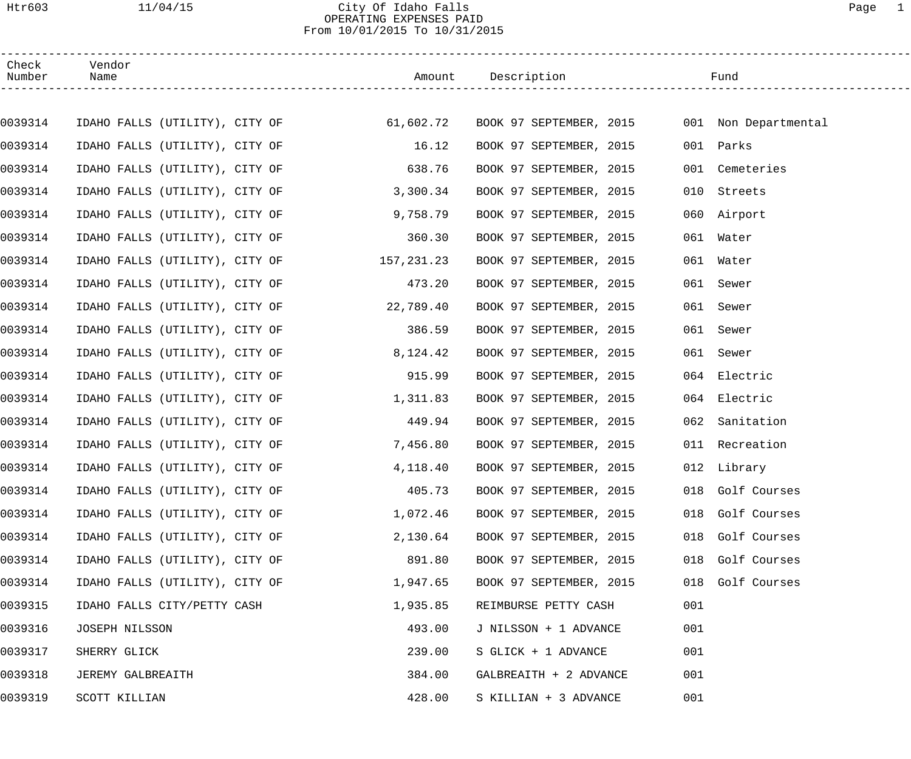City Of Idaho Falls
OPERATING EXPENSES PAID
From 10/01/2015 To 10/31/2015

| Check Number | Vendor Name | Amount | Description | Fund |
|---|---|---|---|---|
| 0039314 | IDAHO FALLS (UTILITY), CITY OF | 61,602.72 | BOOK 97 SEPTEMBER, 2015 | 001 Non Departmental |
| 0039314 | IDAHO FALLS (UTILITY), CITY OF | 16.12 | BOOK 97 SEPTEMBER, 2015 | 001 Parks |
| 0039314 | IDAHO FALLS (UTILITY), CITY OF | 638.76 | BOOK 97 SEPTEMBER, 2015 | 001 Cemeteries |
| 0039314 | IDAHO FALLS (UTILITY), CITY OF | 3,300.34 | BOOK 97 SEPTEMBER, 2015 | 010 Streets |
| 0039314 | IDAHO FALLS (UTILITY), CITY OF | 9,758.79 | BOOK 97 SEPTEMBER, 2015 | 060 Airport |
| 0039314 | IDAHO FALLS (UTILITY), CITY OF | 360.30 | BOOK 97 SEPTEMBER, 2015 | 061 Water |
| 0039314 | IDAHO FALLS (UTILITY), CITY OF | 157,231.23 | BOOK 97 SEPTEMBER, 2015 | 061 Water |
| 0039314 | IDAHO FALLS (UTILITY), CITY OF | 473.20 | BOOK 97 SEPTEMBER, 2015 | 061 Sewer |
| 0039314 | IDAHO FALLS (UTILITY), CITY OF | 22,789.40 | BOOK 97 SEPTEMBER, 2015 | 061 Sewer |
| 0039314 | IDAHO FALLS (UTILITY), CITY OF | 386.59 | BOOK 97 SEPTEMBER, 2015 | 061 Sewer |
| 0039314 | IDAHO FALLS (UTILITY), CITY OF | 8,124.42 | BOOK 97 SEPTEMBER, 2015 | 061 Sewer |
| 0039314 | IDAHO FALLS (UTILITY), CITY OF | 915.99 | BOOK 97 SEPTEMBER, 2015 | 064 Electric |
| 0039314 | IDAHO FALLS (UTILITY), CITY OF | 1,311.83 | BOOK 97 SEPTEMBER, 2015 | 064 Electric |
| 0039314 | IDAHO FALLS (UTILITY), CITY OF | 449.94 | BOOK 97 SEPTEMBER, 2015 | 062 Sanitation |
| 0039314 | IDAHO FALLS (UTILITY), CITY OF | 7,456.80 | BOOK 97 SEPTEMBER, 2015 | 011 Recreation |
| 0039314 | IDAHO FALLS (UTILITY), CITY OF | 4,118.40 | BOOK 97 SEPTEMBER, 2015 | 012 Library |
| 0039314 | IDAHO FALLS (UTILITY), CITY OF | 405.73 | BOOK 97 SEPTEMBER, 2015 | 018 Golf Courses |
| 0039314 | IDAHO FALLS (UTILITY), CITY OF | 1,072.46 | BOOK 97 SEPTEMBER, 2015 | 018 Golf Courses |
| 0039314 | IDAHO FALLS (UTILITY), CITY OF | 2,130.64 | BOOK 97 SEPTEMBER, 2015 | 018 Golf Courses |
| 0039314 | IDAHO FALLS (UTILITY), CITY OF | 891.80 | BOOK 97 SEPTEMBER, 2015 | 018 Golf Courses |
| 0039314 | IDAHO FALLS (UTILITY), CITY OF | 1,947.65 | BOOK 97 SEPTEMBER, 2015 | 018 Golf Courses |
| 0039315 | IDAHO FALLS CITY/PETTY CASH | 1,935.85 | REIMBURSE PETTY CASH | 001 |
| 0039316 | JOSEPH NILSSON | 493.00 | J NILSSON + 1 ADVANCE | 001 |
| 0039317 | SHERRY GLICK | 239.00 | S GLICK + 1 ADVANCE | 001 |
| 0039318 | JEREMY GALBREAITH | 384.00 | GALBREAITH + 2 ADVANCE | 001 |
| 0039319 | SCOTT KILLIAN | 428.00 | S KILLIAN + 3 ADVANCE | 001 |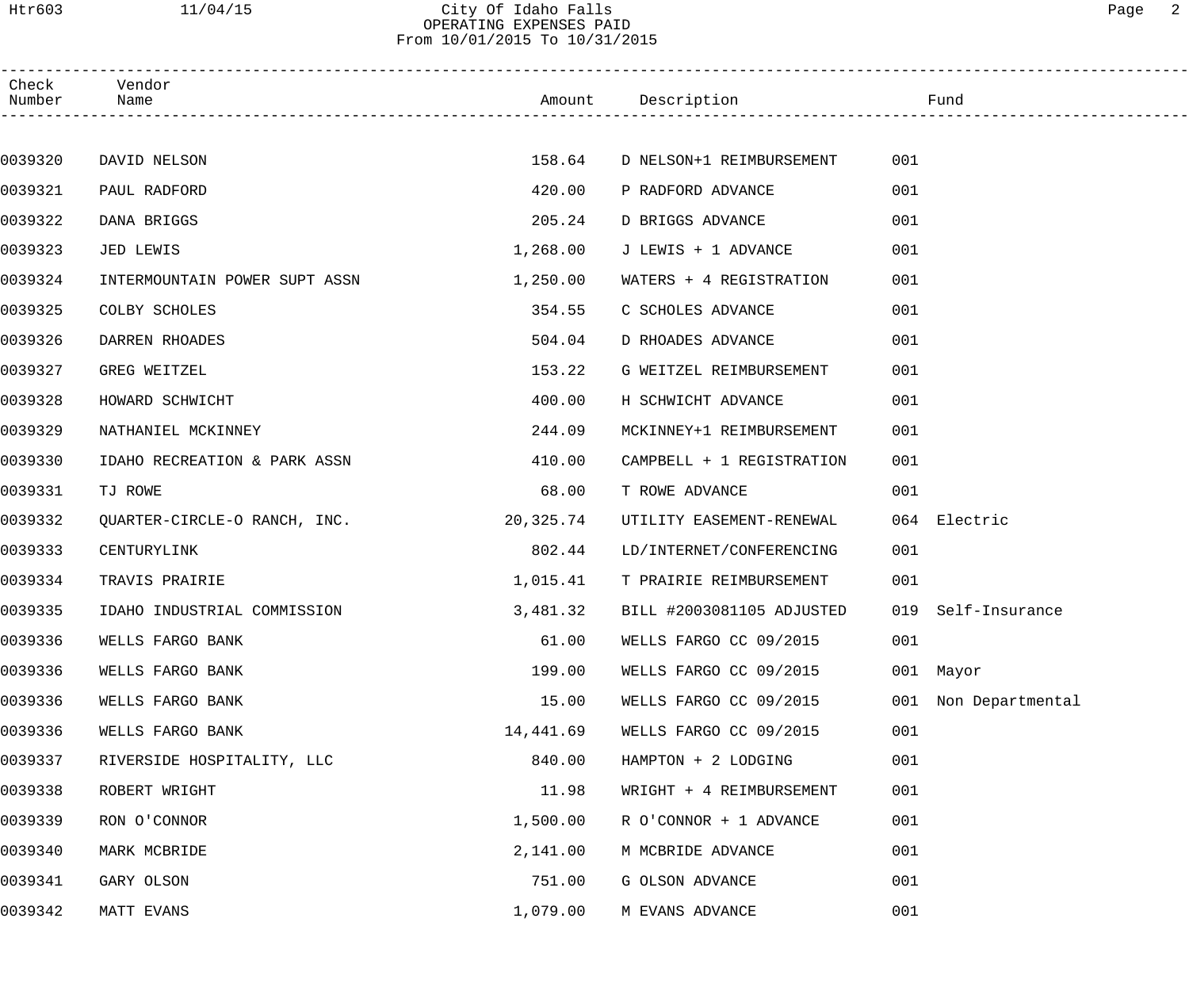# City Of Idaho Falls
## OPERATING EXPENSES PAID
From 10/01/2015 To 10/31/2015

| Check Number | Vendor Name | Amount | Description | Fund | |
|---|---|---|---|---|---|
| 0039320 | DAVID NELSON | 158.64 | D NELSON+1 REIMBURSEMENT | 001 | |
| 0039321 | PAUL RADFORD | 420.00 | P RADFORD ADVANCE | 001 | |
| 0039322 | DANA BRIGGS | 205.24 | D BRIGGS ADVANCE | 001 | |
| 0039323 | JED LEWIS | 1,268.00 | J LEWIS + 1 ADVANCE | 001 | |
| 0039324 | INTERMOUNTAIN POWER SUPT ASSN | 1,250.00 | WATERS + 4 REGISTRATION | 001 | |
| 0039325 | COLBY SCHOLES | 354.55 | C SCHOLES ADVANCE | 001 | |
| 0039326 | DARREN RHOADES | 504.04 | D RHOADES ADVANCE | 001 | |
| 0039327 | GREG WEITZEL | 153.22 | G WEITZEL REIMBURSEMENT | 001 | |
| 0039328 | HOWARD SCHWICHT | 400.00 | H SCHWICHT ADVANCE | 001 | |
| 0039329 | NATHANIEL MCKINNEY | 244.09 | MCKINNEY+1 REIMBURSEMENT | 001 | |
| 0039330 | IDAHO RECREATION & PARK ASSN | 410.00 | CAMPBELL + 1 REGISTRATION | 001 | |
| 0039331 | TJ ROWE | 68.00 | T ROWE ADVANCE | 001 | |
| 0039332 | QUARTER-CIRCLE-O RANCH, INC. | 20,325.74 | UTILITY EASEMENT-RENEWAL | 064 | Electric |
| 0039333 | CENTURYLINK | 802.44 | LD/INTERNET/CONFERENCING | 001 | |
| 0039334 | TRAVIS PRAIRIE | 1,015.41 | T PRAIRIE REIMBURSEMENT | 001 | |
| 0039335 | IDAHO INDUSTRIAL COMMISSION | 3,481.32 | BILL #2003081105 ADJUSTED | 019 | Self-Insurance |
| 0039336 | WELLS FARGO BANK | 61.00 | WELLS FARGO CC 09/2015 | 001 | |
| 0039336 | WELLS FARGO BANK | 199.00 | WELLS FARGO CC 09/2015 | 001 | Mayor |
| 0039336 | WELLS FARGO BANK | 15.00 | WELLS FARGO CC 09/2015 | 001 | Non Departmental |
| 0039336 | WELLS FARGO BANK | 14,441.69 | WELLS FARGO CC 09/2015 | 001 | |
| 0039337 | RIVERSIDE HOSPITALITY, LLC | 840.00 | HAMPTON + 2 LODGING | 001 | |
| 0039338 | ROBERT WRIGHT | 11.98 | WRIGHT + 4 REIMBURSEMENT | 001 | |
| 0039339 | RON O'CONNOR | 1,500.00 | R O'CONNOR + 1 ADVANCE | 001 | |
| 0039340 | MARK MCBRIDE | 2,141.00 | M MCBRIDE ADVANCE | 001 | |
| 0039341 | GARY OLSON | 751.00 | G OLSON ADVANCE | 001 | |
| 0039342 | MATT EVANS | 1,079.00 | M EVANS ADVANCE | 001 | |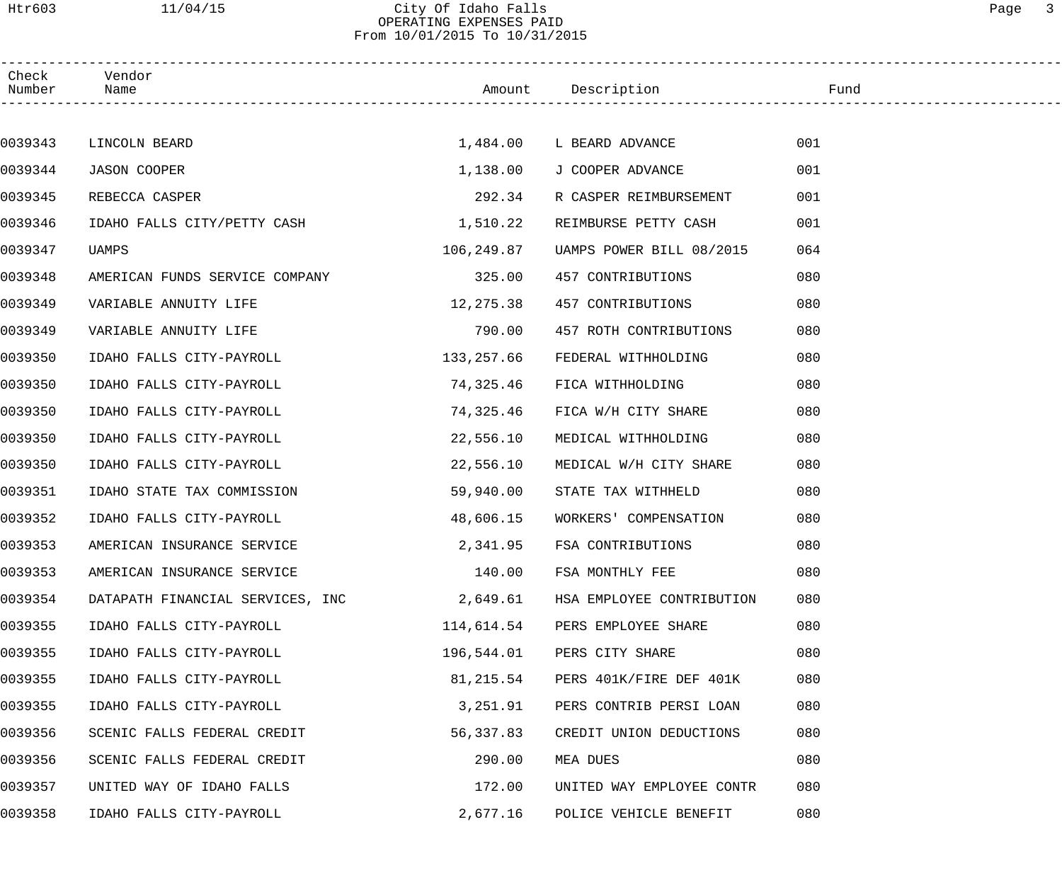City Of Idaho Falls
OPERATING EXPENSES PAID
From 10/01/2015 To 10/31/2015

| Check Number | Vendor Name | Amount | Description | Fund |
|---|---|---|---|---|
| 0039343 | LINCOLN BEARD | 1,484.00 | L BEARD ADVANCE | 001 |
| 0039344 | JASON COOPER | 1,138.00 | J COOPER ADVANCE | 001 |
| 0039345 | REBECCA CASPER | 292.34 | R CASPER REIMBURSEMENT | 001 |
| 0039346 | IDAHO FALLS CITY/PETTY CASH | 1,510.22 | REIMBURSE PETTY CASH | 001 |
| 0039347 | UAMPS | 106,249.87 | UAMPS POWER BILL 08/2015 | 064 |
| 0039348 | AMERICAN FUNDS SERVICE COMPANY | 325.00 | 457 CONTRIBUTIONS | 080 |
| 0039349 | VARIABLE ANNUITY LIFE | 12,275.38 | 457 CONTRIBUTIONS | 080 |
| 0039349 | VARIABLE ANNUITY LIFE | 790.00 | 457 ROTH CONTRIBUTIONS | 080 |
| 0039350 | IDAHO FALLS CITY-PAYROLL | 133,257.66 | FEDERAL WITHHOLDING | 080 |
| 0039350 | IDAHO FALLS CITY-PAYROLL | 74,325.46 | FICA WITHHOLDING | 080 |
| 0039350 | IDAHO FALLS CITY-PAYROLL | 74,325.46 | FICA W/H CITY SHARE | 080 |
| 0039350 | IDAHO FALLS CITY-PAYROLL | 22,556.10 | MEDICAL WITHHOLDING | 080 |
| 0039350 | IDAHO FALLS CITY-PAYROLL | 22,556.10 | MEDICAL W/H CITY SHARE | 080 |
| 0039351 | IDAHO STATE TAX COMMISSION | 59,940.00 | STATE TAX WITHHELD | 080 |
| 0039352 | IDAHO FALLS CITY-PAYROLL | 48,606.15 | WORKERS' COMPENSATION | 080 |
| 0039353 | AMERICAN INSURANCE SERVICE | 2,341.95 | FSA CONTRIBUTIONS | 080 |
| 0039353 | AMERICAN INSURANCE SERVICE | 140.00 | FSA MONTHLY FEE | 080 |
| 0039354 | DATAPATH FINANCIAL SERVICES, INC | 2,649.61 | HSA EMPLOYEE CONTRIBUTION | 080 |
| 0039355 | IDAHO FALLS CITY-PAYROLL | 114,614.54 | PERS EMPLOYEE SHARE | 080 |
| 0039355 | IDAHO FALLS CITY-PAYROLL | 196,544.01 | PERS CITY SHARE | 080 |
| 0039355 | IDAHO FALLS CITY-PAYROLL | 81,215.54 | PERS 401K/FIRE DEF 401K | 080 |
| 0039355 | IDAHO FALLS CITY-PAYROLL | 3,251.91 | PERS CONTRIB PERSI LOAN | 080 |
| 0039356 | SCENIC FALLS FEDERAL CREDIT | 56,337.83 | CREDIT UNION DEDUCTIONS | 080 |
| 0039356 | SCENIC FALLS FEDERAL CREDIT | 290.00 | MEA DUES | 080 |
| 0039357 | UNITED WAY OF IDAHO FALLS | 172.00 | UNITED WAY EMPLOYEE CONTR | 080 |
| 0039358 | IDAHO FALLS CITY-PAYROLL | 2,677.16 | POLICE VEHICLE BENEFIT | 080 |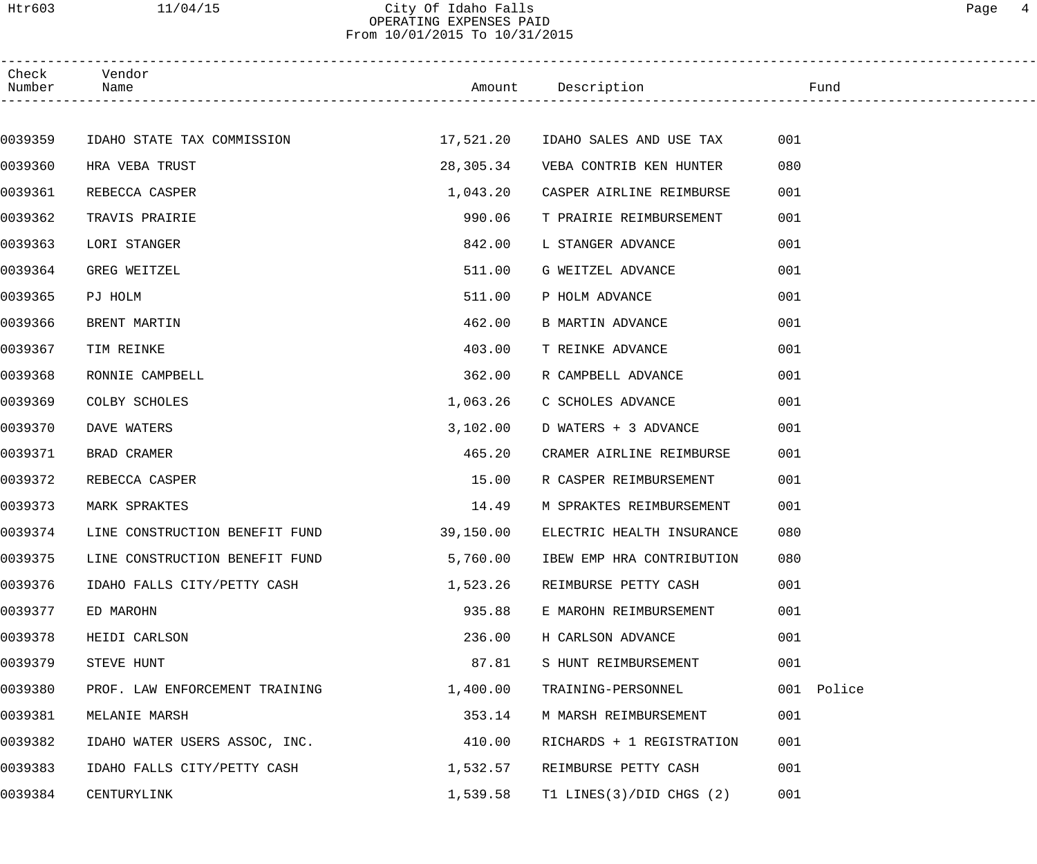City Of Idaho Falls
OPERATING EXPENSES PAID
From 10/01/2015 To 10/31/2015

| Check Number | Vendor Name | Amount | Description | Fund | |
|---|---|---|---|---|---|
| 0039359 | IDAHO STATE TAX COMMISSION | 17,521.20 | IDAHO SALES AND USE TAX | 001 | |
| 0039360 | HRA VEBA TRUST | 28,305.34 | VEBA CONTRIB KEN HUNTER | 080 | |
| 0039361 | REBECCA CASPER | 1,043.20 | CASPER AIRLINE REIMBURSE | 001 | |
| 0039362 | TRAVIS PRAIRIE | 990.06 | T PRAIRIE REIMBURSEMENT | 001 | |
| 0039363 | LORI STANGER | 842.00 | L STANGER ADVANCE | 001 | |
| 0039364 | GREG WEITZEL | 511.00 | G WEITZEL ADVANCE | 001 | |
| 0039365 | PJ HOLM | 511.00 | P HOLM ADVANCE | 001 | |
| 0039366 | BRENT MARTIN | 462.00 | B MARTIN ADVANCE | 001 | |
| 0039367 | TIM REINKE | 403.00 | T REINKE ADVANCE | 001 | |
| 0039368 | RONNIE CAMPBELL | 362.00 | R CAMPBELL ADVANCE | 001 | |
| 0039369 | COLBY SCHOLES | 1,063.26 | C SCHOLES ADVANCE | 001 | |
| 0039370 | DAVE WATERS | 3,102.00 | D WATERS + 3 ADVANCE | 001 | |
| 0039371 | BRAD CRAMER | 465.20 | CRAMER AIRLINE REIMBURSE | 001 | |
| 0039372 | REBECCA CASPER | 15.00 | R CASPER REIMBURSEMENT | 001 | |
| 0039373 | MARK SPRAKTES | 14.49 | M SPRAKTES REIMBURSEMENT | 001 | |
| 0039374 | LINE CONSTRUCTION BENEFIT FUND | 39,150.00 | ELECTRIC HEALTH INSURANCE | 080 | |
| 0039375 | LINE CONSTRUCTION BENEFIT FUND | 5,760.00 | IBEW EMP HRA CONTRIBUTION | 080 | |
| 0039376 | IDAHO FALLS CITY/PETTY CASH | 1,523.26 | REIMBURSE PETTY CASH | 001 | |
| 0039377 | ED MAROHN | 935.88 | E MAROHN REIMBURSEMENT | 001 | |
| 0039378 | HEIDI CARLSON | 236.00 | H CARLSON ADVANCE | 001 | |
| 0039379 | STEVE HUNT | 87.81 | S HUNT REIMBURSEMENT | 001 | |
| 0039380 | PROF. LAW ENFORCEMENT TRAINING | 1,400.00 | TRAINING-PERSONNEL | 001 | Police |
| 0039381 | MELANIE MARSH | 353.14 | M MARSH REIMBURSEMENT | 001 | |
| 0039382 | IDAHO WATER USERS ASSOC, INC. | 410.00 | RICHARDS + 1 REGISTRATION | 001 | |
| 0039383 | IDAHO FALLS CITY/PETTY CASH | 1,532.57 | REIMBURSE PETTY CASH | 001 | |
| 0039384 | CENTURYLINK | 1,539.58 | T1 LINES(3)/DID CHGS (2) | 001 | |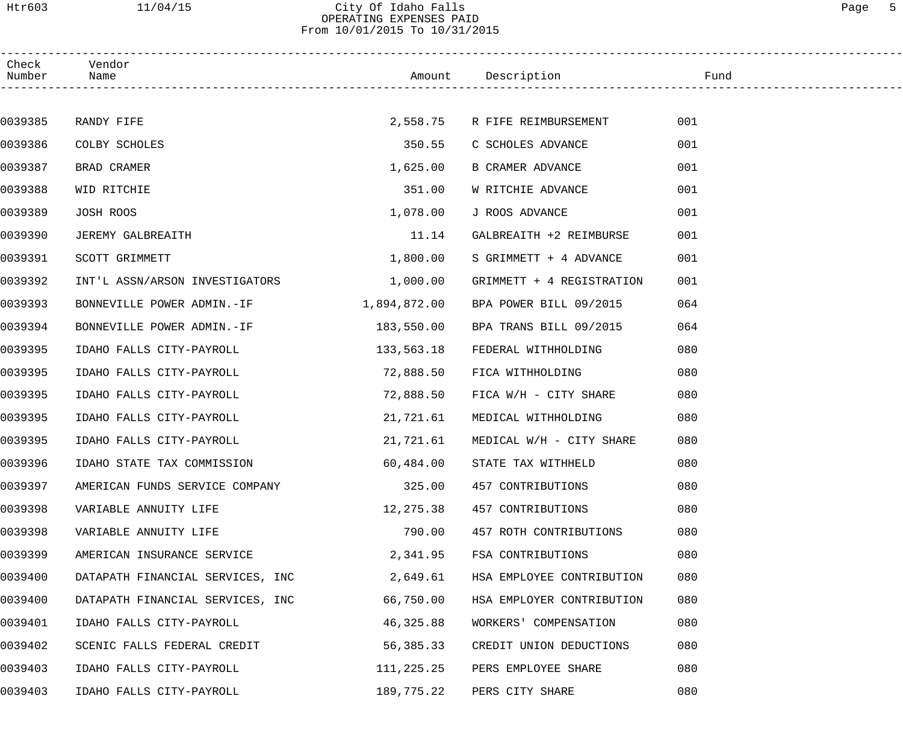# City Of Idaho Falls
## OPERATING EXPENSES PAID
### From 10/01/2015 To 10/31/2015

| Check Number | Vendor Name | Amount | Description | Fund |
|---|---|---|---|---|
| 0039385 | RANDY FIFE | 2,558.75 | R FIFE REIMBURSEMENT | 001 |
| 0039386 | COLBY SCHOLES | 350.55 | C SCHOLES ADVANCE | 001 |
| 0039387 | BRAD CRAMER | 1,625.00 | B CRAMER ADVANCE | 001 |
| 0039388 | WID RITCHIE | 351.00 | W RITCHIE ADVANCE | 001 |
| 0039389 | JOSH ROOS | 1,078.00 | J ROOS ADVANCE | 001 |
| 0039390 | JEREMY GALBREAITH | 11.14 | GALBREAITH +2 REIMBURSE | 001 |
| 0039391 | SCOTT GRIMMETT | 1,800.00 | S GRIMMETT + 4 ADVANCE | 001 |
| 0039392 | INT'L ASSN/ARSON INVESTIGATORS | 1,000.00 | GRIMMETT + 4 REGISTRATION | 001 |
| 0039393 | BONNEVILLE POWER ADMIN.-IF | 1,894,872.00 | BPA POWER BILL 09/2015 | 064 |
| 0039394 | BONNEVILLE POWER ADMIN.-IF | 183,550.00 | BPA TRANS BILL 09/2015 | 064 |
| 0039395 | IDAHO FALLS CITY-PAYROLL | 133,563.18 | FEDERAL WITHHOLDING | 080 |
| 0039395 | IDAHO FALLS CITY-PAYROLL | 72,888.50 | FICA WITHHOLDING | 080 |
| 0039395 | IDAHO FALLS CITY-PAYROLL | 72,888.50 | FICA W/H - CITY SHARE | 080 |
| 0039395 | IDAHO FALLS CITY-PAYROLL | 21,721.61 | MEDICAL WITHHOLDING | 080 |
| 0039395 | IDAHO FALLS CITY-PAYROLL | 21,721.61 | MEDICAL W/H - CITY SHARE | 080 |
| 0039396 | IDAHO STATE TAX COMMISSION | 60,484.00 | STATE TAX WITHHELD | 080 |
| 0039397 | AMERICAN FUNDS SERVICE COMPANY | 325.00 | 457 CONTRIBUTIONS | 080 |
| 0039398 | VARIABLE ANNUITY LIFE | 12,275.38 | 457 CONTRIBUTIONS | 080 |
| 0039398 | VARIABLE ANNUITY LIFE | 790.00 | 457 ROTH CONTRIBUTIONS | 080 |
| 0039399 | AMERICAN INSURANCE SERVICE | 2,341.95 | FSA CONTRIBUTIONS | 080 |
| 0039400 | DATAPATH FINANCIAL SERVICES, INC | 2,649.61 | HSA EMPLOYEE CONTRIBUTION | 080 |
| 0039400 | DATAPATH FINANCIAL SERVICES, INC | 66,750.00 | HSA EMPLOYER CONTRIBUTION | 080 |
| 0039401 | IDAHO FALLS CITY-PAYROLL | 46,325.88 | WORKERS' COMPENSATION | 080 |
| 0039402 | SCENIC FALLS FEDERAL CREDIT | 56,385.33 | CREDIT UNION DEDUCTIONS | 080 |
| 0039403 | IDAHO FALLS CITY-PAYROLL | 111,225.25 | PERS EMPLOYEE SHARE | 080 |
| 0039403 | IDAHO FALLS CITY-PAYROLL | 189,775.22 | PERS CITY SHARE | 080 |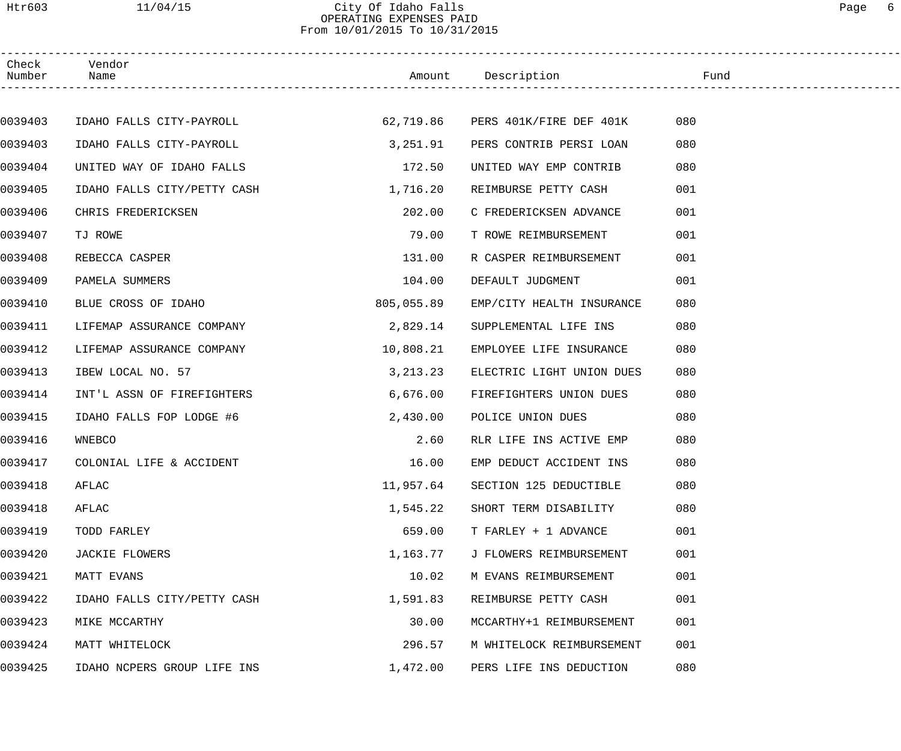City Of Idaho Falls
OPERATING EXPENSES PAID
From 10/01/2015 To 10/31/2015

| Check Number | Vendor Name | Amount | Description | Fund |
|---|---|---|---|---|
| 0039403 | IDAHO FALLS CITY-PAYROLL | 62,719.86 | PERS 401K/FIRE DEF 401K | 080 |
| 0039403 | IDAHO FALLS CITY-PAYROLL | 3,251.91 | PERS CONTRIB PERSI LOAN | 080 |
| 0039404 | UNITED WAY OF IDAHO FALLS | 172.50 | UNITED WAY EMP CONTRIB | 080 |
| 0039405 | IDAHO FALLS CITY/PETTY CASH | 1,716.20 | REIMBURSE PETTY CASH | 001 |
| 0039406 | CHRIS FREDERICKSEN | 202.00 | C FREDERICKSEN ADVANCE | 001 |
| 0039407 | TJ ROWE | 79.00 | T ROWE REIMBURSEMENT | 001 |
| 0039408 | REBECCA CASPER | 131.00 | R CASPER REIMBURSEMENT | 001 |
| 0039409 | PAMELA SUMMERS | 104.00 | DEFAULT JUDGMENT | 001 |
| 0039410 | BLUE CROSS OF IDAHO | 805,055.89 | EMP/CITY HEALTH INSURANCE | 080 |
| 0039411 | LIFEMAP ASSURANCE COMPANY | 2,829.14 | SUPPLEMENTAL LIFE INS | 080 |
| 0039412 | LIFEMAP ASSURANCE COMPANY | 10,808.21 | EMPLOYEE LIFE INSURANCE | 080 |
| 0039413 | IBEW LOCAL NO. 57 | 3,213.23 | ELECTRIC LIGHT UNION DUES | 080 |
| 0039414 | INT'L ASSN OF FIREFIGHTERS | 6,676.00 | FIREFIGHTERS UNION DUES | 080 |
| 0039415 | IDAHO FALLS FOP LODGE #6 | 2,430.00 | POLICE UNION DUES | 080 |
| 0039416 | WNEBCO | 2.60 | RLR LIFE INS ACTIVE EMP | 080 |
| 0039417 | COLONIAL LIFE & ACCIDENT | 16.00 | EMP DEDUCT ACCIDENT INS | 080 |
| 0039418 | AFLAC | 11,957.64 | SECTION 125 DEDUCTIBLE | 080 |
| 0039418 | AFLAC | 1,545.22 | SHORT TERM DISABILITY | 080 |
| 0039419 | TODD FARLEY | 659.00 | T FARLEY + 1 ADVANCE | 001 |
| 0039420 | JACKIE FLOWERS | 1,163.77 | J FLOWERS REIMBURSEMENT | 001 |
| 0039421 | MATT EVANS | 10.02 | M EVANS REIMBURSEMENT | 001 |
| 0039422 | IDAHO FALLS CITY/PETTY CASH | 1,591.83 | REIMBURSE PETTY CASH | 001 |
| 0039423 | MIKE MCCARTHY | 30.00 | MCCARTHY+1 REIMBURSEMENT | 001 |
| 0039424 | MATT WHITELOCK | 296.57 | M WHITELOCK REIMBURSEMENT | 001 |
| 0039425 | IDAHO NCPERS GROUP LIFE INS | 1,472.00 | PERS LIFE INS DEDUCTION | 080 |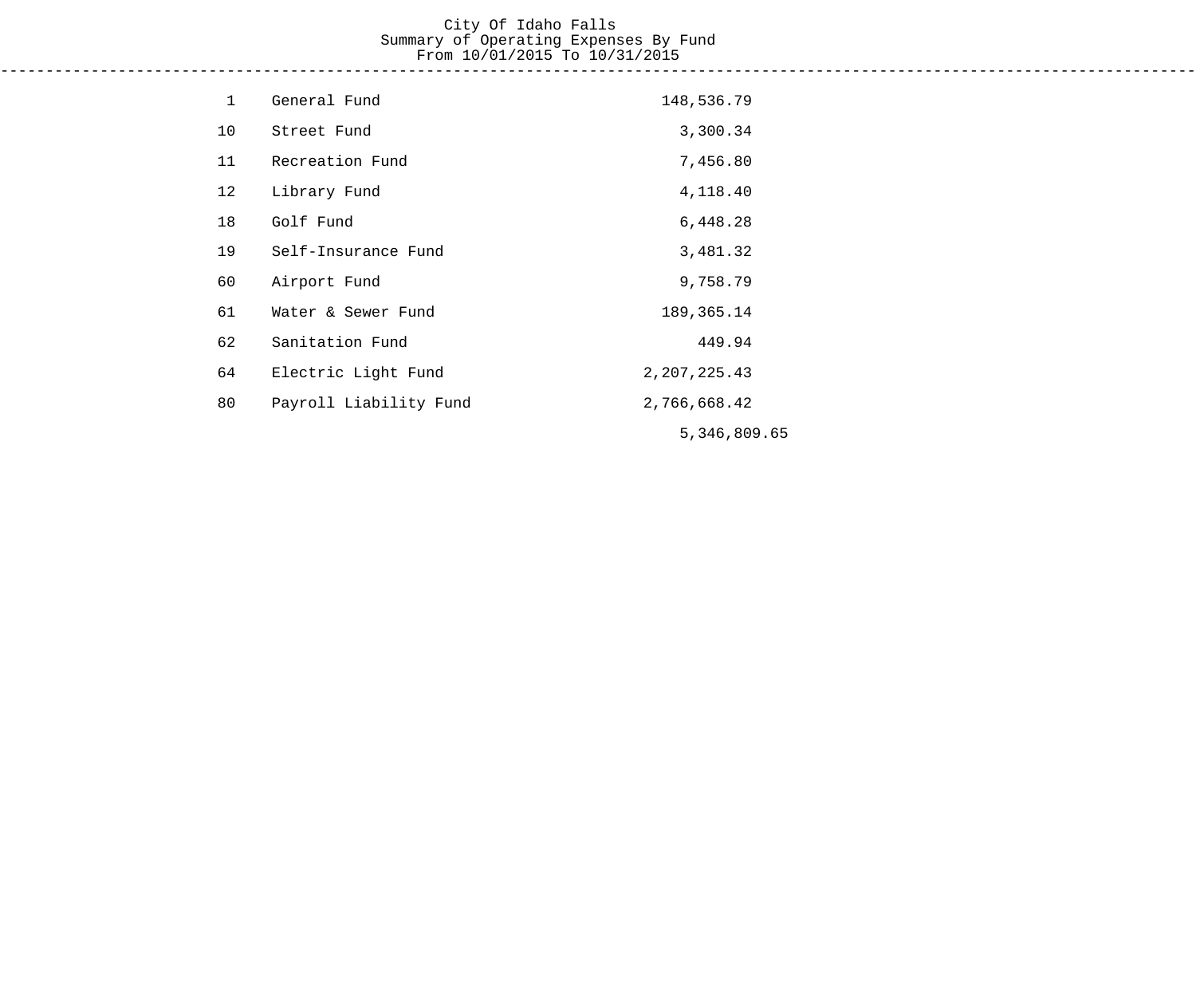# City Of Idaho Falls
## Summary of Operating Expenses By Fund
### From 10/01/2015 To 10/31/2015

| Fund | Name | Amount |
|---|---|---|
| 1 | General Fund | 148,536.79 |
| 10 | Street Fund | 3,300.34 |
| 11 | Recreation Fund | 7,456.80 |
| 12 | Library Fund | 4,118.40 |
| 18 | Golf Fund | 6,448.28 |
| 19 | Self-Insurance Fund | 3,481.32 |
| 60 | Airport Fund | 9,758.79 |
| 61 | Water & Sewer Fund | 189,365.14 |
| 62 | Sanitation Fund | 449.94 |
| 64 | Electric Light Fund | 2,207,225.43 |
| 80 | Payroll Liability Fund | 2,766,668.42 |
| | | 5,346,809.65 |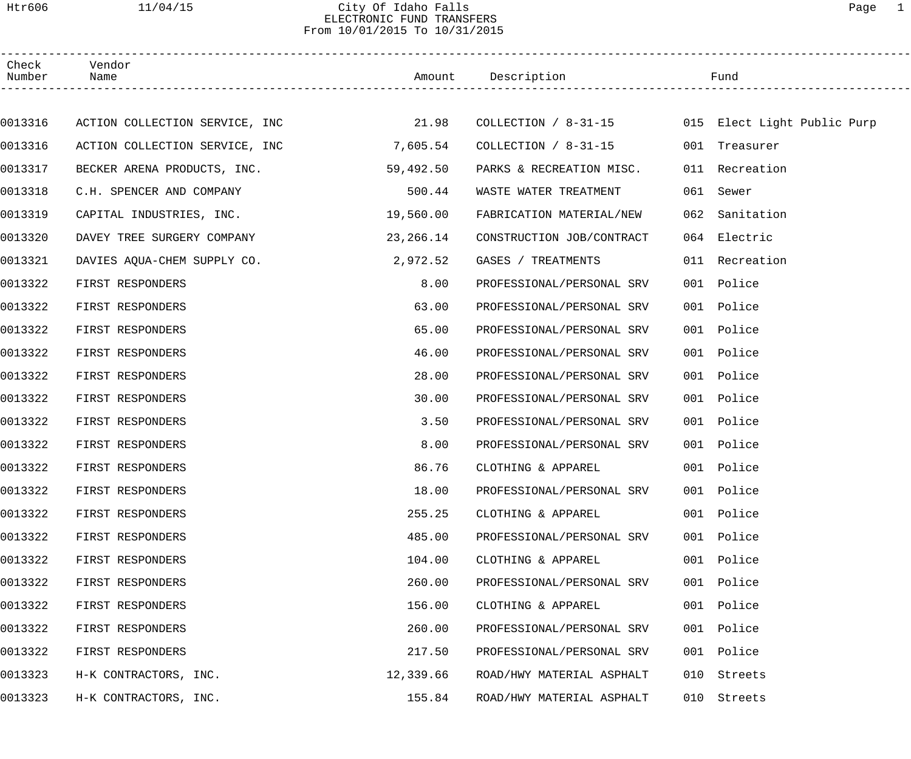City Of Idaho Falls
ELECTRONIC FUND TRANSFERS
From 10/01/2015 To 10/31/2015

| Check Number | Vendor Name | Amount | Description | Fund |
|---|---|---|---|---|
| 0013316 | ACTION COLLECTION SERVICE, INC | 21.98 | COLLECTION / 8-31-15 | 015 Elect Light Public Purp |
| 0013316 | ACTION COLLECTION SERVICE, INC | 7,605.54 | COLLECTION / 8-31-15 | 001 Treasurer |
| 0013317 | BECKER ARENA PRODUCTS, INC. | 59,492.50 | PARKS & RECREATION MISC. | 011 Recreation |
| 0013318 | C.H. SPENCER AND COMPANY | 500.44 | WASTE WATER TREATMENT | 061 Sewer |
| 0013319 | CAPITAL INDUSTRIES, INC. | 19,560.00 | FABRICATION MATERIAL/NEW | 062 Sanitation |
| 0013320 | DAVEY TREE SURGERY COMPANY | 23,266.14 | CONSTRUCTION JOB/CONTRACT | 064 Electric |
| 0013321 | DAVIES AQUA-CHEM SUPPLY CO. | 2,972.52 | GASES / TREATMENTS | 011 Recreation |
| 0013322 | FIRST RESPONDERS | 8.00 | PROFESSIONAL/PERSONAL SRV | 001 Police |
| 0013322 | FIRST RESPONDERS | 63.00 | PROFESSIONAL/PERSONAL SRV | 001 Police |
| 0013322 | FIRST RESPONDERS | 65.00 | PROFESSIONAL/PERSONAL SRV | 001 Police |
| 0013322 | FIRST RESPONDERS | 46.00 | PROFESSIONAL/PERSONAL SRV | 001 Police |
| 0013322 | FIRST RESPONDERS | 28.00 | PROFESSIONAL/PERSONAL SRV | 001 Police |
| 0013322 | FIRST RESPONDERS | 30.00 | PROFESSIONAL/PERSONAL SRV | 001 Police |
| 0013322 | FIRST RESPONDERS | 3.50 | PROFESSIONAL/PERSONAL SRV | 001 Police |
| 0013322 | FIRST RESPONDERS | 8.00 | PROFESSIONAL/PERSONAL SRV | 001 Police |
| 0013322 | FIRST RESPONDERS | 86.76 | CLOTHING & APPAREL | 001 Police |
| 0013322 | FIRST RESPONDERS | 18.00 | PROFESSIONAL/PERSONAL SRV | 001 Police |
| 0013322 | FIRST RESPONDERS | 255.25 | CLOTHING & APPAREL | 001 Police |
| 0013322 | FIRST RESPONDERS | 485.00 | PROFESSIONAL/PERSONAL SRV | 001 Police |
| 0013322 | FIRST RESPONDERS | 104.00 | CLOTHING & APPAREL | 001 Police |
| 0013322 | FIRST RESPONDERS | 260.00 | PROFESSIONAL/PERSONAL SRV | 001 Police |
| 0013322 | FIRST RESPONDERS | 156.00 | CLOTHING & APPAREL | 001 Police |
| 0013322 | FIRST RESPONDERS | 260.00 | PROFESSIONAL/PERSONAL SRV | 001 Police |
| 0013322 | FIRST RESPONDERS | 217.50 | PROFESSIONAL/PERSONAL SRV | 001 Police |
| 0013323 | H-K CONTRACTORS, INC. | 12,339.66 | ROAD/HWY MATERIAL ASPHALT | 010 Streets |
| 0013323 | H-K CONTRACTORS, INC. | 155.84 | ROAD/HWY MATERIAL ASPHALT | 010 Streets |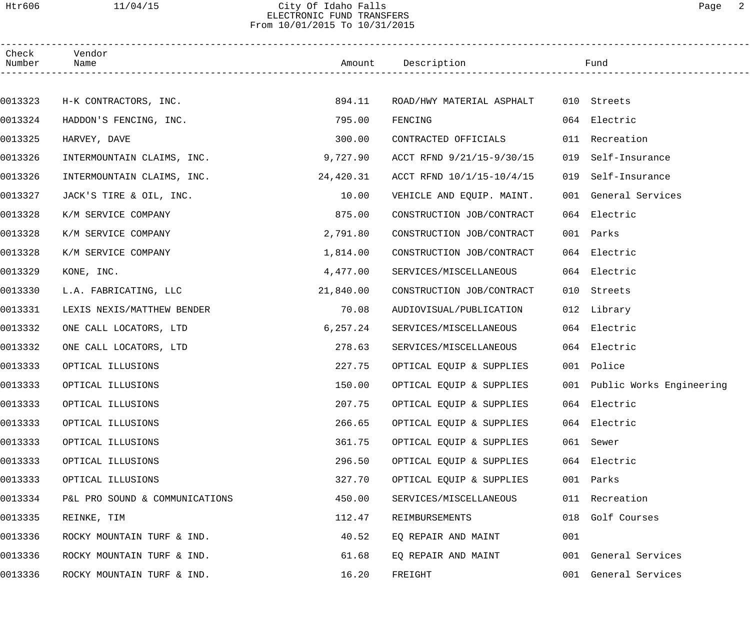City Of Idaho Falls
ELECTRONIC FUND TRANSFERS
From 10/01/2015 To 10/31/2015

| Check Number | Vendor Name | Amount | Description | Fund |
|---|---|---|---|---|
| 0013323 | H-K CONTRACTORS, INC. | 894.11 | ROAD/HWY MATERIAL ASPHALT | 010 Streets |
| 0013324 | HADDON'S FENCING, INC. | 795.00 | FENCING | 064 Electric |
| 0013325 | HARVEY, DAVE | 300.00 | CONTRACTED OFFICIALS | 011 Recreation |
| 0013326 | INTERMOUNTAIN CLAIMS, INC. | 9,727.90 | ACCT RFND 9/21/15-9/30/15 | 019 Self-Insurance |
| 0013326 | INTERMOUNTAIN CLAIMS, INC. | 24,420.31 | ACCT RFND 10/1/15-10/4/15 | 019 Self-Insurance |
| 0013327 | JACK'S TIRE & OIL, INC. | 10.00 | VEHICLE AND EQUIP. MAINT. | 001 General Services |
| 0013328 | K/M SERVICE COMPANY | 875.00 | CONSTRUCTION JOB/CONTRACT | 064 Electric |
| 0013328 | K/M SERVICE COMPANY | 2,791.80 | CONSTRUCTION JOB/CONTRACT | 001 Parks |
| 0013328 | K/M SERVICE COMPANY | 1,814.00 | CONSTRUCTION JOB/CONTRACT | 064 Electric |
| 0013329 | KONE, INC. | 4,477.00 | SERVICES/MISCELLANEOUS | 064 Electric |
| 0013330 | L.A. FABRICATING, LLC | 21,840.00 | CONSTRUCTION JOB/CONTRACT | 010 Streets |
| 0013331 | LEXIS NEXIS/MATTHEW BENDER | 70.08 | AUDIOVISUAL/PUBLICATION | 012 Library |
| 0013332 | ONE CALL LOCATORS, LTD | 6,257.24 | SERVICES/MISCELLANEOUS | 064 Electric |
| 0013332 | ONE CALL LOCATORS, LTD | 278.63 | SERVICES/MISCELLANEOUS | 064 Electric |
| 0013333 | OPTICAL ILLUSIONS | 227.75 | OPTICAL EQUIP & SUPPLIES | 001 Police |
| 0013333 | OPTICAL ILLUSIONS | 150.00 | OPTICAL EQUIP & SUPPLIES | 001 Public Works Engineering |
| 0013333 | OPTICAL ILLUSIONS | 207.75 | OPTICAL EQUIP & SUPPLIES | 064 Electric |
| 0013333 | OPTICAL ILLUSIONS | 266.65 | OPTICAL EQUIP & SUPPLIES | 064 Electric |
| 0013333 | OPTICAL ILLUSIONS | 361.75 | OPTICAL EQUIP & SUPPLIES | 061 Sewer |
| 0013333 | OPTICAL ILLUSIONS | 296.50 | OPTICAL EQUIP & SUPPLIES | 064 Electric |
| 0013333 | OPTICAL ILLUSIONS | 327.70 | OPTICAL EQUIP & SUPPLIES | 001 Parks |
| 0013334 | P&L PRO SOUND & COMMUNICATIONS | 450.00 | SERVICES/MISCELLANEOUS | 011 Recreation |
| 0013335 | REINKE, TIM | 112.47 | REIMBURSEMENTS | 018 Golf Courses |
| 0013336 | ROCKY MOUNTAIN TURF & IND. | 40.52 | EQ REPAIR AND MAINT | 001 |
| 0013336 | ROCKY MOUNTAIN TURF & IND. | 61.68 | EQ REPAIR AND MAINT | 001 General Services |
| 0013336 | ROCKY MOUNTAIN TURF & IND. | 16.20 | FREIGHT | 001 General Services |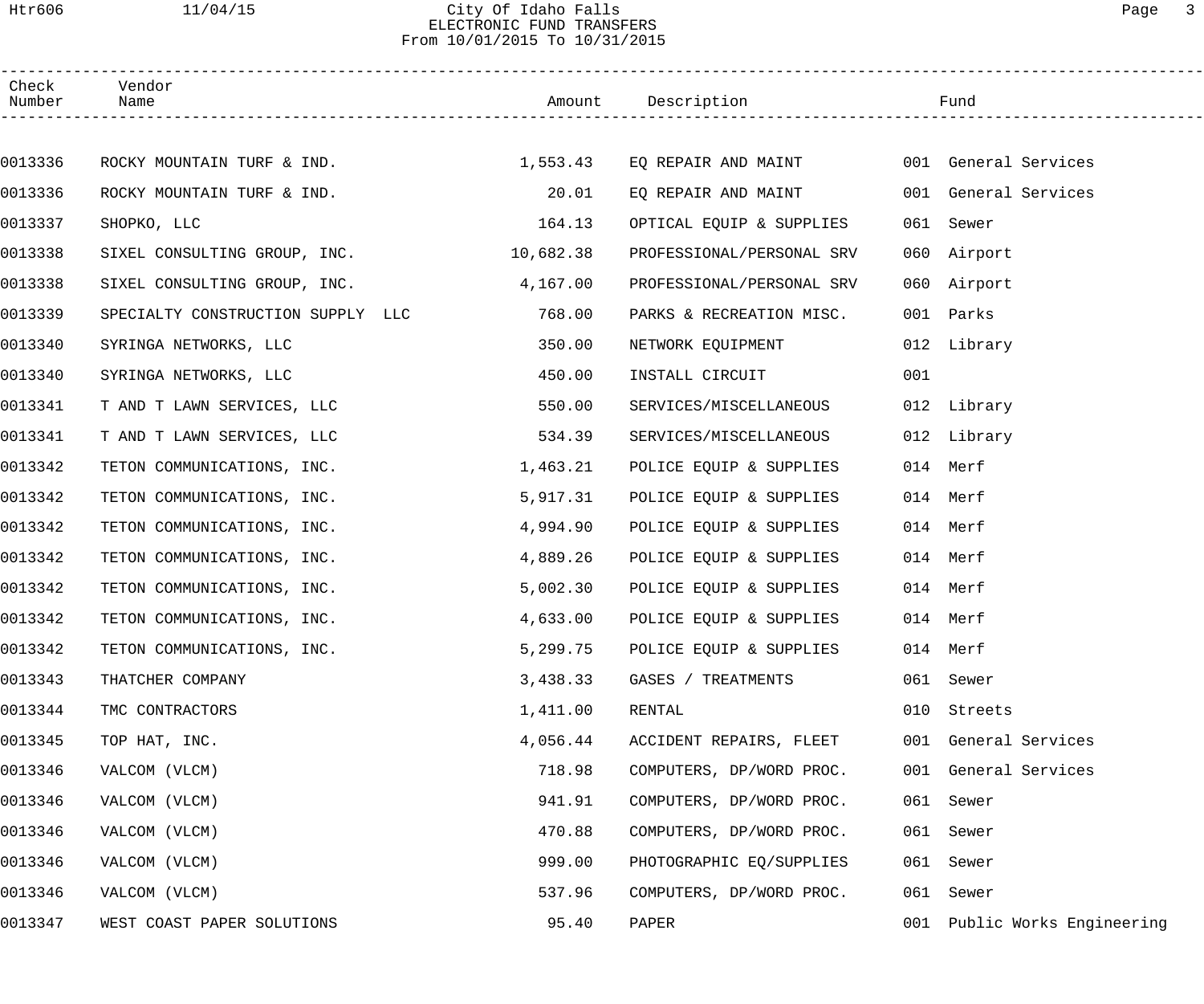City Of Idaho Falls
ELECTRONIC FUND TRANSFERS
From 10/01/2015 To 10/31/2015

| Check Number | Vendor Name | Amount | Description | Fund |
|---|---|---|---|---|
| 0013336 | ROCKY MOUNTAIN TURF & IND. | 1,553.43 | EQ REPAIR AND MAINT | 001 General Services |
| 0013336 | ROCKY MOUNTAIN TURF & IND. | 20.01 | EQ REPAIR AND MAINT | 001 General Services |
| 0013337 | SHOPKO, LLC | 164.13 | OPTICAL EQUIP & SUPPLIES | 061 Sewer |
| 0013338 | SIXEL CONSULTING GROUP, INC. | 10,682.38 | PROFESSIONAL/PERSONAL SRV | 060 Airport |
| 0013338 | SIXEL CONSULTING GROUP, INC. | 4,167.00 | PROFESSIONAL/PERSONAL SRV | 060 Airport |
| 0013339 | SPECIALTY CONSTRUCTION SUPPLY LLC | 768.00 | PARKS & RECREATION MISC. | 001 Parks |
| 0013340 | SYRINGA NETWORKS, LLC | 350.00 | NETWORK EQUIPMENT | 012 Library |
| 0013340 | SYRINGA NETWORKS, LLC | 450.00 | INSTALL CIRCUIT | 001 |
| 0013341 | T AND T LAWN SERVICES, LLC | 550.00 | SERVICES/MISCELLANEOUS | 012 Library |
| 0013341 | T AND T LAWN SERVICES, LLC | 534.39 | SERVICES/MISCELLANEOUS | 012 Library |
| 0013342 | TETON COMMUNICATIONS, INC. | 1,463.21 | POLICE EQUIP & SUPPLIES | 014 Merf |
| 0013342 | TETON COMMUNICATIONS, INC. | 5,917.31 | POLICE EQUIP & SUPPLIES | 014 Merf |
| 0013342 | TETON COMMUNICATIONS, INC. | 4,994.90 | POLICE EQUIP & SUPPLIES | 014 Merf |
| 0013342 | TETON COMMUNICATIONS, INC. | 4,889.26 | POLICE EQUIP & SUPPLIES | 014 Merf |
| 0013342 | TETON COMMUNICATIONS, INC. | 5,002.30 | POLICE EQUIP & SUPPLIES | 014 Merf |
| 0013342 | TETON COMMUNICATIONS, INC. | 4,633.00 | POLICE EQUIP & SUPPLIES | 014 Merf |
| 0013342 | TETON COMMUNICATIONS, INC. | 5,299.75 | POLICE EQUIP & SUPPLIES | 014 Merf |
| 0013343 | THATCHER COMPANY | 3,438.33 | GASES / TREATMENTS | 061 Sewer |
| 0013344 | TMC CONTRACTORS | 1,411.00 | RENTAL | 010 Streets |
| 0013345 | TOP HAT, INC. | 4,056.44 | ACCIDENT REPAIRS, FLEET | 001 General Services |
| 0013346 | VALCOM (VLCM) | 718.98 | COMPUTERS, DP/WORD PROC. | 001 General Services |
| 0013346 | VALCOM (VLCM) | 941.91 | COMPUTERS, DP/WORD PROC. | 061 Sewer |
| 0013346 | VALCOM (VLCM) | 470.88 | COMPUTERS, DP/WORD PROC. | 061 Sewer |
| 0013346 | VALCOM (VLCM) | 999.00 | PHOTOGRAPHIC EQ/SUPPLIES | 061 Sewer |
| 0013346 | VALCOM (VLCM) | 537.96 | COMPUTERS, DP/WORD PROC. | 061 Sewer |
| 0013347 | WEST COAST PAPER SOLUTIONS | 95.40 | PAPER | 001 Public Works Engineering |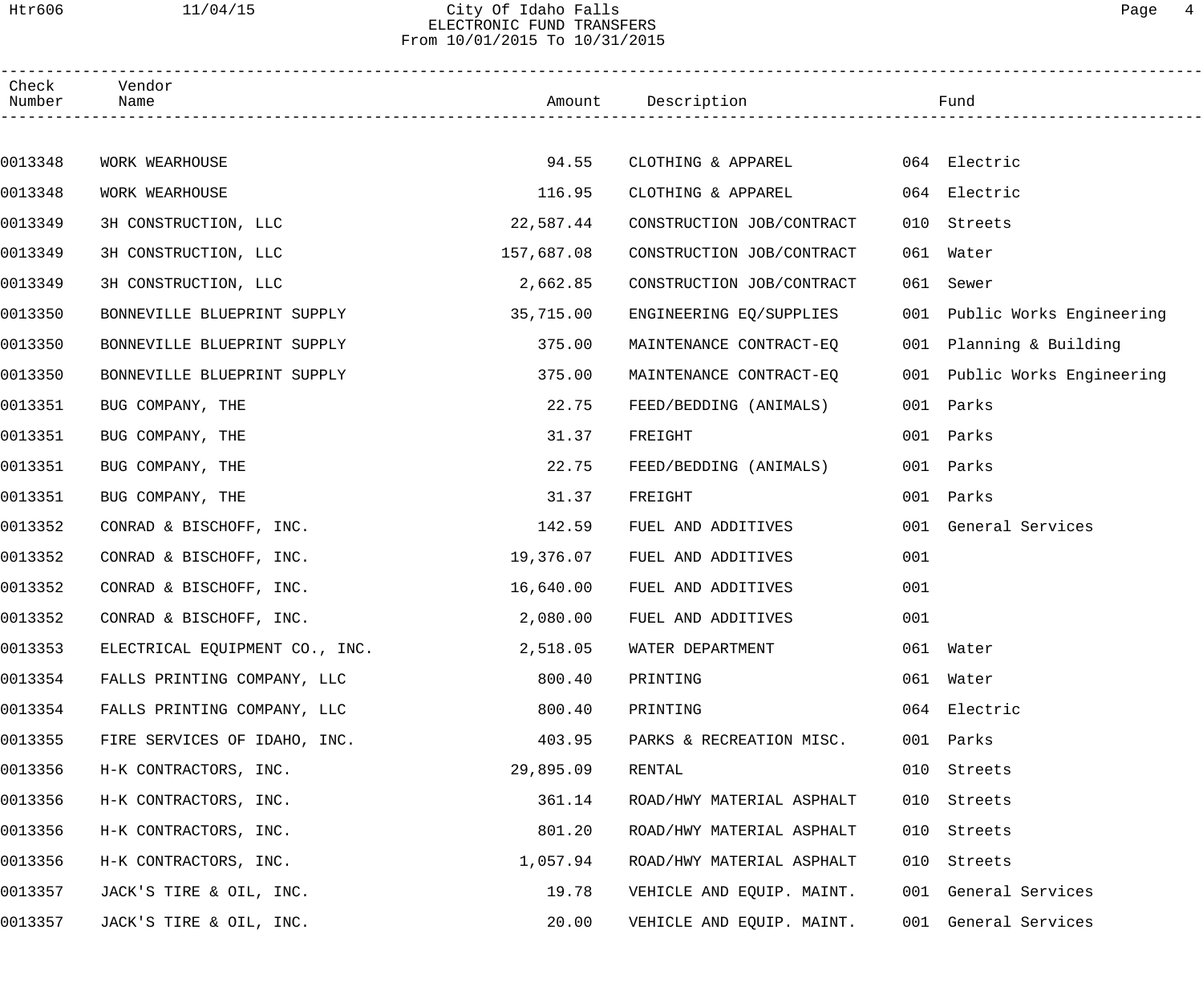City Of Idaho Falls
ELECTRONIC FUND TRANSFERS
From 10/01/2015 To 10/31/2015

| Check Number | Vendor Name | Amount | Description | Fund |
|---|---|---|---|---|
| 0013348 | WORK WEARHOUSE | 94.55 | CLOTHING & APPAREL | 064 Electric |
| 0013348 | WORK WEARHOUSE | 116.95 | CLOTHING & APPAREL | 064 Electric |
| 0013349 | 3H CONSTRUCTION, LLC | 22,587.44 | CONSTRUCTION JOB/CONTRACT | 010 Streets |
| 0013349 | 3H CONSTRUCTION, LLC | 157,687.08 | CONSTRUCTION JOB/CONTRACT | 061 Water |
| 0013349 | 3H CONSTRUCTION, LLC | 2,662.85 | CONSTRUCTION JOB/CONTRACT | 061 Sewer |
| 0013350 | BONNEVILLE BLUEPRINT SUPPLY | 35,715.00 | ENGINEERING EQ/SUPPLIES | 001 Public Works Engineering |
| 0013350 | BONNEVILLE BLUEPRINT SUPPLY | 375.00 | MAINTENANCE CONTRACT-EQ | 001 Planning & Building |
| 0013350 | BONNEVILLE BLUEPRINT SUPPLY | 375.00 | MAINTENANCE CONTRACT-EQ | 001 Public Works Engineering |
| 0013351 | BUG COMPANY, THE | 22.75 | FEED/BEDDING (ANIMALS) | 001 Parks |
| 0013351 | BUG COMPANY, THE | 31.37 | FREIGHT | 001 Parks |
| 0013351 | BUG COMPANY, THE | 22.75 | FEED/BEDDING (ANIMALS) | 001 Parks |
| 0013351 | BUG COMPANY, THE | 31.37 | FREIGHT | 001 Parks |
| 0013352 | CONRAD & BISCHOFF, INC. | 142.59 | FUEL AND ADDITIVES | 001 General Services |
| 0013352 | CONRAD & BISCHOFF, INC. | 19,376.07 | FUEL AND ADDITIVES | 001 |
| 0013352 | CONRAD & BISCHOFF, INC. | 16,640.00 | FUEL AND ADDITIVES | 001 |
| 0013352 | CONRAD & BISCHOFF, INC. | 2,080.00 | FUEL AND ADDITIVES | 001 |
| 0013353 | ELECTRICAL EQUIPMENT CO., INC. | 2,518.05 | WATER DEPARTMENT | 061 Water |
| 0013354 | FALLS PRINTING COMPANY, LLC | 800.40 | PRINTING | 061 Water |
| 0013354 | FALLS PRINTING COMPANY, LLC | 800.40 | PRINTING | 064 Electric |
| 0013355 | FIRE SERVICES OF IDAHO, INC. | 403.95 | PARKS & RECREATION MISC. | 001 Parks |
| 0013356 | H-K CONTRACTORS, INC. | 29,895.09 | RENTAL | 010 Streets |
| 0013356 | H-K CONTRACTORS, INC. | 361.14 | ROAD/HWY MATERIAL ASPHALT | 010 Streets |
| 0013356 | H-K CONTRACTORS, INC. | 801.20 | ROAD/HWY MATERIAL ASPHALT | 010 Streets |
| 0013356 | H-K CONTRACTORS, INC. | 1,057.94 | ROAD/HWY MATERIAL ASPHALT | 010 Streets |
| 0013357 | JACK'S TIRE & OIL, INC. | 19.78 | VEHICLE AND EQUIP. MAINT. | 001 General Services |
| 0013357 | JACK'S TIRE & OIL, INC. | 20.00 | VEHICLE AND EQUIP. MAINT. | 001 General Services |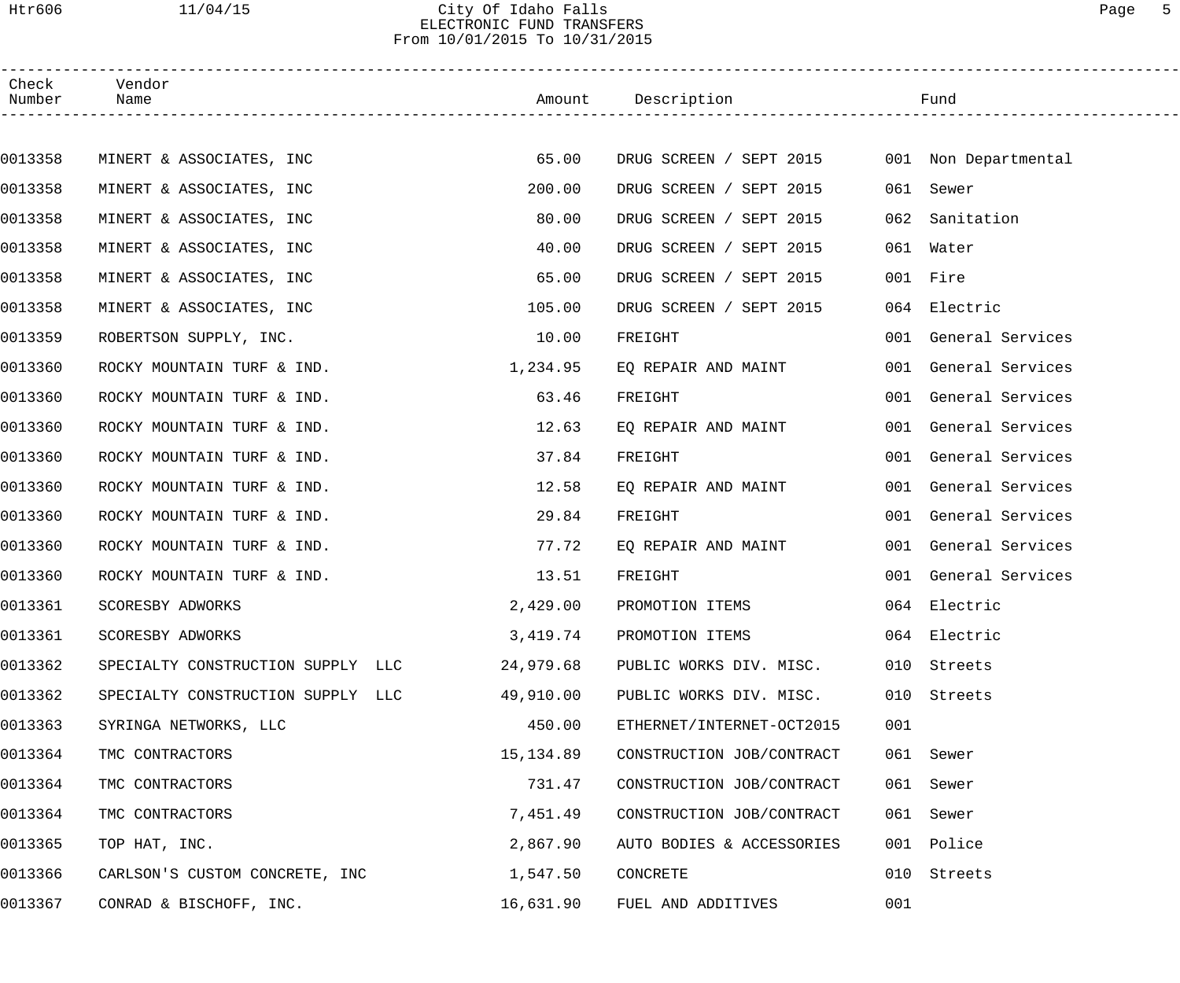| Check Number | Vendor Name | Amount | Description | Fund |
|---|---|---|---|---|
| 0013358 | MINERT & ASSOCIATES, INC | 65.00 | DRUG SCREEN / SEPT 2015 | 001 Non Departmental |
| 0013358 | MINERT & ASSOCIATES, INC | 200.00 | DRUG SCREEN / SEPT 2015 | 061 Sewer |
| 0013358 | MINERT & ASSOCIATES, INC | 80.00 | DRUG SCREEN / SEPT 2015 | 062 Sanitation |
| 0013358 | MINERT & ASSOCIATES, INC | 40.00 | DRUG SCREEN / SEPT 2015 | 061 Water |
| 0013358 | MINERT & ASSOCIATES, INC | 65.00 | DRUG SCREEN / SEPT 2015 | 001 Fire |
| 0013358 | MINERT & ASSOCIATES, INC | 105.00 | DRUG SCREEN / SEPT 2015 | 064 Electric |
| 0013359 | ROBERTSON SUPPLY, INC. | 10.00 | FREIGHT | 001 General Services |
| 0013360 | ROCKY MOUNTAIN TURF & IND. | 1,234.95 | EQ REPAIR AND MAINT | 001 General Services |
| 0013360 | ROCKY MOUNTAIN TURF & IND. | 63.46 | FREIGHT | 001 General Services |
| 0013360 | ROCKY MOUNTAIN TURF & IND. | 12.63 | EQ REPAIR AND MAINT | 001 General Services |
| 0013360 | ROCKY MOUNTAIN TURF & IND. | 37.84 | FREIGHT | 001 General Services |
| 0013360 | ROCKY MOUNTAIN TURF & IND. | 12.58 | EQ REPAIR AND MAINT | 001 General Services |
| 0013360 | ROCKY MOUNTAIN TURF & IND. | 29.84 | FREIGHT | 001 General Services |
| 0013360 | ROCKY MOUNTAIN TURF & IND. | 77.72 | EQ REPAIR AND MAINT | 001 General Services |
| 0013360 | ROCKY MOUNTAIN TURF & IND. | 13.51 | FREIGHT | 001 General Services |
| 0013361 | SCORESBY ADWORKS | 2,429.00 | PROMOTION ITEMS | 064 Electric |
| 0013361 | SCORESBY ADWORKS | 3,419.74 | PROMOTION ITEMS | 064 Electric |
| 0013362 | SPECIALTY CONSTRUCTION SUPPLY LLC | 24,979.68 | PUBLIC WORKS DIV. MISC. | 010 Streets |
| 0013362 | SPECIALTY CONSTRUCTION SUPPLY LLC | 49,910.00 | PUBLIC WORKS DIV. MISC. | 010 Streets |
| 0013363 | SYRINGA NETWORKS, LLC | 450.00 | ETHERNET/INTERNET-OCT2015 | 001 |
| 0013364 | TMC CONTRACTORS | 15,134.89 | CONSTRUCTION JOB/CONTRACT | 061 Sewer |
| 0013364 | TMC CONTRACTORS | 731.47 | CONSTRUCTION JOB/CONTRACT | 061 Sewer |
| 0013364 | TMC CONTRACTORS | 7,451.49 | CONSTRUCTION JOB/CONTRACT | 061 Sewer |
| 0013365 | TOP HAT, INC. | 2,867.90 | AUTO BODIES & ACCESSORIES | 001 Police |
| 0013366 | CARLSON'S CUSTOM CONCRETE, INC | 1,547.50 | CONCRETE | 010 Streets |
| 0013367 | CONRAD & BISCHOFF, INC. | 16,631.90 | FUEL AND ADDITIVES | 001 |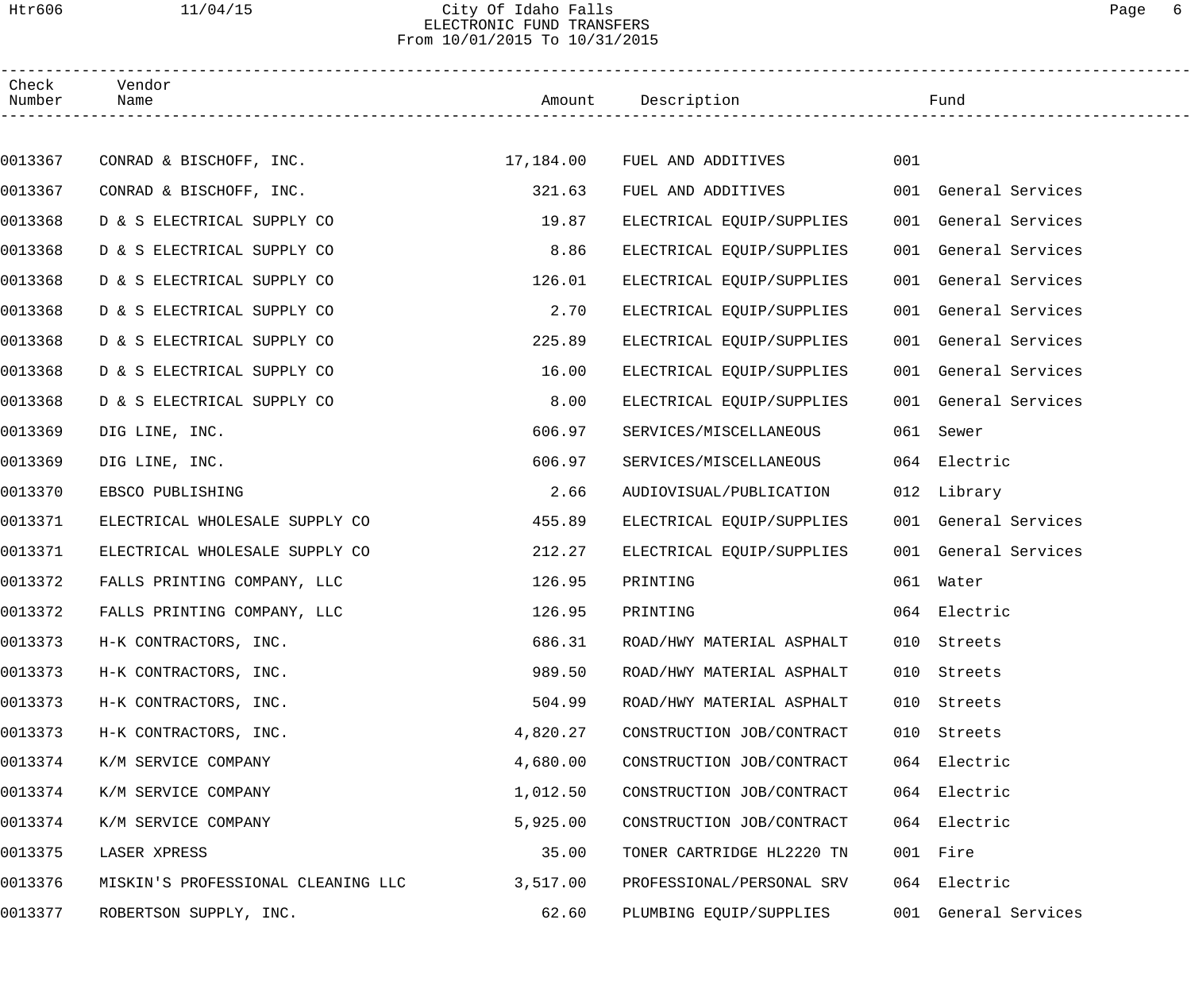City Of Idaho Falls
ELECTRONIC FUND TRANSFERS
From 10/01/2015 To 10/31/2015

| Check Number | Vendor Name | Amount | Description | Fund |
|---|---|---|---|---|
| 0013367 | CONRAD & BISCHOFF, INC. | 17,184.00 | FUEL AND ADDITIVES | 001 |
| 0013367 | CONRAD & BISCHOFF, INC. | 321.63 | FUEL AND ADDITIVES | 001 General Services |
| 0013368 | D & S ELECTRICAL SUPPLY CO | 19.87 | ELECTRICAL EQUIP/SUPPLIES | 001 General Services |
| 0013368 | D & S ELECTRICAL SUPPLY CO | 8.86 | ELECTRICAL EQUIP/SUPPLIES | 001 General Services |
| 0013368 | D & S ELECTRICAL SUPPLY CO | 126.01 | ELECTRICAL EQUIP/SUPPLIES | 001 General Services |
| 0013368 | D & S ELECTRICAL SUPPLY CO | 2.70 | ELECTRICAL EQUIP/SUPPLIES | 001 General Services |
| 0013368 | D & S ELECTRICAL SUPPLY CO | 225.89 | ELECTRICAL EQUIP/SUPPLIES | 001 General Services |
| 0013368 | D & S ELECTRICAL SUPPLY CO | 16.00 | ELECTRICAL EQUIP/SUPPLIES | 001 General Services |
| 0013368 | D & S ELECTRICAL SUPPLY CO | 8.00 | ELECTRICAL EQUIP/SUPPLIES | 001 General Services |
| 0013369 | DIG LINE, INC. | 606.97 | SERVICES/MISCELLANEOUS | 061 Sewer |
| 0013369 | DIG LINE, INC. | 606.97 | SERVICES/MISCELLANEOUS | 064 Electric |
| 0013370 | EBSCO PUBLISHING | 2.66 | AUDIOVISUAL/PUBLICATION | 012 Library |
| 0013371 | ELECTRICAL WHOLESALE SUPPLY CO | 455.89 | ELECTRICAL EQUIP/SUPPLIES | 001 General Services |
| 0013371 | ELECTRICAL WHOLESALE SUPPLY CO | 212.27 | ELECTRICAL EQUIP/SUPPLIES | 001 General Services |
| 0013372 | FALLS PRINTING COMPANY, LLC | 126.95 | PRINTING | 061 Water |
| 0013372 | FALLS PRINTING COMPANY, LLC | 126.95 | PRINTING | 064 Electric |
| 0013373 | H-K CONTRACTORS, INC. | 686.31 | ROAD/HWY MATERIAL ASPHALT | 010 Streets |
| 0013373 | H-K CONTRACTORS, INC. | 989.50 | ROAD/HWY MATERIAL ASPHALT | 010 Streets |
| 0013373 | H-K CONTRACTORS, INC. | 504.99 | ROAD/HWY MATERIAL ASPHALT | 010 Streets |
| 0013373 | H-K CONTRACTORS, INC. | 4,820.27 | CONSTRUCTION JOB/CONTRACT | 010 Streets |
| 0013374 | K/M SERVICE COMPANY | 4,680.00 | CONSTRUCTION JOB/CONTRACT | 064 Electric |
| 0013374 | K/M SERVICE COMPANY | 1,012.50 | CONSTRUCTION JOB/CONTRACT | 064 Electric |
| 0013374 | K/M SERVICE COMPANY | 5,925.00 | CONSTRUCTION JOB/CONTRACT | 064 Electric |
| 0013375 | LASER XPRESS | 35.00 | TONER CARTRIDGE HL2220 TN | 001 Fire |
| 0013376 | MISKIN'S PROFESSIONAL CLEANING LLC | 3,517.00 | PROFESSIONAL/PERSONAL SRV | 064 Electric |
| 0013377 | ROBERTSON SUPPLY, INC. | 62.60 | PLUMBING EQUIP/SUPPLIES | 001 General Services |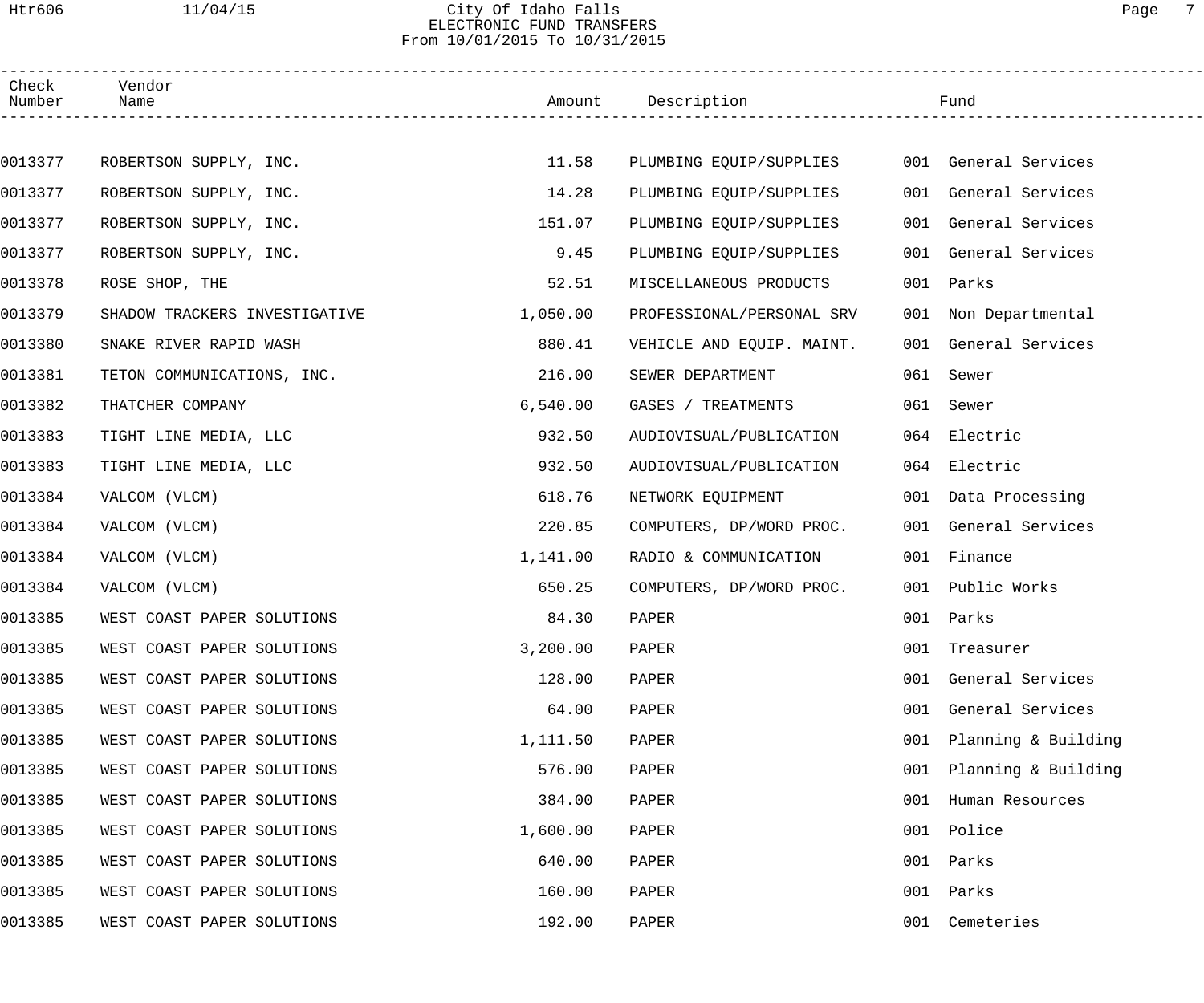| Check Number | Vendor Name | Amount | Description | Fund |
|---|---|---|---|---|
| 0013377 | ROBERTSON SUPPLY, INC. | 11.58 | PLUMBING EQUIP/SUPPLIES | 001 General Services |
| 0013377 | ROBERTSON SUPPLY, INC. | 14.28 | PLUMBING EQUIP/SUPPLIES | 001 General Services |
| 0013377 | ROBERTSON SUPPLY, INC. | 151.07 | PLUMBING EQUIP/SUPPLIES | 001 General Services |
| 0013377 | ROBERTSON SUPPLY, INC. | 9.45 | PLUMBING EQUIP/SUPPLIES | 001 General Services |
| 0013378 | ROSE SHOP, THE | 52.51 | MISCELLANEOUS PRODUCTS | 001 Parks |
| 0013379 | SHADOW TRACKERS INVESTIGATIVE | 1,050.00 | PROFESSIONAL/PERSONAL SRV | 001 Non Departmental |
| 0013380 | SNAKE RIVER RAPID WASH | 880.41 | VEHICLE AND EQUIP. MAINT. | 001 General Services |
| 0013381 | TETON COMMUNICATIONS, INC. | 216.00 | SEWER DEPARTMENT | 061 Sewer |
| 0013382 | THATCHER COMPANY | 6,540.00 | GASES / TREATMENTS | 061 Sewer |
| 0013383 | TIGHT LINE MEDIA, LLC | 932.50 | AUDIOVISUAL/PUBLICATION | 064 Electric |
| 0013383 | TIGHT LINE MEDIA, LLC | 932.50 | AUDIOVISUAL/PUBLICATION | 064 Electric |
| 0013384 | VALCOM (VLCM) | 618.76 | NETWORK EQUIPMENT | 001 Data Processing |
| 0013384 | VALCOM (VLCM) | 220.85 | COMPUTERS, DP/WORD PROC. | 001 General Services |
| 0013384 | VALCOM (VLCM) | 1,141.00 | RADIO & COMMUNICATION | 001 Finance |
| 0013384 | VALCOM (VLCM) | 650.25 | COMPUTERS, DP/WORD PROC. | 001 Public Works |
| 0013385 | WEST COAST PAPER SOLUTIONS | 84.30 | PAPER | 001 Parks |
| 0013385 | WEST COAST PAPER SOLUTIONS | 3,200.00 | PAPER | 001 Treasurer |
| 0013385 | WEST COAST PAPER SOLUTIONS | 128.00 | PAPER | 001 General Services |
| 0013385 | WEST COAST PAPER SOLUTIONS | 64.00 | PAPER | 001 General Services |
| 0013385 | WEST COAST PAPER SOLUTIONS | 1,111.50 | PAPER | 001 Planning & Building |
| 0013385 | WEST COAST PAPER SOLUTIONS | 576.00 | PAPER | 001 Planning & Building |
| 0013385 | WEST COAST PAPER SOLUTIONS | 384.00 | PAPER | 001 Human Resources |
| 0013385 | WEST COAST PAPER SOLUTIONS | 1,600.00 | PAPER | 001 Police |
| 0013385 | WEST COAST PAPER SOLUTIONS | 640.00 | PAPER | 001 Parks |
| 0013385 | WEST COAST PAPER SOLUTIONS | 160.00 | PAPER | 001 Parks |
| 0013385 | WEST COAST PAPER SOLUTIONS | 192.00 | PAPER | 001 Cemeteries |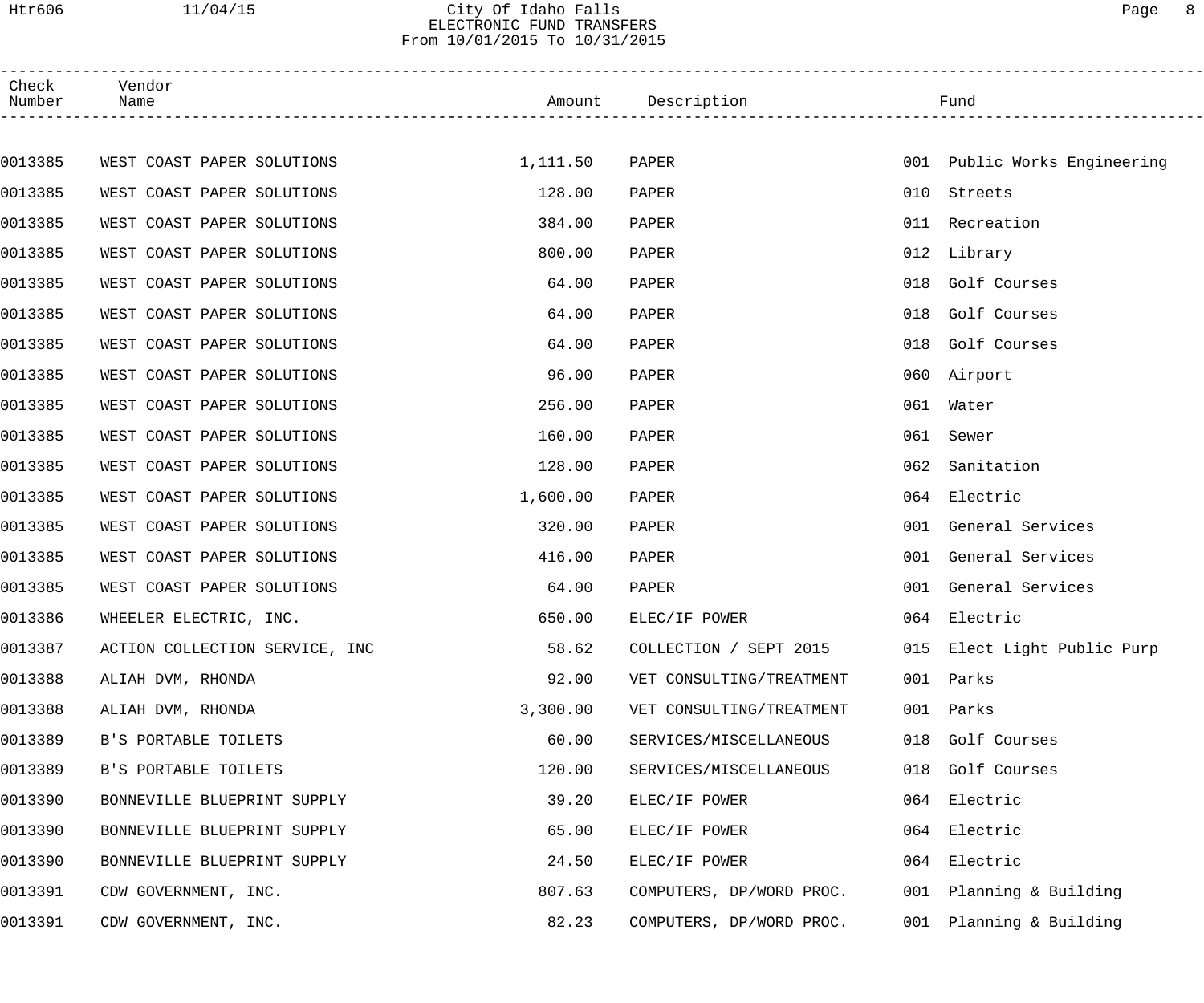# City Of Idaho Falls
## ELECTRONIC FUND TRANSFERS
From 10/01/2015 To 10/31/2015

| Check Number | Vendor Name | Amount | Description | Fund |
|---|---|---|---|---|
| 0013385 | WEST COAST PAPER SOLUTIONS | 1,111.50 | PAPER | 001 Public Works Engineering |
| 0013385 | WEST COAST PAPER SOLUTIONS | 128.00 | PAPER | 010 Streets |
| 0013385 | WEST COAST PAPER SOLUTIONS | 384.00 | PAPER | 011 Recreation |
| 0013385 | WEST COAST PAPER SOLUTIONS | 800.00 | PAPER | 012 Library |
| 0013385 | WEST COAST PAPER SOLUTIONS | 64.00 | PAPER | 018 Golf Courses |
| 0013385 | WEST COAST PAPER SOLUTIONS | 64.00 | PAPER | 018 Golf Courses |
| 0013385 | WEST COAST PAPER SOLUTIONS | 64.00 | PAPER | 018 Golf Courses |
| 0013385 | WEST COAST PAPER SOLUTIONS | 96.00 | PAPER | 060 Airport |
| 0013385 | WEST COAST PAPER SOLUTIONS | 256.00 | PAPER | 061 Water |
| 0013385 | WEST COAST PAPER SOLUTIONS | 160.00 | PAPER | 061 Sewer |
| 0013385 | WEST COAST PAPER SOLUTIONS | 128.00 | PAPER | 062 Sanitation |
| 0013385 | WEST COAST PAPER SOLUTIONS | 1,600.00 | PAPER | 064 Electric |
| 0013385 | WEST COAST PAPER SOLUTIONS | 320.00 | PAPER | 001 General Services |
| 0013385 | WEST COAST PAPER SOLUTIONS | 416.00 | PAPER | 001 General Services |
| 0013385 | WEST COAST PAPER SOLUTIONS | 64.00 | PAPER | 001 General Services |
| 0013386 | WHEELER ELECTRIC, INC. | 650.00 | ELEC/IF POWER | 064 Electric |
| 0013387 | ACTION COLLECTION SERVICE, INC | 58.62 | COLLECTION / SEPT 2015 | 015 Elect Light Public Purp |
| 0013388 | ALIAH DVM, RHONDA | 92.00 | VET CONSULTING/TREATMENT | 001 Parks |
| 0013388 | ALIAH DVM, RHONDA | 3,300.00 | VET CONSULTING/TREATMENT | 001 Parks |
| 0013389 | B'S PORTABLE TOILETS | 60.00 | SERVICES/MISCELLANEOUS | 018 Golf Courses |
| 0013389 | B'S PORTABLE TOILETS | 120.00 | SERVICES/MISCELLANEOUS | 018 Golf Courses |
| 0013390 | BONNEVILLE BLUEPRINT SUPPLY | 39.20 | ELEC/IF POWER | 064 Electric |
| 0013390 | BONNEVILLE BLUEPRINT SUPPLY | 65.00 | ELEC/IF POWER | 064 Electric |
| 0013390 | BONNEVILLE BLUEPRINT SUPPLY | 24.50 | ELEC/IF POWER | 064 Electric |
| 0013391 | CDW GOVERNMENT, INC. | 807.63 | COMPUTERS, DP/WORD PROC. | 001 Planning & Building |
| 0013391 | CDW GOVERNMENT, INC. | 82.23 | COMPUTERS, DP/WORD PROC. | 001 Planning & Building |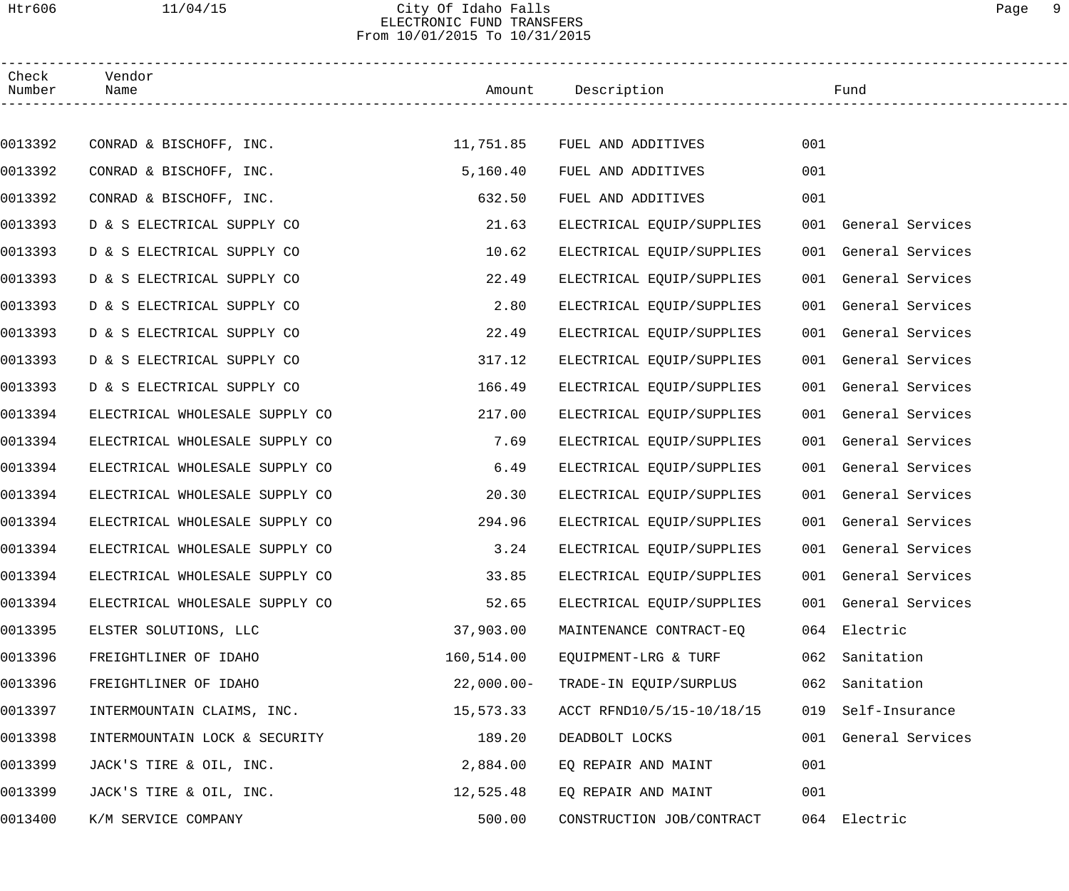City Of Idaho Falls
ELECTRONIC FUND TRANSFERS
From 10/01/2015 To 10/31/2015

| Check Number | Vendor Name | Amount | Description | Fund |
|---|---|---|---|---|
| 0013392 | CONRAD & BISCHOFF, INC. | 11,751.85 | FUEL AND ADDITIVES | 001 |
| 0013392 | CONRAD & BISCHOFF, INC. | 5,160.40 | FUEL AND ADDITIVES | 001 |
| 0013392 | CONRAD & BISCHOFF, INC. | 632.50 | FUEL AND ADDITIVES | 001 |
| 0013393 | D & S ELECTRICAL SUPPLY CO | 21.63 | ELECTRICAL EQUIP/SUPPLIES | 001 General Services |
| 0013393 | D & S ELECTRICAL SUPPLY CO | 10.62 | ELECTRICAL EQUIP/SUPPLIES | 001 General Services |
| 0013393 | D & S ELECTRICAL SUPPLY CO | 22.49 | ELECTRICAL EQUIP/SUPPLIES | 001 General Services |
| 0013393 | D & S ELECTRICAL SUPPLY CO | 2.80 | ELECTRICAL EQUIP/SUPPLIES | 001 General Services |
| 0013393 | D & S ELECTRICAL SUPPLY CO | 22.49 | ELECTRICAL EQUIP/SUPPLIES | 001 General Services |
| 0013393 | D & S ELECTRICAL SUPPLY CO | 317.12 | ELECTRICAL EQUIP/SUPPLIES | 001 General Services |
| 0013393 | D & S ELECTRICAL SUPPLY CO | 166.49 | ELECTRICAL EQUIP/SUPPLIES | 001 General Services |
| 0013394 | ELECTRICAL WHOLESALE SUPPLY CO | 217.00 | ELECTRICAL EQUIP/SUPPLIES | 001 General Services |
| 0013394 | ELECTRICAL WHOLESALE SUPPLY CO | 7.69 | ELECTRICAL EQUIP/SUPPLIES | 001 General Services |
| 0013394 | ELECTRICAL WHOLESALE SUPPLY CO | 6.49 | ELECTRICAL EQUIP/SUPPLIES | 001 General Services |
| 0013394 | ELECTRICAL WHOLESALE SUPPLY CO | 20.30 | ELECTRICAL EQUIP/SUPPLIES | 001 General Services |
| 0013394 | ELECTRICAL WHOLESALE SUPPLY CO | 294.96 | ELECTRICAL EQUIP/SUPPLIES | 001 General Services |
| 0013394 | ELECTRICAL WHOLESALE SUPPLY CO | 3.24 | ELECTRICAL EQUIP/SUPPLIES | 001 General Services |
| 0013394 | ELECTRICAL WHOLESALE SUPPLY CO | 33.85 | ELECTRICAL EQUIP/SUPPLIES | 001 General Services |
| 0013394 | ELECTRICAL WHOLESALE SUPPLY CO | 52.65 | ELECTRICAL EQUIP/SUPPLIES | 001 General Services |
| 0013395 | ELSTER SOLUTIONS, LLC | 37,903.00 | MAINTENANCE CONTRACT-EQ | 064 Electric |
| 0013396 | FREIGHTLINER OF IDAHO | 160,514.00 | EQUIPMENT-LRG & TURF | 062 Sanitation |
| 0013396 | FREIGHTLINER OF IDAHO | 22,000.00- | TRADE-IN EQUIP/SURPLUS | 062 Sanitation |
| 0013397 | INTERMOUNTAIN CLAIMS, INC. | 15,573.33 | ACCT RFND10/5/15-10/18/15 | 019 Self-Insurance |
| 0013398 | INTERMOUNTAIN LOCK & SECURITY | 189.20 | DEADBOLT LOCKS | 001 General Services |
| 0013399 | JACK'S TIRE & OIL, INC. | 2,884.00 | EQ REPAIR AND MAINT | 001 |
| 0013399 | JACK'S TIRE & OIL, INC. | 12,525.48 | EQ REPAIR AND MAINT | 001 |
| 0013400 | K/M SERVICE COMPANY | 500.00 | CONSTRUCTION JOB/CONTRACT | 064 Electric |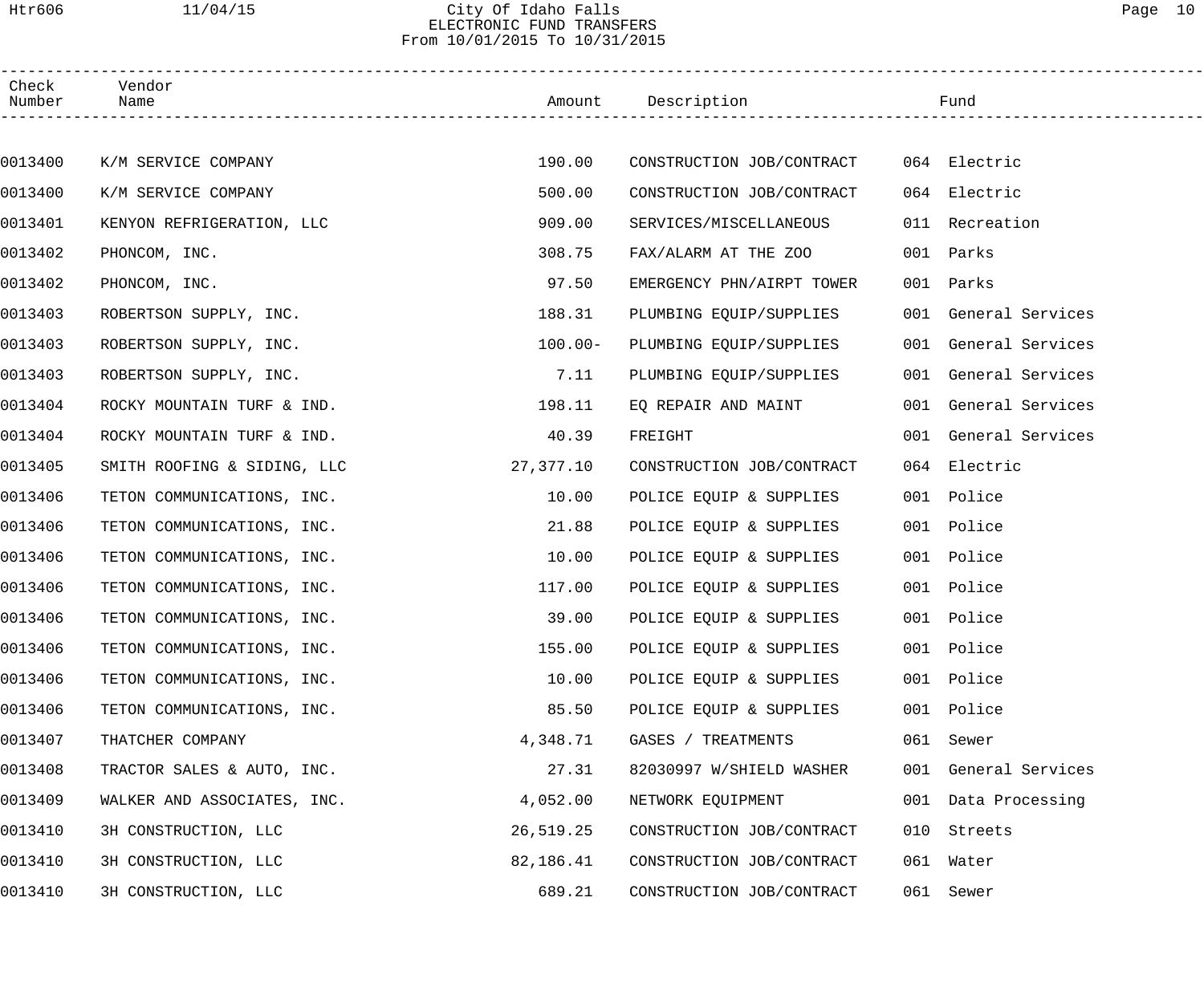# City Of Idaho Falls
## ELECTRONIC FUND TRANSFERS
### From 10/01/2015 To 10/31/2015

| Check Number | Vendor Name | Amount | Description | Fund |
|---|---|---|---|---|
| 0013400 | K/M SERVICE COMPANY | 190.00 | CONSTRUCTION JOB/CONTRACT | 064 Electric |
| 0013400 | K/M SERVICE COMPANY | 500.00 | CONSTRUCTION JOB/CONTRACT | 064 Electric |
| 0013401 | KENYON REFRIGERATION, LLC | 909.00 | SERVICES/MISCELLANEOUS | 011 Recreation |
| 0013402 | PHONCOM, INC. | 308.75 | FAX/ALARM AT THE ZOO | 001 Parks |
| 0013402 | PHONCOM, INC. | 97.50 | EMERGENCY PHN/AIRPT TOWER | 001 Parks |
| 0013403 | ROBERTSON SUPPLY, INC. | 188.31 | PLUMBING EQUIP/SUPPLIES | 001 General Services |
| 0013403 | ROBERTSON SUPPLY, INC. | 100.00- | PLUMBING EQUIP/SUPPLIES | 001 General Services |
| 0013403 | ROBERTSON SUPPLY, INC. | 7.11 | PLUMBING EQUIP/SUPPLIES | 001 General Services |
| 0013404 | ROCKY MOUNTAIN TURF & IND. | 198.11 | EQ REPAIR AND MAINT | 001 General Services |
| 0013404 | ROCKY MOUNTAIN TURF & IND. | 40.39 | FREIGHT | 001 General Services |
| 0013405 | SMITH ROOFING & SIDING, LLC | 27,377.10 | CONSTRUCTION JOB/CONTRACT | 064 Electric |
| 0013406 | TETON COMMUNICATIONS, INC. | 10.00 | POLICE EQUIP & SUPPLIES | 001 Police |
| 0013406 | TETON COMMUNICATIONS, INC. | 21.88 | POLICE EQUIP & SUPPLIES | 001 Police |
| 0013406 | TETON COMMUNICATIONS, INC. | 10.00 | POLICE EQUIP & SUPPLIES | 001 Police |
| 0013406 | TETON COMMUNICATIONS, INC. | 117.00 | POLICE EQUIP & SUPPLIES | 001 Police |
| 0013406 | TETON COMMUNICATIONS, INC. | 39.00 | POLICE EQUIP & SUPPLIES | 001 Police |
| 0013406 | TETON COMMUNICATIONS, INC. | 155.00 | POLICE EQUIP & SUPPLIES | 001 Police |
| 0013406 | TETON COMMUNICATIONS, INC. | 10.00 | POLICE EQUIP & SUPPLIES | 001 Police |
| 0013406 | TETON COMMUNICATIONS, INC. | 85.50 | POLICE EQUIP & SUPPLIES | 001 Police |
| 0013407 | THATCHER COMPANY | 4,348.71 | GASES / TREATMENTS | 061 Sewer |
| 0013408 | TRACTOR SALES & AUTO, INC. | 27.31 | 82030997 W/SHIELD WASHER | 001 General Services |
| 0013409 | WALKER AND ASSOCIATES, INC. | 4,052.00 | NETWORK EQUIPMENT | 001 Data Processing |
| 0013410 | 3H CONSTRUCTION, LLC | 26,519.25 | CONSTRUCTION JOB/CONTRACT | 010 Streets |
| 0013410 | 3H CONSTRUCTION, LLC | 82,186.41 | CONSTRUCTION JOB/CONTRACT | 061 Water |
| 0013410 | 3H CONSTRUCTION, LLC | 689.21 | CONSTRUCTION JOB/CONTRACT | 061 Sewer |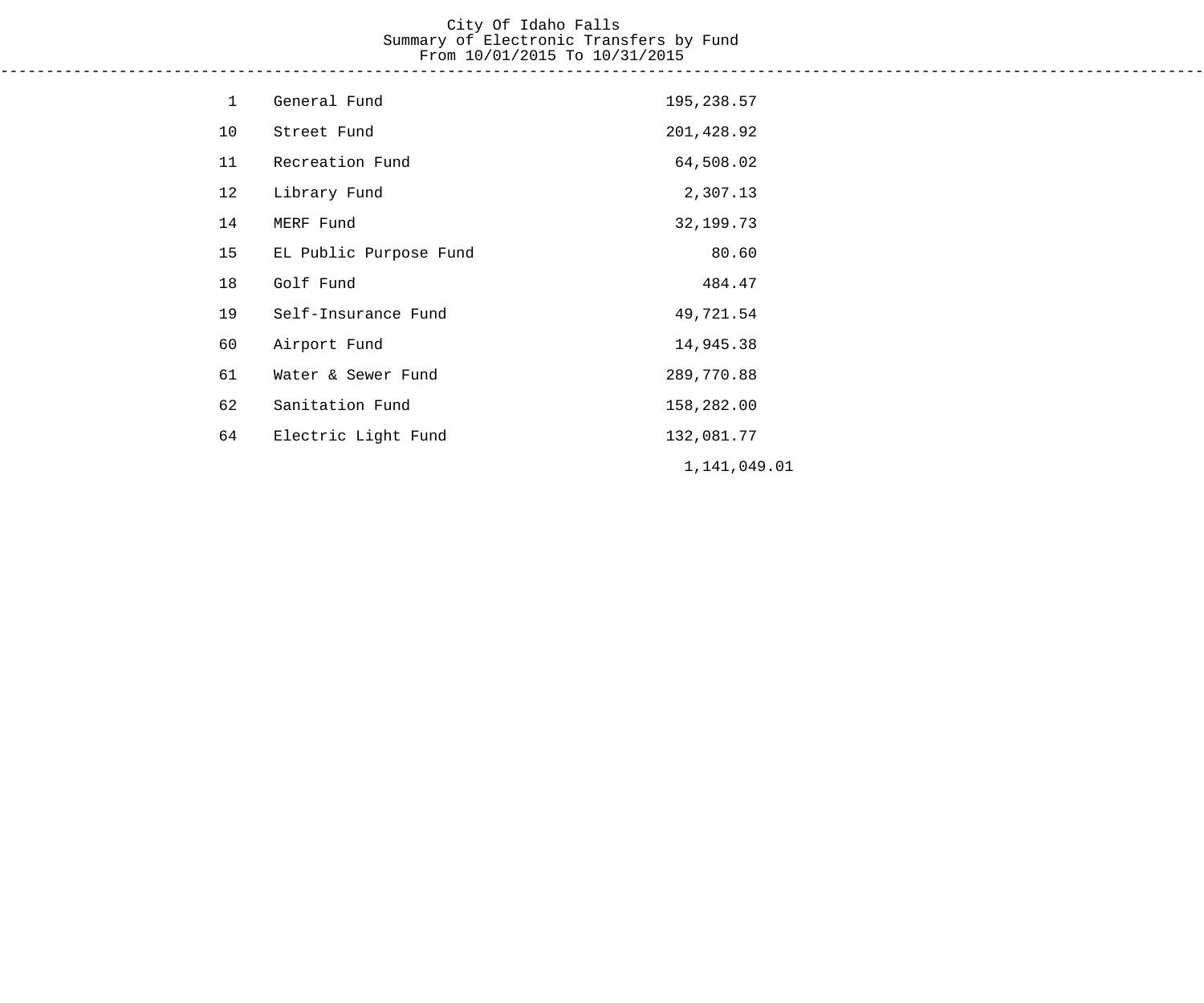# City Of Idaho Falls

## Summary of Electronic Transfers by Fund

### From 10/01/2015 To 10/31/2015

| Fund | Name | Amount |
|---|---|---|
| 1 | General Fund | 195,238.57 |
| 10 | Street Fund | 201,428.92 |
| 11 | Recreation Fund | 64,508.02 |
| 12 | Library Fund | 2,307.13 |
| 14 | MERF Fund | 32,199.73 |
| 15 | EL Public Purpose Fund | 80.60 |
| 18 | Golf Fund | 484.47 |
| 19 | Self-Insurance Fund | 49,721.54 |
| 60 | Airport Fund | 14,945.38 |
| 61 | Water & Sewer Fund | 289,770.88 |
| 62 | Sanitation Fund | 158,282.00 |
| 64 | Electric Light Fund | 132,081.77 |
| | | 1,141,049.01 |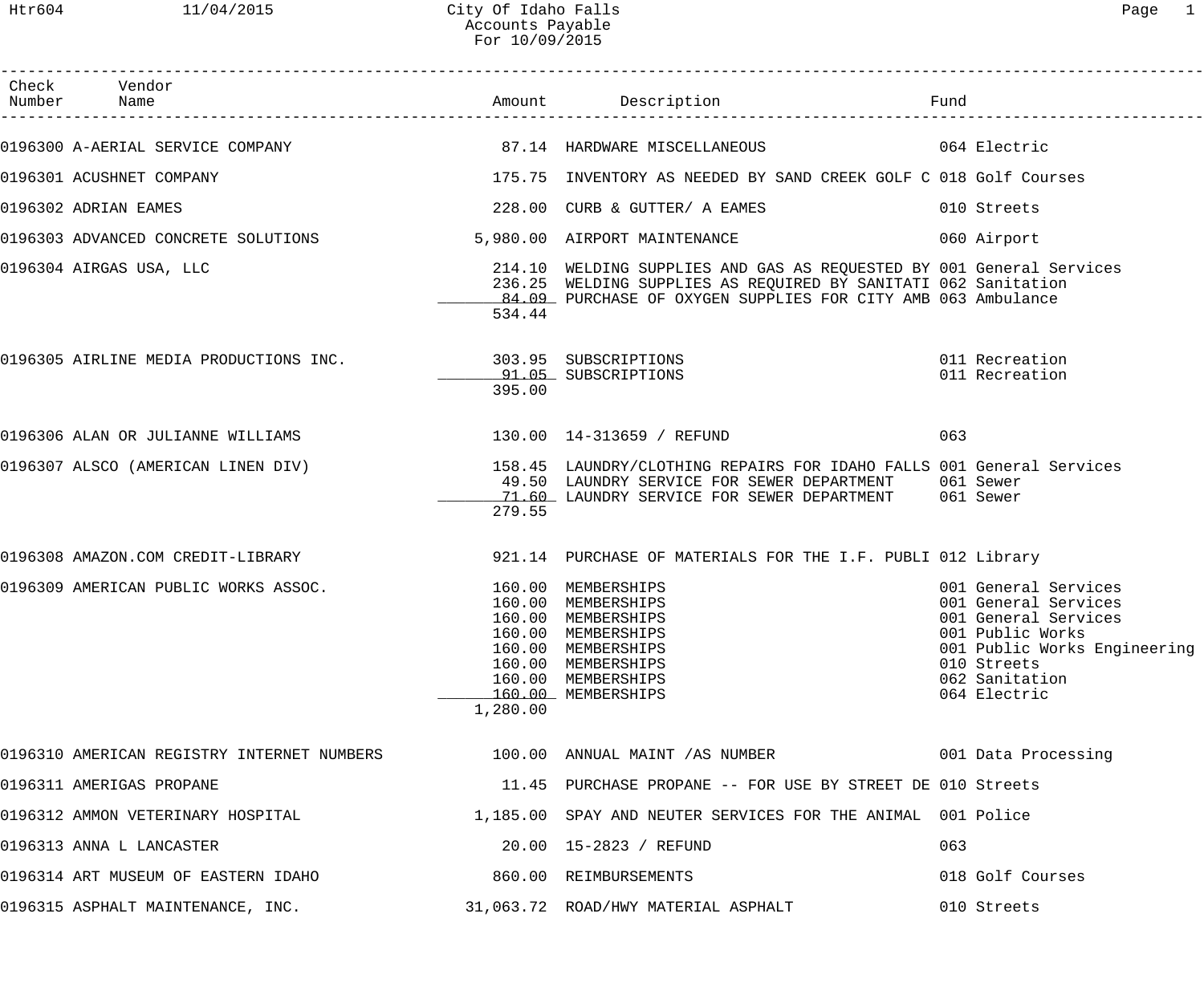City Of Idaho Falls
Accounts Payable
For 10/09/2015

| Check Number | Vendor Name | Amount | Description | Fund |
|---|---|---|---|---|
| 0196300 | A-AERIAL SERVICE COMPANY | 87.14 | HARDWARE MISCELLANEOUS | 064 Electric |
| 0196301 | ACUSHNET COMPANY | 175.75 | INVENTORY AS NEEDED BY SAND CREEK GOLF C | 018 Golf Courses |
| 0196302 | ADRIAN EAMES | 228.00 | CURB & GUTTER/ A EAMES | 010 Streets |
| 0196303 | ADVANCED CONCRETE SOLUTIONS | 5,980.00 | AIRPORT MAINTENANCE | 060 Airport |
| 0196304 | AIRGAS USA, LLC | 214.10 | WELDING SUPPLIES AND GAS AS REQUESTED BY | 001 General Services |
| | | 236.25 | WELDING SUPPLIES AS REQUIRED BY SANITATI | 062 Sanitation |
| | | 84.09 | PURCHASE OF OXYGEN SUPPLIES FOR CITY AMB | 063 Ambulance |
| | | 534.44 | | |
| 0196305 | AIRLINE MEDIA PRODUCTIONS INC. | 303.95 | SUBSCRIPTIONS | 011 Recreation |
| | | 91.05 | SUBSCRIPTIONS | 011 Recreation |
| | | 395.00 | | |
| 0196306 | ALAN OR JULIANNE WILLIAMS | 130.00 | 14-313659 / REFUND | 063 |
| 0196307 | ALSCO (AMERICAN LINEN DIV) | 158.45 | LAUNDRY/CLOTHING REPAIRS FOR IDAHO FALLS | 001 General Services |
| | | 49.50 | LAUNDRY SERVICE FOR SEWER DEPARTMENT | 061 Sewer |
| | | 71.60 | LAUNDRY SERVICE FOR SEWER DEPARTMENT | 061 Sewer |
| | | 279.55 | | |
| 0196308 | AMAZON.COM CREDIT-LIBRARY | 921.14 | PURCHASE OF MATERIALS FOR THE I.F. PUBLI | 012 Library |
| 0196309 | AMERICAN PUBLIC WORKS ASSOC. | 160.00 | MEMBERSHIPS | 001 General Services |
| | | 160.00 | MEMBERSHIPS | 001 General Services |
| | | 160.00 | MEMBERSHIPS | 001 General Services |
| | | 160.00 | MEMBERSHIPS | 001 Public Works |
| | | 160.00 | MEMBERSHIPS | 001 Public Works Engineering |
| | | 160.00 | MEMBERSHIPS | 010 Streets |
| | | 160.00 | MEMBERSHIPS | 062 Sanitation |
| | | 160.00 | MEMBERSHIPS | 064 Electric |
| | | 1,280.00 | | |
| 0196310 | AMERICAN REGISTRY INTERNET NUMBERS | 100.00 | ANNUAL MAINT /AS NUMBER | 001 Data Processing |
| 0196311 | AMERIGAS PROPANE | 11.45 | PURCHASE PROPANE -- FOR USE BY STREET DE | 010 Streets |
| 0196312 | AMMON VETERINARY HOSPITAL | 1,185.00 | SPAY AND NEUTER SERVICES FOR THE ANIMAL | 001 Police |
| 0196313 | ANNA L LANCASTER | 20.00 | 15-2823 / REFUND | 063 |
| 0196314 | ART MUSEUM OF EASTERN IDAHO | 860.00 | REIMBURSEMENTS | 018 Golf Courses |
| 0196315 | ASPHALT MAINTENANCE, INC. | 31,063.72 | ROAD/HWY MATERIAL ASPHALT | 010 Streets |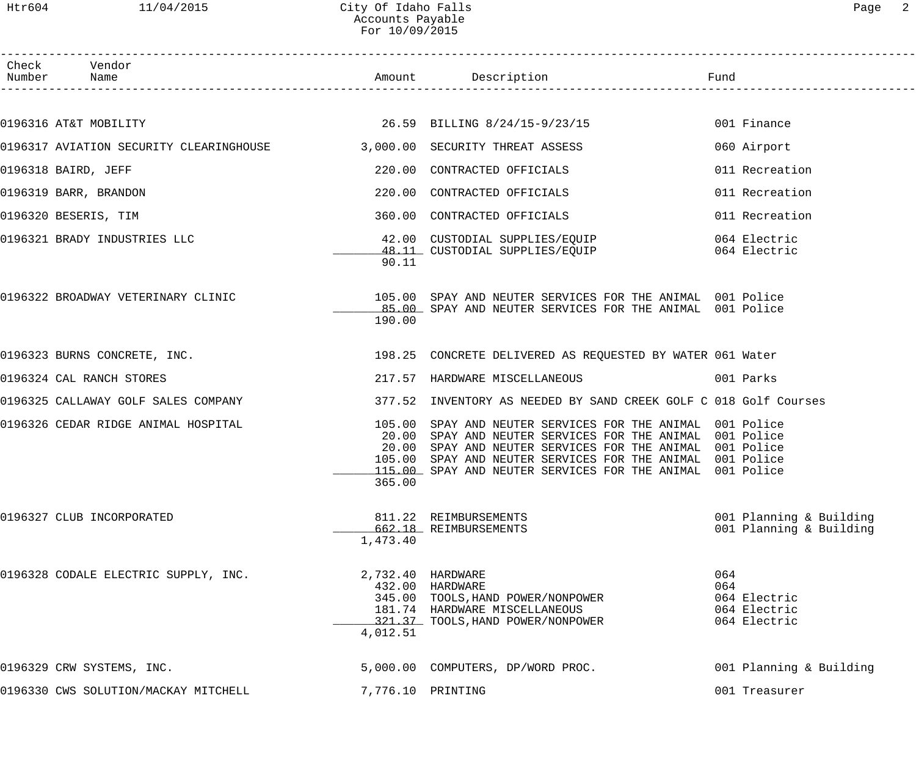City Of Idaho Falls
Accounts Payable
For 10/09/2015

| Check Number | Vendor Name | Amount | Description | Fund |
|---|---|---|---|---|
| 0196316 | AT&T MOBILITY | 26.59 | BILLING 8/24/15-9/23/15 | 001 Finance |
| 0196317 | AVIATION SECURITY CLEARINGHOUSE | 3,000.00 | SECURITY THREAT ASSESS | 060 Airport |
| 0196318 | BAIRD, JEFF | 220.00 | CONTRACTED OFFICIALS | 011 Recreation |
| 0196319 | BARR, BRANDON | 220.00 | CONTRACTED OFFICIALS | 011 Recreation |
| 0196320 | BESERIS, TIM | 360.00 | CONTRACTED OFFICIALS | 011 Recreation |
| 0196321 | BRADY INDUSTRIES LLC | 42.00 | CUSTODIAL SUPPLIES/EQUIP | 064 Electric |
| | | 48.11 | CUSTODIAL SUPPLIES/EQUIP | 064 Electric |
| | | 90.11 | | |
| 0196322 | BROADWAY VETERINARY CLINIC | 105.00 | SPAY AND NEUTER SERVICES FOR THE ANIMAL | 001 Police |
| | | 85.00 | SPAY AND NEUTER SERVICES FOR THE ANIMAL | 001 Police |
| | | 190.00 | | |
| 0196323 | BURNS CONCRETE, INC. | 198.25 | CONCRETE DELIVERED AS REQUESTED BY WATER | 061 Water |
| 0196324 | CAL RANCH STORES | 217.57 | HARDWARE MISCELLANEOUS | 001 Parks |
| 0196325 | CALLAWAY GOLF SALES COMPANY | 377.52 | INVENTORY AS NEEDED BY SAND CREEK GOLF C | 018 Golf Courses |
| 0196326 | CEDAR RIDGE ANIMAL HOSPITAL | 105.00 | SPAY AND NEUTER SERVICES FOR THE ANIMAL | 001 Police |
| | | 20.00 | SPAY AND NEUTER SERVICES FOR THE ANIMAL | 001 Police |
| | | 20.00 | SPAY AND NEUTER SERVICES FOR THE ANIMAL | 001 Police |
| | | 105.00 | SPAY AND NEUTER SERVICES FOR THE ANIMAL | 001 Police |
| | | 115.00 | SPAY AND NEUTER SERVICES FOR THE ANIMAL | 001 Police |
| | | 365.00 | | |
| 0196327 | CLUB INCORPORATED | 811.22 | REIMBURSEMENTS | 001 Planning & Building |
| | | 662.18 | REIMBURSEMENTS | 001 Planning & Building |
| | | 1,473.40 | | |
| 0196328 | CODALE ELECTRIC SUPPLY, INC. | 2,732.40 | HARDWARE | 064 |
| | | 432.00 | HARDWARE | 064 |
| | | 345.00 | TOOLS,HAND POWER/NONPOWER | 064 Electric |
| | | 181.74 | HARDWARE MISCELLANEOUS | 064 Electric |
| | | 321.37 | TOOLS,HAND POWER/NONPOWER | 064 Electric |
| | | 4,012.51 | | |
| 0196329 | CRW SYSTEMS, INC. | 5,000.00 | COMPUTERS, DP/WORD PROC. | 001 Planning & Building |
| 0196330 | CWS SOLUTION/MACKAY MITCHELL | 7,776.10 | PRINTING | 001 Treasurer |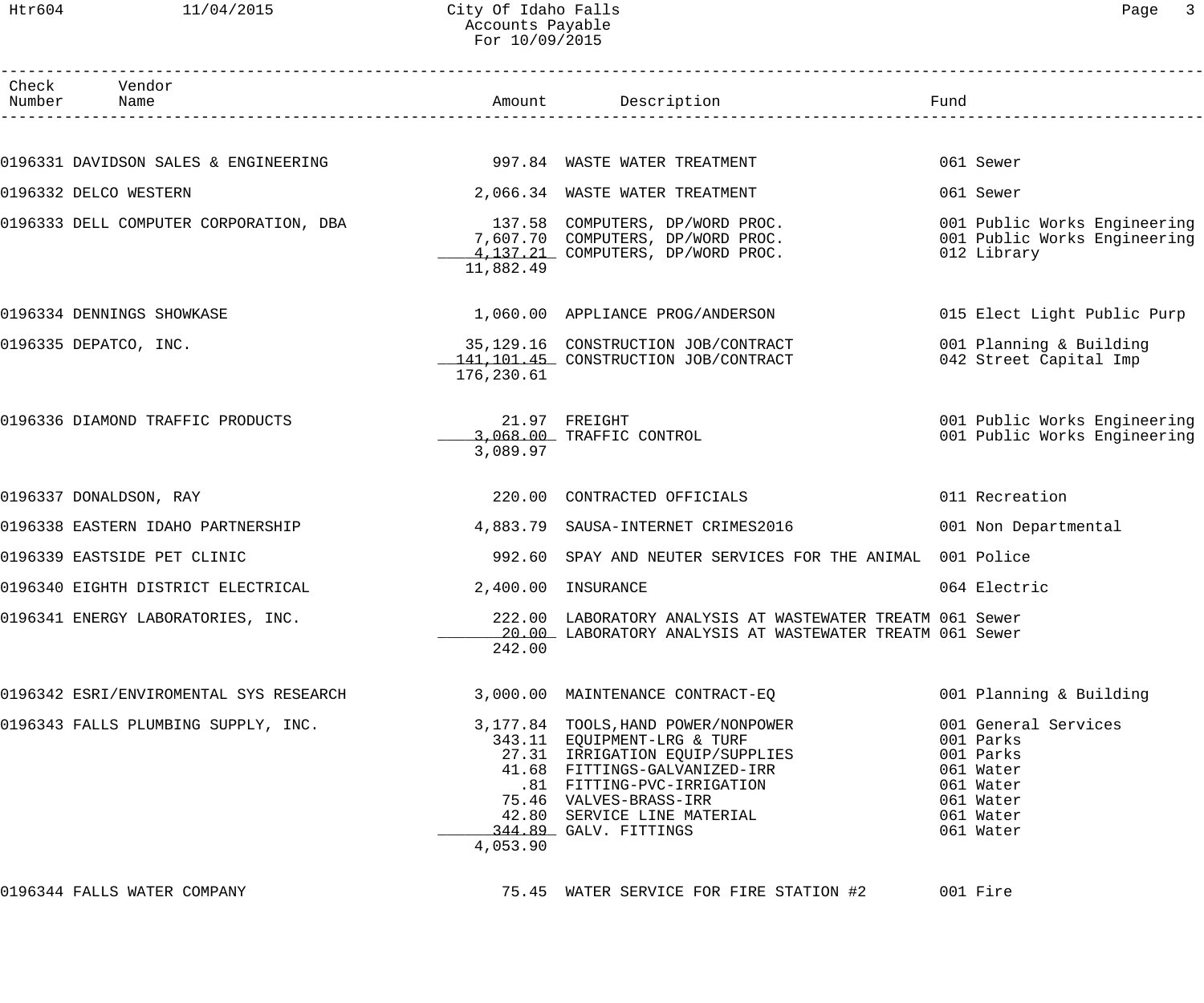City Of Idaho Falls
Accounts Payable
For 10/09/2015

| Check Number | Vendor Name | Amount | Description | Fund |
|---|---|---|---|---|
| 0196331 | DAVIDSON SALES & ENGINEERING | 997.84 | WASTE WATER TREATMENT | 061 Sewer |
| 0196332 | DELCO WESTERN | 2,066.34 | WASTE WATER TREATMENT | 061 Sewer |
| 0196333 | DELL COMPUTER CORPORATION, DBA | 137.58 | COMPUTERS, DP/WORD PROC. | 001 Public Works Engineering |
| | | 7,607.70 | COMPUTERS, DP/WORD PROC. | 001 Public Works Engineering |
| | | 4,137.21 | COMPUTERS, DP/WORD PROC. | 012 Library |
| | | 11,882.49 | | |
| 0196334 | DENNINGS SHOWKASE | 1,060.00 | APPLIANCE PROG/ANDERSON | 015 Elect Light Public Purp |
| 0196335 | DEPATCO, INC. | 35,129.16 | CONSTRUCTION JOB/CONTRACT | 001 Planning & Building |
| | | 141,101.45 | CONSTRUCTION JOB/CONTRACT | 042 Street Capital Imp |
| | | 176,230.61 | | |
| 0196336 | DIAMOND TRAFFIC PRODUCTS | 21.97 | FREIGHT | 001 Public Works Engineering |
| | | 3,068.00 | TRAFFIC CONTROL | 001 Public Works Engineering |
| | | 3,089.97 | | |
| 0196337 | DONALDSON, RAY | 220.00 | CONTRACTED OFFICIALS | 011 Recreation |
| 0196338 | EASTERN IDAHO PARTNERSHIP | 4,883.79 | SAUSA-INTERNET CRIMES2016 | 001 Non Departmental |
| 0196339 | EASTSIDE PET CLINIC | 992.60 | SPAY AND NEUTER SERVICES FOR THE ANIMAL | 001 Police |
| 0196340 | EIGHTH DISTRICT ELECTRICAL | 2,400.00 | INSURANCE | 064 Electric |
| 0196341 | ENERGY LABORATORIES, INC. | 222.00 | LABORATORY ANALYSIS AT WASTEWATER TREATM | 061 Sewer |
| | | 20.00 | LABORATORY ANALYSIS AT WASTEWATER TREATM | 061 Sewer |
| | | 242.00 | | |
| 0196342 | ESRI/ENVIROMENTAL SYS RESEARCH | 3,000.00 | MAINTENANCE CONTRACT-EQ | 001 Planning & Building |
| 0196343 | FALLS PLUMBING SUPPLY, INC. | 3,177.84 | TOOLS,HAND POWER/NONPOWER | 001 General Services |
| | | 343.11 | EQUIPMENT-LRG & TURF | 001 Parks |
| | | 27.31 | IRRIGATION EQUIP/SUPPLIES | 001 Parks |
| | | 41.68 | FITTINGS-GALVANIZED-IRR | 061 Water |
| | | .81 | FITTING-PVC-IRRIGATION | 061 Water |
| | | 75.46 | VALVES-BRASS-IRR | 061 Water |
| | | 42.80 | SERVICE LINE MATERIAL | 061 Water |
| | | 344.89 | GALV. FITTINGS | 061 Water |
| | | 4,053.90 | | |
| 0196344 | FALLS WATER COMPANY | 75.45 | WATER SERVICE FOR FIRE STATION #2 | 001 Fire |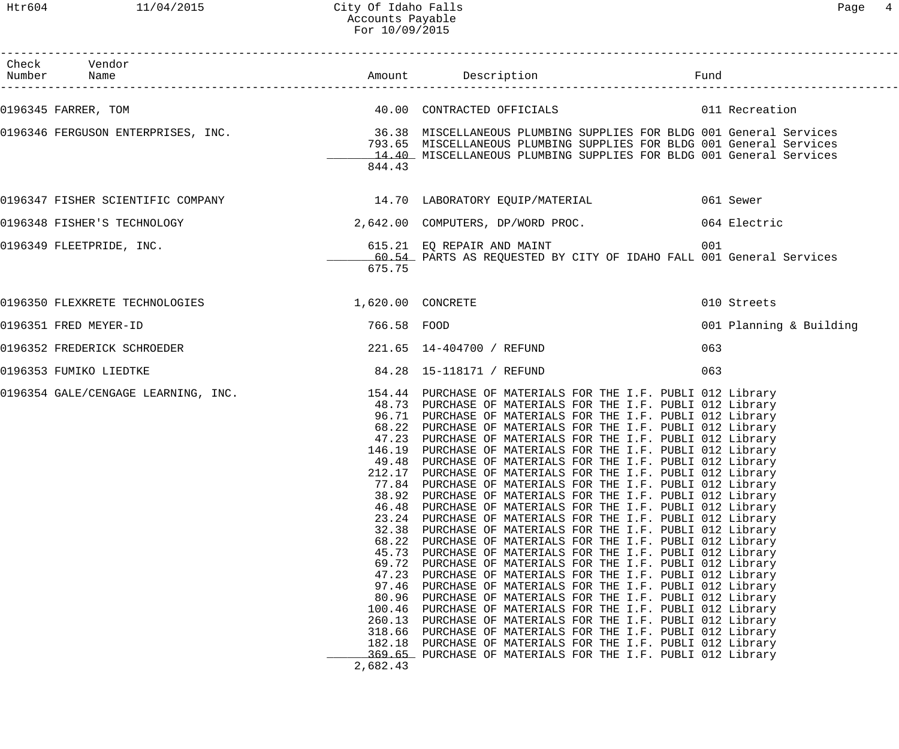City Of Idaho Falls
Accounts Payable
For 10/09/2015

| Check Number | Vendor Name | Amount | Description | Fund |
|---|---|---|---|---|
| 0196345 | FARRER, TOM | 40.00 | CONTRACTED OFFICIALS | 011 Recreation |
| 0196346 | FERGUSON ENTERPRISES, INC. | 36.38 | MISCELLANEOUS PLUMBING SUPPLIES FOR BLDG | 001 General Services |
| | | 793.65 | MISCELLANEOUS PLUMBING SUPPLIES FOR BLDG | 001 General Services |
| | | 14.40 | MISCELLANEOUS PLUMBING SUPPLIES FOR BLDG | 001 General Services |
| | | 844.43 | | |
| 0196347 | FISHER SCIENTIFIC COMPANY | 14.70 | LABORATORY EQUIP/MATERIAL | 061 Sewer |
| 0196348 | FISHER'S TECHNOLOGY | 2,642.00 | COMPUTERS, DP/WORD PROC. | 064 Electric |
| 0196349 | FLEETPRIDE, INC. | 615.21 | EQ REPAIR AND MAINT | 001 |
| | | 60.54 | PARTS AS REQUESTED BY CITY OF IDAHO FALL | 001 General Services |
| | | 675.75 | | |
| 0196350 | FLEXKRETE TECHNOLOGIES | 1,620.00 | CONCRETE | 010 Streets |
| 0196351 | FRED MEYER-ID | 766.58 | FOOD | 001 Planning & Building |
| 0196352 | FREDERICK SCHROEDER | 221.65 | 14-404700 / REFUND | 063 |
| 0196353 | FUMIKO LIEDTKE | 84.28 | 15-118171 / REFUND | 063 |
| 0196354 | GALE/CENGAGE LEARNING, INC. | 154.44 | PURCHASE OF MATERIALS FOR THE I.F. PUBLI | 012 Library |
| | | 48.73 | PURCHASE OF MATERIALS FOR THE I.F. PUBLI | 012 Library |
| | | 96.71 | PURCHASE OF MATERIALS FOR THE I.F. PUBLI | 012 Library |
| | | 68.22 | PURCHASE OF MATERIALS FOR THE I.F. PUBLI | 012 Library |
| | | 47.23 | PURCHASE OF MATERIALS FOR THE I.F. PUBLI | 012 Library |
| | | 146.19 | PURCHASE OF MATERIALS FOR THE I.F. PUBLI | 012 Library |
| | | 49.48 | PURCHASE OF MATERIALS FOR THE I.F. PUBLI | 012 Library |
| | | 212.17 | PURCHASE OF MATERIALS FOR THE I.F. PUBLI | 012 Library |
| | | 77.84 | PURCHASE OF MATERIALS FOR THE I.F. PUBLI | 012 Library |
| | | 38.92 | PURCHASE OF MATERIALS FOR THE I.F. PUBLI | 012 Library |
| | | 46.48 | PURCHASE OF MATERIALS FOR THE I.F. PUBLI | 012 Library |
| | | 23.24 | PURCHASE OF MATERIALS FOR THE I.F. PUBLI | 012 Library |
| | | 32.38 | PURCHASE OF MATERIALS FOR THE I.F. PUBLI | 012 Library |
| | | 68.22 | PURCHASE OF MATERIALS FOR THE I.F. PUBLI | 012 Library |
| | | 45.73 | PURCHASE OF MATERIALS FOR THE I.F. PUBLI | 012 Library |
| | | 69.72 | PURCHASE OF MATERIALS FOR THE I.F. PUBLI | 012 Library |
| | | 47.23 | PURCHASE OF MATERIALS FOR THE I.F. PUBLI | 012 Library |
| | | 97.46 | PURCHASE OF MATERIALS FOR THE I.F. PUBLI | 012 Library |
| | | 80.96 | PURCHASE OF MATERIALS FOR THE I.F. PUBLI | 012 Library |
| | | 100.46 | PURCHASE OF MATERIALS FOR THE I.F. PUBLI | 012 Library |
| | | 260.13 | PURCHASE OF MATERIALS FOR THE I.F. PUBLI | 012 Library |
| | | 318.66 | PURCHASE OF MATERIALS FOR THE I.F. PUBLI | 012 Library |
| | | 182.18 | PURCHASE OF MATERIALS FOR THE I.F. PUBLI | 012 Library |
| | | 369.65 | PURCHASE OF MATERIALS FOR THE I.F. PUBLI | 012 Library |
| | | 2,682.43 | | |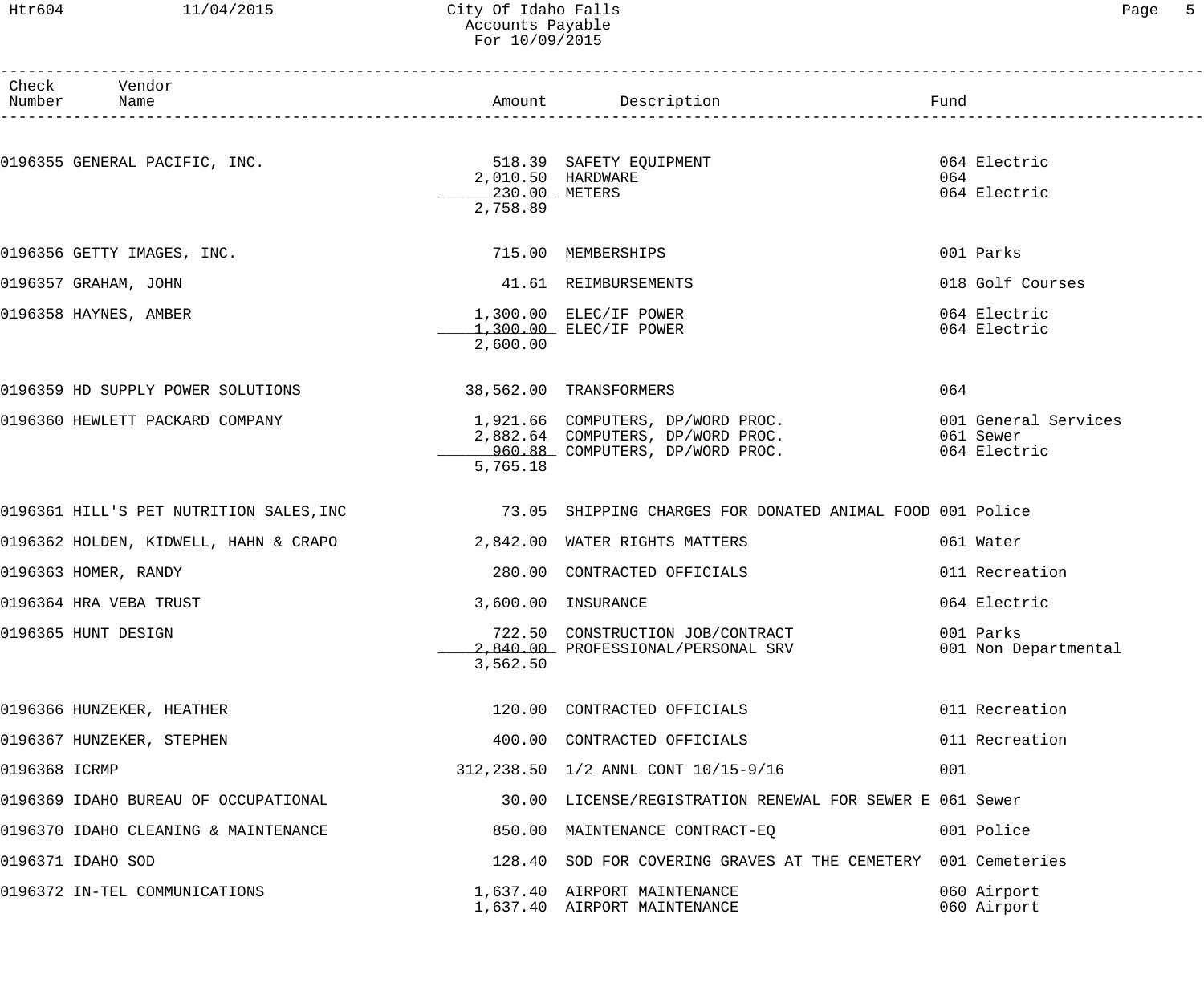| Check Number | Vendor Name | Amount | Description | Fund |
|---|---|---|---|---|
| 0196355 | GENERAL PACIFIC, INC. | 518.39 | SAFETY EQUIPMENT | 064 Electric |
| | | 2,010.50 | HARDWARE | 064 |
| | | 230.00 | METERS | 064 Electric |
| | | 2,758.89 | | |
| 0196356 | GETTY IMAGES, INC. | 715.00 | MEMBERSHIPS | 001 Parks |
| 0196357 | GRAHAM, JOHN | 41.61 | REIMBURSEMENTS | 018 Golf Courses |
| 0196358 | HAYNES, AMBER | 1,300.00 | ELEC/IF POWER | 064 Electric |
| | | 1,300.00 | ELEC/IF POWER | 064 Electric |
| | | 2,600.00 | | |
| 0196359 | HD SUPPLY POWER SOLUTIONS | 38,562.00 | TRANSFORMERS | 064 |
| 0196360 | HEWLETT PACKARD COMPANY | 1,921.66 | COMPUTERS, DP/WORD PROC. | 001 General Services |
| | | 2,882.64 | COMPUTERS, DP/WORD PROC. | 061 Sewer |
| | | 960.88 | COMPUTERS, DP/WORD PROC. | 064 Electric |
| | | 5,765.18 | | |
| 0196361 | HILL'S PET NUTRITION SALES,INC | 73.05 | SHIPPING CHARGES FOR DONATED ANIMAL FOOD | 001 Police |
| 0196362 | HOLDEN, KIDWELL, HAHN & CRAPO | 2,842.00 | WATER RIGHTS MATTERS | 061 Water |
| 0196363 | HOMER, RANDY | 280.00 | CONTRACTED OFFICIALS | 011 Recreation |
| 0196364 | HRA VEBA TRUST | 3,600.00 | INSURANCE | 064 Electric |
| 0196365 | HUNT DESIGN | 722.50 | CONSTRUCTION JOB/CONTRACT | 001 Parks |
| | | 2,840.00 | PROFESSIONAL/PERSONAL SRV | 001 Non Departmental |
| | | 3,562.50 | | |
| 0196366 | HUNZEKER, HEATHER | 120.00 | CONTRACTED OFFICIALS | 011 Recreation |
| 0196367 | HUNZEKER, STEPHEN | 400.00 | CONTRACTED OFFICIALS | 011 Recreation |
| 0196368 | ICRMP | 312,238.50 | 1/2 ANNL CONT 10/15-9/16 | 001 |
| 0196369 | IDAHO BUREAU OF OCCUPATIONAL | 30.00 | LICENSE/REGISTRATION RENEWAL FOR SEWER E | 061 Sewer |
| 0196370 | IDAHO CLEANING & MAINTENANCE | 850.00 | MAINTENANCE CONTRACT-EQ | 001 Police |
| 0196371 | IDAHO SOD | 128.40 | SOD FOR COVERING GRAVES AT THE CEMETERY | 001 Cemeteries |
| 0196372 | IN-TEL COMMUNICATIONS | 1,637.40 | AIRPORT MAINTENANCE | 060 Airport |
| | | 1,637.40 | AIRPORT MAINTENANCE | 060 Airport |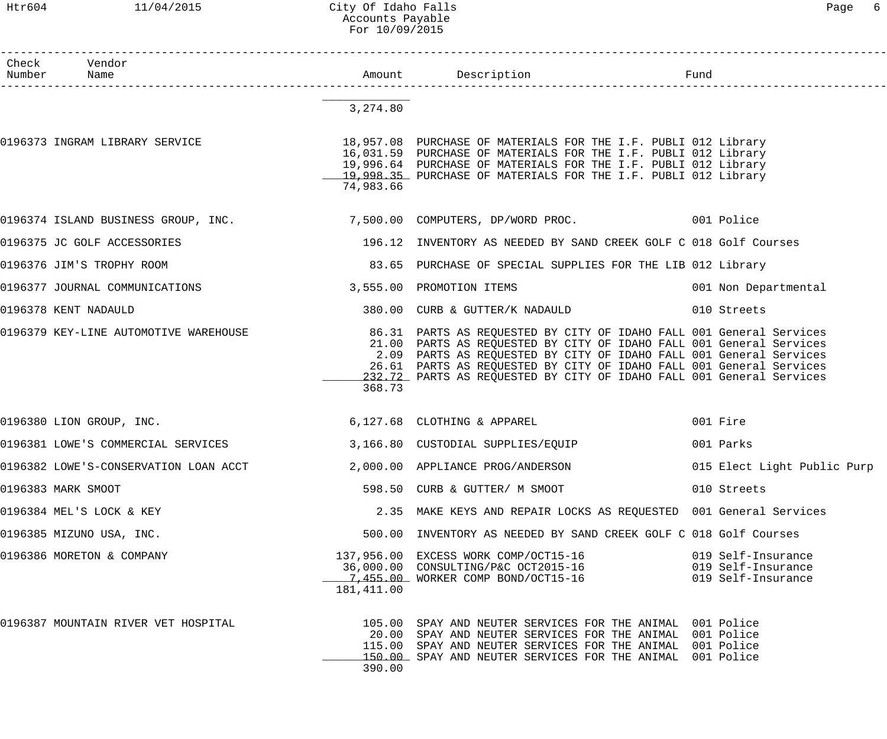| Check Number | Vendor Name | Amount | Description | Fund |
|---|---|---|---|---|
| | | 3,274.80 | | |
| 0196373 | INGRAM LIBRARY SERVICE | 18,957.08 | PURCHASE OF MATERIALS FOR THE I.F. PUBLI | 012 Library |
| | | 16,031.59 | PURCHASE OF MATERIALS FOR THE I.F. PUBLI | 012 Library |
| | | 19,996.64 | PURCHASE OF MATERIALS FOR THE I.F. PUBLI | 012 Library |
| | | 19,998.35 | PURCHASE OF MATERIALS FOR THE I.F. PUBLI | 012 Library |
| | | 74,983.66 | | |
| 0196374 | ISLAND BUSINESS GROUP, INC. | 7,500.00 | COMPUTERS, DP/WORD PROC. | 001 Police |
| 0196375 | JC GOLF ACCESSORIES | 196.12 | INVENTORY AS NEEDED BY SAND CREEK GOLF C | 018 Golf Courses |
| 0196376 | JIM'S TROPHY ROOM | 83.65 | PURCHASE OF SPECIAL SUPPLIES FOR THE LIB | 012 Library |
| 0196377 | JOURNAL COMMUNICATIONS | 3,555.00 | PROMOTION ITEMS | 001 Non Departmental |
| 0196378 | KENT NADAULD | 380.00 | CURB & GUTTER/K NADAULD | 010 Streets |
| 0196379 | KEY-LINE AUTOMOTIVE WAREHOUSE | 86.31 | PARTS AS REQUESTED BY CITY OF IDAHO FALL | 001 General Services |
| | | 21.00 | PARTS AS REQUESTED BY CITY OF IDAHO FALL | 001 General Services |
| | | 2.09 | PARTS AS REQUESTED BY CITY OF IDAHO FALL | 001 General Services |
| | | 26.61 | PARTS AS REQUESTED BY CITY OF IDAHO FALL | 001 General Services |
| | | 232.72 | PARTS AS REQUESTED BY CITY OF IDAHO FALL | 001 General Services |
| | | 368.73 | | |
| 0196380 | LION GROUP, INC. | 6,127.68 | CLOTHING & APPAREL | 001 Fire |
| 0196381 | LOWE'S COMMERCIAL SERVICES | 3,166.80 | CUSTODIAL SUPPLIES/EQUIP | 001 Parks |
| 0196382 | LOWE'S-CONSERVATION LOAN ACCT | 2,000.00 | APPLIANCE PROG/ANDERSON | 015 Elect Light Public Purp |
| 0196383 | MARK SMOOT | 598.50 | CURB & GUTTER/ M SMOOT | 010 Streets |
| 0196384 | MEL'S LOCK & KEY | 2.35 | MAKE KEYS AND REPAIR LOCKS AS REQUESTED | 001 General Services |
| 0196385 | MIZUNO USA, INC. | 500.00 | INVENTORY AS NEEDED BY SAND CREEK GOLF C | 018 Golf Courses |
| 0196386 | MORETON & COMPANY | 137,956.00 | EXCESS WORK COMP/OCT15-16 | 019 Self-Insurance |
| | | 36,000.00 | CONSULTING/P&C OCT2015-16 | 019 Self-Insurance |
| | | 7,455.00 | WORKER COMP BOND/OCT15-16 | 019 Self-Insurance |
| | | 181,411.00 | | |
| 0196387 | MOUNTAIN RIVER VET HOSPITAL | 105.00 | SPAY AND NEUTER SERVICES FOR THE ANIMAL | 001 Police |
| | | 20.00 | SPAY AND NEUTER SERVICES FOR THE ANIMAL | 001 Police |
| | | 115.00 | SPAY AND NEUTER SERVICES FOR THE ANIMAL | 001 Police |
| | | 150.00 | SPAY AND NEUTER SERVICES FOR THE ANIMAL | 001 Police |
| | | 390.00 | | |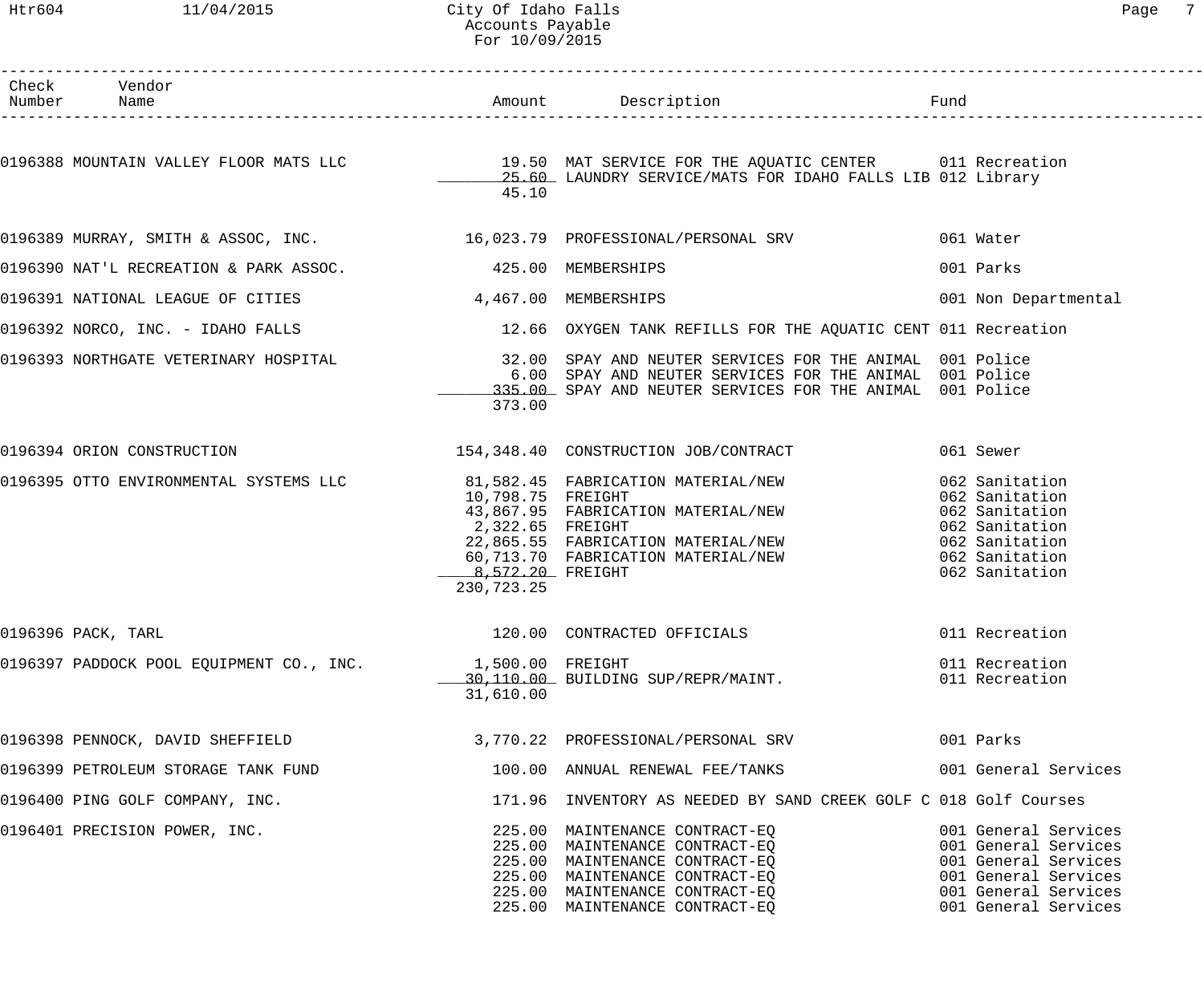# City Of Idaho Falls
## Accounts Payable
### For 10/09/2015

| Check Number | Vendor Name | Amount | Description | Fund |
|---|---|---|---|---|
| 0196388 | MOUNTAIN VALLEY FLOOR MATS LLC | 19.50 | MAT SERVICE FOR THE AQUATIC CENTER | 011 Recreation |
| | | 25.60 | LAUNDRY SERVICE/MATS FOR IDAHO FALLS LIB | 012 Library |
| | | 45.10 | | |
| 0196389 | MURRAY, SMITH & ASSOC, INC. | 16,023.79 | PROFESSIONAL/PERSONAL SRV | 061 Water |
| 0196390 | NAT'L RECREATION & PARK ASSOC. | 425.00 | MEMBERSHIPS | 001 Parks |
| 0196391 | NATIONAL LEAGUE OF CITIES | 4,467.00 | MEMBERSHIPS | 001 Non Departmental |
| 0196392 | NORCO, INC. - IDAHO FALLS | 12.66 | OXYGEN TANK REFILLS FOR THE AQUATIC CENT | 011 Recreation |
| 0196393 | NORTHGATE VETERINARY HOSPITAL | 32.00 | SPAY AND NEUTER SERVICES FOR THE ANIMAL | 001 Police |
| | | 6.00 | SPAY AND NEUTER SERVICES FOR THE ANIMAL | 001 Police |
| | | 335.00 | SPAY AND NEUTER SERVICES FOR THE ANIMAL | 001 Police |
| | | 373.00 | | |
| 0196394 | ORION CONSTRUCTION | 154,348.40 | CONSTRUCTION JOB/CONTRACT | 061 Sewer |
| 0196395 | OTTO ENVIRONMENTAL SYSTEMS LLC | 81,582.45 | FABRICATION MATERIAL/NEW | 062 Sanitation |
| | | 10,798.75 | FREIGHT | 062 Sanitation |
| | | 43,867.95 | FABRICATION MATERIAL/NEW | 062 Sanitation |
| | | 2,322.65 | FREIGHT | 062 Sanitation |
| | | 22,865.55 | FABRICATION MATERIAL/NEW | 062 Sanitation |
| | | 60,713.70 | FABRICATION MATERIAL/NEW | 062 Sanitation |
| | | 8,572.20 | FREIGHT | 062 Sanitation |
| | | 230,723.25 | | |
| 0196396 | PACK, TARL | 120.00 | CONTRACTED OFFICIALS | 011 Recreation |
| 0196397 | PADDOCK POOL EQUIPMENT CO., INC. | 1,500.00 | FREIGHT | 011 Recreation |
| | | 30,110.00 | BUILDING SUP/REPR/MAINT. | 011 Recreation |
| | | 31,610.00 | | |
| 0196398 | PENNOCK, DAVID SHEFFIELD | 3,770.22 | PROFESSIONAL/PERSONAL SRV | 001 Parks |
| 0196399 | PETROLEUM STORAGE TANK FUND | 100.00 | ANNUAL RENEWAL FEE/TANKS | 001 General Services |
| 0196400 | PING GOLF COMPANY, INC. | 171.96 | INVENTORY AS NEEDED BY SAND CREEK GOLF C | 018 Golf Courses |
| 0196401 | PRECISION POWER, INC. | 225.00 | MAINTENANCE CONTRACT-EQ | 001 General Services |
| | | 225.00 | MAINTENANCE CONTRACT-EQ | 001 General Services |
| | | 225.00 | MAINTENANCE CONTRACT-EQ | 001 General Services |
| | | 225.00 | MAINTENANCE CONTRACT-EQ | 001 General Services |
| | | 225.00 | MAINTENANCE CONTRACT-EQ | 001 General Services |
| | | 225.00 | MAINTENANCE CONTRACT-EQ | 001 General Services |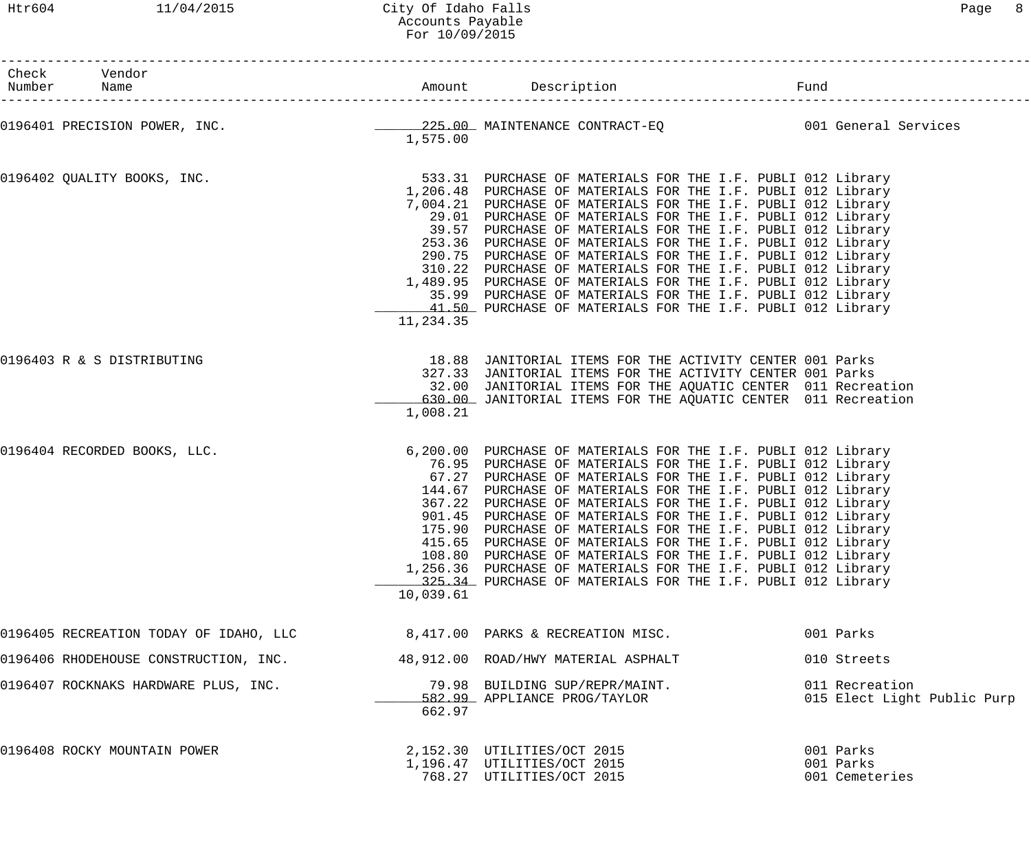City Of Idaho Falls
Accounts Payable
For 10/09/2015

| Check Number | Vendor Name | Amount | Description | Fund |
|---|---|---|---|---|
| 0196401 | PRECISION POWER, INC. | 225.00 | MAINTENANCE CONTRACT-EQ | 001 General Services |
| | | 1,575.00 | | |
| 0196402 | QUALITY BOOKS, INC. | 533.31 | PURCHASE OF MATERIALS FOR THE I.F. PUBLI | 012 Library |
| | | 1,206.48 | PURCHASE OF MATERIALS FOR THE I.F. PUBLI | 012 Library |
| | | 7,004.21 | PURCHASE OF MATERIALS FOR THE I.F. PUBLI | 012 Library |
| | | 29.01 | PURCHASE OF MATERIALS FOR THE I.F. PUBLI | 012 Library |
| | | 39.57 | PURCHASE OF MATERIALS FOR THE I.F. PUBLI | 012 Library |
| | | 253.36 | PURCHASE OF MATERIALS FOR THE I.F. PUBLI | 012 Library |
| | | 290.75 | PURCHASE OF MATERIALS FOR THE I.F. PUBLI | 012 Library |
| | | 310.22 | PURCHASE OF MATERIALS FOR THE I.F. PUBLI | 012 Library |
| | | 1,489.95 | PURCHASE OF MATERIALS FOR THE I.F. PUBLI | 012 Library |
| | | 35.99 | PURCHASE OF MATERIALS FOR THE I.F. PUBLI | 012 Library |
| | | 41.50 | PURCHASE OF MATERIALS FOR THE I.F. PUBLI | 012 Library |
| | | 11,234.35 | | |
| 0196403 | R & S DISTRIBUTING | 18.88 | JANITORIAL ITEMS FOR THE ACTIVITY CENTER | 001 Parks |
| | | 327.33 | JANITORIAL ITEMS FOR THE ACTIVITY CENTER | 001 Parks |
| | | 32.00 | JANITORIAL ITEMS FOR THE AQUATIC CENTER | 011 Recreation |
| | | 630.00 | JANITORIAL ITEMS FOR THE AQUATIC CENTER | 011 Recreation |
| | | 1,008.21 | | |
| 0196404 | RECORDED BOOKS, LLC. | 6,200.00 | PURCHASE OF MATERIALS FOR THE I.F. PUBLI | 012 Library |
| | | 76.95 | PURCHASE OF MATERIALS FOR THE I.F. PUBLI | 012 Library |
| | | 67.27 | PURCHASE OF MATERIALS FOR THE I.F. PUBLI | 012 Library |
| | | 144.67 | PURCHASE OF MATERIALS FOR THE I.F. PUBLI | 012 Library |
| | | 367.22 | PURCHASE OF MATERIALS FOR THE I.F. PUBLI | 012 Library |
| | | 901.45 | PURCHASE OF MATERIALS FOR THE I.F. PUBLI | 012 Library |
| | | 175.90 | PURCHASE OF MATERIALS FOR THE I.F. PUBLI | 012 Library |
| | | 415.65 | PURCHASE OF MATERIALS FOR THE I.F. PUBLI | 012 Library |
| | | 108.80 | PURCHASE OF MATERIALS FOR THE I.F. PUBLI | 012 Library |
| | | 1,256.36 | PURCHASE OF MATERIALS FOR THE I.F. PUBLI | 012 Library |
| | | 325.34 | PURCHASE OF MATERIALS FOR THE I.F. PUBLI | 012 Library |
| | | 10,039.61 | | |
| 0196405 | RECREATION TODAY OF IDAHO, LLC | 8,417.00 | PARKS & RECREATION MISC. | 001 Parks |
| 0196406 | RHODEHOUSE CONSTRUCTION, INC. | 48,912.00 | ROAD/HWY MATERIAL ASPHALT | 010 Streets |
| 0196407 | ROCKNAKS HARDWARE PLUS, INC. | 79.98 | BUILDING SUP/REPR/MAINT. | 011 Recreation |
| | | 582.99 | APPLIANCE PROG/TAYLOR | 015 Elect Light Public Purp |
| | | 662.97 | | |
| 0196408 | ROCKY MOUNTAIN POWER | 2,152.30 | UTILITIES/OCT 2015 | 001 Parks |
| | | 1,196.47 | UTILITIES/OCT 2015 | 001 Parks |
| | | 768.27 | UTILITIES/OCT 2015 | 001 Cemeteries |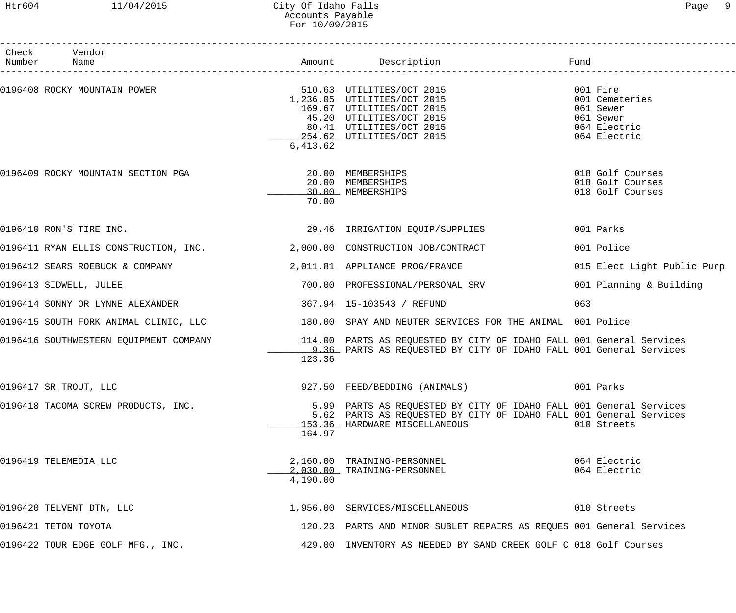City Of Idaho Falls
Accounts Payable
For 10/09/2015

| Check Number | Vendor Name | Amount | Description | Fund |
|---|---|---|---|---|
| 0196408 | ROCKY MOUNTAIN POWER | 510.63 | UTILITIES/OCT 2015 | 001 Fire |
| | | 1,236.05 | UTILITIES/OCT 2015 | 001 Cemeteries |
| | | 169.67 | UTILITIES/OCT 2015 | 061 Sewer |
| | | 45.20 | UTILITIES/OCT 2015 | 061 Sewer |
| | | 80.41 | UTILITIES/OCT 2015 | 064 Electric |
| | | 254.62 | UTILITIES/OCT 2015 | 064 Electric |
| | | 6,413.62 | | |
| 0196409 | ROCKY MOUNTAIN SECTION PGA | 20.00 | MEMBERSHIPS | 018 Golf Courses |
| | | 20.00 | MEMBERSHIPS | 018 Golf Courses |
| | | 30.00 | MEMBERSHIPS | 018 Golf Courses |
| | | 70.00 | | |
| 0196410 | RON'S TIRE INC. | 29.46 | IRRIGATION EQUIP/SUPPLIES | 001 Parks |
| 0196411 | RYAN ELLIS CONSTRUCTION, INC. | 2,000.00 | CONSTRUCTION JOB/CONTRACT | 001 Police |
| 0196412 | SEARS ROEBUCK & COMPANY | 2,011.81 | APPLIANCE PROG/FRANCE | 015 Elect Light Public Purp |
| 0196413 | SIDWELL, JULEE | 700.00 | PROFESSIONAL/PERSONAL SRV | 001 Planning & Building |
| 0196414 | SONNY OR LYNNE ALEXANDER | 367.94 | 15-103543 / REFUND | 063 |
| 0196415 | SOUTH FORK ANIMAL CLINIC, LLC | 180.00 | SPAY AND NEUTER SERVICES FOR THE ANIMAL | 001 Police |
| 0196416 | SOUTHWESTERN EQUIPMENT COMPANY | 114.00 | PARTS AS REQUESTED BY CITY OF IDAHO FALL | 001 General Services |
| | | 9.36 | PARTS AS REQUESTED BY CITY OF IDAHO FALL | 001 General Services |
| | | 123.36 | | |
| 0196417 | SR TROUT, LLC | 927.50 | FEED/BEDDING (ANIMALS) | 001 Parks |
| 0196418 | TACOMA SCREW PRODUCTS, INC. | 5.99 | PARTS AS REQUESTED BY CITY OF IDAHO FALL | 001 General Services |
| | | 5.62 | PARTS AS REQUESTED BY CITY OF IDAHO FALL | 001 General Services |
| | | 153.36 | HARDWARE MISCELLANEOUS | 010 Streets |
| | | 164.97 | | |
| 0196419 | TELEMEDIA LLC | 2,160.00 | TRAINING-PERSONNEL | 064 Electric |
| | | 2,030.00 | TRAINING-PERSONNEL | 064 Electric |
| | | 4,190.00 | | |
| 0196420 | TELVENT DTN, LLC | 1,956.00 | SERVICES/MISCELLANEOUS | 010 Streets |
| 0196421 | TETON TOYOTA | 120.23 | PARTS AND MINOR SUBLET REPAIRS AS REQUES | 001 General Services |
| 0196422 | TOUR EDGE GOLF MFG., INC. | 429.00 | INVENTORY AS NEEDED BY SAND CREEK GOLF C | 018 Golf Courses |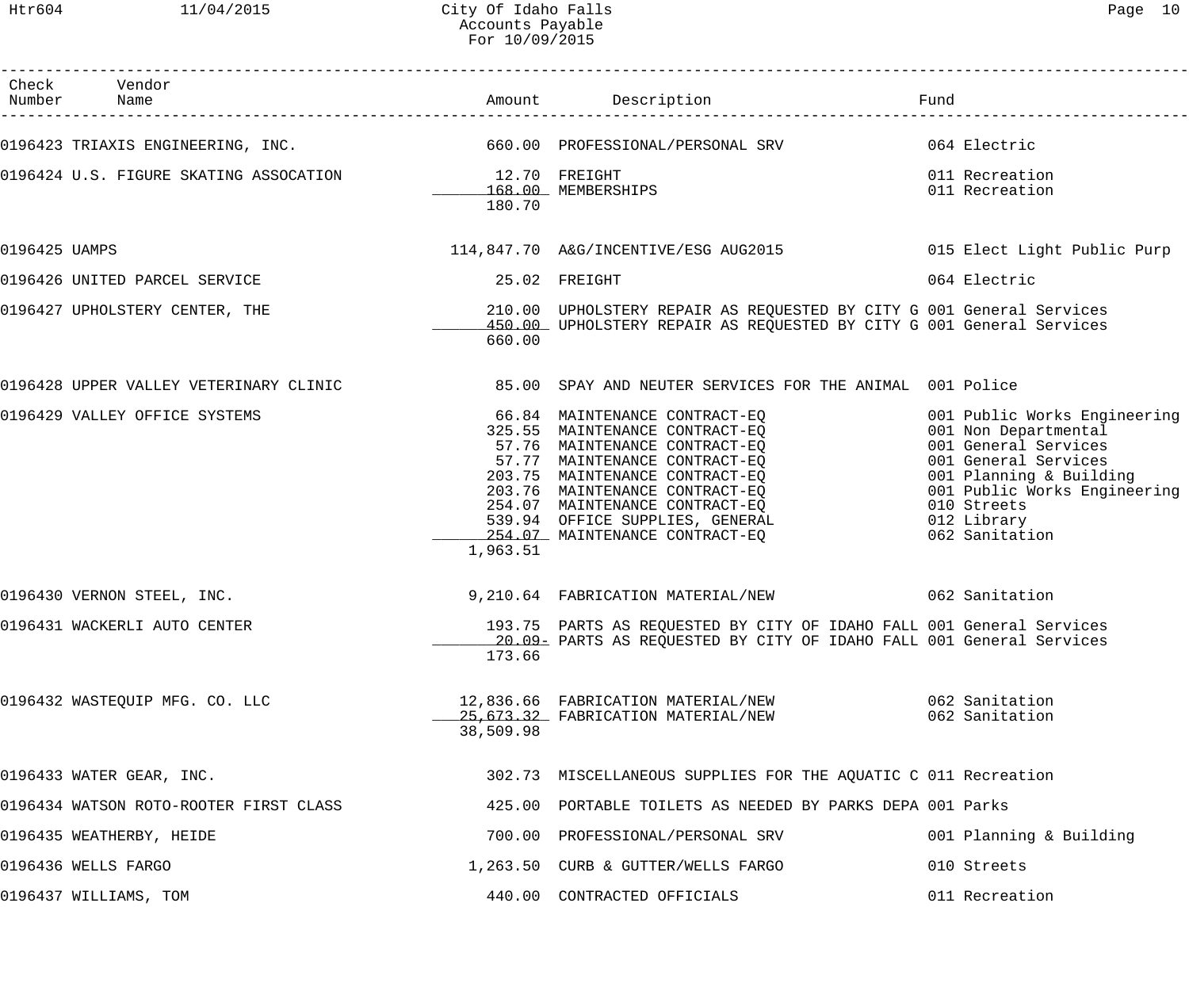# City Of Idaho Falls
## Accounts Payable
### For 10/09/2015

| Check Number | Vendor Name | Amount | Description | Fund |
|---|---|---|---|---|
| 0196423 | TRIAXIS ENGINEERING, INC. | 660.00 | PROFESSIONAL/PERSONAL SRV | 064 Electric |
| 0196424 | U.S. FIGURE SKATING ASSOCATION | 12.70 | FREIGHT | 011 Recreation |
| | | 168.00 | MEMBERSHIPS | 011 Recreation |
| | | 180.70 | | |
| 0196425 | UAMPS | 114,847.70 | A&G/INCENTIVE/ESG AUG2015 | 015 Elect Light Public Purp |
| 0196426 | UNITED PARCEL SERVICE | 25.02 | FREIGHT | 064 Electric |
| 0196427 | UPHOLSTERY CENTER, THE | 210.00 | UPHOLSTERY REPAIR AS REQUESTED BY CITY G | 001 General Services |
| | | 450.00 | UPHOLSTERY REPAIR AS REQUESTED BY CITY G | 001 General Services |
| | | 660.00 | | |
| 0196428 | UPPER VALLEY VETERINARY CLINIC | 85.00 | SPAY AND NEUTER SERVICES FOR THE ANIMAL | 001 Police |
| 0196429 | VALLEY OFFICE SYSTEMS | 66.84 | MAINTENANCE CONTRACT-EQ | 001 Public Works Engineering |
| | | 325.55 | MAINTENANCE CONTRACT-EQ | 001 Non Departmental |
| | | 57.76 | MAINTENANCE CONTRACT-EQ | 001 General Services |
| | | 57.77 | MAINTENANCE CONTRACT-EQ | 001 General Services |
| | | 203.75 | MAINTENANCE CONTRACT-EQ | 001 Planning & Building |
| | | 203.76 | MAINTENANCE CONTRACT-EQ | 001 Public Works Engineering |
| | | 254.07 | MAINTENANCE CONTRACT-EQ | 010 Streets |
| | | 539.94 | OFFICE SUPPLIES, GENERAL | 012 Library |
| | | 254.07 | MAINTENANCE CONTRACT-EQ | 062 Sanitation |
| | | 1,963.51 | | |
| 0196430 | VERNON STEEL, INC. | 9,210.64 | FABRICATION MATERIAL/NEW | 062 Sanitation |
| 0196431 | WACKERLI AUTO CENTER | 193.75 | PARTS AS REQUESTED BY CITY OF IDAHO FALL | 001 General Services |
| | | 20.09- | PARTS AS REQUESTED BY CITY OF IDAHO FALL | 001 General Services |
| | | 173.66 | | |
| 0196432 | WASTEQUIP MFG. CO. LLC | 12,836.66 | FABRICATION MATERIAL/NEW | 062 Sanitation |
| | | 25,673.32 | FABRICATION MATERIAL/NEW | 062 Sanitation |
| | | 38,509.98 | | |
| 0196433 | WATER GEAR, INC. | 302.73 | MISCELLANEOUS SUPPLIES FOR THE AQUATIC C | 011 Recreation |
| 0196434 | WATSON ROTO-ROOTER FIRST CLASS | 425.00 | PORTABLE TOILETS AS NEEDED BY PARKS DEPA | 001 Parks |
| 0196435 | WEATHERBY, HEIDE | 700.00 | PROFESSIONAL/PERSONAL SRV | 001 Planning & Building |
| 0196436 | WELLS FARGO | 1,263.50 | CURB & GUTTER/WELLS FARGO | 010 Streets |
| 0196437 | WILLIAMS, TOM | 440.00 | CONTRACTED OFFICIALS | 011 Recreation |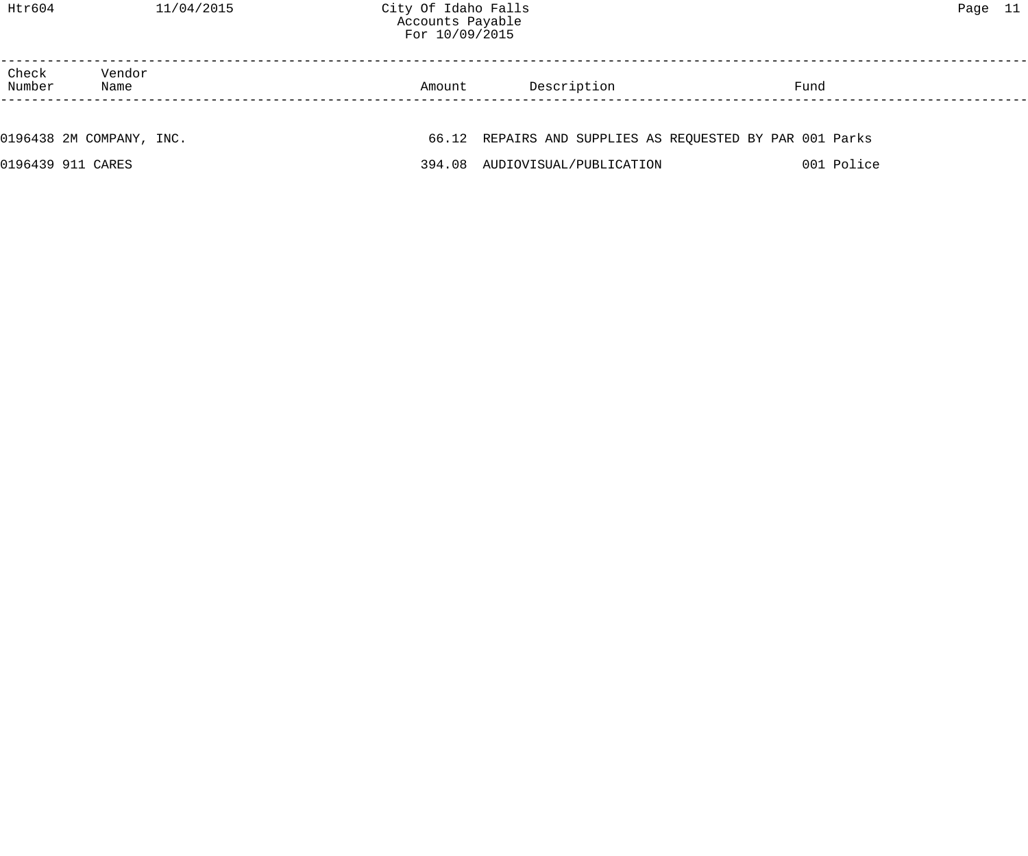City Of Idaho Falls
Accounts Payable
For 10/09/2015

| Check Number | Vendor Name | Amount | Description | Fund |
| --- | --- | --- | --- | --- |
| 0196438 | 2M COMPANY, INC. | 66.12 | REPAIRS AND SUPPLIES AS REQUESTED BY PAR | 001 Parks |
| 0196439 | 911 CARES | 394.08 | AUDIOVISUAL/PUBLICATION | 001 Police |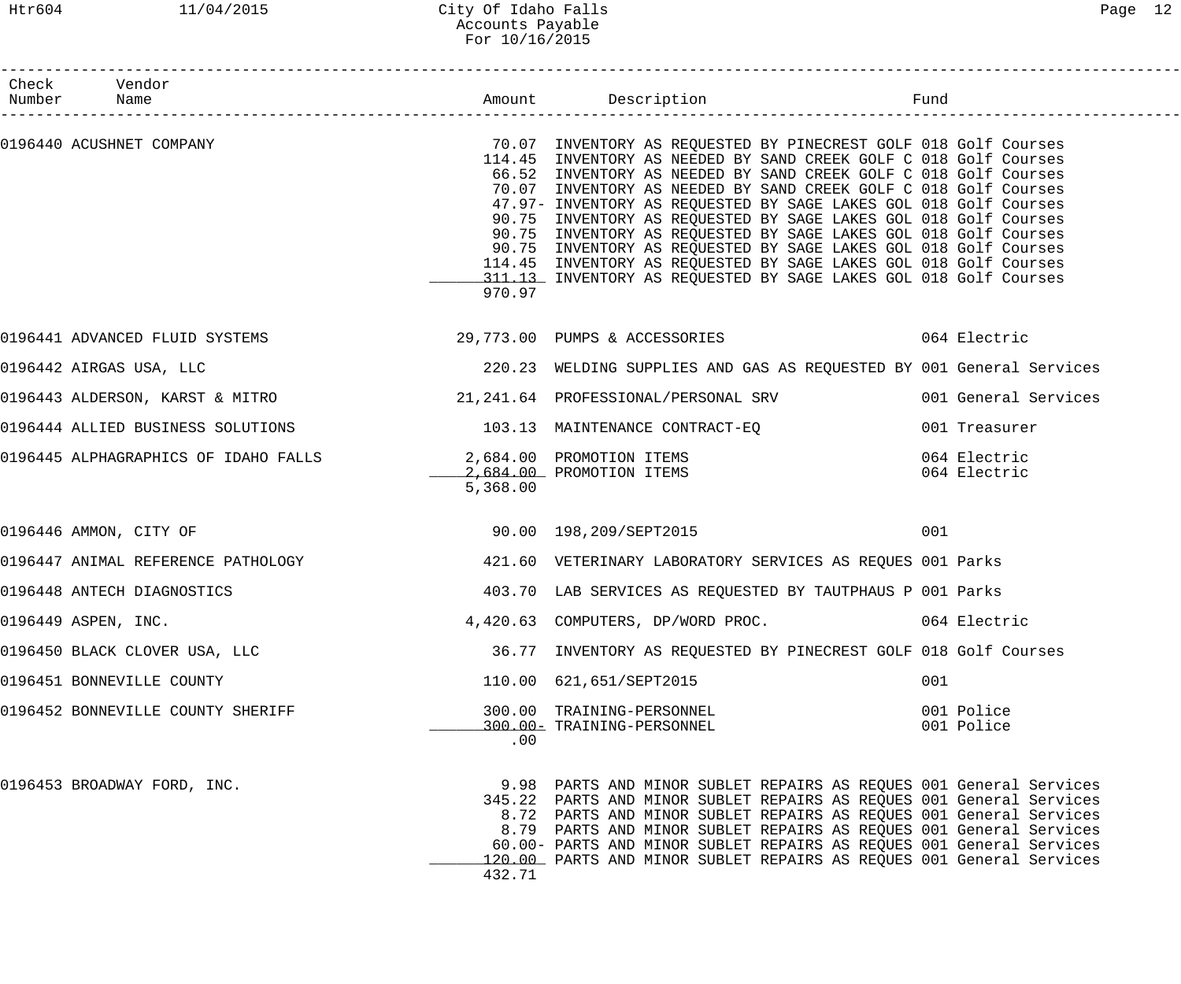City Of Idaho Falls
Accounts Payable
For 10/16/2015

| Check Number | Vendor Name | Amount | Description | Fund |
|---|---|---|---|---|
| 0196440 | ACUSHNET COMPANY | 70.07 | INVENTORY AS REQUESTED BY PINECREST GOLF | 018 Golf Courses |
| | | 114.45 | INVENTORY AS NEEDED BY SAND CREEK GOLF C | 018 Golf Courses |
| | | 66.52 | INVENTORY AS NEEDED BY SAND CREEK GOLF C | 018 Golf Courses |
| | | 70.07 | INVENTORY AS NEEDED BY SAND CREEK GOLF C | 018 Golf Courses |
| | | 47.97- | INVENTORY AS REQUESTED BY SAGE LAKES GOL | 018 Golf Courses |
| | | 90.75 | INVENTORY AS REQUESTED BY SAGE LAKES GOL | 018 Golf Courses |
| | | 90.75 | INVENTORY AS REQUESTED BY SAGE LAKES GOL | 018 Golf Courses |
| | | 90.75 | INVENTORY AS REQUESTED BY SAGE LAKES GOL | 018 Golf Courses |
| | | 114.45 | INVENTORY AS REQUESTED BY SAGE LAKES GOL | 018 Golf Courses |
| | | 311.13 | INVENTORY AS REQUESTED BY SAGE LAKES GOL | 018 Golf Courses |
| | | 970.97 | | |
| 0196441 | ADVANCED FLUID SYSTEMS | 29,773.00 | PUMPS & ACCESSORIES | 064 Electric |
| 0196442 | AIRGAS USA, LLC | 220.23 | WELDING SUPPLIES AND GAS AS REQUESTED BY | 001 General Services |
| 0196443 | ALDERSON, KARST & MITRO | 21,241.64 | PROFESSIONAL/PERSONAL SRV | 001 General Services |
| 0196444 | ALLIED BUSINESS SOLUTIONS | 103.13 | MAINTENANCE CONTRACT-EQ | 001 Treasurer |
| 0196445 | ALPHAGRAPHICS OF IDAHO FALLS | 2,684.00 | PROMOTION ITEMS | 064 Electric |
| | | 2,684.00 | PROMOTION ITEMS | 064 Electric |
| | | 5,368.00 | | |
| 0196446 | AMMON, CITY OF | 90.00 | 198,209/SEPT2015 | 001 |
| 0196447 | ANIMAL REFERENCE PATHOLOGY | 421.60 | VETERINARY LABORATORY SERVICES AS REQUES | 001 Parks |
| 0196448 | ANTECH DIAGNOSTICS | 403.70 | LAB SERVICES AS REQUESTED BY TAUTPHAUS P | 001 Parks |
| 0196449 | ASPEN, INC. | 4,420.63 | COMPUTERS, DP/WORD PROC. | 064 Electric |
| 0196450 | BLACK CLOVER USA, LLC | 36.77 | INVENTORY AS REQUESTED BY PINECREST GOLF | 018 Golf Courses |
| 0196451 | BONNEVILLE COUNTY | 110.00 | 621,651/SEPT2015 | 001 |
| 0196452 | BONNEVILLE COUNTY SHERIFF | 300.00 | TRAINING-PERSONNEL | 001 Police |
| | | 300.00- | TRAINING-PERSONNEL | 001 Police |
| | | .00 | | |
| 0196453 | BROADWAY FORD, INC. | 9.98 | PARTS AND MINOR SUBLET REPAIRS AS REQUES | 001 General Services |
| | | 345.22 | PARTS AND MINOR SUBLET REPAIRS AS REQUES | 001 General Services |
| | | 8.72 | PARTS AND MINOR SUBLET REPAIRS AS REQUES | 001 General Services |
| | | 8.79 | PARTS AND MINOR SUBLET REPAIRS AS REQUES | 001 General Services |
| | | 60.00- | PARTS AND MINOR SUBLET REPAIRS AS REQUES | 001 General Services |
| | | 120.00 | PARTS AND MINOR SUBLET REPAIRS AS REQUES | 001 General Services |
| | | 432.71 | | |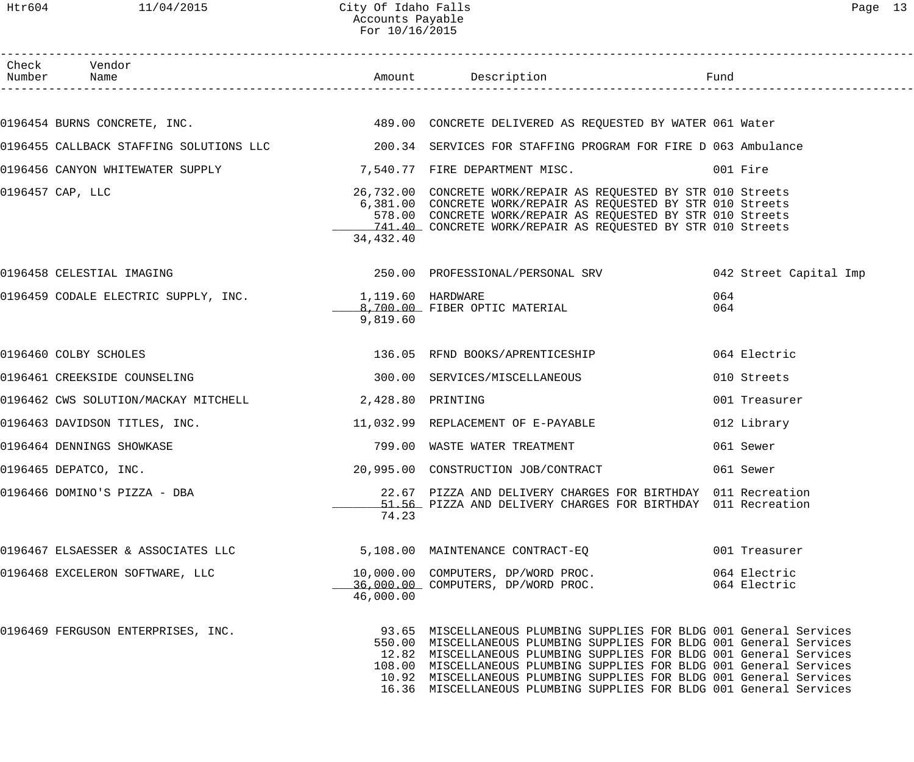City Of Idaho Falls
Accounts Payable
For 10/16/2015

| Check Number | Vendor Name | Amount | Description | Fund |
|---|---|---|---|---|
| 0196454 | BURNS CONCRETE, INC. | 489.00 | CONCRETE DELIVERED AS REQUESTED BY WATER | 061 Water |
| 0196455 | CALLBACK STAFFING SOLUTIONS LLC | 200.34 | SERVICES FOR STAFFING PROGRAM FOR FIRE D | 063 Ambulance |
| 0196456 | CANYON WHITEWATER SUPPLY | 7,540.77 | FIRE DEPARTMENT MISC. | 001 Fire |
| 0196457 | CAP, LLC | 26,732.00 | CONCRETE WORK/REPAIR AS REQUESTED BY STR | 010 Streets |
| | | 6,381.00 | CONCRETE WORK/REPAIR AS REQUESTED BY STR | 010 Streets |
| | | 578.00 | CONCRETE WORK/REPAIR AS REQUESTED BY STR | 010 Streets |
| | | 741.40 | CONCRETE WORK/REPAIR AS REQUESTED BY STR | 010 Streets |
| | | 34,432.40 | | |
| 0196458 | CELESTIAL IMAGING | 250.00 | PROFESSIONAL/PERSONAL SRV | 042 Street Capital Imp |
| 0196459 | CODALE ELECTRIC SUPPLY, INC. | 1,119.60 | HARDWARE | 064 |
| | | 8,700.00 | FIBER OPTIC MATERIAL | 064 |
| | | 9,819.60 | | |
| 0196460 | COLBY SCHOLES | 136.05 | RFND BOOKS/APRENTICESHIP | 064 Electric |
| 0196461 | CREEKSIDE COUNSELING | 300.00 | SERVICES/MISCELLANEOUS | 010 Streets |
| 0196462 | CWS SOLUTION/MACKAY MITCHELL | 2,428.80 | PRINTING | 001 Treasurer |
| 0196463 | DAVIDSON TITLES, INC. | 11,032.99 | REPLACEMENT OF E-PAYABLE | 012 Library |
| 0196464 | DENNINGS SHOWKASE | 799.00 | WASTE WATER TREATMENT | 061 Sewer |
| 0196465 | DEPATCO, INC. | 20,995.00 | CONSTRUCTION JOB/CONTRACT | 061 Sewer |
| 0196466 | DOMINO'S PIZZA - DBA | 22.67 | PIZZA AND DELIVERY CHARGES FOR BIRTHDAY | 011 Recreation |
| | | 51.56 | PIZZA AND DELIVERY CHARGES FOR BIRTHDAY | 011 Recreation |
| | | 74.23 | | |
| 0196467 | ELSAESSER & ASSOCIATES LLC | 5,108.00 | MAINTENANCE CONTRACT-EQ | 001 Treasurer |
| 0196468 | EXCELERON SOFTWARE, LLC | 10,000.00 | COMPUTERS, DP/WORD PROC. | 064 Electric |
| | | 36,000.00 | COMPUTERS, DP/WORD PROC. | 064 Electric |
| | | 46,000.00 | | |
| 0196469 | FERGUSON ENTERPRISES, INC. | 93.65 | MISCELLANEOUS PLUMBING SUPPLIES FOR BLDG | 001 General Services |
| | | 550.00 | MISCELLANEOUS PLUMBING SUPPLIES FOR BLDG | 001 General Services |
| | | 12.82 | MISCELLANEOUS PLUMBING SUPPLIES FOR BLDG | 001 General Services |
| | | 108.00 | MISCELLANEOUS PLUMBING SUPPLIES FOR BLDG | 001 General Services |
| | | 10.92 | MISCELLANEOUS PLUMBING SUPPLIES FOR BLDG | 001 General Services |
| | | 16.36 | MISCELLANEOUS PLUMBING SUPPLIES FOR BLDG | 001 General Services |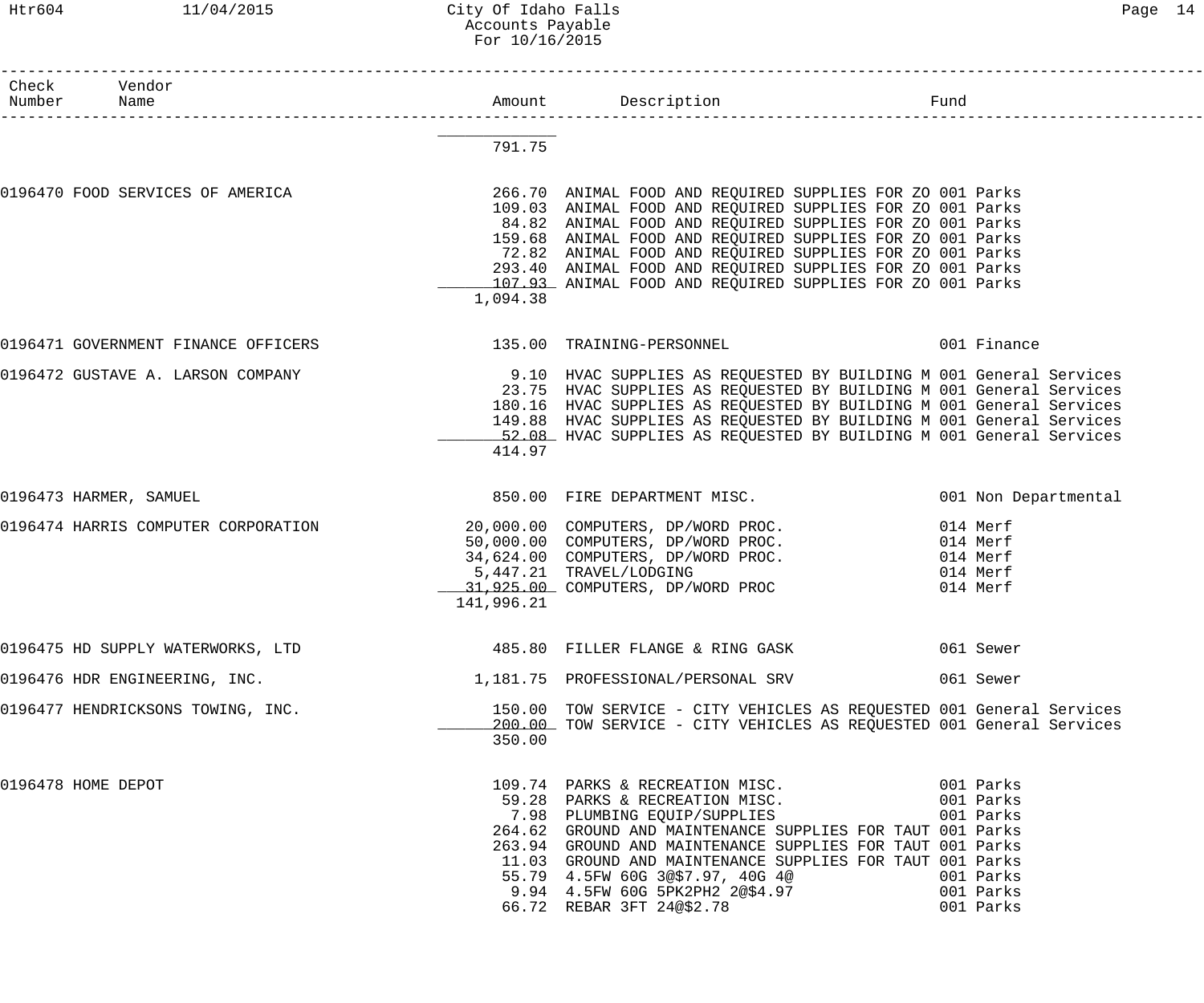| Check Number | Vendor Name | Amount | Description | Fund |
|---|---|---|---|---|
| | | 791.75 | | |
| 0196470 | FOOD SERVICES OF AMERICA | 266.70 | ANIMAL FOOD AND REQUIRED SUPPLIES FOR ZO | 001 Parks |
| | | 109.03 | ANIMAL FOOD AND REQUIRED SUPPLIES FOR ZO | 001 Parks |
| | | 84.82 | ANIMAL FOOD AND REQUIRED SUPPLIES FOR ZO | 001 Parks |
| | | 159.68 | ANIMAL FOOD AND REQUIRED SUPPLIES FOR ZO | 001 Parks |
| | | 72.82 | ANIMAL FOOD AND REQUIRED SUPPLIES FOR ZO | 001 Parks |
| | | 293.40 | ANIMAL FOOD AND REQUIRED SUPPLIES FOR ZO | 001 Parks |
| | | 107.93 | ANIMAL FOOD AND REQUIRED SUPPLIES FOR ZO | 001 Parks |
| | | 1,094.38 | | |
| 0196471 | GOVERNMENT FINANCE OFFICERS | 135.00 | TRAINING-PERSONNEL | 001 Finance |
| 0196472 | GUSTAVE A. LARSON COMPANY | 9.10 | HVAC SUPPLIES AS REQUESTED BY BUILDING M | 001 General Services |
| | | 23.75 | HVAC SUPPLIES AS REQUESTED BY BUILDING M | 001 General Services |
| | | 180.16 | HVAC SUPPLIES AS REQUESTED BY BUILDING M | 001 General Services |
| | | 149.88 | HVAC SUPPLIES AS REQUESTED BY BUILDING M | 001 General Services |
| | | 52.08 | HVAC SUPPLIES AS REQUESTED BY BUILDING M | 001 General Services |
| | | 414.97 | | |
| 0196473 | HARMER, SAMUEL | 850.00 | FIRE DEPARTMENT MISC. | 001 Non Departmental |
| 0196474 | HARRIS COMPUTER CORPORATION | 20,000.00 | COMPUTERS, DP/WORD PROC. | 014 Merf |
| | | 50,000.00 | COMPUTERS, DP/WORD PROC. | 014 Merf |
| | | 34,624.00 | COMPUTERS, DP/WORD PROC. | 014 Merf |
| | | 5,447.21 | TRAVEL/LODGING | 014 Merf |
| | | 31,925.00 | COMPUTERS, DP/WORD PROC | 014 Merf |
| | | 141,996.21 | | |
| 0196475 | HD SUPPLY WATERWORKS, LTD | 485.80 | FILLER FLANGE & RING GASK | 061 Sewer |
| 0196476 | HDR ENGINEERING, INC. | 1,181.75 | PROFESSIONAL/PERSONAL SRV | 061 Sewer |
| 0196477 | HENDRICKSONS TOWING, INC. | 150.00 | TOW SERVICE - CITY VEHICLES AS REQUESTED | 001 General Services |
| | | 200.00 | TOW SERVICE - CITY VEHICLES AS REQUESTED | 001 General Services |
| | | 350.00 | | |
| 0196478 | HOME DEPOT | 109.74 | PARKS & RECREATION MISC. | 001 Parks |
| | | 59.28 | PARKS & RECREATION MISC. | 001 Parks |
| | | 7.98 | PLUMBING EQUIP/SUPPLIES | 001 Parks |
| | | 264.62 | GROUND AND MAINTENANCE SUPPLIES FOR TAUT | 001 Parks |
| | | 263.94 | GROUND AND MAINTENANCE SUPPLIES FOR TAUT | 001 Parks |
| | | 11.03 | GROUND AND MAINTENANCE SUPPLIES FOR TAUT | 001 Parks |
| | | 55.79 | 4.5FW 60G 3@$7.97, 40G 4@ | 001 Parks |
| | | 9.94 | 4.5FW 60G 5PK2PH2 2@$4.97 | 001 Parks |
| | | 66.72 | REBAR 3FT 24@$2.78 | 001 Parks |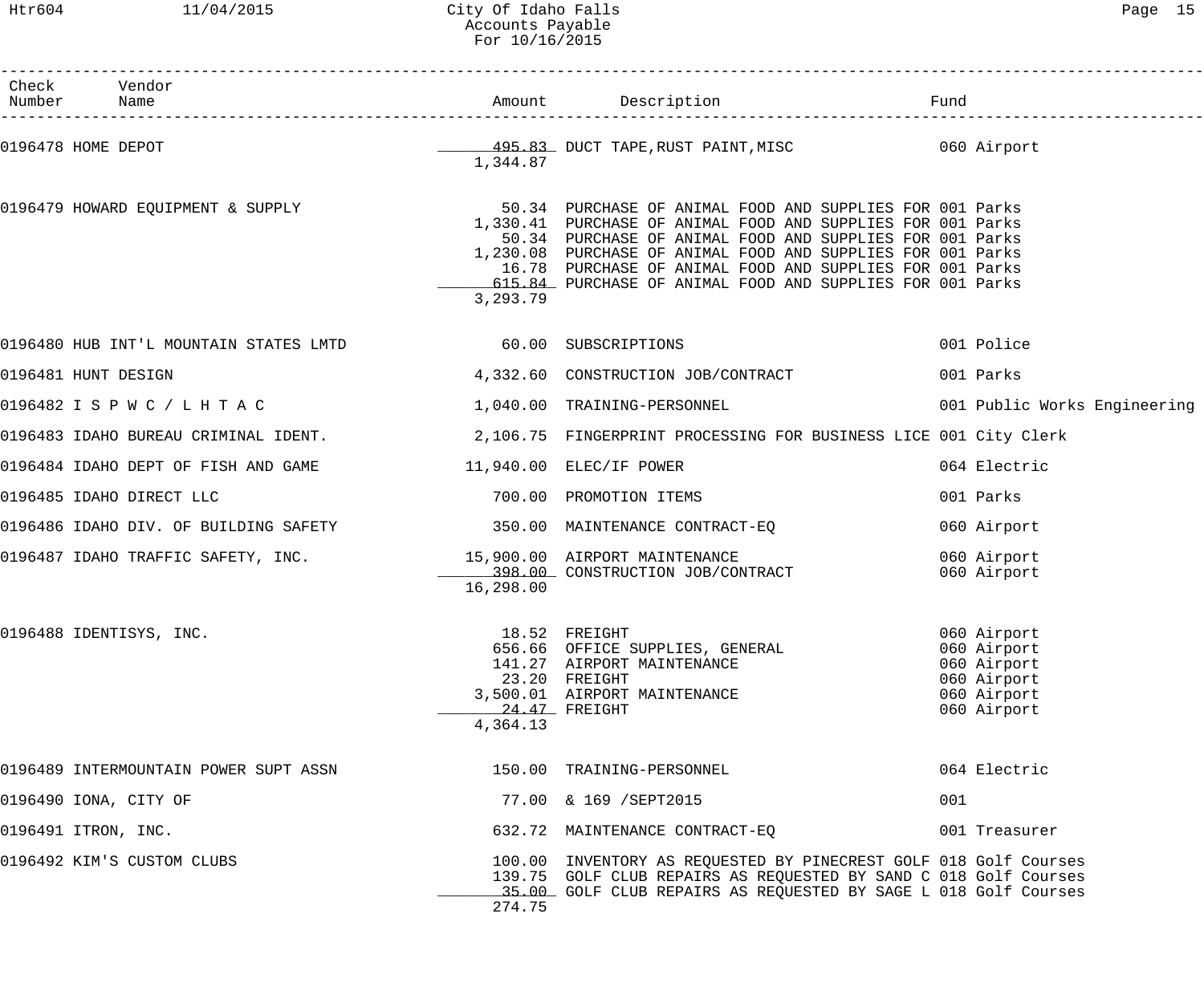| Check Number | Vendor Name | Amount | Description | Fund |
|---|---|---|---|---|
| 0196478 | HOME DEPOT | 495.83 | DUCT TAPE,RUST PAINT,MISC | 060 Airport |
| | | 1,344.87 | | |
| 0196479 | HOWARD EQUIPMENT & SUPPLY | 50.34 | PURCHASE OF ANIMAL FOOD AND SUPPLIES FOR | 001 Parks |
| | | 1,330.41 | PURCHASE OF ANIMAL FOOD AND SUPPLIES FOR | 001 Parks |
| | | 50.34 | PURCHASE OF ANIMAL FOOD AND SUPPLIES FOR | 001 Parks |
| | | 1,230.08 | PURCHASE OF ANIMAL FOOD AND SUPPLIES FOR | 001 Parks |
| | | 16.78 | PURCHASE OF ANIMAL FOOD AND SUPPLIES FOR | 001 Parks |
| | | 615.84 | PURCHASE OF ANIMAL FOOD AND SUPPLIES FOR | 001 Parks |
| | | 3,293.79 | | |
| 0196480 | HUB INT'L MOUNTAIN STATES LMTD | 60.00 | SUBSCRIPTIONS | 001 Police |
| 0196481 | HUNT DESIGN | 4,332.60 | CONSTRUCTION JOB/CONTRACT | 001 Parks |
| 0196482 | I S P W C / L H T A C | 1,040.00 | TRAINING-PERSONNEL | 001 Public Works Engineering |
| 0196483 | IDAHO BUREAU CRIMINAL IDENT. | 2,106.75 | FINGERPRINT PROCESSING FOR BUSINESS LICE | 001 City Clerk |
| 0196484 | IDAHO DEPT OF FISH AND GAME | 11,940.00 | ELEC/IF POWER | 064 Electric |
| 0196485 | IDAHO DIRECT LLC | 700.00 | PROMOTION ITEMS | 001 Parks |
| 0196486 | IDAHO DIV. OF BUILDING SAFETY | 350.00 | MAINTENANCE CONTRACT-EQ | 060 Airport |
| 0196487 | IDAHO TRAFFIC SAFETY, INC. | 15,900.00 | AIRPORT MAINTENANCE | 060 Airport |
| | | 398.00 | CONSTRUCTION JOB/CONTRACT | 060 Airport |
| | | 16,298.00 | | |
| 0196488 | IDENTISYS, INC. | 18.52 | FREIGHT | 060 Airport |
| | | 656.66 | OFFICE SUPPLIES, GENERAL | 060 Airport |
| | | 141.27 | AIRPORT MAINTENANCE | 060 Airport |
| | | 23.20 | FREIGHT | 060 Airport |
| | | 3,500.01 | AIRPORT MAINTENANCE | 060 Airport |
| | | 24.47 | FREIGHT | 060 Airport |
| | | 4,364.13 | | |
| 0196489 | INTERMOUNTAIN POWER SUPT ASSN | 150.00 | TRAINING-PERSONNEL | 064 Electric |
| 0196490 | IONA, CITY OF | 77.00 | & 169 /SEPT2015 | 001 |
| 0196491 | ITRON, INC. | 632.72 | MAINTENANCE CONTRACT-EQ | 001 Treasurer |
| 0196492 | KIM'S CUSTOM CLUBS | 100.00 | INVENTORY AS REQUESTED BY PINECREST GOLF | 018 Golf Courses |
| | | 139.75 | GOLF CLUB REPAIRS AS REQUESTED BY SAND C | 018 Golf Courses |
| | | 35.00 | GOLF CLUB REPAIRS AS REQUESTED BY SAGE L | 018 Golf Courses |
| | | 274.75 | | |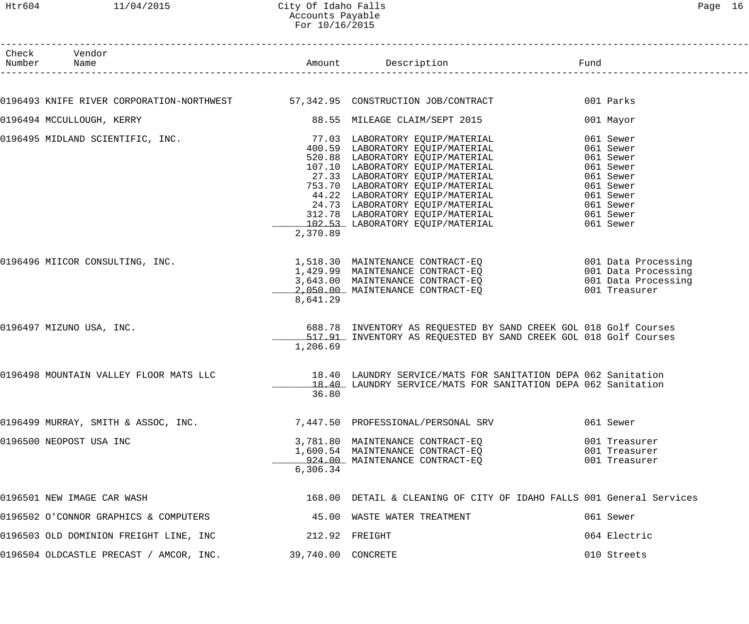# City Of Idaho Falls
## Accounts Payable
## For 10/16/2015

| Check Number | Vendor Name | Amount | Description | Fund |
|---|---|---|---|---|
| 0196493 | KNIFE RIVER CORPORATION-NORTHWEST | 57,342.95 | CONSTRUCTION JOB/CONTRACT | 001 Parks |
| 0196494 | MCCULLOUGH, KERRY | 88.55 | MILEAGE CLAIM/SEPT 2015 | 001 Mayor |
| 0196495 | MIDLAND SCIENTIFIC, INC. | 77.03 | LABORATORY EQUIP/MATERIAL | 061 Sewer |
| | | 400.59 | LABORATORY EQUIP/MATERIAL | 061 Sewer |
| | | 520.88 | LABORATORY EQUIP/MATERIAL | 061 Sewer |
| | | 107.10 | LABORATORY EQUIP/MATERIAL | 061 Sewer |
| | | 27.33 | LABORATORY EQUIP/MATERIAL | 061 Sewer |
| | | 753.70 | LABORATORY EQUIP/MATERIAL | 061 Sewer |
| | | 44.22 | LABORATORY EQUIP/MATERIAL | 061 Sewer |
| | | 24.73 | LABORATORY EQUIP/MATERIAL | 061 Sewer |
| | | 312.78 | LABORATORY EQUIP/MATERIAL | 061 Sewer |
| | | 102.53 | LABORATORY EQUIP/MATERIAL | 061 Sewer |
| | | 2,370.89 | | |
| 0196496 | MIICOR CONSULTING, INC. | 1,518.30 | MAINTENANCE CONTRACT-EQ | 001 Data Processing |
| | | 1,429.99 | MAINTENANCE CONTRACT-EQ | 001 Data Processing |
| | | 3,643.00 | MAINTENANCE CONTRACT-EQ | 001 Data Processing |
| | | 2,050.00 | MAINTENANCE CONTRACT-EQ | 001 Treasurer |
| | | 8,641.29 | | |
| 0196497 | MIZUNO USA, INC. | 688.78 | INVENTORY AS REQUESTED BY SAND CREEK GOL | 018 Golf Courses |
| | | 517.91 | INVENTORY AS REQUESTED BY SAND CREEK GOL | 018 Golf Courses |
| | | 1,206.69 | | |
| 0196498 | MOUNTAIN VALLEY FLOOR MATS LLC | 18.40 | LAUNDRY SERVICE/MATS FOR SANITATION DEPA | 062 Sanitation |
| | | 18.40 | LAUNDRY SERVICE/MATS FOR SANITATION DEPA | 062 Sanitation |
| | | 36.80 | | |
| 0196499 | MURRAY, SMITH & ASSOC, INC. | 7,447.50 | PROFESSIONAL/PERSONAL SRV | 061 Sewer |
| 0196500 | NEOPOST USA INC | 3,781.80 | MAINTENANCE CONTRACT-EQ | 001 Treasurer |
| | | 1,600.54 | MAINTENANCE CONTRACT-EQ | 001 Treasurer |
| | | 924.00 | MAINTENANCE CONTRACT-EQ | 001 Treasurer |
| | | 6,306.34 | | |
| 0196501 | NEW IMAGE CAR WASH | 168.00 | DETAIL & CLEANING OF CITY OF IDAHO FALLS | 001 General Services |
| 0196502 | O'CONNOR GRAPHICS & COMPUTERS | 45.00 | WASTE WATER TREATMENT | 061 Sewer |
| 0196503 | OLD DOMINION FREIGHT LINE, INC | 212.92 | FREIGHT | 064 Electric |
| 0196504 | OLDCASTLE PRECAST / AMCOR, INC. | 39,740.00 | CONCRETE | 010 Streets |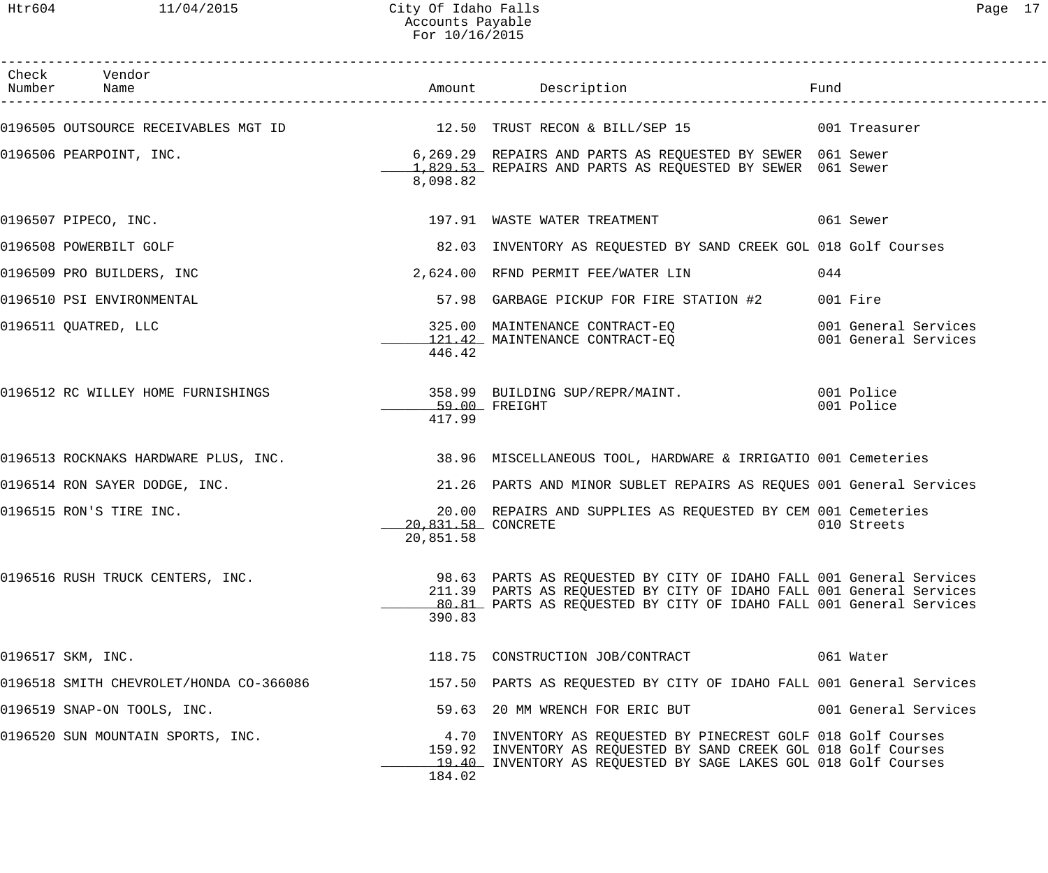# City Of Idaho Falls
## Accounts Payable
### For 10/16/2015

| Check Number | Vendor Name | Amount | Description | Fund |
|---|---|---|---|---|
| 0196505 | OUTSOURCE RECEIVABLES MGT ID | 12.50 | TRUST RECON & BILL/SEP 15 | 001 Treasurer |
| 0196506 | PEARPOINT, INC. | 6,269.29 | REPAIRS AND PARTS AS REQUESTED BY SEWER | 061 Sewer |
| | | 1,829.53 | REPAIRS AND PARTS AS REQUESTED BY SEWER | 061 Sewer |
| | | 8,098.82 | | |
| 0196507 | PIPECO, INC. | 197.91 | WASTE WATER TREATMENT | 061 Sewer |
| 0196508 | POWERBILT GOLF | 82.03 | INVENTORY AS REQUESTED BY SAND CREEK GOL | 018 Golf Courses |
| 0196509 | PRO BUILDERS, INC | 2,624.00 | RFND PERMIT FEE/WATER LIN | 044 |
| 0196510 | PSI ENVIRONMENTAL | 57.98 | GARBAGE PICKUP FOR FIRE STATION #2 | 001 Fire |
| 0196511 | QUATRED, LLC | 325.00 | MAINTENANCE CONTRACT-EQ | 001 General Services |
| | | 121.42 | MAINTENANCE CONTRACT-EQ | 001 General Services |
| | | 446.42 | | |
| 0196512 | RC WILLEY HOME FURNISHINGS | 358.99 | BUILDING SUP/REPR/MAINT. | 001 Police |
| | | 59.00 | FREIGHT | 001 Police |
| | | 417.99 | | |
| 0196513 | ROCKNAKS HARDWARE PLUS, INC. | 38.96 | MISCELLANEOUS TOOL, HARDWARE & IRRIGATIO | 001 Cemeteries |
| 0196514 | RON SAYER DODGE, INC. | 21.26 | PARTS AND MINOR SUBLET REPAIRS AS REQUES | 001 General Services |
| 0196515 | RON'S TIRE INC. | 20.00 | REPAIRS AND SUPPLIES AS REQUESTED BY CEM | 001 Cemeteries |
| | | 20,831.58 | CONCRETE | 010 Streets |
| | | 20,851.58 | | |
| 0196516 | RUSH TRUCK CENTERS, INC. | 98.63 | PARTS AS REQUESTED BY CITY OF IDAHO FALL | 001 General Services |
| | | 211.39 | PARTS AS REQUESTED BY CITY OF IDAHO FALL | 001 General Services |
| | | 80.81 | PARTS AS REQUESTED BY CITY OF IDAHO FALL | 001 General Services |
| | | 390.83 | | |
| 0196517 | SKM, INC. | 118.75 | CONSTRUCTION JOB/CONTRACT | 061 Water |
| 0196518 | SMITH CHEVROLET/HONDA CO-366086 | 157.50 | PARTS AS REQUESTED BY CITY OF IDAHO FALL | 001 General Services |
| 0196519 | SNAP-ON TOOLS, INC. | 59.63 | 20 MM WRENCH FOR ERIC BUT | 001 General Services |
| 0196520 | SUN MOUNTAIN SPORTS, INC. | 4.70 | INVENTORY AS REQUESTED BY PINECREST GOLF | 018 Golf Courses |
| | | 159.92 | INVENTORY AS REQUESTED BY SAND CREEK GOL | 018 Golf Courses |
| | | 19.40 | INVENTORY AS REQUESTED BY SAGE LAKES GOL | 018 Golf Courses |
| | | 184.02 | | |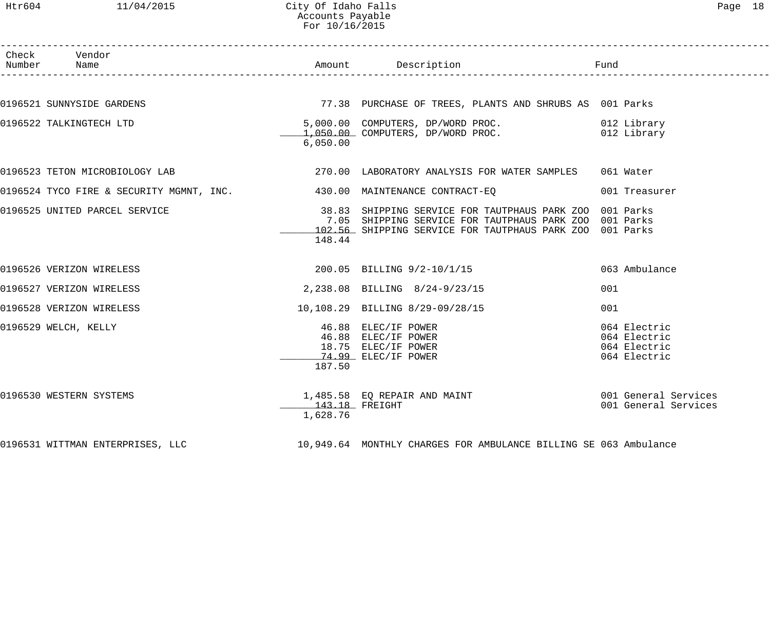# City Of Idaho Falls
## Accounts Payable
### For 10/16/2015

| Check Number | Vendor Name | Amount | Description | Fund |
|---|---|---|---|---|
| 0196521 | SUNNYSIDE GARDENS | 77.38 | PURCHASE OF TREES, PLANTS AND SHRUBS AS | 001 Parks |
| 0196522 | TALKINGTECH LTD | 5,000.00 | COMPUTERS, DP/WORD PROC. | 012 Library |
| | | 1,050.00 | COMPUTERS, DP/WORD PROC. | 012 Library |
| | | 6,050.00 | | |
| 0196523 | TETON MICROBIOLOGY LAB | 270.00 | LABORATORY ANALYSIS FOR WATER SAMPLES | 061 Water |
| 0196524 | TYCO FIRE & SECURITY MGMNT, INC. | 430.00 | MAINTENANCE CONTRACT-EQ | 001 Treasurer |
| 0196525 | UNITED PARCEL SERVICE | 38.83 | SHIPPING SERVICE FOR TAUTPHAUS PARK ZOO | 001 Parks |
| | | 7.05 | SHIPPING SERVICE FOR TAUTPHAUS PARK ZOO | 001 Parks |
| | | 102.56 | SHIPPING SERVICE FOR TAUTPHAUS PARK ZOO | 001 Parks |
| | | 148.44 | | |
| 0196526 | VERIZON WIRELESS | 200.05 | BILLING 9/2-10/1/15 | 063 Ambulance |
| 0196527 | VERIZON WIRELESS | 2,238.08 | BILLING 8/24-9/23/15 | 001 |
| 0196528 | VERIZON WIRELESS | 10,108.29 | BILLING 8/29-09/28/15 | 001 |
| 0196529 | WELCH, KELLY | 46.88 | ELEC/IF POWER | 064 Electric |
| | | 46.88 | ELEC/IF POWER | 064 Electric |
| | | 18.75 | ELEC/IF POWER | 064 Electric |
| | | 74.99 | ELEC/IF POWER | 064 Electric |
| | | 187.50 | | |
| 0196530 | WESTERN SYSTEMS | 1,485.58 | EQ REPAIR AND MAINT | 001 General Services |
| | | 143.18 | FREIGHT | 001 General Services |
| | | 1,628.76 | | |
| 0196531 | WITTMAN ENTERPRISES, LLC | 10,949.64 | MONTHLY CHARGES FOR AMBULANCE BILLING SE | 063 Ambulance |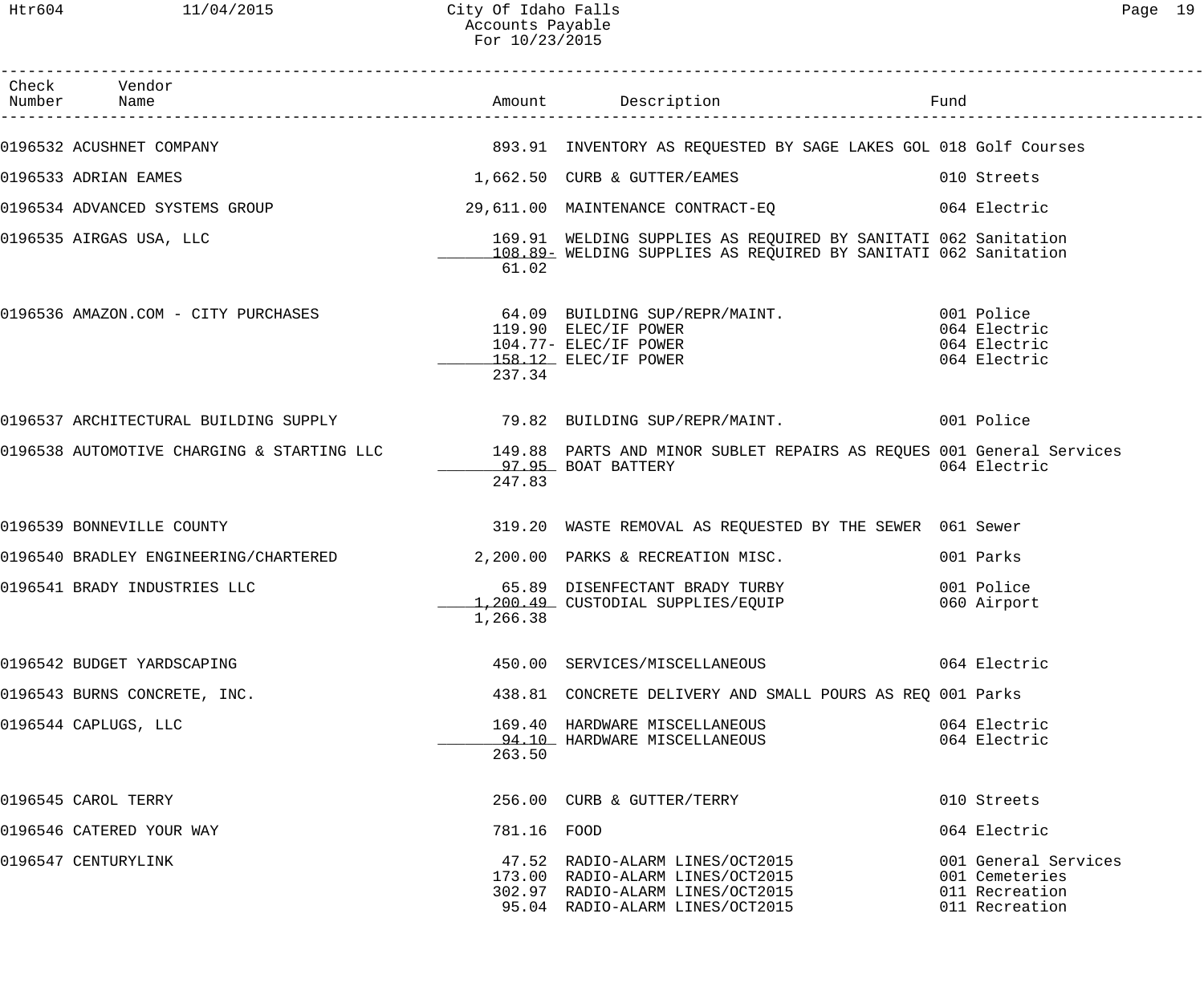# City Of Idaho Falls
## Accounts Payable
### For 10/23/2015

| Check Number | Vendor Name | Amount | Description | Fund |
|---|---|---|---|---|
| 0196532 | ACUSHNET COMPANY | 893.91 | INVENTORY AS REQUESTED BY SAGE LAKES GOL | 018 Golf Courses |
| 0196533 | ADRIAN EAMES | 1,662.50 | CURB & GUTTER/EAMES | 010 Streets |
| 0196534 | ADVANCED SYSTEMS GROUP | 29,611.00 | MAINTENANCE CONTRACT-EQ | 064 Electric |
| 0196535 | AIRGAS USA, LLC | 169.91 | WELDING SUPPLIES AS REQUIRED BY SANITATI | 062 Sanitation |
| | | 108.89- | WELDING SUPPLIES AS REQUIRED BY SANITATI | 062 Sanitation |
| | | 61.02 | | |
| 0196536 | AMAZON.COM - CITY PURCHASES | 64.09 | BUILDING SUP/REPR/MAINT. | 001 Police |
| | | 119.90 | ELEC/IF POWER | 064 Electric |
| | | 104.77- | ELEC/IF POWER | 064 Electric |
| | | 158.12 | ELEC/IF POWER | 064 Electric |
| | | 237.34 | | |
| 0196537 | ARCHITECTURAL BUILDING SUPPLY | 79.82 | BUILDING SUP/REPR/MAINT. | 001 Police |
| 0196538 | AUTOMOTIVE CHARGING & STARTING LLC | 149.88 | PARTS AND MINOR SUBLET REPAIRS AS REQUES | 001 General Services |
| | | 97.95 | BOAT BATTERY | 064 Electric |
| | | 247.83 | | |
| 0196539 | BONNEVILLE COUNTY | 319.20 | WASTE REMOVAL AS REQUESTED BY THE SEWER | 061 Sewer |
| 0196540 | BRADLEY ENGINEERING/CHARTERED | 2,200.00 | PARKS & RECREATION MISC. | 001 Parks |
| 0196541 | BRADY INDUSTRIES LLC | 65.89 | DISENFECTANT BRADY TURBY | 001 Police |
| | | 1,200.49 | CUSTODIAL SUPPLIES/EQUIP | 060 Airport |
| | | 1,266.38 | | |
| 0196542 | BUDGET YARDSCAPING | 450.00 | SERVICES/MISCELLANEOUS | 064 Electric |
| 0196543 | BURNS CONCRETE, INC. | 438.81 | CONCRETE DELIVERY AND SMALL POURS AS REQ | 001 Parks |
| 0196544 | CAPLUGS, LLC | 169.40 | HARDWARE MISCELLANEOUS | 064 Electric |
| | | 94.10 | HARDWARE MISCELLANEOUS | 064 Electric |
| | | 263.50 | | |
| 0196545 | CAROL TERRY | 256.00 | CURB & GUTTER/TERRY | 010 Streets |
| 0196546 | CATERED YOUR WAY | 781.16 | FOOD | 064 Electric |
| 0196547 | CENTURYLINK | 47.52 | RADIO-ALARM LINES/OCT2015 | 001 General Services |
| | | 173.00 | RADIO-ALARM LINES/OCT2015 | 001 Cemeteries |
| | | 302.97 | RADIO-ALARM LINES/OCT2015 | 011 Recreation |
| | | 95.04 | RADIO-ALARM LINES/OCT2015 | 011 Recreation |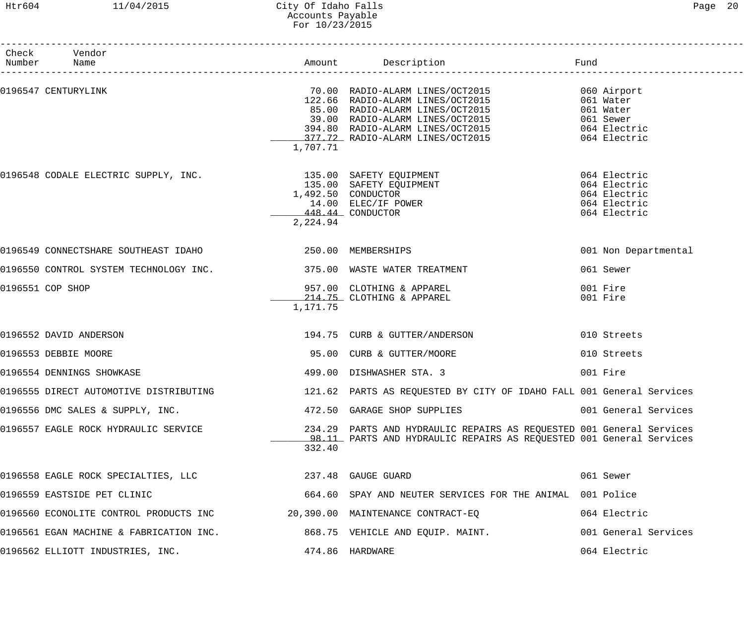| Check Number | Vendor Name | Amount | Description | Fund |
|---|---|---|---|---|
| 0196547 | CENTURYLINK | 70.00 | RADIO-ALARM LINES/OCT2015 | 060 Airport |
| | | 122.66 | RADIO-ALARM LINES/OCT2015 | 061 Water |
| | | 85.00 | RADIO-ALARM LINES/OCT2015 | 061 Water |
| | | 39.00 | RADIO-ALARM LINES/OCT2015 | 061 Sewer |
| | | 394.80 | RADIO-ALARM LINES/OCT2015 | 064 Electric |
| | | 377.72 | RADIO-ALARM LINES/OCT2015 | 064 Electric |
| | | 1,707.71 | | |
| 0196548 | CODALE ELECTRIC SUPPLY, INC. | 135.00 | SAFETY EQUIPMENT | 064 Electric |
| | | 135.00 | SAFETY EQUIPMENT | 064 Electric |
| | | 1,492.50 | CONDUCTOR | 064 Electric |
| | | 14.00 | ELEC/IF POWER | 064 Electric |
| | | 448.44 | CONDUCTOR | 064 Electric |
| | | 2,224.94 | | |
| 0196549 | CONNECTSHARE SOUTHEAST IDAHO | 250.00 | MEMBERSHIPS | 001 Non Departmental |
| 0196550 | CONTROL SYSTEM TECHNOLOGY INC. | 375.00 | WASTE WATER TREATMENT | 061 Sewer |
| 0196551 | COP SHOP | 957.00 | CLOTHING & APPAREL | 001 Fire |
| | | 214.75 | CLOTHING & APPAREL | 001 Fire |
| | | 1,171.75 | | |
| 0196552 | DAVID ANDERSON | 194.75 | CURB & GUTTER/ANDERSON | 010 Streets |
| 0196553 | DEBBIE MOORE | 95.00 | CURB & GUTTER/MOORE | 010 Streets |
| 0196554 | DENNINGS SHOWKASE | 499.00 | DISHWASHER STA. 3 | 001 Fire |
| 0196555 | DIRECT AUTOMOTIVE DISTRIBUTING | 121.62 | PARTS AS REQUESTED BY CITY OF IDAHO FALL | 001 General Services |
| 0196556 | DMC SALES & SUPPLY, INC. | 472.50 | GARAGE SHOP SUPPLIES | 001 General Services |
| 0196557 | EAGLE ROCK HYDRAULIC SERVICE | 234.29 | PARTS AND HYDRAULIC REPAIRS AS REQUESTED | 001 General Services |
| | | 98.11 | PARTS AND HYDRAULIC REPAIRS AS REQUESTED | 001 General Services |
| | | 332.40 | | |
| 0196558 | EAGLE ROCK SPECIALTIES, LLC | 237.48 | GAUGE GUARD | 061 Sewer |
| 0196559 | EASTSIDE PET CLINIC | 664.60 | SPAY AND NEUTER SERVICES FOR THE ANIMAL | 001 Police |
| 0196560 | ECONOLITE CONTROL PRODUCTS INC | 20,390.00 | MAINTENANCE CONTRACT-EQ | 064 Electric |
| 0196561 | EGAN MACHINE & FABRICATION INC. | 868.75 | VEHICLE AND EQUIP. MAINT. | 001 General Services |
| 0196562 | ELLIOTT INDUSTRIES, INC. | 474.86 | HARDWARE | 064 Electric |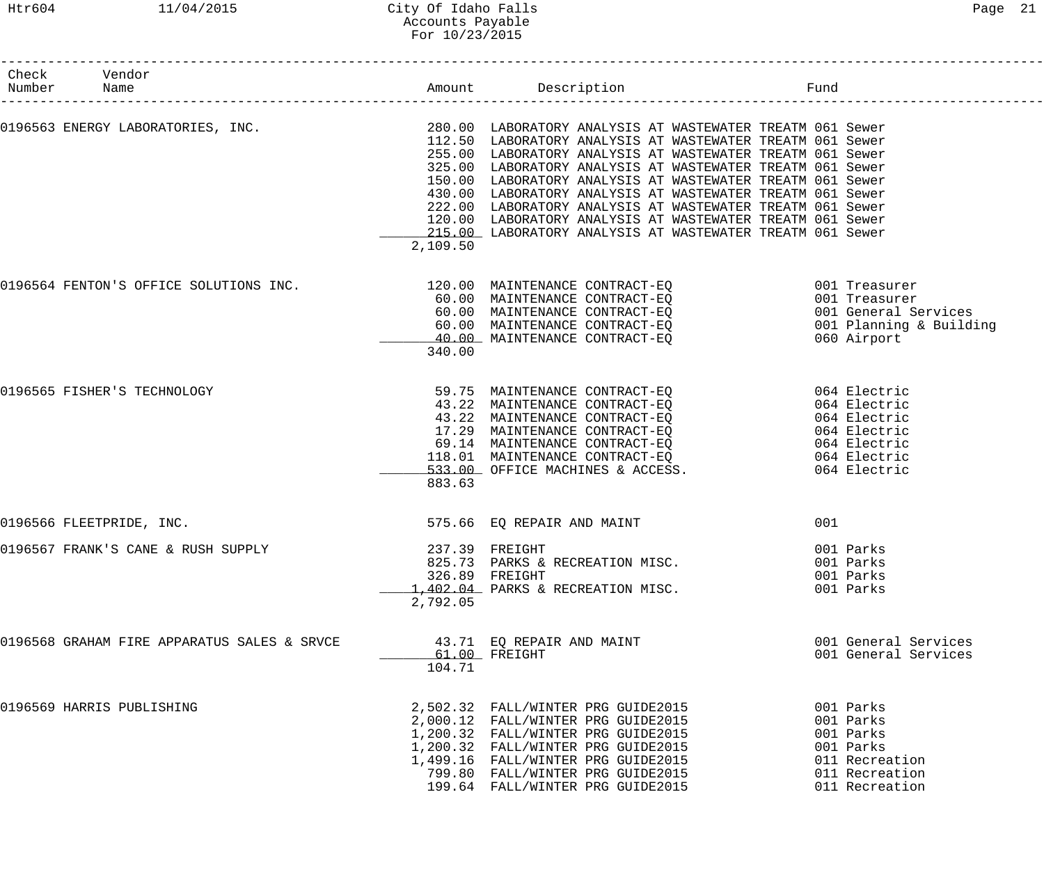| Check Number | Vendor Name | Amount | Description | Fund |
|---|---|---|---|---|
| 0196563 | ENERGY LABORATORIES, INC. | 280.00 | LABORATORY ANALYSIS AT WASTEWATER TREATM | 061 Sewer |
| | | 112.50 | LABORATORY ANALYSIS AT WASTEWATER TREATM | 061 Sewer |
| | | 255.00 | LABORATORY ANALYSIS AT WASTEWATER TREATM | 061 Sewer |
| | | 325.00 | LABORATORY ANALYSIS AT WASTEWATER TREATM | 061 Sewer |
| | | 150.00 | LABORATORY ANALYSIS AT WASTEWATER TREATM | 061 Sewer |
| | | 430.00 | LABORATORY ANALYSIS AT WASTEWATER TREATM | 061 Sewer |
| | | 222.00 | LABORATORY ANALYSIS AT WASTEWATER TREATM | 061 Sewer |
| | | 120.00 | LABORATORY ANALYSIS AT WASTEWATER TREATM | 061 Sewer |
| | | 215.00 | LABORATORY ANALYSIS AT WASTEWATER TREATM | 061 Sewer |
| | | 2,109.50 | | |
| 0196564 | FENTON'S OFFICE SOLUTIONS INC. | 120.00 | MAINTENANCE CONTRACT-EQ | 001 Treasurer |
| | | 60.00 | MAINTENANCE CONTRACT-EQ | 001 Treasurer |
| | | 60.00 | MAINTENANCE CONTRACT-EQ | 001 General Services |
| | | 60.00 | MAINTENANCE CONTRACT-EQ | 001 Planning & Building |
| | | 40.00 | MAINTENANCE CONTRACT-EQ | 060 Airport |
| | | 340.00 | | |
| 0196565 | FISHER'S TECHNOLOGY | 59.75 | MAINTENANCE CONTRACT-EQ | 064 Electric |
| | | 43.22 | MAINTENANCE CONTRACT-EQ | 064 Electric |
| | | 43.22 | MAINTENANCE CONTRACT-EQ | 064 Electric |
| | | 17.29 | MAINTENANCE CONTRACT-EQ | 064 Electric |
| | | 69.14 | MAINTENANCE CONTRACT-EQ | 064 Electric |
| | | 118.01 | MAINTENANCE CONTRACT-EQ | 064 Electric |
| | | 533.00 | OFFICE MACHINES & ACCESS. | 064 Electric |
| | | 883.63 | | |
| 0196566 | FLEETPRIDE, INC. | 575.66 | EQ REPAIR AND MAINT | 001 |
| 0196567 | FRANK'S CANE & RUSH SUPPLY | 237.39 | FREIGHT | 001 Parks |
| | | 825.73 | PARKS & RECREATION MISC. | 001 Parks |
| | | 326.89 | FREIGHT | 001 Parks |
| | | 1,402.04 | PARKS & RECREATION MISC. | 001 Parks |
| | | 2,792.05 | | |
| 0196568 | GRAHAM FIRE APPARATUS SALES & SRVCE | 43.71 | EQ REPAIR AND MAINT | 001 General Services |
| | | 61.00 | FREIGHT | 001 General Services |
| | | 104.71 | | |
| 0196569 | HARRIS PUBLISHING | 2,502.32 | FALL/WINTER PRG GUIDE2015 | 001 Parks |
| | | 2,000.12 | FALL/WINTER PRG GUIDE2015 | 001 Parks |
| | | 1,200.32 | FALL/WINTER PRG GUIDE2015 | 001 Parks |
| | | 1,200.32 | FALL/WINTER PRG GUIDE2015 | 001 Parks |
| | | 1,499.16 | FALL/WINTER PRG GUIDE2015 | 011 Recreation |
| | | 799.80 | FALL/WINTER PRG GUIDE2015 | 011 Recreation |
| | | 199.64 | FALL/WINTER PRG GUIDE2015 | 011 Recreation |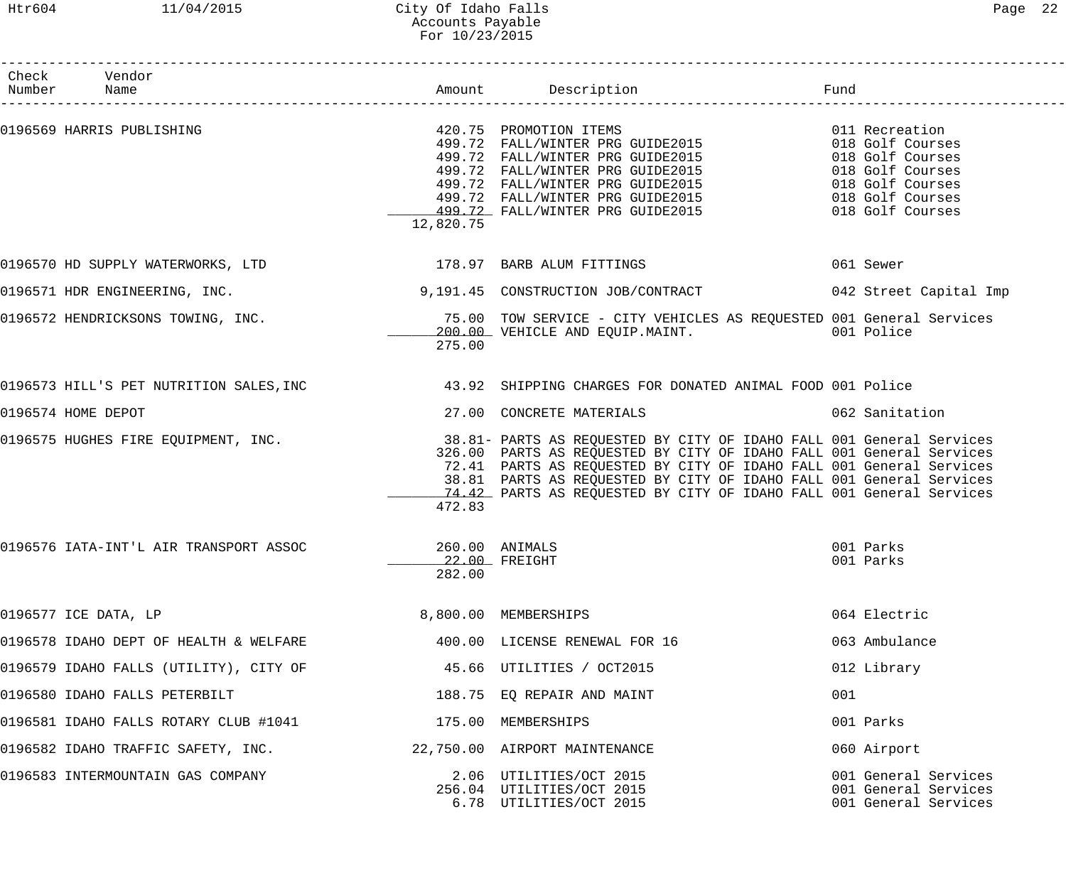| Check Number | Vendor Name | Amount | Description | Fund |
|---|---|---|---|---|
| 0196569 | HARRIS PUBLISHING | 420.75 | PROMOTION ITEMS | 011 Recreation |
| | | 499.72 | FALL/WINTER PRG GUIDE2015 | 018 Golf Courses |
| | | 499.72 | FALL/WINTER PRG GUIDE2015 | 018 Golf Courses |
| | | 499.72 | FALL/WINTER PRG GUIDE2015 | 018 Golf Courses |
| | | 499.72 | FALL/WINTER PRG GUIDE2015 | 018 Golf Courses |
| | | 499.72 | FALL/WINTER PRG GUIDE2015 | 018 Golf Courses |
| | | 499.72 | FALL/WINTER PRG GUIDE2015 | 018 Golf Courses |
| | | 12,820.75 | | |
| 0196570 | HD SUPPLY WATERWORKS, LTD | 178.97 | BARB ALUM FITTINGS | 061 Sewer |
| 0196571 | HDR ENGINEERING, INC. | 9,191.45 | CONSTRUCTION JOB/CONTRACT | 042 Street Capital Imp |
| 0196572 | HENDRICKSONS TOWING, INC. | 75.00 | TOW SERVICE - CITY VEHICLES AS REQUESTED | 001 General Services |
| | | 200.00 | VEHICLE AND EQUIP.MAINT. | 001 Police |
| | | 275.00 | | |
| 0196573 | HILL'S PET NUTRITION SALES,INC | 43.92 | SHIPPING CHARGES FOR DONATED ANIMAL FOOD | 001 Police |
| 0196574 | HOME DEPOT | 27.00 | CONCRETE MATERIALS | 062 Sanitation |
| 0196575 | HUGHES FIRE EQUIPMENT, INC. | 38.81- | PARTS AS REQUESTED BY CITY OF IDAHO FALL | 001 General Services |
| | | 326.00 | PARTS AS REQUESTED BY CITY OF IDAHO FALL | 001 General Services |
| | | 72.41 | PARTS AS REQUESTED BY CITY OF IDAHO FALL | 001 General Services |
| | | 38.81 | PARTS AS REQUESTED BY CITY OF IDAHO FALL | 001 General Services |
| | | 74.42 | PARTS AS REQUESTED BY CITY OF IDAHO FALL | 001 General Services |
| | | 472.83 | | |
| 0196576 | IATA-INT'L AIR TRANSPORT ASSOC | 260.00 | ANIMALS | 001 Parks |
| | | 22.00 | FREIGHT | 001 Parks |
| | | 282.00 | | |
| 0196577 | ICE DATA, LP | 8,800.00 | MEMBERSHIPS | 064 Electric |
| 0196578 | IDAHO DEPT OF HEALTH & WELFARE | 400.00 | LICENSE RENEWAL FOR 16 | 063 Ambulance |
| 0196579 | IDAHO FALLS (UTILITY), CITY OF | 45.66 | UTILITIES / OCT2015 | 012 Library |
| 0196580 | IDAHO FALLS PETERBILT | 188.75 | EQ REPAIR AND MAINT | 001 |
| 0196581 | IDAHO FALLS ROTARY CLUB #1041 | 175.00 | MEMBERSHIPS | 001 Parks |
| 0196582 | IDAHO TRAFFIC SAFETY, INC. | 22,750.00 | AIRPORT MAINTENANCE | 060 Airport |
| 0196583 | INTERMOUNTAIN GAS COMPANY | 2.06 | UTILITIES/OCT 2015 | 001 General Services |
| | | 256.04 | UTILITIES/OCT 2015 | 001 General Services |
| | | 6.78 | UTILITIES/OCT 2015 | 001 General Services |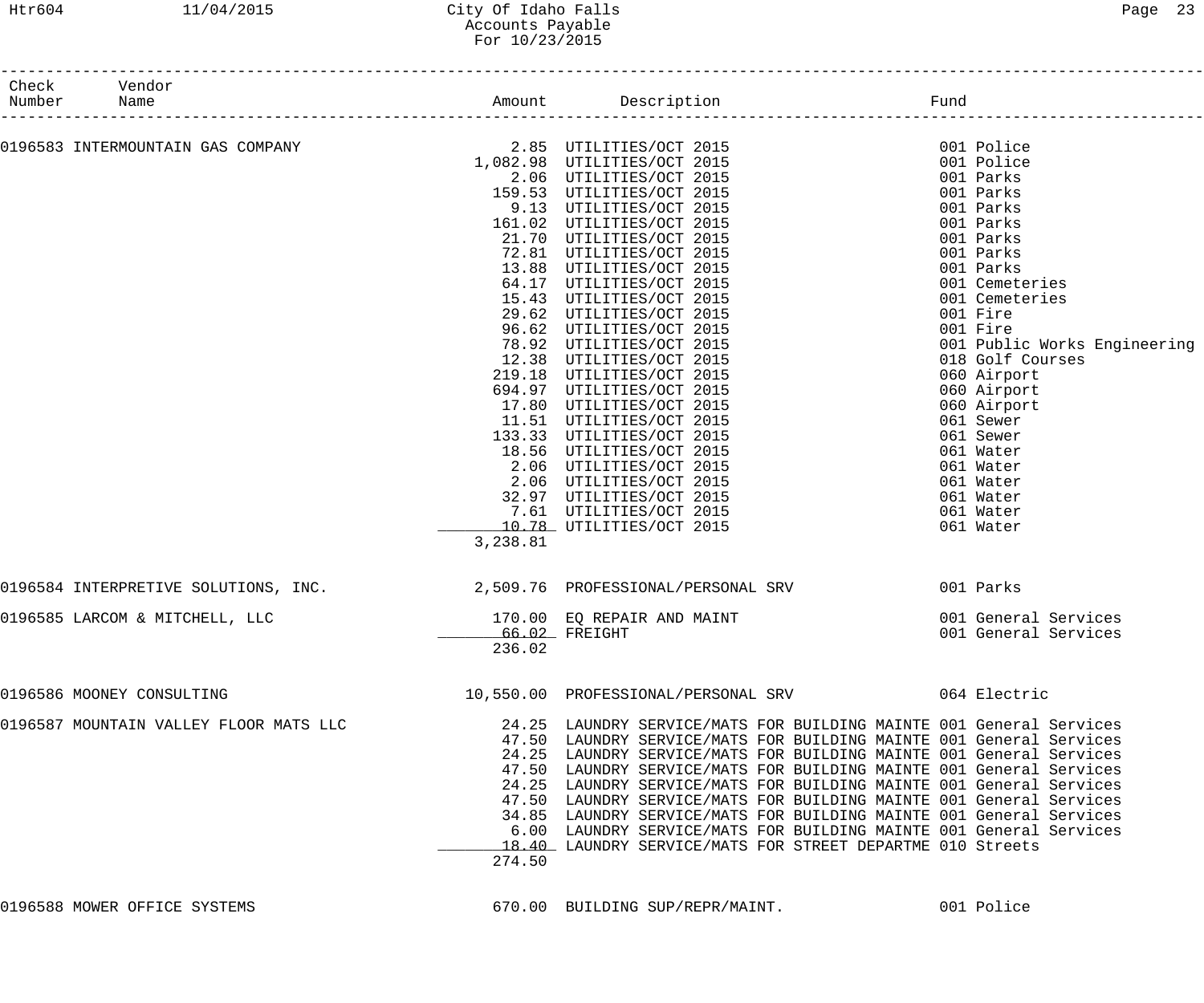# City Of Idaho Falls
## Accounts Payable
### For 10/23/2015

| Check Number | Vendor Name | Amount | Description | Fund |
|---|---|---|---|---|
| 0196583 | INTERMOUNTAIN GAS COMPANY | 2.85 | UTILITIES/OCT 2015 | 001 Police |
| | | 1,082.98 | UTILITIES/OCT 2015 | 001 Police |
| | | 2.06 | UTILITIES/OCT 2015 | 001 Parks |
| | | 159.53 | UTILITIES/OCT 2015 | 001 Parks |
| | | 9.13 | UTILITIES/OCT 2015 | 001 Parks |
| | | 161.02 | UTILITIES/OCT 2015 | 001 Parks |
| | | 21.70 | UTILITIES/OCT 2015 | 001 Parks |
| | | 72.81 | UTILITIES/OCT 2015 | 001 Parks |
| | | 13.88 | UTILITIES/OCT 2015 | 001 Parks |
| | | 64.17 | UTILITIES/OCT 2015 | 001 Cemeteries |
| | | 15.43 | UTILITIES/OCT 2015 | 001 Cemeteries |
| | | 29.62 | UTILITIES/OCT 2015 | 001 Fire |
| | | 96.62 | UTILITIES/OCT 2015 | 001 Fire |
| | | 78.92 | UTILITIES/OCT 2015 | 001 Public Works Engineering |
| | | 12.38 | UTILITIES/OCT 2015 | 018 Golf Courses |
| | | 219.18 | UTILITIES/OCT 2015 | 060 Airport |
| | | 694.97 | UTILITIES/OCT 2015 | 060 Airport |
| | | 17.80 | UTILITIES/OCT 2015 | 060 Airport |
| | | 11.51 | UTILITIES/OCT 2015 | 061 Sewer |
| | | 133.33 | UTILITIES/OCT 2015 | 061 Sewer |
| | | 18.56 | UTILITIES/OCT 2015 | 061 Water |
| | | 2.06 | UTILITIES/OCT 2015 | 061 Water |
| | | 2.06 | UTILITIES/OCT 2015 | 061 Water |
| | | 32.97 | UTILITIES/OCT 2015 | 061 Water |
| | | 7.61 | UTILITIES/OCT 2015 | 061 Water |
| | | 10.78 | UTILITIES/OCT 2015 | 061 Water |
| | | 3,238.81 | | |
| 0196584 | INTERPRETIVE SOLUTIONS, INC. | 2,509.76 | PROFESSIONAL/PERSONAL SRV | 001 Parks |
| 0196585 | LARCOM & MITCHELL, LLC | 170.00 | EQ REPAIR AND MAINT | 001 General Services |
| | | 66.02 | FREIGHT | 001 General Services |
| | | 236.02 | | |
| 0196586 | MOONEY CONSULTING | 10,550.00 | PROFESSIONAL/PERSONAL SRV | 064 Electric |
| 0196587 | MOUNTAIN VALLEY FLOOR MATS LLC | 24.25 | LAUNDRY SERVICE/MATS FOR BUILDING MAINTE | 001 General Services |
| | | 47.50 | LAUNDRY SERVICE/MATS FOR BUILDING MAINTE | 001 General Services |
| | | 24.25 | LAUNDRY SERVICE/MATS FOR BUILDING MAINTE | 001 General Services |
| | | 47.50 | LAUNDRY SERVICE/MATS FOR BUILDING MAINTE | 001 General Services |
| | | 24.25 | LAUNDRY SERVICE/MATS FOR BUILDING MAINTE | 001 General Services |
| | | 47.50 | LAUNDRY SERVICE/MATS FOR BUILDING MAINTE | 001 General Services |
| | | 34.85 | LAUNDRY SERVICE/MATS FOR BUILDING MAINTE | 001 General Services |
| | | 6.00 | LAUNDRY SERVICE/MATS FOR BUILDING MAINTE | 001 General Services |
| | | 18.40 | LAUNDRY SERVICE/MATS FOR STREET DEPARTME | 010 Streets |
| | | 274.50 | | |
| 0196588 | MOWER OFFICE SYSTEMS | 670.00 | BUILDING SUP/REPR/MAINT. | 001 Police |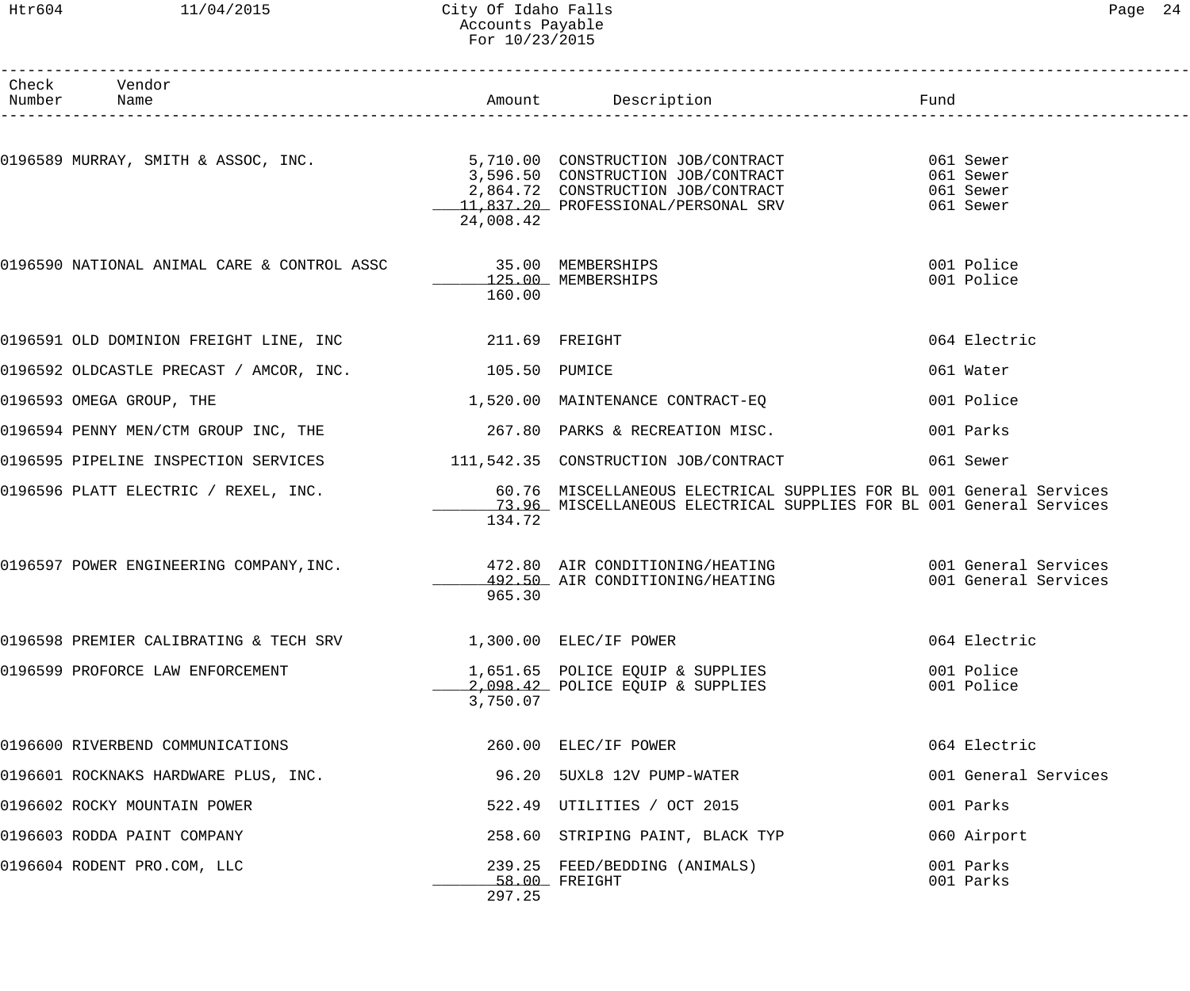# City Of Idaho Falls
## Accounts Payable
### For 10/23/2015

| Check Number | Vendor Name | Amount | Description | Fund |
|---|---|---|---|---|
| 0196589 | MURRAY, SMITH & ASSOC, INC. | 5,710.00 | CONSTRUCTION JOB/CONTRACT | 061 Sewer |
| | | 3,596.50 | CONSTRUCTION JOB/CONTRACT | 061 Sewer |
| | | 2,864.72 | CONSTRUCTION JOB/CONTRACT | 061 Sewer |
| | | 11,837.20 | PROFESSIONAL/PERSONAL SRV | 061 Sewer |
| | | 24,008.42 | | |
| 0196590 | NATIONAL ANIMAL CARE & CONTROL ASSC | 35.00 | MEMBERSHIPS | 001 Police |
| | | 125.00 | MEMBERSHIPS | 001 Police |
| | | 160.00 | | |
| 0196591 | OLD DOMINION FREIGHT LINE, INC | 211.69 | FREIGHT | 064 Electric |
| 0196592 | OLDCASTLE PRECAST / AMCOR, INC. | 105.50 | PUMICE | 061 Water |
| 0196593 | OMEGA GROUP, THE | 1,520.00 | MAINTENANCE CONTRACT-EQ | 001 Police |
| 0196594 | PENNY MEN/CTM GROUP INC, THE | 267.80 | PARKS & RECREATION MISC. | 001 Parks |
| 0196595 | PIPELINE INSPECTION SERVICES | 111,542.35 | CONSTRUCTION JOB/CONTRACT | 061 Sewer |
| 0196596 | PLATT ELECTRIC / REXEL, INC. | 60.76 | MISCELLANEOUS ELECTRICAL SUPPLIES FOR BL | 001 General Services |
| | | 73.96 | MISCELLANEOUS ELECTRICAL SUPPLIES FOR BL | 001 General Services |
| | | 134.72 | | |
| 0196597 | POWER ENGINEERING COMPANY,INC. | 472.80 | AIR CONDITIONING/HEATING | 001 General Services |
| | | 492.50 | AIR CONDITIONING/HEATING | 001 General Services |
| | | 965.30 | | |
| 0196598 | PREMIER CALIBRATING & TECH SRV | 1,300.00 | ELEC/IF POWER | 064 Electric |
| 0196599 | PROFORCE LAW ENFORCEMENT | 1,651.65 | POLICE EQUIP & SUPPLIES | 001 Police |
| | | 2,098.42 | POLICE EQUIP & SUPPLIES | 001 Police |
| | | 3,750.07 | | |
| 0196600 | RIVERBEND COMMUNICATIONS | 260.00 | ELEC/IF POWER | 064 Electric |
| 0196601 | ROCKNAKS HARDWARE PLUS, INC. | 96.20 | 5UXL8 12V PUMP-WATER | 001 General Services |
| 0196602 | ROCKY MOUNTAIN POWER | 522.49 | UTILITIES / OCT 2015 | 001 Parks |
| 0196603 | RODDA PAINT COMPANY | 258.60 | STRIPING PAINT, BLACK TYP | 060 Airport |
| 0196604 | RODENT PRO.COM, LLC | 239.25 | FEED/BEDDING (ANIMALS) | 001 Parks |
| | | 58.00 | FREIGHT | 001 Parks |
| | | 297.25 | | |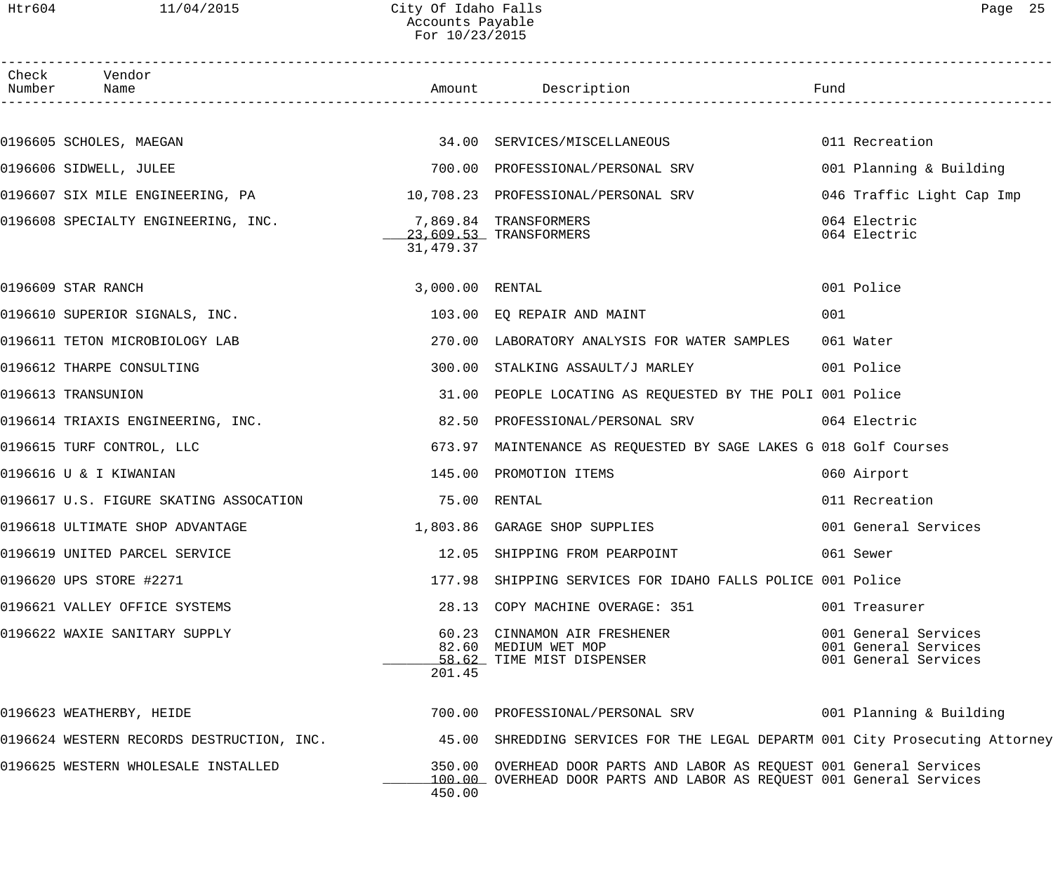# City Of Idaho Falls
## Accounts Payable
### For 10/23/2015

| Check Number | Vendor Name | Amount | Description | Fund |
|---|---|---|---|---|
| 0196605 | SCHOLES, MAEGAN | 34.00 | SERVICES/MISCELLANEOUS | 011 Recreation |
| 0196606 | SIDWELL, JULEE | 700.00 | PROFESSIONAL/PERSONAL SRV | 001 Planning & Building |
| 0196607 | SIX MILE ENGINEERING, PA | 10,708.23 | PROFESSIONAL/PERSONAL SRV | 046 Traffic Light Cap Imp |
| 0196608 | SPECIALTY ENGINEERING, INC. | 7,869.84 | TRANSFORMERS | 064 Electric |
| | | 23,609.53 | TRANSFORMERS | 064 Electric |
| | | 31,479.37 | | |
| 0196609 | STAR RANCH | 3,000.00 | RENTAL | 001 Police |
| 0196610 | SUPERIOR SIGNALS, INC. | 103.00 | EQ REPAIR AND MAINT | 001 |
| 0196611 | TETON MICROBIOLOGY LAB | 270.00 | LABORATORY ANALYSIS FOR WATER SAMPLES | 061 Water |
| 0196612 | THARPE CONSULTING | 300.00 | STALKING ASSAULT/J MARLEY | 001 Police |
| 0196613 | TRANSUNION | 31.00 | PEOPLE LOCATING AS REQUESTED BY THE POLI | 001 Police |
| 0196614 | TRIAXIS ENGINEERING, INC. | 82.50 | PROFESSIONAL/PERSONAL SRV | 064 Electric |
| 0196615 | TURF CONTROL, LLC | 673.97 | MAINTENANCE AS REQUESTED BY SAGE LAKES G | 018 Golf Courses |
| 0196616 | U & I KIWANIAN | 145.00 | PROMOTION ITEMS | 060 Airport |
| 0196617 | U.S. FIGURE SKATING ASSOCATION | 75.00 | RENTAL | 011 Recreation |
| 0196618 | ULTIMATE SHOP ADVANTAGE | 1,803.86 | GARAGE SHOP SUPPLIES | 001 General Services |
| 0196619 | UNITED PARCEL SERVICE | 12.05 | SHIPPING FROM PEARPOINT | 061 Sewer |
| 0196620 | UPS STORE #2271 | 177.98 | SHIPPING SERVICES FOR IDAHO FALLS POLICE | 001 Police |
| 0196621 | VALLEY OFFICE SYSTEMS | 28.13 | COPY MACHINE OVERAGE: 351 | 001 Treasurer |
| 0196622 | WAXIE SANITARY SUPPLY | 60.23 | CINNAMON AIR FRESHENER | 001 General Services |
| | | 82.60 | MEDIUM WET MOP | 001 General Services |
| | | 58.62 | TIME MIST DISPENSER | 001 General Services |
| | | 201.45 | | |
| 0196623 | WEATHERBY, HEIDE | 700.00 | PROFESSIONAL/PERSONAL SRV | 001 Planning & Building |
| 0196624 | WESTERN RECORDS DESTRUCTION, INC. | 45.00 | SHREDDING SERVICES FOR THE LEGAL DEPARTM | 001 City Prosecuting Attorney |
| 0196625 | WESTERN WHOLESALE INSTALLED | 350.00 | OVERHEAD DOOR PARTS AND LABOR AS REQUEST | 001 General Services |
| | | 100.00 | OVERHEAD DOOR PARTS AND LABOR AS REQUEST | 001 General Services |
| | | 450.00 | | |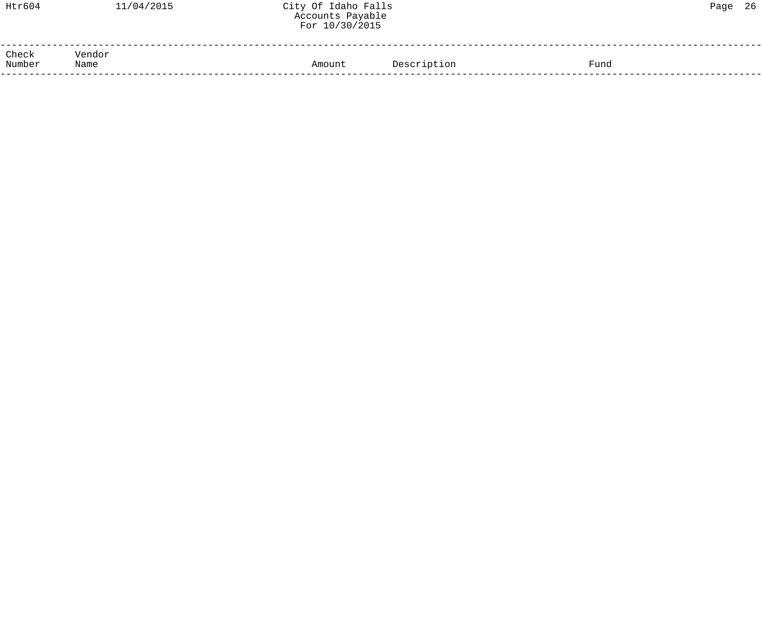| Check Number | Vendor Name | Amount | Description | Fund |
| --- | --- | --- | --- | --- |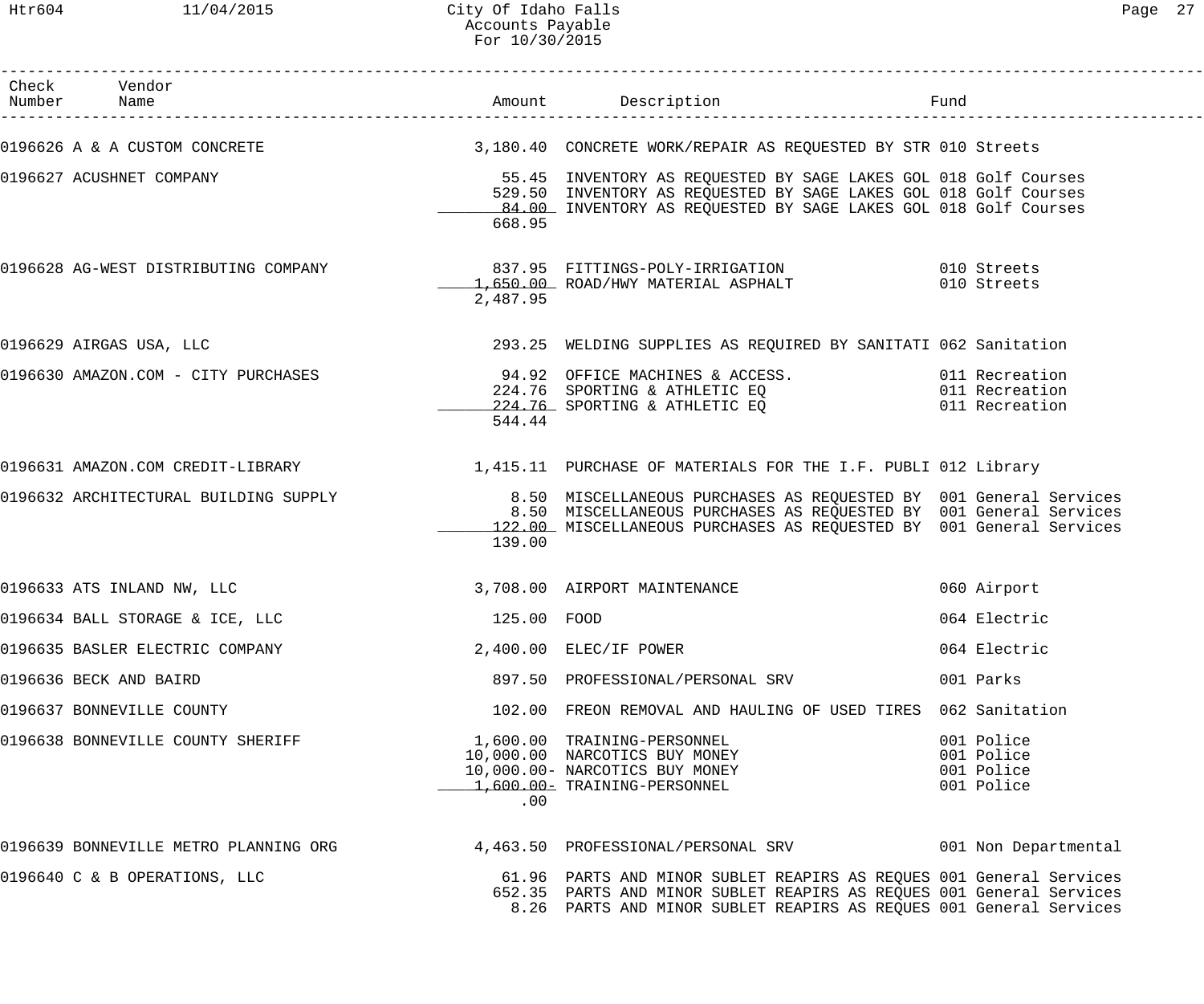# City Of Idaho Falls
## Accounts Payable
### For 10/30/2015

| Check Number | Vendor Name | Amount | Description | Fund |
|---|---|---|---|---|
| 0196626 | A & A CUSTOM CONCRETE | 3,180.40 | CONCRETE WORK/REPAIR AS REQUESTED BY STR | 010 Streets |
| 0196627 | ACUSHNET COMPANY | 55.45 | INVENTORY AS REQUESTED BY SAGE LAKES GOL | 018 Golf Courses |
| | | 529.50 | INVENTORY AS REQUESTED BY SAGE LAKES GOL | 018 Golf Courses |
| | | 84.00 | INVENTORY AS REQUESTED BY SAGE LAKES GOL | 018 Golf Courses |
| | | 668.95 | | |
| 0196628 | AG-WEST DISTRIBUTING COMPANY | 837.95 | FITTINGS-POLY-IRRIGATION | 010 Streets |
| | | 1,650.00 | ROAD/HWY MATERIAL ASPHALT | 010 Streets |
| | | 2,487.95 | | |
| 0196629 | AIRGAS USA, LLC | 293.25 | WELDING SUPPLIES AS REQUIRED BY SANITATI | 062 Sanitation |
| 0196630 | AMAZON.COM - CITY PURCHASES | 94.92 | OFFICE MACHINES & ACCESS. | 011 Recreation |
| | | 224.76 | SPORTING & ATHLETIC EQ | 011 Recreation |
| | | 224.76 | SPORTING & ATHLETIC EQ | 011 Recreation |
| | | 544.44 | | |
| 0196631 | AMAZON.COM CREDIT-LIBRARY | 1,415.11 | PURCHASE OF MATERIALS FOR THE I.F. PUBLI | 012 Library |
| 0196632 | ARCHITECTURAL BUILDING SUPPLY | 8.50 | MISCELLANEOUS PURCHASES AS REQUESTED BY | 001 General Services |
| | | 8.50 | MISCELLANEOUS PURCHASES AS REQUESTED BY | 001 General Services |
| | | 122.00 | MISCELLANEOUS PURCHASES AS REQUESTED BY | 001 General Services |
| | | 139.00 | | |
| 0196633 | ATS INLAND NW, LLC | 3,708.00 | AIRPORT MAINTENANCE | 060 Airport |
| 0196634 | BALL STORAGE & ICE, LLC | 125.00 | FOOD | 064 Electric |
| 0196635 | BASLER ELECTRIC COMPANY | 2,400.00 | ELEC/IF POWER | 064 Electric |
| 0196636 | BECK AND BAIRD | 897.50 | PROFESSIONAL/PERSONAL SRV | 001 Parks |
| 0196637 | BONNEVILLE COUNTY | 102.00 | FREON REMOVAL AND HAULING OF USED TIRES | 062 Sanitation |
| 0196638 | BONNEVILLE COUNTY SHERIFF | 1,600.00 | TRAINING-PERSONNEL | 001 Police |
| | | 10,000.00 | NARCOTICS BUY MONEY | 001 Police |
| | | 10,000.00- | NARCOTICS BUY MONEY | 001 Police |
| | | 1,600.00- | TRAINING-PERSONNEL | 001 Police |
| | | .00 | | |
| 0196639 | BONNEVILLE METRO PLANNING ORG | 4,463.50 | PROFESSIONAL/PERSONAL SRV | 001 Non Departmental |
| 0196640 | C & B OPERATIONS, LLC | 61.96 | PARTS AND MINOR SUBLET REAPIRS AS REQUES | 001 General Services |
| | | 652.35 | PARTS AND MINOR SUBLET REAPIRS AS REQUES | 001 General Services |
| | | 8.26 | PARTS AND MINOR SUBLET REAPIRS AS REQUES | 001 General Services |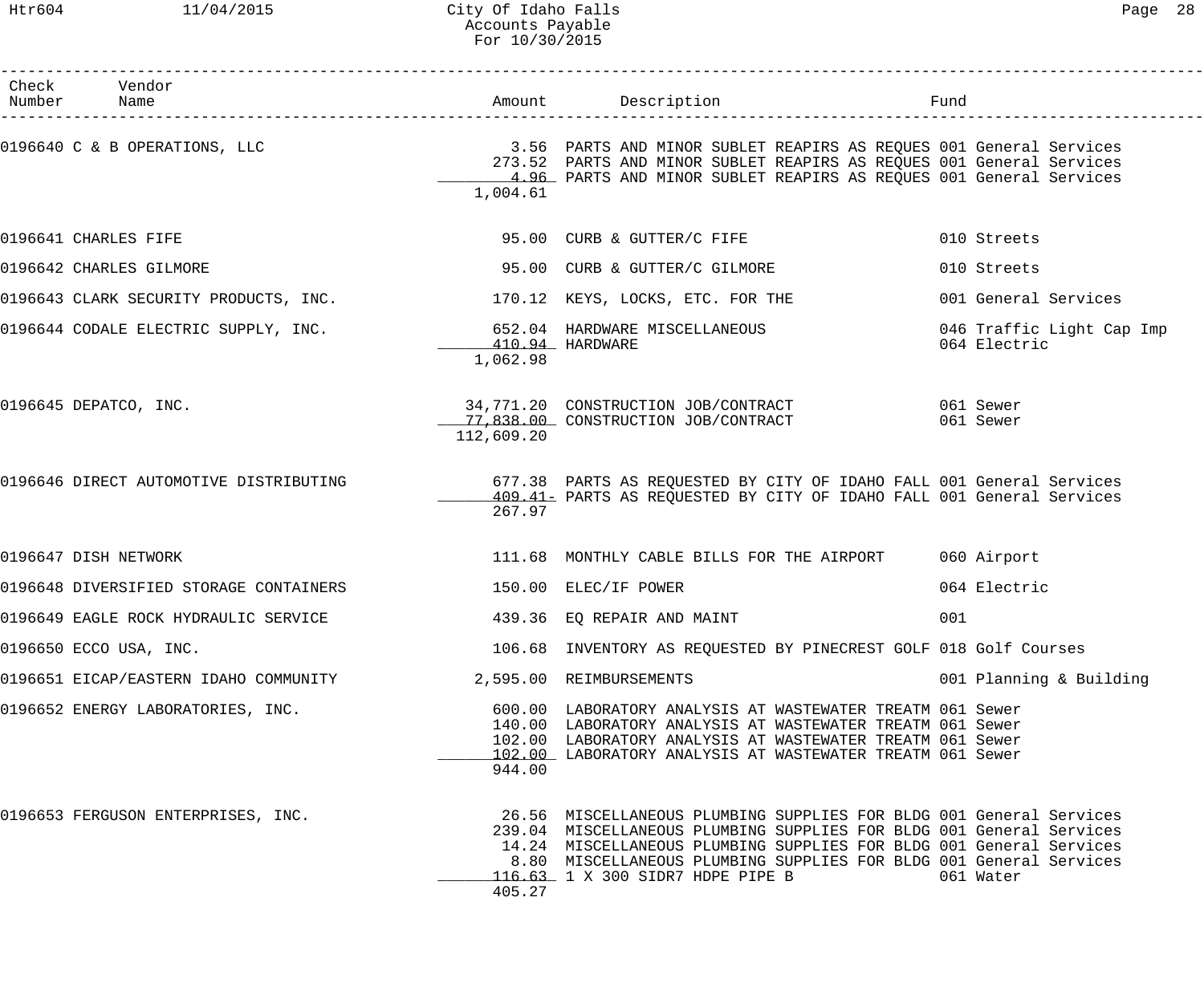| Check Number | Vendor Name | Amount | Description | Fund |
|---|---|---|---|---|
| 0196640 | C & B OPERATIONS, LLC | 3.56 | PARTS AND MINOR SUBLET REAPIRS AS REQUES | 001 General Services |
| | | 273.52 | PARTS AND MINOR SUBLET REAPIRS AS REQUES | 001 General Services |
| | | 4.96 | PARTS AND MINOR SUBLET REAPIRS AS REQUES | 001 General Services |
| | | 1,004.61 | | |
| 0196641 | CHARLES FIFE | 95.00 | CURB & GUTTER/C FIFE | 010 Streets |
| 0196642 | CHARLES GILMORE | 95.00 | CURB & GUTTER/C GILMORE | 010 Streets |
| 0196643 | CLARK SECURITY PRODUCTS, INC. | 170.12 | KEYS, LOCKS, ETC. FOR THE | 001 General Services |
| 0196644 | CODALE ELECTRIC SUPPLY, INC. | 652.04 | HARDWARE MISCELLANEOUS | 046 Traffic Light Cap Imp |
| | | 410.94 | HARDWARE | 064 Electric |
| | | 1,062.98 | | |
| 0196645 | DEPATCO, INC. | 34,771.20 | CONSTRUCTION JOB/CONTRACT | 061 Sewer |
| | | 77,838.00 | CONSTRUCTION JOB/CONTRACT | 061 Sewer |
| | | 112,609.20 | | |
| 0196646 | DIRECT AUTOMOTIVE DISTRIBUTING | 677.38 | PARTS AS REQUESTED BY CITY OF IDAHO FALL | 001 General Services |
| | | 409.41- | PARTS AS REQUESTED BY CITY OF IDAHO FALL | 001 General Services |
| | | 267.97 | | |
| 0196647 | DISH NETWORK | 111.68 | MONTHLY CABLE BILLS FOR THE AIRPORT | 060 Airport |
| 0196648 | DIVERSIFIED STORAGE CONTAINERS | 150.00 | ELEC/IF POWER | 064 Electric |
| 0196649 | EAGLE ROCK HYDRAULIC SERVICE | 439.36 | EQ REPAIR AND MAINT | 001 |
| 0196650 | ECCO USA, INC. | 106.68 | INVENTORY AS REQUESTED BY PINECREST GOLF | 018 Golf Courses |
| 0196651 | EICAP/EASTERN IDAHO COMMUNITY | 2,595.00 | REIMBURSEMENTS | 001 Planning & Building |
| 0196652 | ENERGY LABORATORIES, INC. | 600.00 | LABORATORY ANALYSIS AT WASTEWATER TREATM | 061 Sewer |
| | | 140.00 | LABORATORY ANALYSIS AT WASTEWATER TREATM | 061 Sewer |
| | | 102.00 | LABORATORY ANALYSIS AT WASTEWATER TREATM | 061 Sewer |
| | | 102.00 | LABORATORY ANALYSIS AT WASTEWATER TREATM | 061 Sewer |
| | | 944.00 | | |
| 0196653 | FERGUSON ENTERPRISES, INC. | 26.56 | MISCELLANEOUS PLUMBING SUPPLIES FOR BLDG | 001 General Services |
| | | 239.04 | MISCELLANEOUS PLUMBING SUPPLIES FOR BLDG | 001 General Services |
| | | 14.24 | MISCELLANEOUS PLUMBING SUPPLIES FOR BLDG | 001 General Services |
| | | 8.80 | MISCELLANEOUS PLUMBING SUPPLIES FOR BLDG | 001 General Services |
| | | 116.63 | 1 X 300 SIDR7 HDPE PIPE B | 061 Water |
| | | 405.27 | | |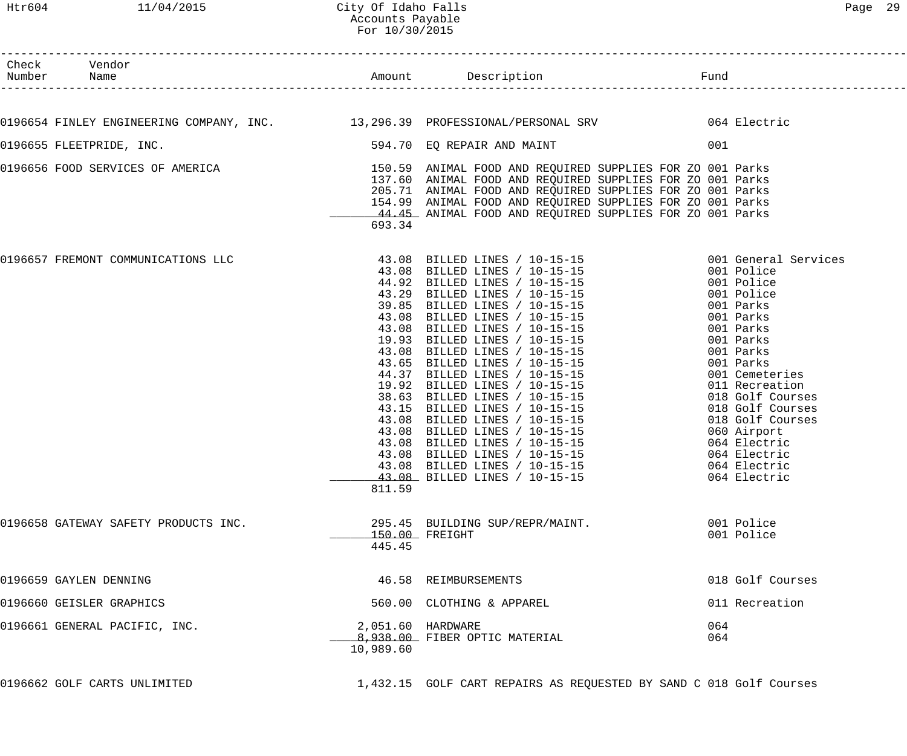| Check Number | Vendor Name | Amount | Description | Fund |
|---|---|---|---|---|
| 0196654 | FINLEY ENGINEERING COMPANY, INC. | 13,296.39 | PROFESSIONAL/PERSONAL SRV | 064 Electric |
| 0196655 | FLEETPRIDE, INC. | 594.70 | EQ REPAIR AND MAINT | 001 |
| 0196656 | FOOD SERVICES OF AMERICA | 150.59 | ANIMAL FOOD AND REQUIRED SUPPLIES FOR ZO | 001 Parks |
| | | 137.60 | ANIMAL FOOD AND REQUIRED SUPPLIES FOR ZO | 001 Parks |
| | | 205.71 | ANIMAL FOOD AND REQUIRED SUPPLIES FOR ZO | 001 Parks |
| | | 154.99 | ANIMAL FOOD AND REQUIRED SUPPLIES FOR ZO | 001 Parks |
| | | 44.45 | ANIMAL FOOD AND REQUIRED SUPPLIES FOR ZO | 001 Parks |
| | | 693.34 | | |
| 0196657 | FREMONT COMMUNICATIONS LLC | 43.08 | BILLED LINES / 10-15-15 | 001 General Services |
| | | 43.08 | BILLED LINES / 10-15-15 | 001 Police |
| | | 44.92 | BILLED LINES / 10-15-15 | 001 Police |
| | | 43.29 | BILLED LINES / 10-15-15 | 001 Police |
| | | 39.85 | BILLED LINES / 10-15-15 | 001 Parks |
| | | 43.08 | BILLED LINES / 10-15-15 | 001 Parks |
| | | 43.08 | BILLED LINES / 10-15-15 | 001 Parks |
| | | 19.93 | BILLED LINES / 10-15-15 | 001 Parks |
| | | 43.08 | BILLED LINES / 10-15-15 | 001 Parks |
| | | 43.65 | BILLED LINES / 10-15-15 | 001 Parks |
| | | 44.37 | BILLED LINES / 10-15-15 | 001 Cemeteries |
| | | 19.92 | BILLED LINES / 10-15-15 | 011 Recreation |
| | | 38.63 | BILLED LINES / 10-15-15 | 018 Golf Courses |
| | | 43.15 | BILLED LINES / 10-15-15 | 018 Golf Courses |
| | | 43.08 | BILLED LINES / 10-15-15 | 018 Golf Courses |
| | | 43.08 | BILLED LINES / 10-15-15 | 060 Airport |
| | | 43.08 | BILLED LINES / 10-15-15 | 064 Electric |
| | | 43.08 | BILLED LINES / 10-15-15 | 064 Electric |
| | | 43.08 | BILLED LINES / 10-15-15 | 064 Electric |
| | | 43.08 | BILLED LINES / 10-15-15 | 064 Electric |
| | | 811.59 | | |
| 0196658 | GATEWAY SAFETY PRODUCTS INC. | 295.45 | BUILDING SUP/REPR/MAINT. | 001 Police |
| | | 150.00 | FREIGHT | 001 Police |
| | | 445.45 | | |
| 0196659 | GAYLEN DENNING | 46.58 | REIMBURSEMENTS | 018 Golf Courses |
| 0196660 | GEISLER GRAPHICS | 560.00 | CLOTHING & APPAREL | 011 Recreation |
| 0196661 | GENERAL PACIFIC, INC. | 2,051.60 | HARDWARE | 064 |
| | | 8,938.00 | FIBER OPTIC MATERIAL | 064 |
| | | 10,989.60 | | |
| 0196662 | GOLF CARTS UNLIMITED | 1,432.15 | GOLF CART REPAIRS AS REQUESTED BY SAND C | 018 Golf Courses |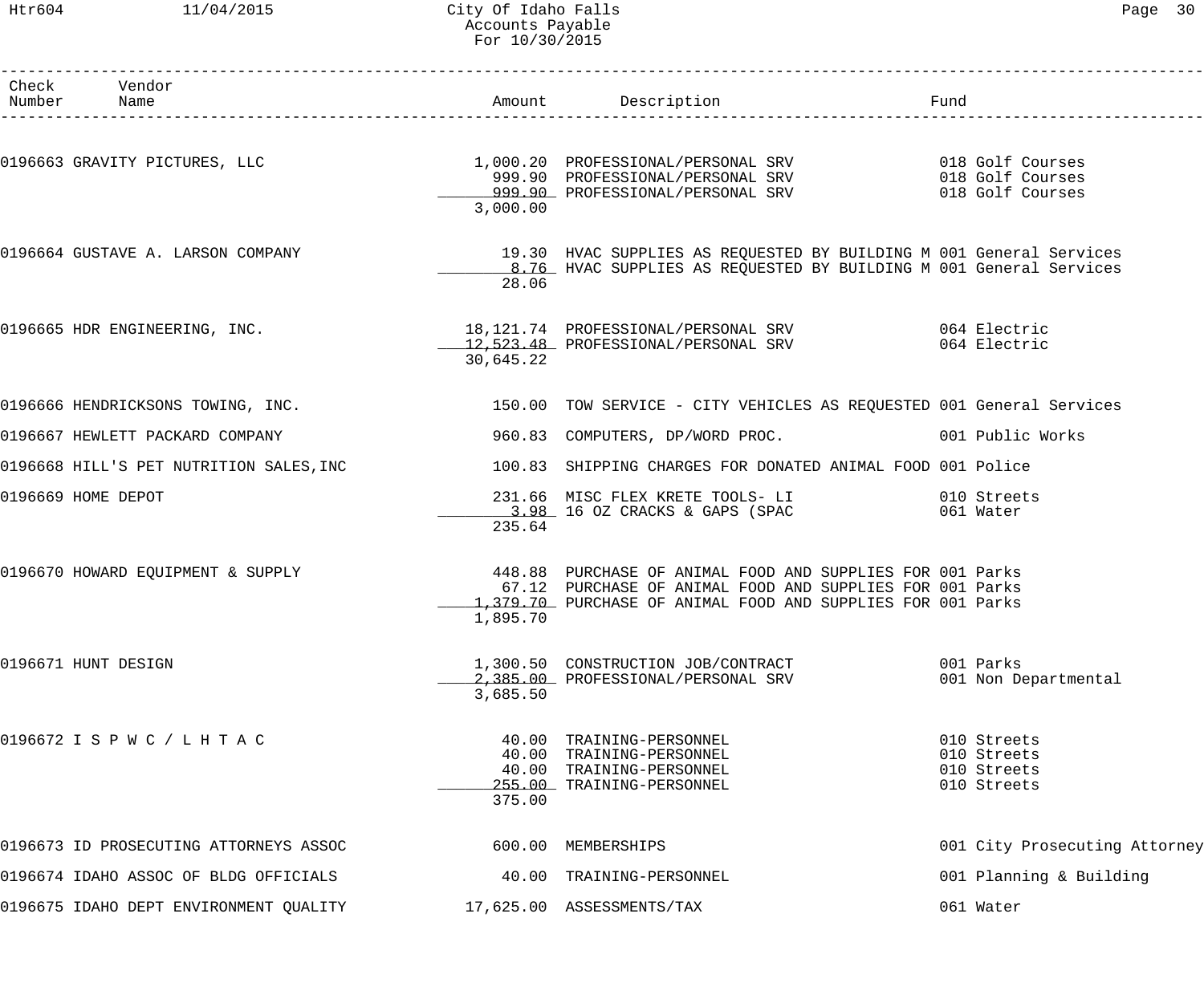| Check Number | Vendor Name | Amount | Description | Fund |
|---|---|---|---|---|
| 0196663 | GRAVITY PICTURES, LLC | 1,000.20 | PROFESSIONAL/PERSONAL SRV | 018 Golf Courses |
| | | 999.90 | PROFESSIONAL/PERSONAL SRV | 018 Golf Courses |
| | | 999.90 | PROFESSIONAL/PERSONAL SRV | 018 Golf Courses |
| | | 3,000.00 | | |
| 0196664 | GUSTAVE A. LARSON COMPANY | 19.30 | HVAC SUPPLIES AS REQUESTED BY BUILDING M | 001 General Services |
| | | 8.76 | HVAC SUPPLIES AS REQUESTED BY BUILDING M | 001 General Services |
| | | 28.06 | | |
| 0196665 | HDR ENGINEERING, INC. | 18,121.74 | PROFESSIONAL/PERSONAL SRV | 064 Electric |
| | | 12,523.48 | PROFESSIONAL/PERSONAL SRV | 064 Electric |
| | | 30,645.22 | | |
| 0196666 | HENDRICKSONS TOWING, INC. | 150.00 | TOW SERVICE - CITY VEHICLES AS REQUESTED | 001 General Services |
| 0196667 | HEWLETT PACKARD COMPANY | 960.83 | COMPUTERS, DP/WORD PROC. | 001 Public Works |
| 0196668 | HILL'S PET NUTRITION SALES,INC | 100.83 | SHIPPING CHARGES FOR DONATED ANIMAL FOOD | 001 Police |
| 0196669 | HOME DEPOT | 231.66 | MISC FLEX KRETE TOOLS- LI | 010 Streets |
| | | 3.98 | 16 OZ CRACKS & GAPS (SPAC | 061 Water |
| | | 235.64 | | |
| 0196670 | HOWARD EQUIPMENT & SUPPLY | 448.88 | PURCHASE OF ANIMAL FOOD AND SUPPLIES FOR | 001 Parks |
| | | 67.12 | PURCHASE OF ANIMAL FOOD AND SUPPLIES FOR | 001 Parks |
| | | 1,379.70 | PURCHASE OF ANIMAL FOOD AND SUPPLIES FOR | 001 Parks |
| | | 1,895.70 | | |
| 0196671 | HUNT DESIGN | 1,300.50 | CONSTRUCTION JOB/CONTRACT | 001 Parks |
| | | 2,385.00 | PROFESSIONAL/PERSONAL SRV | 001 Non Departmental |
| | | 3,685.50 | | |
| 0196672 | I S P W C / L H T A C | 40.00 | TRAINING-PERSONNEL | 010 Streets |
| | | 40.00 | TRAINING-PERSONNEL | 010 Streets |
| | | 40.00 | TRAINING-PERSONNEL | 010 Streets |
| | | 255.00 | TRAINING-PERSONNEL | 010 Streets |
| | | 375.00 | | |
| 0196673 | ID PROSECUTING ATTORNEYS ASSOC | 600.00 | MEMBERSHIPS | 001 City Prosecuting Attorney |
| 0196674 | IDAHO ASSOC OF BLDG OFFICIALS | 40.00 | TRAINING-PERSONNEL | 001 Planning & Building |
| 0196675 | IDAHO DEPT ENVIRONMENT QUALITY | 17,625.00 | ASSESSMENTS/TAX | 061 Water |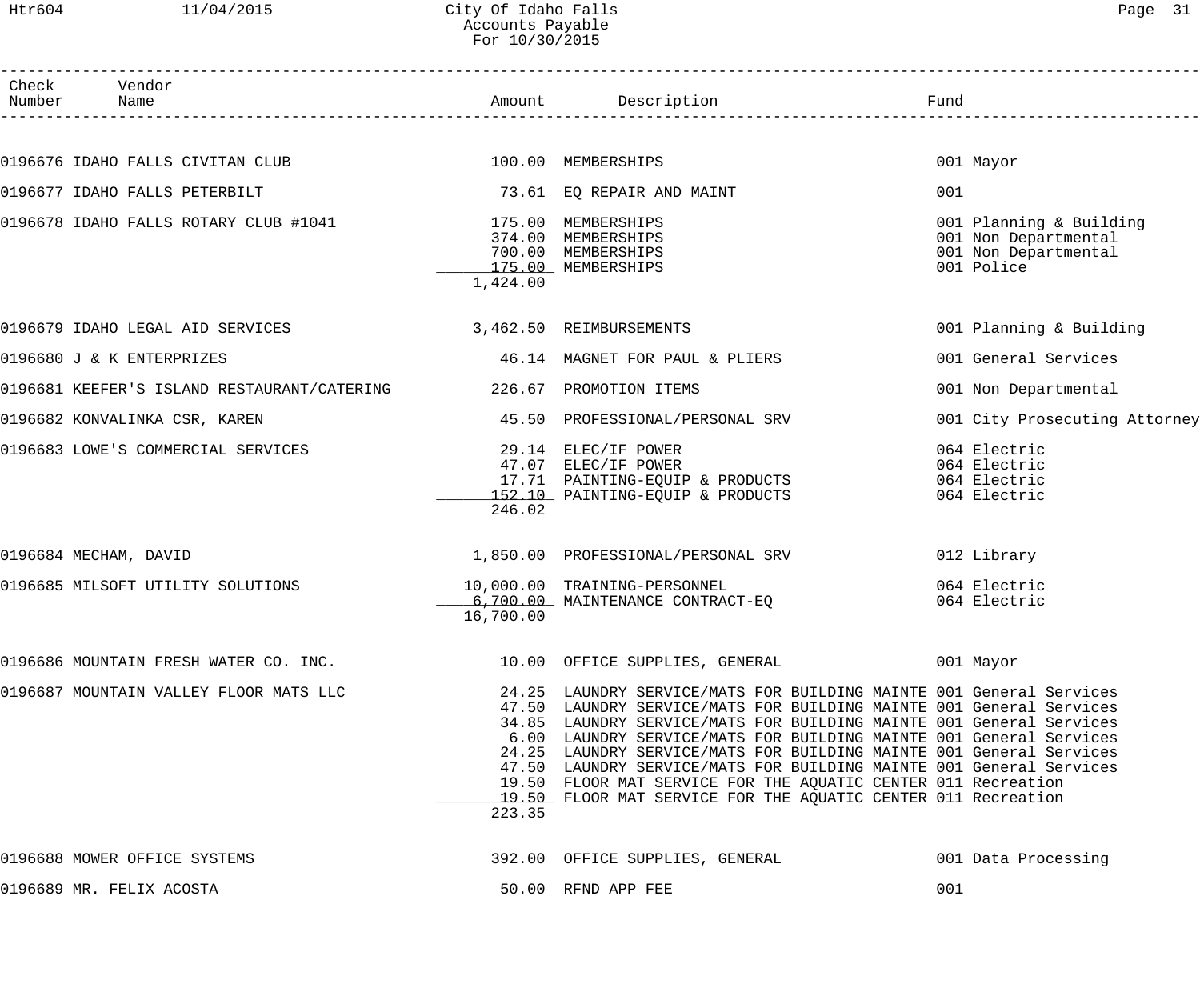# City Of Idaho Falls
## Accounts Payable
### For 10/30/2015

| Check Number | Vendor Name | Amount | Description | Fund |
|---|---|---|---|---|
| 0196676 | IDAHO FALLS CIVITAN CLUB | 100.00 | MEMBERSHIPS | 001 Mayor |
| 0196677 | IDAHO FALLS PETERBILT | 73.61 | EQ REPAIR AND MAINT | 001 |
| 0196678 | IDAHO FALLS ROTARY CLUB #1041 | 175.00 | MEMBERSHIPS | 001 Planning & Building |
| | | 374.00 | MEMBERSHIPS | 001 Non Departmental |
| | | 700.00 | MEMBERSHIPS | 001 Non Departmental |
| | | 175.00 | MEMBERSHIPS | 001 Police |
| | | 1,424.00 | | |
| 0196679 | IDAHO LEGAL AID SERVICES | 3,462.50 | REIMBURSEMENTS | 001 Planning & Building |
| 0196680 | J & K ENTERPRIZES | 46.14 | MAGNET FOR PAUL & PLIERS | 001 General Services |
| 0196681 | KEEFER'S ISLAND RESTAURANT/CATERING | 226.67 | PROMOTION ITEMS | 001 Non Departmental |
| 0196682 | KONVALINKA CSR, KAREN | 45.50 | PROFESSIONAL/PERSONAL SRV | 001 City Prosecuting Attorney |
| 0196683 | LOWE'S COMMERCIAL SERVICES | 29.14 | ELEC/IF POWER | 064 Electric |
| | | 47.07 | ELEC/IF POWER | 064 Electric |
| | | 17.71 | PAINTING-EQUIP & PRODUCTS | 064 Electric |
| | | 152.10 | PAINTING-EQUIP & PRODUCTS | 064 Electric |
| | | 246.02 | | |
| 0196684 | MECHAM, DAVID | 1,850.00 | PROFESSIONAL/PERSONAL SRV | 012 Library |
| 0196685 | MILSOFT UTILITY SOLUTIONS | 10,000.00 | TRAINING-PERSONNEL | 064 Electric |
| | | 6,700.00 | MAINTENANCE CONTRACT-EQ | 064 Electric |
| | | 16,700.00 | | |
| 0196686 | MOUNTAIN FRESH WATER CO. INC. | 10.00 | OFFICE SUPPLIES, GENERAL | 001 Mayor |
| 0196687 | MOUNTAIN VALLEY FLOOR MATS LLC | 24.25 | LAUNDRY SERVICE/MATS FOR BUILDING MAINTE | 001 General Services |
| | | 47.50 | LAUNDRY SERVICE/MATS FOR BUILDING MAINTE | 001 General Services |
| | | 34.85 | LAUNDRY SERVICE/MATS FOR BUILDING MAINTE | 001 General Services |
| | | 6.00 | LAUNDRY SERVICE/MATS FOR BUILDING MAINTE | 001 General Services |
| | | 24.25 | LAUNDRY SERVICE/MATS FOR BUILDING MAINTE | 001 General Services |
| | | 47.50 | LAUNDRY SERVICE/MATS FOR BUILDING MAINTE | 001 General Services |
| | | 19.50 | FLOOR MAT SERVICE FOR THE AQUATIC CENTER | 011 Recreation |
| | | 19.50 | FLOOR MAT SERVICE FOR THE AQUATIC CENTER | 011 Recreation |
| | | 223.35 | | |
| 0196688 | MOWER OFFICE SYSTEMS | 392.00 | OFFICE SUPPLIES, GENERAL | 001 Data Processing |
| 0196689 | MR. FELIX ACOSTA | 50.00 | RFND APP FEE | 001 |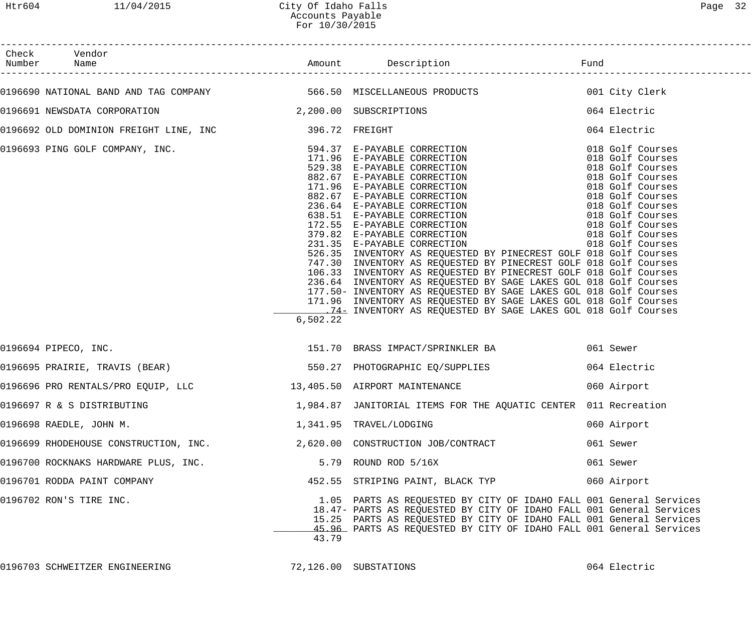| Check Number | Vendor Name | Amount | Description | Fund |
|---|---|---|---|---|
| 0196690 | NATIONAL BAND AND TAG COMPANY | 566.50 | MISCELLANEOUS PRODUCTS | 001 City Clerk |
| 0196691 | NEWSDATA CORPORATION | 2,200.00 | SUBSCRIPTIONS | 064 Electric |
| 0196692 | OLD DOMINION FREIGHT LINE, INC | 396.72 | FREIGHT | 064 Electric |
| 0196693 | PING GOLF COMPANY, INC. | 594.37 | E-PAYABLE CORRECTION | 018 Golf Courses |
| | | 171.96 | E-PAYABLE CORRECTION | 018 Golf Courses |
| | | 529.38 | E-PAYABLE CORRECTION | 018 Golf Courses |
| | | 882.67 | E-PAYABLE CORRECTION | 018 Golf Courses |
| | | 171.96 | E-PAYABLE CORRECTION | 018 Golf Courses |
| | | 882.67 | E-PAYABLE CORRECTION | 018 Golf Courses |
| | | 236.64 | E-PAYABLE CORRECTION | 018 Golf Courses |
| | | 638.51 | E-PAYABLE CORRECTION | 018 Golf Courses |
| | | 172.55 | E-PAYABLE CORRECTION | 018 Golf Courses |
| | | 379.82 | E-PAYABLE CORRECTION | 018 Golf Courses |
| | | 231.35 | E-PAYABLE CORRECTION | 018 Golf Courses |
| | | 526.35 | INVENTORY AS REQUESTED BY PINECREST GOLF | 018 Golf Courses |
| | | 747.30 | INVENTORY AS REQUESTED BY PINECREST GOLF | 018 Golf Courses |
| | | 106.33 | INVENTORY AS REQUESTED BY PINECREST GOLF | 018 Golf Courses |
| | | 236.64 | INVENTORY AS REQUESTED BY SAGE LAKES GOL | 018 Golf Courses |
| | | 177.50- | INVENTORY AS REQUESTED BY SAGE LAKES GOL | 018 Golf Courses |
| | | 171.96 | INVENTORY AS REQUESTED BY SAGE LAKES GOL | 018 Golf Courses |
| | | .74- | INVENTORY AS REQUESTED BY SAGE LAKES GOL | 018 Golf Courses |
| | | 6,502.22 | | |
| 0196694 | PIPECO, INC. | 151.70 | BRASS IMPACT/SPRINKLER BA | 061 Sewer |
| 0196695 | PRAIRIE, TRAVIS (BEAR) | 550.27 | PHOTOGRAPHIC EQ/SUPPLIES | 064 Electric |
| 0196696 | PRO RENTALS/PRO EQUIP, LLC | 13,405.50 | AIRPORT MAINTENANCE | 060 Airport |
| 0196697 | R & S DISTRIBUTING | 1,984.87 | JANITORIAL ITEMS FOR THE AQUATIC CENTER | 011 Recreation |
| 0196698 | RAEDLE, JOHN M. | 1,341.95 | TRAVEL/LODGING | 060 Airport |
| 0196699 | RHODEHOUSE CONSTRUCTION, INC. | 2,620.00 | CONSTRUCTION JOB/CONTRACT | 061 Sewer |
| 0196700 | ROCKNAKS HARDWARE PLUS, INC. | 5.79 | ROUND ROD 5/16X | 061 Sewer |
| 0196701 | RODDA PAINT COMPANY | 452.55 | STRIPING PAINT, BLACK TYP | 060 Airport |
| 0196702 | RON'S TIRE INC. | 1.05 | PARTS AS REQUESTED BY CITY OF IDAHO FALL | 001 General Services |
| | | 18.47- | PARTS AS REQUESTED BY CITY OF IDAHO FALL | 001 General Services |
| | | 15.25 | PARTS AS REQUESTED BY CITY OF IDAHO FALL | 001 General Services |
| | | 45.96 | PARTS AS REQUESTED BY CITY OF IDAHO FALL | 001 General Services |
| | | 43.79 | | |
| 0196703 | SCHWEITZER ENGINEERING | 72,126.00 | SUBSTATIONS | 064 Electric |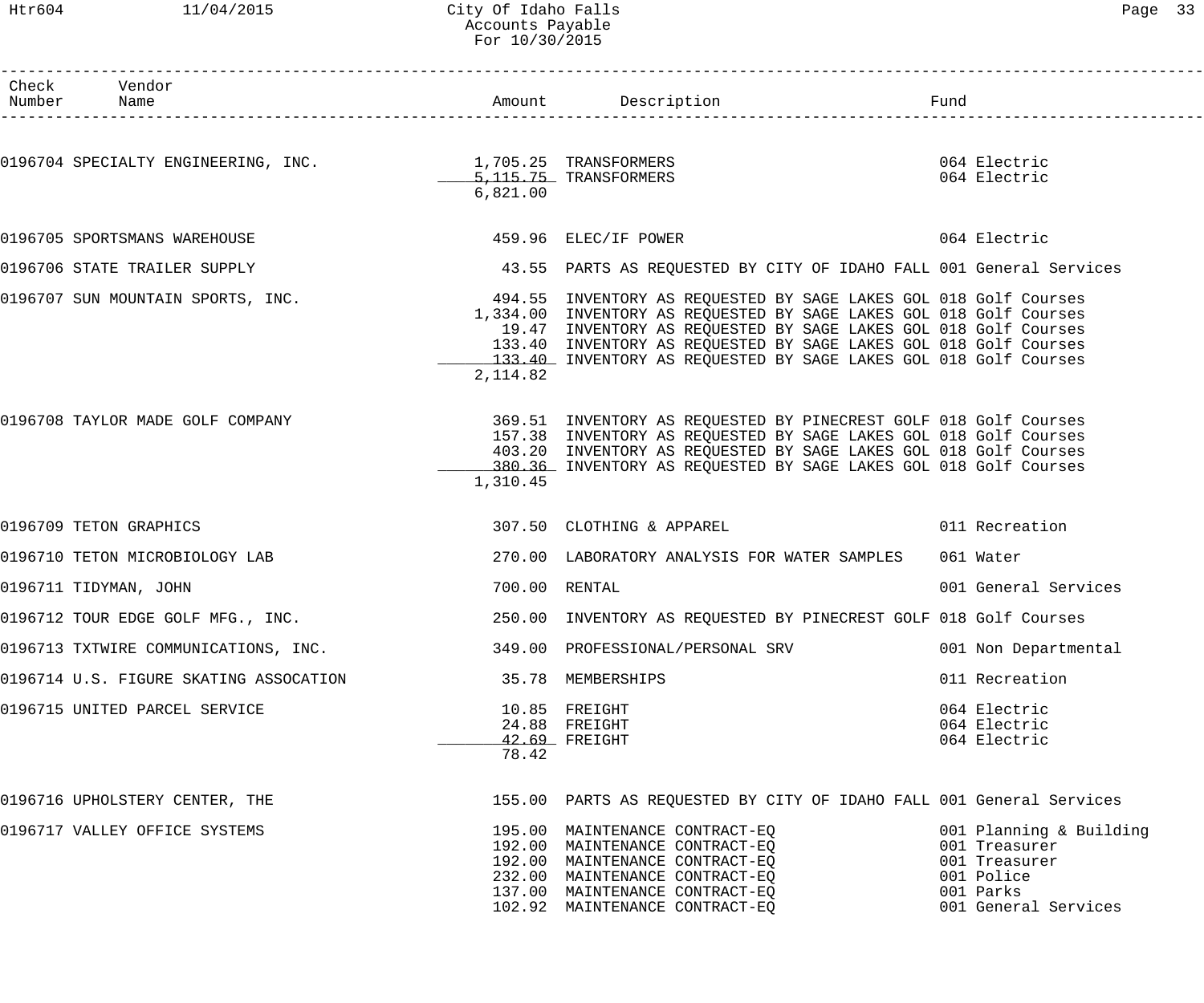City Of Idaho Falls
Accounts Payable
For 10/30/2015

| Check Number | Vendor Name | Amount | Description | Fund |
|---|---|---|---|---|
| 0196704 | SPECIALTY ENGINEERING, INC. | 1,705.25 | TRANSFORMERS | 064 Electric |
| | | 5,115.75 | TRANSFORMERS | 064 Electric |
| | | 6,821.00 | | |
| 0196705 | SPORTSMANS WAREHOUSE | 459.96 | ELEC/IF POWER | 064 Electric |
| 0196706 | STATE TRAILER SUPPLY | 43.55 | PARTS AS REQUESTED BY CITY OF IDAHO FALL | 001 General Services |
| 0196707 | SUN MOUNTAIN SPORTS, INC. | 494.55 | INVENTORY AS REQUESTED BY SAGE LAKES GOL | 018 Golf Courses |
| | | 1,334.00 | INVENTORY AS REQUESTED BY SAGE LAKES GOL | 018 Golf Courses |
| | | 19.47 | INVENTORY AS REQUESTED BY SAGE LAKES GOL | 018 Golf Courses |
| | | 133.40 | INVENTORY AS REQUESTED BY SAGE LAKES GOL | 018 Golf Courses |
| | | 133.40 | INVENTORY AS REQUESTED BY SAGE LAKES GOL | 018 Golf Courses |
| | | 2,114.82 | | |
| 0196708 | TAYLOR MADE GOLF COMPANY | 369.51 | INVENTORY AS REQUESTED BY PINECREST GOLF | 018 Golf Courses |
| | | 157.38 | INVENTORY AS REQUESTED BY SAGE LAKES GOL | 018 Golf Courses |
| | | 403.20 | INVENTORY AS REQUESTED BY SAGE LAKES GOL | 018 Golf Courses |
| | | 380.36 | INVENTORY AS REQUESTED BY SAGE LAKES GOL | 018 Golf Courses |
| | | 1,310.45 | | |
| 0196709 | TETON GRAPHICS | 307.50 | CLOTHING & APPAREL | 011 Recreation |
| 0196710 | TETON MICROBIOLOGY LAB | 270.00 | LABORATORY ANALYSIS FOR WATER SAMPLES | 061 Water |
| 0196711 | TIDYMAN, JOHN | 700.00 | RENTAL | 001 General Services |
| 0196712 | TOUR EDGE GOLF MFG., INC. | 250.00 | INVENTORY AS REQUESTED BY PINECREST GOLF | 018 Golf Courses |
| 0196713 | TXTWIRE COMMUNICATIONS, INC. | 349.00 | PROFESSIONAL/PERSONAL SRV | 001 Non Departmental |
| 0196714 | U.S. FIGURE SKATING ASSOCATION | 35.78 | MEMBERSHIPS | 011 Recreation |
| 0196715 | UNITED PARCEL SERVICE | 10.85 | FREIGHT | 064 Electric |
| | | 24.88 | FREIGHT | 064 Electric |
| | | 42.69 | FREIGHT | 064 Electric |
| | | 78.42 | | |
| 0196716 | UPHOLSTERY CENTER, THE | 155.00 | PARTS AS REQUESTED BY CITY OF IDAHO FALL | 001 General Services |
| 0196717 | VALLEY OFFICE SYSTEMS | 195.00 | MAINTENANCE CONTRACT-EQ | 001 Planning & Building |
| | | 192.00 | MAINTENANCE CONTRACT-EQ | 001 Treasurer |
| | | 192.00 | MAINTENANCE CONTRACT-EQ | 001 Treasurer |
| | | 232.00 | MAINTENANCE CONTRACT-EQ | 001 Police |
| | | 137.00 | MAINTENANCE CONTRACT-EQ | 001 Parks |
| | | 102.92 | MAINTENANCE CONTRACT-EQ | 001 General Services |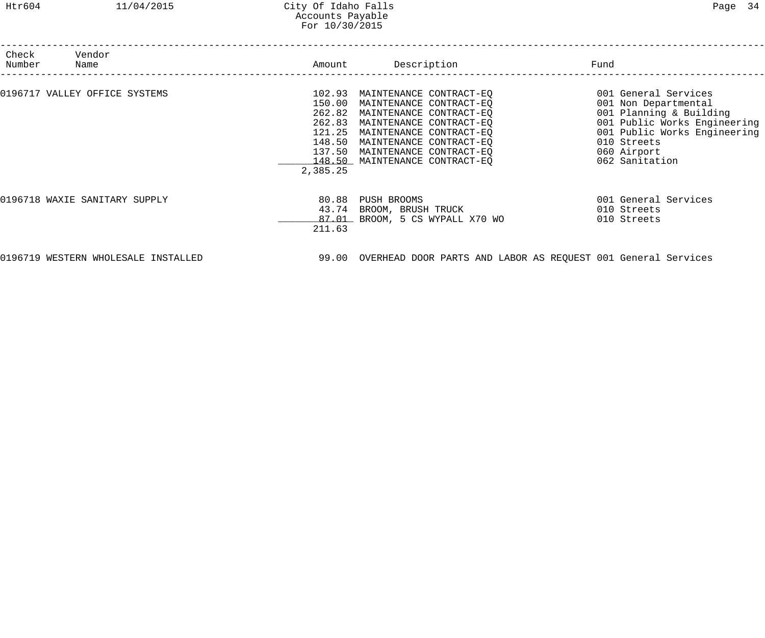| Check Number | Vendor Name | Amount | Description | Fund |
|---|---|---|---|---|
| 0196717 | VALLEY OFFICE SYSTEMS | 102.93 | MAINTENANCE CONTRACT-EQ | 001 General Services |
| | | 150.00 | MAINTENANCE CONTRACT-EQ | 001 Non Departmental |
| | | 262.82 | MAINTENANCE CONTRACT-EQ | 001 Planning & Building |
| | | 262.83 | MAINTENANCE CONTRACT-EQ | 001 Public Works Engineering |
| | | 121.25 | MAINTENANCE CONTRACT-EQ | 001 Public Works Engineering |
| | | 148.50 | MAINTENANCE CONTRACT-EQ | 010 Streets |
| | | 137.50 | MAINTENANCE CONTRACT-EQ | 060 Airport |
| | | 148.50 | MAINTENANCE CONTRACT-EQ | 062 Sanitation |
| | | 2,385.25 | | |
| 0196718 | WAXIE SANITARY SUPPLY | 80.88 | PUSH BROOMS | 001 General Services |
| | | 43.74 | BROOM, BRUSH TRUCK | 010 Streets |
| | | 87.01 | BROOM, 5 CS WYPALL X70 WO | 010 Streets |
| | | 211.63 | | |
| 0196719 | WESTERN WHOLESALE INSTALLED | 99.00 | OVERHEAD DOOR PARTS AND LABOR AS REQUEST | 001 General Services |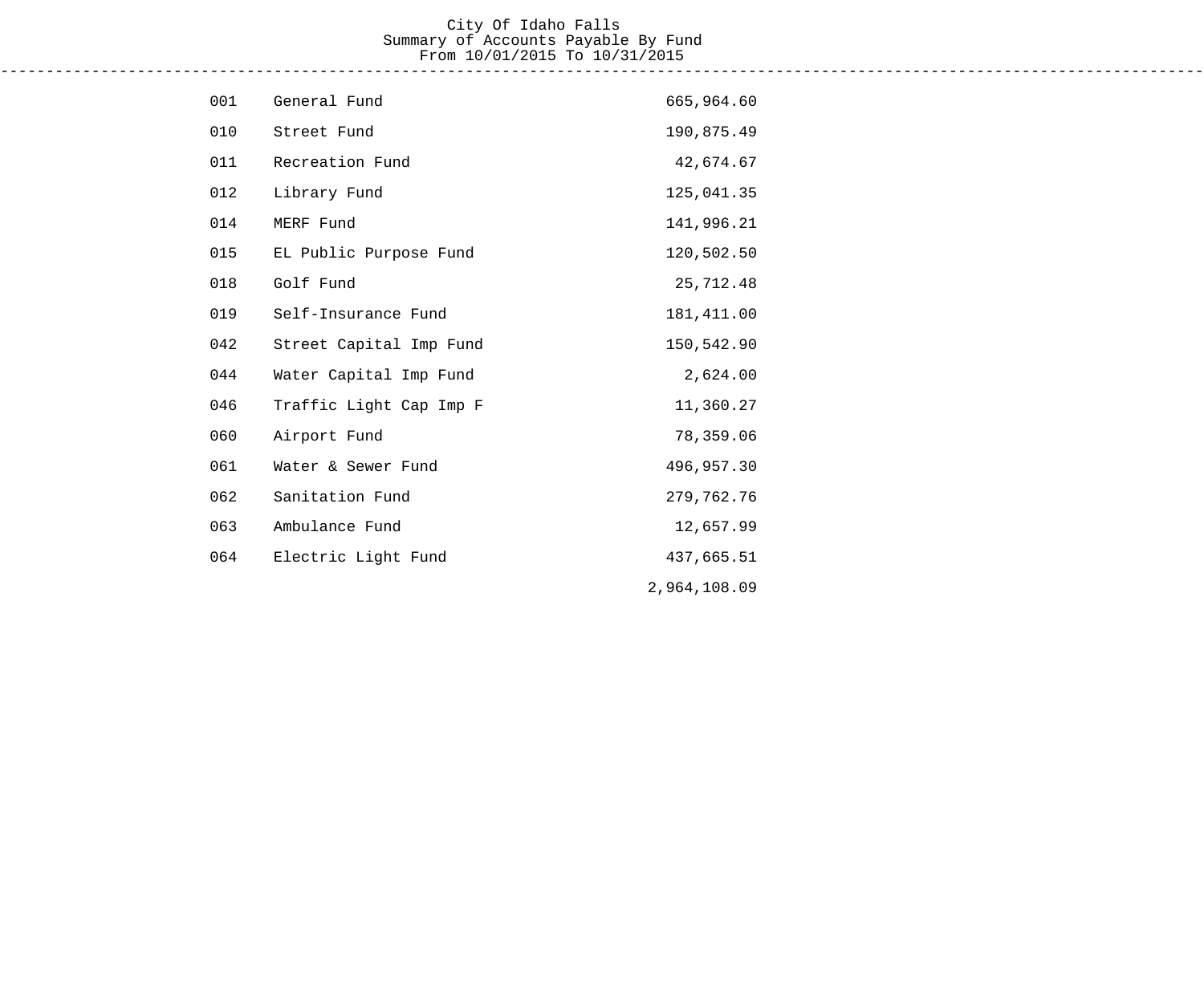# City Of Idaho Falls

## Summary of Accounts Payable By Fund

From 10/01/2015 To 10/31/2015

| Fund | Name | Amount |
|---|---|---|
| 001 | General Fund | 665,964.60 |
| 010 | Street Fund | 190,875.49 |
| 011 | Recreation Fund | 42,674.67 |
| 012 | Library Fund | 125,041.35 |
| 014 | MERF Fund | 141,996.21 |
| 015 | EL Public Purpose Fund | 120,502.50 |
| 018 | Golf Fund | 25,712.48 |
| 019 | Self-Insurance Fund | 181,411.00 |
| 042 | Street Capital Imp Fund | 150,542.90 |
| 044 | Water Capital Imp Fund | 2,624.00 |
| 046 | Traffic Light Cap Imp F | 11,360.27 |
| 060 | Airport Fund | 78,359.06 |
| 061 | Water & Sewer Fund | 496,957.30 |
| 062 | Sanitation Fund | 279,762.76 |
| 063 | Ambulance Fund | 12,657.99 |
| 064 | Electric Light Fund | 437,665.51 |
| | | 2,964,108.09 |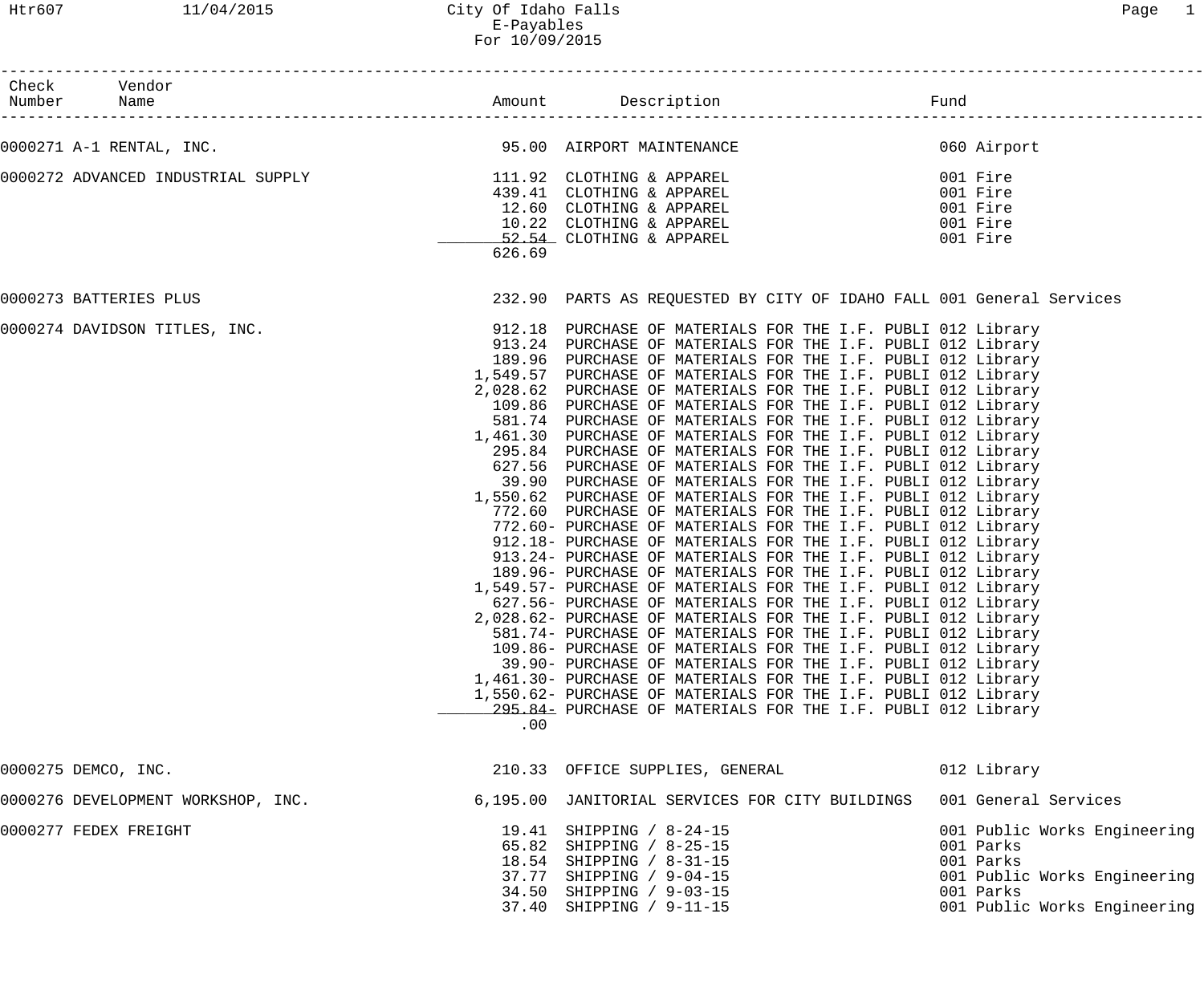City Of Idaho Falls
E-Payables
For 10/09/2015

| Check Number | Vendor Name | Amount | Description | Fund |
|---|---|---|---|---|
| 0000271 | A-1 RENTAL, INC. | 95.00 | AIRPORT MAINTENANCE | 060 Airport |
| 0000272 | ADVANCED INDUSTRIAL SUPPLY | 111.92 | CLOTHING & APPAREL | 001 Fire |
| | | 439.41 | CLOTHING & APPAREL | 001 Fire |
| | | 12.60 | CLOTHING & APPAREL | 001 Fire |
| | | 10.22 | CLOTHING & APPAREL | 001 Fire |
| | | 52.54 | CLOTHING & APPAREL | 001 Fire |
| | | 626.69 | | |
| 0000273 | BATTERIES PLUS | 232.90 | PARTS AS REQUESTED BY CITY OF IDAHO FALL | 001 General Services |
| 0000274 | DAVIDSON TITLES, INC. | 912.18 | PURCHASE OF MATERIALS FOR THE I.F. PUBLI | 012 Library |
| | | 913.24 | PURCHASE OF MATERIALS FOR THE I.F. PUBLI | 012 Library |
| | | 189.96 | PURCHASE OF MATERIALS FOR THE I.F. PUBLI | 012 Library |
| | | 1,549.57 | PURCHASE OF MATERIALS FOR THE I.F. PUBLI | 012 Library |
| | | 2,028.62 | PURCHASE OF MATERIALS FOR THE I.F. PUBLI | 012 Library |
| | | 109.86 | PURCHASE OF MATERIALS FOR THE I.F. PUBLI | 012 Library |
| | | 581.74 | PURCHASE OF MATERIALS FOR THE I.F. PUBLI | 012 Library |
| | | 1,461.30 | PURCHASE OF MATERIALS FOR THE I.F. PUBLI | 012 Library |
| | | 295.84 | PURCHASE OF MATERIALS FOR THE I.F. PUBLI | 012 Library |
| | | 627.56 | PURCHASE OF MATERIALS FOR THE I.F. PUBLI | 012 Library |
| | | 39.90 | PURCHASE OF MATERIALS FOR THE I.F. PUBLI | 012 Library |
| | | 1,550.62 | PURCHASE OF MATERIALS FOR THE I.F. PUBLI | 012 Library |
| | | 772.60 | PURCHASE OF MATERIALS FOR THE I.F. PUBLI | 012 Library |
| | | 772.60- | PURCHASE OF MATERIALS FOR THE I.F. PUBLI | 012 Library |
| | | 912.18- | PURCHASE OF MATERIALS FOR THE I.F. PUBLI | 012 Library |
| | | 913.24- | PURCHASE OF MATERIALS FOR THE I.F. PUBLI | 012 Library |
| | | 189.96- | PURCHASE OF MATERIALS FOR THE I.F. PUBLI | 012 Library |
| | | 1,549.57- | PURCHASE OF MATERIALS FOR THE I.F. PUBLI | 012 Library |
| | | 627.56- | PURCHASE OF MATERIALS FOR THE I.F. PUBLI | 012 Library |
| | | 2,028.62- | PURCHASE OF MATERIALS FOR THE I.F. PUBLI | 012 Library |
| | | 581.74- | PURCHASE OF MATERIALS FOR THE I.F. PUBLI | 012 Library |
| | | 109.86- | PURCHASE OF MATERIALS FOR THE I.F. PUBLI | 012 Library |
| | | 39.90- | PURCHASE OF MATERIALS FOR THE I.F. PUBLI | 012 Library |
| | | 1,461.30- | PURCHASE OF MATERIALS FOR THE I.F. PUBLI | 012 Library |
| | | 1,550.62- | PURCHASE OF MATERIALS FOR THE I.F. PUBLI | 012 Library |
| | | 295.84- | PURCHASE OF MATERIALS FOR THE I.F. PUBLI | 012 Library |
| | | .00 | | |
| 0000275 | DEMCO, INC. | 210.33 | OFFICE SUPPLIES, GENERAL | 012 Library |
| 0000276 | DEVELOPMENT WORKSHOP, INC. | 6,195.00 | JANITORIAL SERVICES FOR CITY BUILDINGS | 001 General Services |
| 0000277 | FEDEX FREIGHT | 19.41 | SHIPPING / 8-24-15 | 001 Public Works Engineering |
| | | 65.82 | SHIPPING / 8-25-15 | 001 Parks |
| | | 18.54 | SHIPPING / 8-31-15 | 001 Parks |
| | | 37.77 | SHIPPING / 9-04-15 | 001 Public Works Engineering |
| | | 34.50 | SHIPPING / 9-03-15 | 001 Parks |
| | | 37.40 | SHIPPING / 9-11-15 | 001 Public Works Engineering |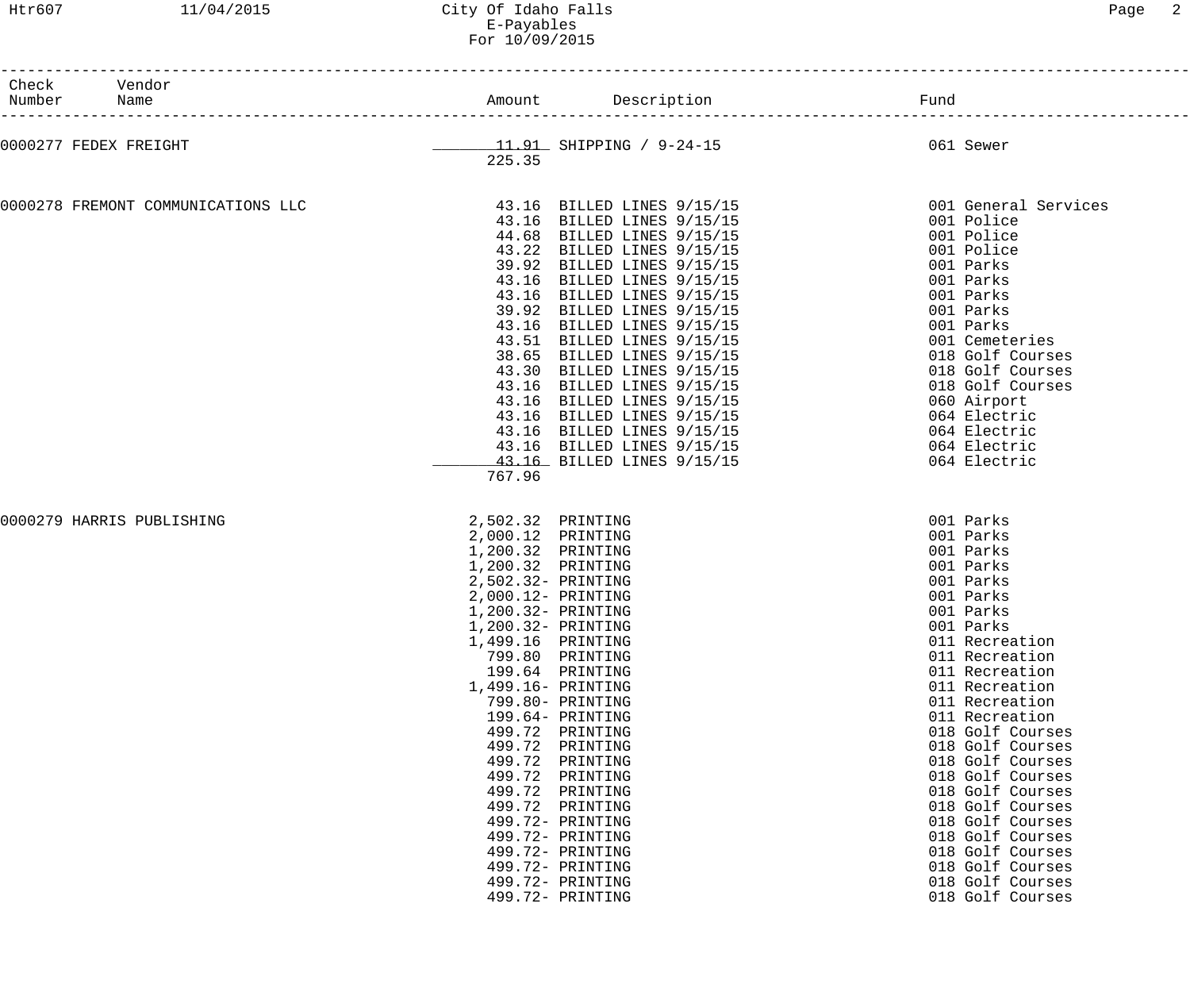City Of Idaho Falls
E-Payables
For 10/09/2015

| Check Number | Vendor Name | Amount | Description | Fund |
|---|---|---|---|---|
| 0000277 | FEDEX FREIGHT | 11.91 | SHIPPING / 9-24-15 | 061 Sewer |
| | | 225.35 | | |
| 0000278 | FREMONT COMMUNICATIONS LLC | 43.16 | BILLED LINES 9/15/15 | 001 General Services |
| | | 43.16 | BILLED LINES 9/15/15 | 001 Police |
| | | 44.68 | BILLED LINES 9/15/15 | 001 Police |
| | | 43.22 | BILLED LINES 9/15/15 | 001 Police |
| | | 39.92 | BILLED LINES 9/15/15 | 001 Parks |
| | | 43.16 | BILLED LINES 9/15/15 | 001 Parks |
| | | 43.16 | BILLED LINES 9/15/15 | 001 Parks |
| | | 39.92 | BILLED LINES 9/15/15 | 001 Parks |
| | | 43.16 | BILLED LINES 9/15/15 | 001 Parks |
| | | 43.51 | BILLED LINES 9/15/15 | 001 Cemeteries |
| | | 38.65 | BILLED LINES 9/15/15 | 018 Golf Courses |
| | | 43.30 | BILLED LINES 9/15/15 | 018 Golf Courses |
| | | 43.16 | BILLED LINES 9/15/15 | 018 Golf Courses |
| | | 43.16 | BILLED LINES 9/15/15 | 060 Airport |
| | | 43.16 | BILLED LINES 9/15/15 | 064 Electric |
| | | 43.16 | BILLED LINES 9/15/15 | 064 Electric |
| | | 43.16 | BILLED LINES 9/15/15 | 064 Electric |
| | | 43.16 | BILLED LINES 9/15/15 | 064 Electric |
| | | 767.96 | | |
| 0000279 | HARRIS PUBLISHING | 2,502.32 | PRINTING | 001 Parks |
| | | 2,000.12 | PRINTING | 001 Parks |
| | | 1,200.32 | PRINTING | 001 Parks |
| | | 1,200.32 | PRINTING | 001 Parks |
| | | 2,502.32- | PRINTING | 001 Parks |
| | | 2,000.12- | PRINTING | 001 Parks |
| | | 1,200.32- | PRINTING | 001 Parks |
| | | 1,200.32- | PRINTING | 001 Parks |
| | | 1,499.16 | PRINTING | 011 Recreation |
| | | 799.80 | PRINTING | 011 Recreation |
| | | 199.64 | PRINTING | 011 Recreation |
| | | 1,499.16- | PRINTING | 011 Recreation |
| | | 799.80- | PRINTING | 011 Recreation |
| | | 199.64- | PRINTING | 011 Recreation |
| | | 499.72 | PRINTING | 018 Golf Courses |
| | | 499.72 | PRINTING | 018 Golf Courses |
| | | 499.72 | PRINTING | 018 Golf Courses |
| | | 499.72 | PRINTING | 018 Golf Courses |
| | | 499.72 | PRINTING | 018 Golf Courses |
| | | 499.72 | PRINTING | 018 Golf Courses |
| | | 499.72- | PRINTING | 018 Golf Courses |
| | | 499.72- | PRINTING | 018 Golf Courses |
| | | 499.72- | PRINTING | 018 Golf Courses |
| | | 499.72- | PRINTING | 018 Golf Courses |
| | | 499.72- | PRINTING | 018 Golf Courses |
| | | 499.72- | PRINTING | 018 Golf Courses |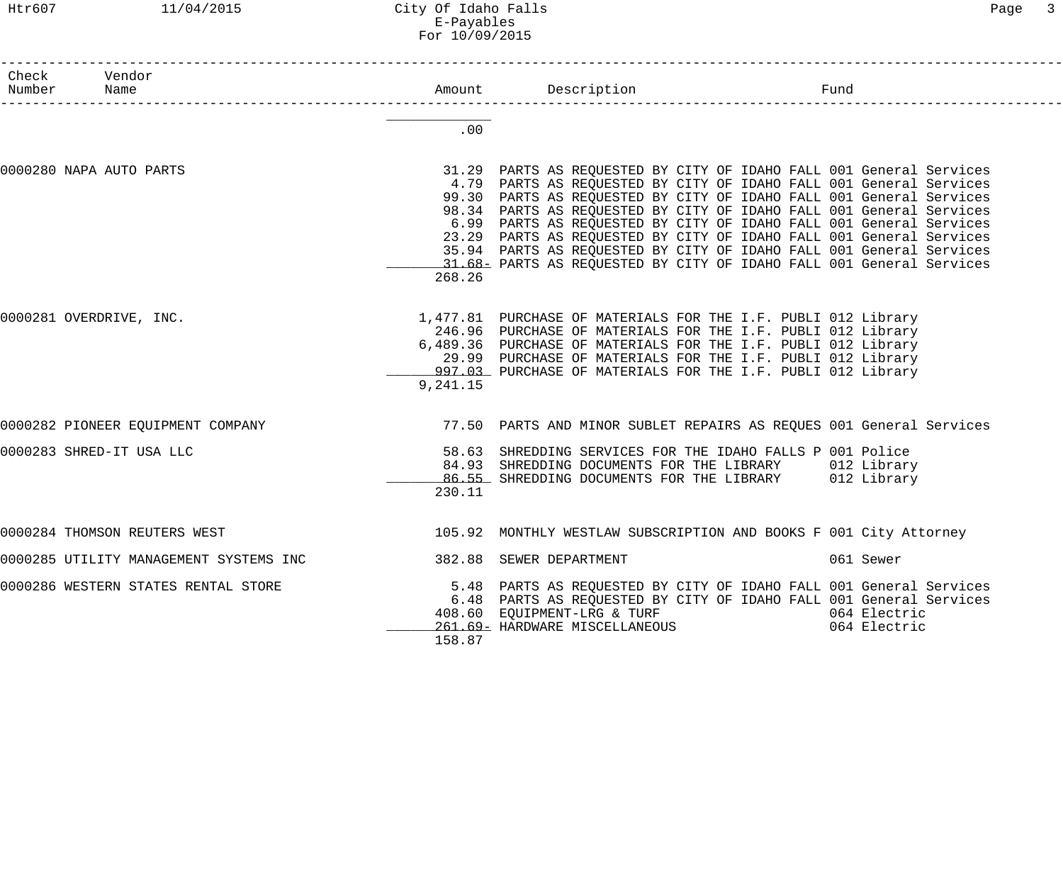| Check Number | Vendor Name | Amount | Description | Fund |
|---|---|---|---|---|
| | | .00 | | |
| 0000280 | NAPA AUTO PARTS | 31.29 | PARTS AS REQUESTED BY CITY OF IDAHO FALL | 001 General Services |
| | | 4.79 | PARTS AS REQUESTED BY CITY OF IDAHO FALL | 001 General Services |
| | | 99.30 | PARTS AS REQUESTED BY CITY OF IDAHO FALL | 001 General Services |
| | | 98.34 | PARTS AS REQUESTED BY CITY OF IDAHO FALL | 001 General Services |
| | | 6.99 | PARTS AS REQUESTED BY CITY OF IDAHO FALL | 001 General Services |
| | | 23.29 | PARTS AS REQUESTED BY CITY OF IDAHO FALL | 001 General Services |
| | | 35.94 | PARTS AS REQUESTED BY CITY OF IDAHO FALL | 001 General Services |
| | | 31.68- | PARTS AS REQUESTED BY CITY OF IDAHO FALL | 001 General Services |
| | | 268.26 | | |
| 0000281 | OVERDRIVE, INC. | 1,477.81 | PURCHASE OF MATERIALS FOR THE I.F. PUBLI | 012 Library |
| | | 246.96 | PURCHASE OF MATERIALS FOR THE I.F. PUBLI | 012 Library |
| | | 6,489.36 | PURCHASE OF MATERIALS FOR THE I.F. PUBLI | 012 Library |
| | | 29.99 | PURCHASE OF MATERIALS FOR THE I.F. PUBLI | 012 Library |
| | | 997.03 | PURCHASE OF MATERIALS FOR THE I.F. PUBLI | 012 Library |
| | | 9,241.15 | | |
| 0000282 | PIONEER EQUIPMENT COMPANY | 77.50 | PARTS AND MINOR SUBLET REPAIRS AS REQUES | 001 General Services |
| 0000283 | SHRED-IT USA LLC | 58.63 | SHREDDING SERVICES FOR THE IDAHO FALLS P | 001 Police |
| | | 84.93 | SHREDDING DOCUMENTS FOR THE LIBRARY | 012 Library |
| | | 86.55 | SHREDDING DOCUMENTS FOR THE LIBRARY | 012 Library |
| | | 230.11 | | |
| 0000284 | THOMSON REUTERS WEST | 105.92 | MONTHLY WESTLAW SUBSCRIPTION AND BOOKS F | 001 City Attorney |
| 0000285 | UTILITY MANAGEMENT SYSTEMS INC | 382.88 | SEWER DEPARTMENT | 061 Sewer |
| 0000286 | WESTERN STATES RENTAL STORE | 5.48 | PARTS AS REQUESTED BY CITY OF IDAHO FALL | 001 General Services |
| | | 6.48 | PARTS AS REQUESTED BY CITY OF IDAHO FALL | 001 General Services |
| | | 408.60 | EQUIPMENT-LRG & TURF | 064 Electric |
| | | 261.69- | HARDWARE MISCELLANEOUS | 064 Electric |
| | | 158.87 | | |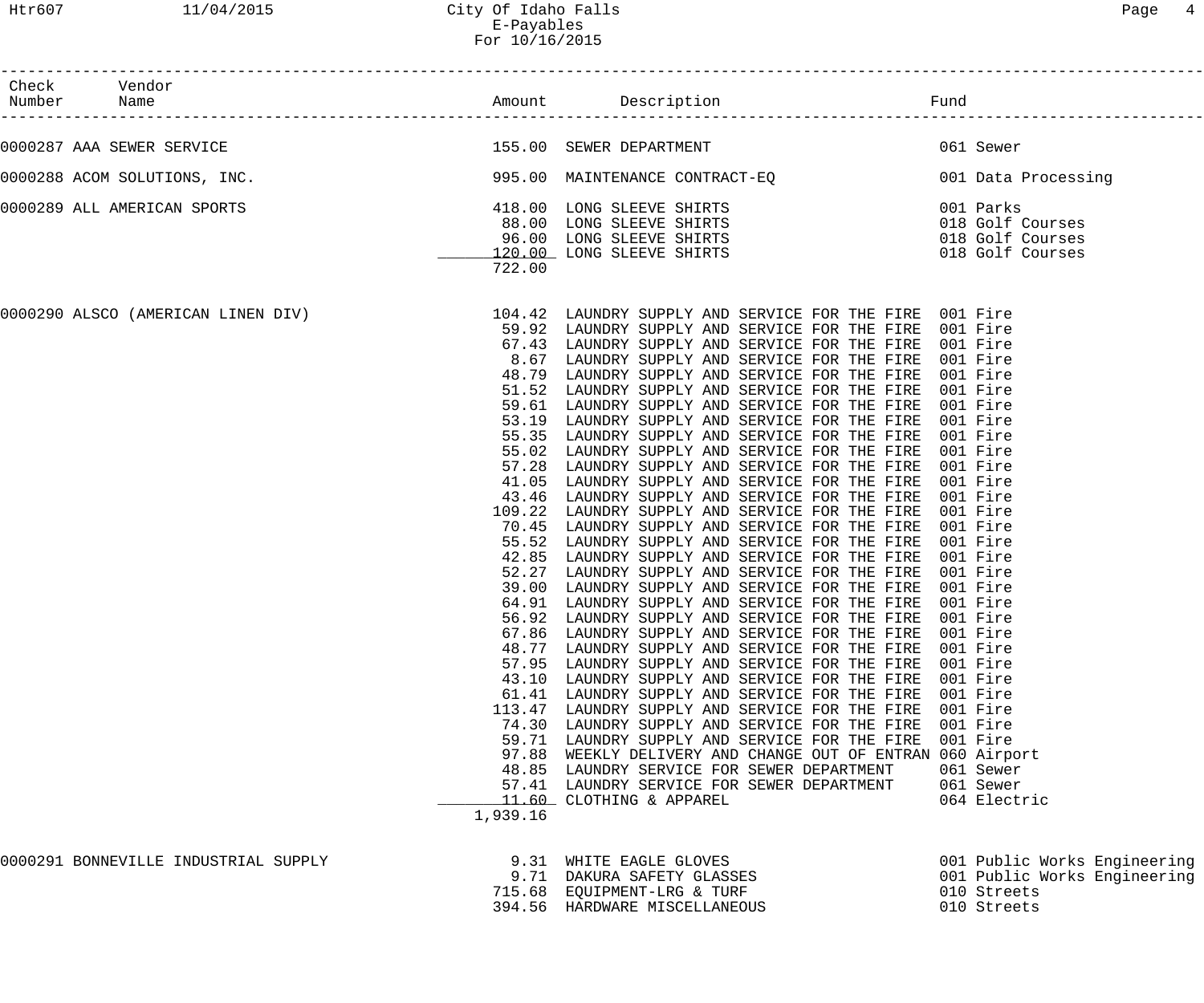# City Of Idaho Falls
## E-Payables
### For 10/16/2015

| Check Number | Vendor Name | Amount | Description | Fund |
|---|---|---|---|---|
| 0000287 | AAA SEWER SERVICE | 155.00 | SEWER DEPARTMENT | 061 Sewer |
| 0000288 | ACOM SOLUTIONS, INC. | 995.00 | MAINTENANCE CONTRACT-EQ | 001 Data Processing |
| 0000289 | ALL AMERICAN SPORTS | 418.00 | LONG SLEEVE SHIRTS | 001 Parks |
| | | 88.00 | LONG SLEEVE SHIRTS | 018 Golf Courses |
| | | 96.00 | LONG SLEEVE SHIRTS | 018 Golf Courses |
| | | 120.00 | LONG SLEEVE SHIRTS | 018 Golf Courses |
| | | 722.00 | | |
| 0000290 | ALSCO (AMERICAN LINEN DIV) | 104.42 | LAUNDRY SUPPLY AND SERVICE FOR THE FIRE | 001 Fire |
| | | 59.92 | LAUNDRY SUPPLY AND SERVICE FOR THE FIRE | 001 Fire |
| | | 67.43 | LAUNDRY SUPPLY AND SERVICE FOR THE FIRE | 001 Fire |
| | | 8.67 | LAUNDRY SUPPLY AND SERVICE FOR THE FIRE | 001 Fire |
| | | 48.79 | LAUNDRY SUPPLY AND SERVICE FOR THE FIRE | 001 Fire |
| | | 51.52 | LAUNDRY SUPPLY AND SERVICE FOR THE FIRE | 001 Fire |
| | | 59.61 | LAUNDRY SUPPLY AND SERVICE FOR THE FIRE | 001 Fire |
| | | 53.19 | LAUNDRY SUPPLY AND SERVICE FOR THE FIRE | 001 Fire |
| | | 55.35 | LAUNDRY SUPPLY AND SERVICE FOR THE FIRE | 001 Fire |
| | | 55.02 | LAUNDRY SUPPLY AND SERVICE FOR THE FIRE | 001 Fire |
| | | 57.28 | LAUNDRY SUPPLY AND SERVICE FOR THE FIRE | 001 Fire |
| | | 41.05 | LAUNDRY SUPPLY AND SERVICE FOR THE FIRE | 001 Fire |
| | | 43.46 | LAUNDRY SUPPLY AND SERVICE FOR THE FIRE | 001 Fire |
| | | 109.22 | LAUNDRY SUPPLY AND SERVICE FOR THE FIRE | 001 Fire |
| | | 70.45 | LAUNDRY SUPPLY AND SERVICE FOR THE FIRE | 001 Fire |
| | | 55.52 | LAUNDRY SUPPLY AND SERVICE FOR THE FIRE | 001 Fire |
| | | 42.85 | LAUNDRY SUPPLY AND SERVICE FOR THE FIRE | 001 Fire |
| | | 52.27 | LAUNDRY SUPPLY AND SERVICE FOR THE FIRE | 001 Fire |
| | | 39.00 | LAUNDRY SUPPLY AND SERVICE FOR THE FIRE | 001 Fire |
| | | 64.91 | LAUNDRY SUPPLY AND SERVICE FOR THE FIRE | 001 Fire |
| | | 56.92 | LAUNDRY SUPPLY AND SERVICE FOR THE FIRE | 001 Fire |
| | | 67.86 | LAUNDRY SUPPLY AND SERVICE FOR THE FIRE | 001 Fire |
| | | 48.77 | LAUNDRY SUPPLY AND SERVICE FOR THE FIRE | 001 Fire |
| | | 57.95 | LAUNDRY SUPPLY AND SERVICE FOR THE FIRE | 001 Fire |
| | | 43.10 | LAUNDRY SUPPLY AND SERVICE FOR THE FIRE | 001 Fire |
| | | 61.41 | LAUNDRY SUPPLY AND SERVICE FOR THE FIRE | 001 Fire |
| | | 113.47 | LAUNDRY SUPPLY AND SERVICE FOR THE FIRE | 001 Fire |
| | | 74.30 | LAUNDRY SUPPLY AND SERVICE FOR THE FIRE | 001 Fire |
| | | 59.71 | LAUNDRY SUPPLY AND SERVICE FOR THE FIRE | 001 Fire |
| | | 97.88 | WEEKLY DELIVERY AND CHANGE OUT OF ENTRAN | 060 Airport |
| | | 48.85 | LAUNDRY SERVICE FOR SEWER DEPARTMENT | 061 Sewer |
| | | 57.41 | LAUNDRY SERVICE FOR SEWER DEPARTMENT | 061 Sewer |
| | | 11.60 | CLOTHING & APPAREL | 064 Electric |
| | | 1,939.16 | | |
| 0000291 | BONNEVILLE INDUSTRIAL SUPPLY | 9.31 | WHITE EAGLE GLOVES | 001 Public Works Engineering |
| | | 9.71 | DAKURA SAFETY GLASSES | 001 Public Works Engineering |
| | | 715.68 | EQUIPMENT-LRG & TURF | 010 Streets |
| | | 394.56 | HARDWARE MISCELLANEOUS | 010 Streets |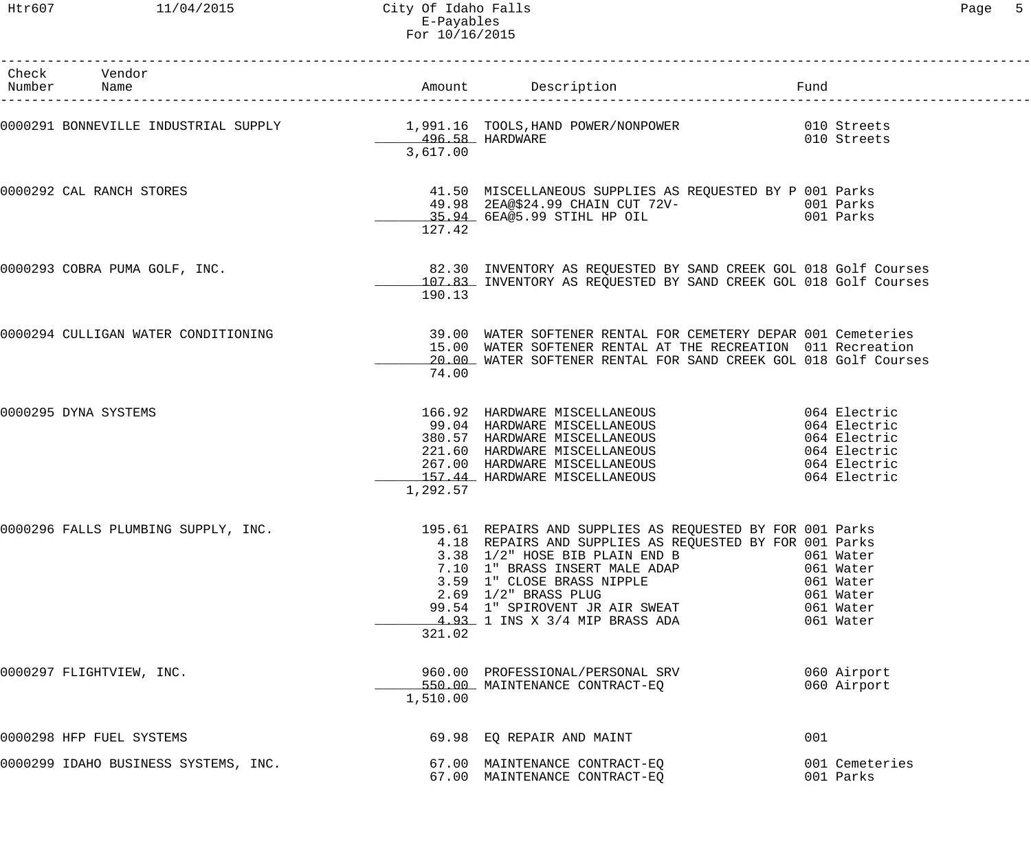City Of Idaho Falls
E-Payables
For 10/16/2015

| Check Number | Vendor Name | Amount | Description | Fund |
|---|---|---|---|---|
| 0000291 | BONNEVILLE INDUSTRIAL SUPPLY | 1,991.16 | TOOLS,HAND POWER/NONPOWER | 010 Streets |
| | | 496.58 | HARDWARE | 010 Streets |
| | | 3,617.00 | | |
| 0000292 | CAL RANCH STORES | 41.50 | MISCELLANEOUS SUPPLIES AS REQUESTED BY P | 001 Parks |
| | | 49.98 | 2EA@$24.99 CHAIN CUT 72V- | 001 Parks |
| | | 35.94 | 6EA@5.99 STIHL HP OIL | 001 Parks |
| | | 127.42 | | |
| 0000293 | COBRA PUMA GOLF, INC. | 82.30 | INVENTORY AS REQUESTED BY SAND CREEK GOL | 018 Golf Courses |
| | | 107.83 | INVENTORY AS REQUESTED BY SAND CREEK GOL | 018 Golf Courses |
| | | 190.13 | | |
| 0000294 | CULLIGAN WATER CONDITIONING | 39.00 | WATER SOFTENER RENTAL FOR CEMETERY DEPAR | 001 Cemeteries |
| | | 15.00 | WATER SOFTENER RENTAL AT THE RECREATION | 011 Recreation |
| | | 20.00 | WATER SOFTENER RENTAL FOR SAND CREEK GOL | 018 Golf Courses |
| | | 74.00 | | |
| 0000295 | DYNA SYSTEMS | 166.92 | HARDWARE MISCELLANEOUS | 064 Electric |
| | | 99.04 | HARDWARE MISCELLANEOUS | 064 Electric |
| | | 380.57 | HARDWARE MISCELLANEOUS | 064 Electric |
| | | 221.60 | HARDWARE MISCELLANEOUS | 064 Electric |
| | | 267.00 | HARDWARE MISCELLANEOUS | 064 Electric |
| | | 157.44 | HARDWARE MISCELLANEOUS | 064 Electric |
| | | 1,292.57 | | |
| 0000296 | FALLS PLUMBING SUPPLY, INC. | 195.61 | REPAIRS AND SUPPLIES AS REQUESTED BY FOR | 001 Parks |
| | | 4.18 | REPAIRS AND SUPPLIES AS REQUESTED BY FOR | 001 Parks |
| | | 3.38 | 1/2" HOSE BIB PLAIN END B | 061 Water |
| | | 7.10 | 1" BRASS INSERT MALE ADAP | 061 Water |
| | | 3.59 | 1" CLOSE BRASS NIPPLE | 061 Water |
| | | 2.69 | 1/2" BRASS PLUG | 061 Water |
| | | 99.54 | 1" SPIROVENT JR AIR SWEAT | 061 Water |
| | | 4.93 | 1 INS X 3/4 MIP BRASS ADA | 061 Water |
| | | 321.02 | | |
| 0000297 | FLIGHTVIEW, INC. | 960.00 | PROFESSIONAL/PERSONAL SRV | 060 Airport |
| | | 550.00 | MAINTENANCE CONTRACT-EQ | 060 Airport |
| | | 1,510.00 | | |
| 0000298 | HFP FUEL SYSTEMS | 69.98 | EQ REPAIR AND MAINT | 001 |
| 0000299 | IDAHO BUSINESS SYSTEMS, INC. | 67.00 | MAINTENANCE CONTRACT-EQ | 001 Cemeteries |
| | | 67.00 | MAINTENANCE CONTRACT-EQ | 001 Parks |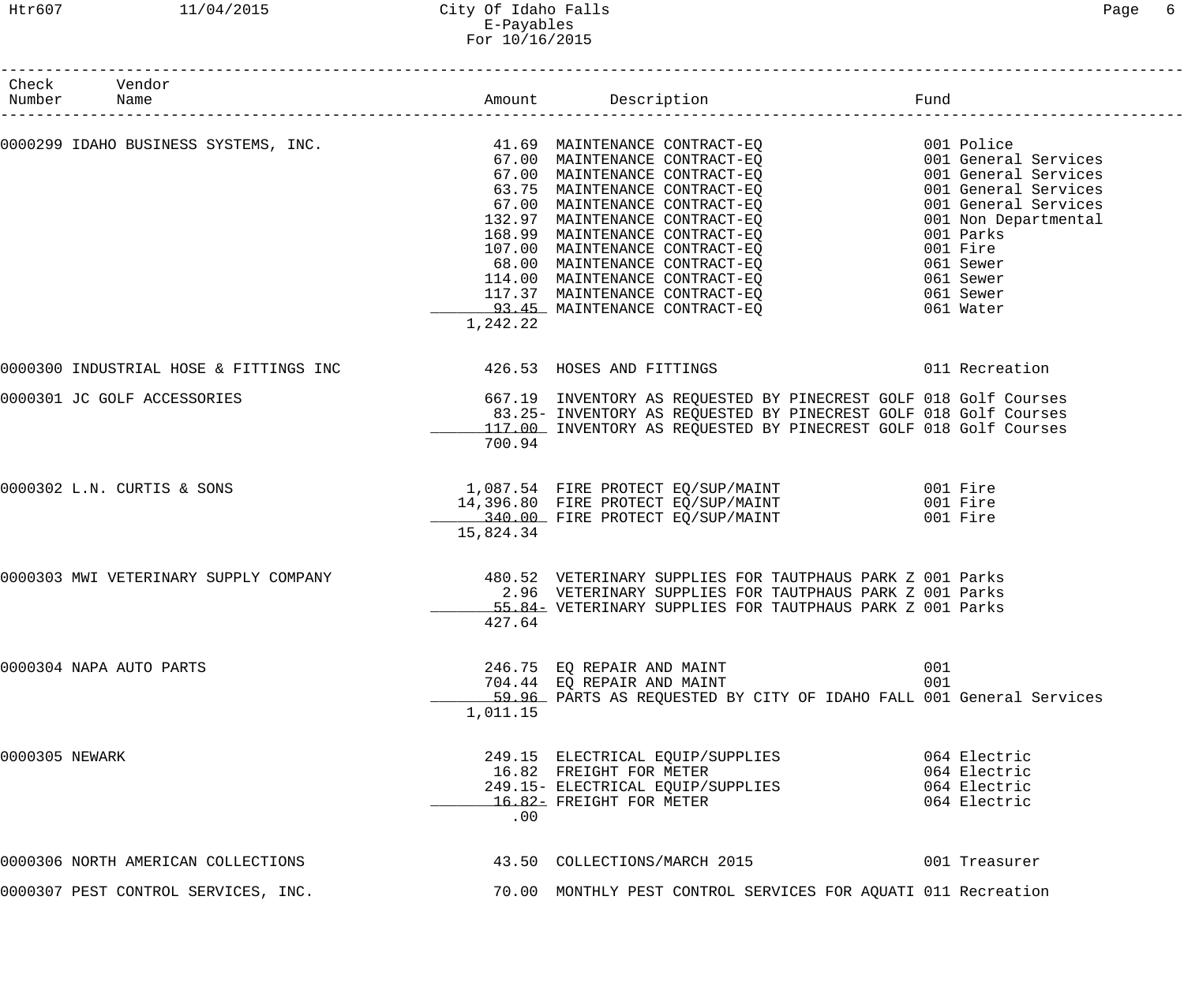| Check Number | Vendor Name | Amount | Description | Fund |
|---|---|---|---|---|
| 0000299 | IDAHO BUSINESS SYSTEMS, INC. | 41.69 | MAINTENANCE CONTRACT-EQ | 001 Police |
| | | 67.00 | MAINTENANCE CONTRACT-EQ | 001 General Services |
| | | 67.00 | MAINTENANCE CONTRACT-EQ | 001 General Services |
| | | 63.75 | MAINTENANCE CONTRACT-EQ | 001 General Services |
| | | 67.00 | MAINTENANCE CONTRACT-EQ | 001 General Services |
| | | 132.97 | MAINTENANCE CONTRACT-EQ | 001 Non Departmental |
| | | 168.99 | MAINTENANCE CONTRACT-EQ | 001 Parks |
| | | 107.00 | MAINTENANCE CONTRACT-EQ | 001 Fire |
| | | 68.00 | MAINTENANCE CONTRACT-EQ | 061 Sewer |
| | | 114.00 | MAINTENANCE CONTRACT-EQ | 061 Sewer |
| | | 117.37 | MAINTENANCE CONTRACT-EQ | 061 Sewer |
| | | 93.45 | MAINTENANCE CONTRACT-EQ | 061 Water |
| | | 1,242.22 | | |
| 0000300 | INDUSTRIAL HOSE & FITTINGS INC | 426.53 | HOSES AND FITTINGS | 011 Recreation |
| 0000301 | JC GOLF ACCESSORIES | 667.19 | INVENTORY AS REQUESTED BY PINECREST GOLF | 018 Golf Courses |
| | | 83.25- | INVENTORY AS REQUESTED BY PINECREST GOLF | 018 Golf Courses |
| | | 117.00 | INVENTORY AS REQUESTED BY PINECREST GOLF | 018 Golf Courses |
| | | 700.94 | | |
| 0000302 | L.N. CURTIS & SONS | 1,087.54 | FIRE PROTECT EQ/SUP/MAINT | 001 Fire |
| | | 14,396.80 | FIRE PROTECT EQ/SUP/MAINT | 001 Fire |
| | | 340.00 | FIRE PROTECT EQ/SUP/MAINT | 001 Fire |
| | | 15,824.34 | | |
| 0000303 | MWI VETERINARY SUPPLY COMPANY | 480.52 | VETERINARY SUPPLIES FOR TAUTPHAUS PARK Z | 001 Parks |
| | | 2.96 | VETERINARY SUPPLIES FOR TAUTPHAUS PARK Z | 001 Parks |
| | | 55.84- | VETERINARY SUPPLIES FOR TAUTPHAUS PARK Z | 001 Parks |
| | | 427.64 | | |
| 0000304 | NAPA AUTO PARTS | 246.75 | EQ REPAIR AND MAINT | 001 |
| | | 704.44 | EQ REPAIR AND MAINT | 001 |
| | | 59.96 | PARTS AS REQUESTED BY CITY OF IDAHO FALL | 001 General Services |
| | | 1,011.15 | | |
| 0000305 | NEWARK | 249.15 | ELECTRICAL EQUIP/SUPPLIES | 064 Electric |
| | | 16.82 | FREIGHT FOR METER | 064 Electric |
| | | 249.15- | ELECTRICAL EQUIP/SUPPLIES | 064 Electric |
| | | 16.82- | FREIGHT FOR METER | 064 Electric |
| | | .00 | | |
| 0000306 | NORTH AMERICAN COLLECTIONS | 43.50 | COLLECTIONS/MARCH 2015 | 001 Treasurer |
| 0000307 | PEST CONTROL SERVICES, INC. | 70.00 | MONTHLY PEST CONTROL SERVICES FOR AQUATI | 011 Recreation |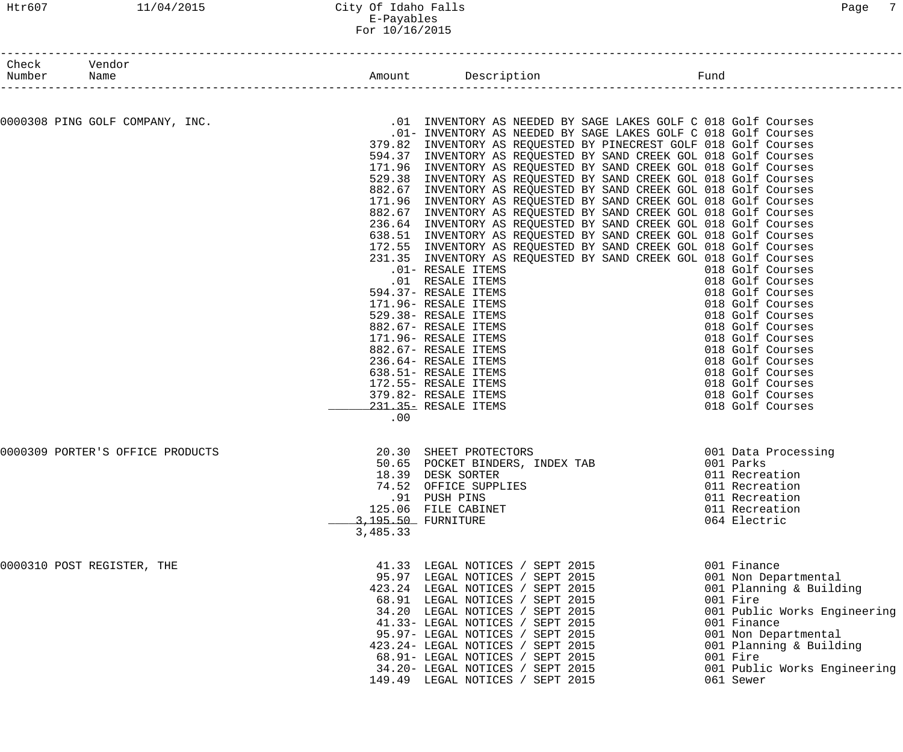| Check Number | Vendor Name | Amount | Description | Fund |
|---|---|---|---|---|
| 0000308 | PING GOLF COMPANY, INC. | .01 | INVENTORY AS NEEDED BY SAGE LAKES GOLF C | 018 Golf Courses |
| | | .01- | INVENTORY AS NEEDED BY SAGE LAKES GOLF C | 018 Golf Courses |
| | | 379.82 | INVENTORY AS REQUESTED BY PINECREST GOLF | 018 Golf Courses |
| | | 594.37 | INVENTORY AS REQUESTED BY SAND CREEK GOL | 018 Golf Courses |
| | | 171.96 | INVENTORY AS REQUESTED BY SAND CREEK GOL | 018 Golf Courses |
| | | 529.38 | INVENTORY AS REQUESTED BY SAND CREEK GOL | 018 Golf Courses |
| | | 882.67 | INVENTORY AS REQUESTED BY SAND CREEK GOL | 018 Golf Courses |
| | | 171.96 | INVENTORY AS REQUESTED BY SAND CREEK GOL | 018 Golf Courses |
| | | 882.67 | INVENTORY AS REQUESTED BY SAND CREEK GOL | 018 Golf Courses |
| | | 236.64 | INVENTORY AS REQUESTED BY SAND CREEK GOL | 018 Golf Courses |
| | | 638.51 | INVENTORY AS REQUESTED BY SAND CREEK GOL | 018 Golf Courses |
| | | 172.55 | INVENTORY AS REQUESTED BY SAND CREEK GOL | 018 Golf Courses |
| | | 231.35 | INVENTORY AS REQUESTED BY SAND CREEK GOL | 018 Golf Courses |
| | | .01- | RESALE ITEMS | 018 Golf Courses |
| | | .01 | RESALE ITEMS | 018 Golf Courses |
| | | 594.37- | RESALE ITEMS | 018 Golf Courses |
| | | 171.96- | RESALE ITEMS | 018 Golf Courses |
| | | 529.38- | RESALE ITEMS | 018 Golf Courses |
| | | 882.67- | RESALE ITEMS | 018 Golf Courses |
| | | 171.96- | RESALE ITEMS | 018 Golf Courses |
| | | 882.67- | RESALE ITEMS | 018 Golf Courses |
| | | 236.64- | RESALE ITEMS | 018 Golf Courses |
| | | 638.51- | RESALE ITEMS | 018 Golf Courses |
| | | 172.55- | RESALE ITEMS | 018 Golf Courses |
| | | 379.82- | RESALE ITEMS | 018 Golf Courses |
| | | 231.35- | RESALE ITEMS | 018 Golf Courses |
| | | .00 | | |
| 0000309 | PORTER'S OFFICE PRODUCTS | 20.30 | SHEET PROTECTORS | 001 Data Processing |
| | | 50.65 | POCKET BINDERS, INDEX TAB | 001 Parks |
| | | 18.39 | DESK SORTER | 011 Recreation |
| | | 74.52 | OFFICE SUPPLIES | 011 Recreation |
| | | .91 | PUSH PINS | 011 Recreation |
| | | 125.06 | FILE CABINET | 011 Recreation |
| | | 3,195.50 | FURNITURE | 064 Electric |
| | | 3,485.33 | | |
| 0000310 | POST REGISTER, THE | 41.33 | LEGAL NOTICES / SEPT 2015 | 001 Finance |
| | | 95.97 | LEGAL NOTICES / SEPT 2015 | 001 Non Departmental |
| | | 423.24 | LEGAL NOTICES / SEPT 2015 | 001 Planning & Building |
| | | 68.91 | LEGAL NOTICES / SEPT 2015 | 001 Fire |
| | | 34.20 | LEGAL NOTICES / SEPT 2015 | 001 Public Works Engineering |
| | | 41.33- | LEGAL NOTICES / SEPT 2015 | 001 Finance |
| | | 95.97- | LEGAL NOTICES / SEPT 2015 | 001 Non Departmental |
| | | 423.24- | LEGAL NOTICES / SEPT 2015 | 001 Planning & Building |
| | | 68.91- | LEGAL NOTICES / SEPT 2015 | 001 Fire |
| | | 34.20- | LEGAL NOTICES / SEPT 2015 | 001 Public Works Engineering |
| | | 149.49 | LEGAL NOTICES / SEPT 2015 | 061 Sewer |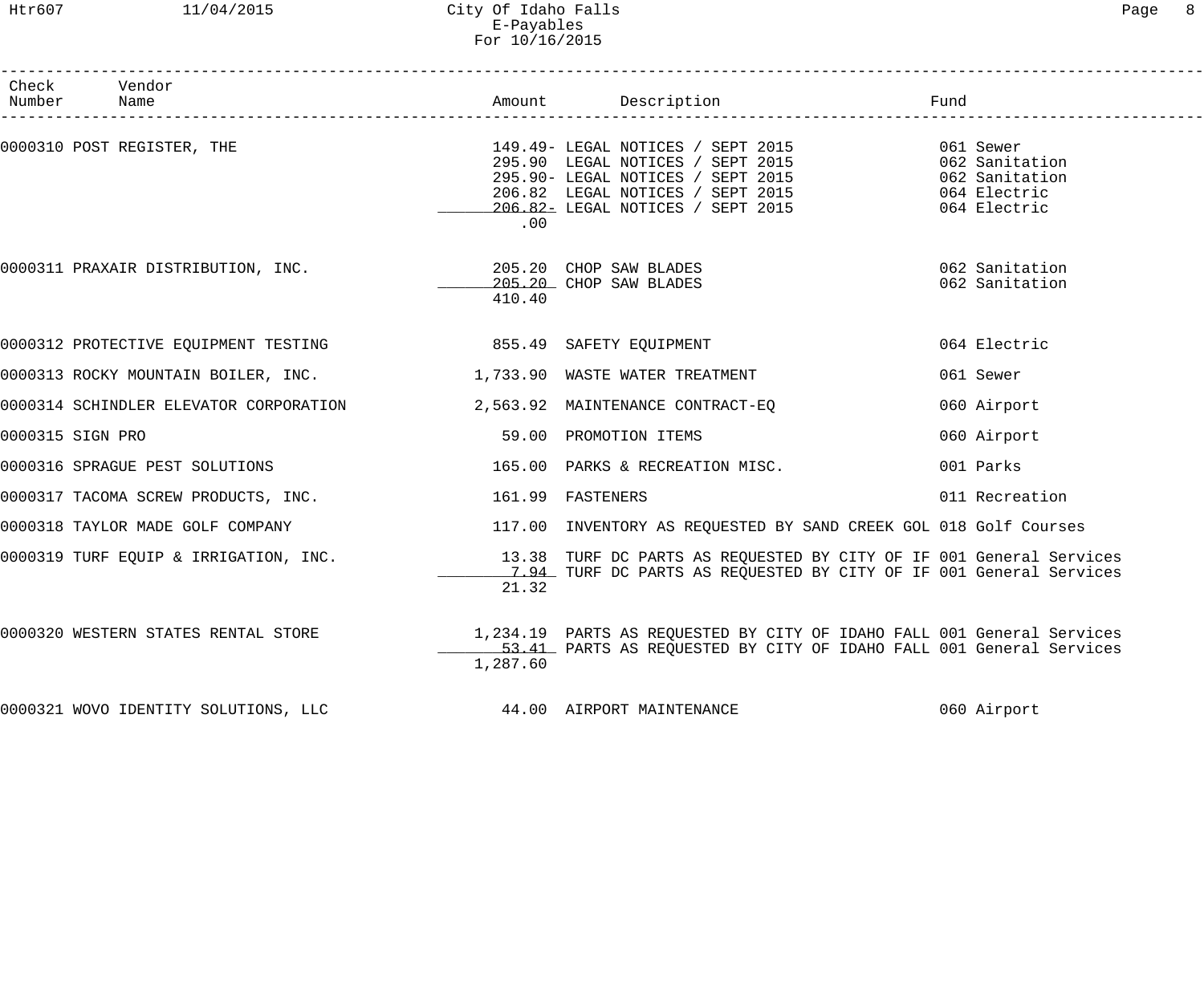City Of Idaho Falls
E-Payables
For 10/16/2015

| Check Number | Vendor Name | Amount | Description | Fund |
|---|---|---|---|---|
| 0000310 | POST REGISTER, THE | 149.49- | LEGAL NOTICES / SEPT 2015 | 061 Sewer |
| | | 295.90 | LEGAL NOTICES / SEPT 2015 | 062 Sanitation |
| | | 295.90- | LEGAL NOTICES / SEPT 2015 | 062 Sanitation |
| | | 206.82 | LEGAL NOTICES / SEPT 2015 | 064 Electric |
| | | 206.82- | LEGAL NOTICES / SEPT 2015 | 064 Electric |
| | | .00 | | |
| 0000311 | PRAXAIR DISTRIBUTION, INC. | 205.20 | CHOP SAW BLADES | 062 Sanitation |
| | | 205.20 | CHOP SAW BLADES | 062 Sanitation |
| | | 410.40 | | |
| 0000312 | PROTECTIVE EQUIPMENT TESTING | 855.49 | SAFETY EQUIPMENT | 064 Electric |
| 0000313 | ROCKY MOUNTAIN BOILER, INC. | 1,733.90 | WASTE WATER TREATMENT | 061 Sewer |
| 0000314 | SCHINDLER ELEVATOR CORPORATION | 2,563.92 | MAINTENANCE CONTRACT-EQ | 060 Airport |
| 0000315 | SIGN PRO | 59.00 | PROMOTION ITEMS | 060 Airport |
| 0000316 | SPRAGUE PEST SOLUTIONS | 165.00 | PARKS & RECREATION MISC. | 001 Parks |
| 0000317 | TACOMA SCREW PRODUCTS, INC. | 161.99 | FASTENERS | 011 Recreation |
| 0000318 | TAYLOR MADE GOLF COMPANY | 117.00 | INVENTORY AS REQUESTED BY SAND CREEK GOL | 018 Golf Courses |
| 0000319 | TURF EQUIP & IRRIGATION, INC. | 13.38 | TURF DC PARTS AS REQUESTED BY CITY OF IF | 001 General Services |
| | | 7.94 | TURF DC PARTS AS REQUESTED BY CITY OF IF | 001 General Services |
| | | 21.32 | | |
| 0000320 | WESTERN STATES RENTAL STORE | 1,234.19 | PARTS AS REQUESTED BY CITY OF IDAHO FALL | 001 General Services |
| | | 53.41 | PARTS AS REQUESTED BY CITY OF IDAHO FALL | 001 General Services |
| | | 1,287.60 | | |
| 0000321 | WOVO IDENTITY SOLUTIONS, LLC | 44.00 | AIRPORT MAINTENANCE | 060 Airport |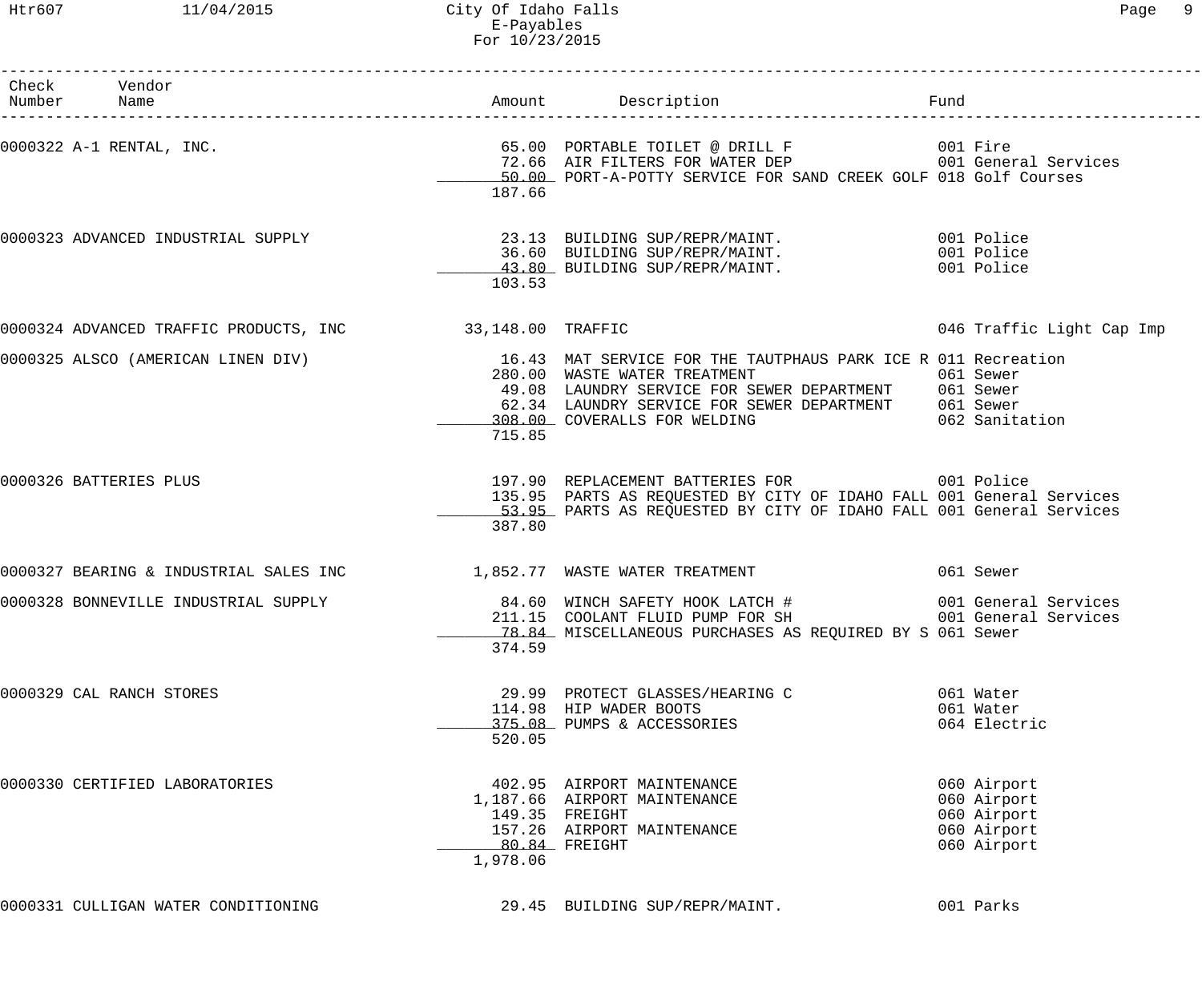# City Of Idaho Falls
## E-Payables
### For 10/23/2015

| Check Number | Vendor Name | Amount | Description | Fund |
|---|---|---|---|---|
| 0000322 | A-1 RENTAL, INC. | 65.00 | PORTABLE TOILET @ DRILL F | 001 Fire |
| | | 72.66 | AIR FILTERS FOR WATER DEP | 001 General Services |
| | | 50.00 | PORT-A-POTTY SERVICE FOR SAND CREEK GOLF | 018 Golf Courses |
| | | 187.66 | | |
| 0000323 | ADVANCED INDUSTRIAL SUPPLY | 23.13 | BUILDING SUP/REPR/MAINT. | 001 Police |
| | | 36.60 | BUILDING SUP/REPR/MAINT. | 001 Police |
| | | 43.80 | BUILDING SUP/REPR/MAINT. | 001 Police |
| | | 103.53 | | |
| 0000324 | ADVANCED TRAFFIC PRODUCTS, INC | 33,148.00 | TRAFFIC | 046 Traffic Light Cap Imp |
| 0000325 | ALSCO (AMERICAN LINEN DIV) | 16.43 | MAT SERVICE FOR THE TAUTPHAUS PARK ICE R | 011 Recreation |
| | | 280.00 | WASTE WATER TREATMENT | 061 Sewer |
| | | 49.08 | LAUNDRY SERVICE FOR SEWER DEPARTMENT | 061 Sewer |
| | | 62.34 | LAUNDRY SERVICE FOR SEWER DEPARTMENT | 061 Sewer |
| | | 308.00 | COVERALLS FOR WELDING | 062 Sanitation |
| | | 715.85 | | |
| 0000326 | BATTERIES PLUS | 197.90 | REPLACEMENT BATTERIES FOR | 001 Police |
| | | 135.95 | PARTS AS REQUESTED BY CITY OF IDAHO FALL | 001 General Services |
| | | 53.95 | PARTS AS REQUESTED BY CITY OF IDAHO FALL | 001 General Services |
| | | 387.80 | | |
| 0000327 | BEARING & INDUSTRIAL SALES INC | 1,852.77 | WASTE WATER TREATMENT | 061 Sewer |
| 0000328 | BONNEVILLE INDUSTRIAL SUPPLY | 84.60 | WINCH SAFETY HOOK LATCH # | 001 General Services |
| | | 211.15 | COOLANT FLUID PUMP FOR SH | 001 General Services |
| | | 78.84 | MISCELLANEOUS PURCHASES AS REQUIRED BY S | 061 Sewer |
| | | 374.59 | | |
| 0000329 | CAL RANCH STORES | 29.99 | PROTECT GLASSES/HEARING C | 061 Water |
| | | 114.98 | HIP WADER BOOTS | 061 Water |
| | | 375.08 | PUMPS & ACCESSORIES | 064 Electric |
| | | 520.05 | | |
| 0000330 | CERTIFIED LABORATORIES | 402.95 | AIRPORT MAINTENANCE | 060 Airport |
| | | 1,187.66 | AIRPORT MAINTENANCE | 060 Airport |
| | | 149.35 | FREIGHT | 060 Airport |
| | | 157.26 | AIRPORT MAINTENANCE | 060 Airport |
| | | 80.84 | FREIGHT | 060 Airport |
| | | 1,978.06 | | |
| 0000331 | CULLIGAN WATER CONDITIONING | 29.45 | BUILDING SUP/REPR/MAINT. | 001 Parks |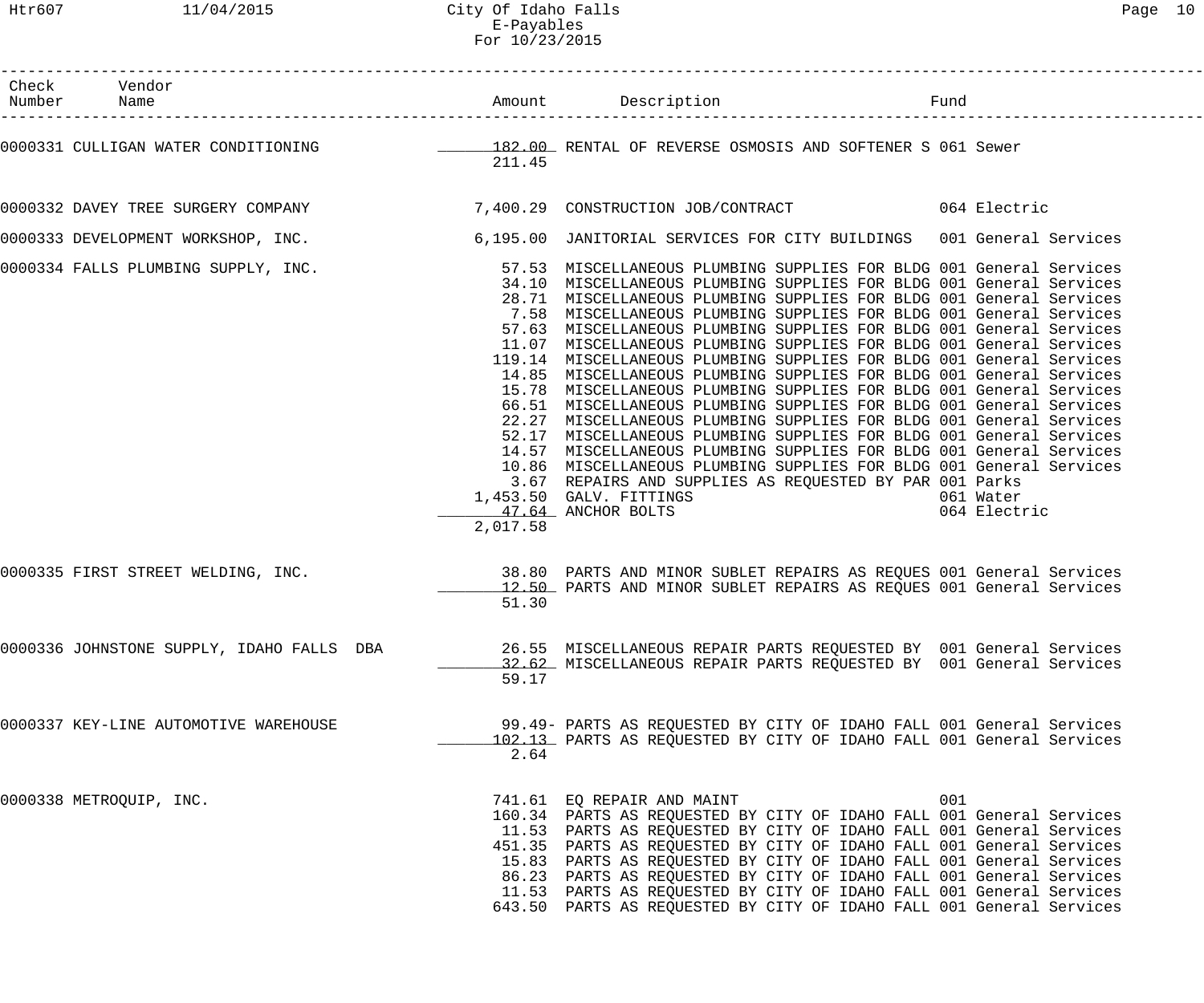# City Of Idaho Falls
## E-Payables
### For 10/23/2015

| Check Number | Vendor Name | Amount | Description | Fund |
|---|---|---|---|---|
| 0000331 | CULLIGAN WATER CONDITIONING | 182.00 | RENTAL OF REVERSE OSMOSIS AND SOFTENER S | 061 Sewer |
| | | 211.45 | | |
| 0000332 | DAVEY TREE SURGERY COMPANY | 7,400.29 | CONSTRUCTION JOB/CONTRACT | 064 Electric |
| 0000333 | DEVELOPMENT WORKSHOP, INC. | 6,195.00 | JANITORIAL SERVICES FOR CITY BUILDINGS | 001 General Services |
| 0000334 | FALLS PLUMBING SUPPLY, INC. | 57.53 | MISCELLANEOUS PLUMBING SUPPLIES FOR BLDG | 001 General Services |
| | | 34.10 | MISCELLANEOUS PLUMBING SUPPLIES FOR BLDG | 001 General Services |
| | | 28.71 | MISCELLANEOUS PLUMBING SUPPLIES FOR BLDG | 001 General Services |
| | | 7.58 | MISCELLANEOUS PLUMBING SUPPLIES FOR BLDG | 001 General Services |
| | | 57.63 | MISCELLANEOUS PLUMBING SUPPLIES FOR BLDG | 001 General Services |
| | | 11.07 | MISCELLANEOUS PLUMBING SUPPLIES FOR BLDG | 001 General Services |
| | | 119.14 | MISCELLANEOUS PLUMBING SUPPLIES FOR BLDG | 001 General Services |
| | | 14.85 | MISCELLANEOUS PLUMBING SUPPLIES FOR BLDG | 001 General Services |
| | | 15.78 | MISCELLANEOUS PLUMBING SUPPLIES FOR BLDG | 001 General Services |
| | | 66.51 | MISCELLANEOUS PLUMBING SUPPLIES FOR BLDG | 001 General Services |
| | | 22.27 | MISCELLANEOUS PLUMBING SUPPLIES FOR BLDG | 001 General Services |
| | | 52.17 | MISCELLANEOUS PLUMBING SUPPLIES FOR BLDG | 001 General Services |
| | | 14.57 | MISCELLANEOUS PLUMBING SUPPLIES FOR BLDG | 001 General Services |
| | | 10.86 | MISCELLANEOUS PLUMBING SUPPLIES FOR BLDG | 001 General Services |
| | | 3.67 | REPAIRS AND SUPPLIES AS REQUESTED BY PAR | 001 Parks |
| | | 1,453.50 | GALV. FITTINGS | 061 Water |
| | | 47.64 | ANCHOR BOLTS | 064 Electric |
| | | 2,017.58 | | |
| 0000335 | FIRST STREET WELDING, INC. | 38.80 | PARTS AND MINOR SUBLET REPAIRS AS REQUES | 001 General Services |
| | | 12.50 | PARTS AND MINOR SUBLET REPAIRS AS REQUES | 001 General Services |
| | | 51.30 | | |
| 0000336 | JOHNSTONE SUPPLY, IDAHO FALLS DBA | 26.55 | MISCELLANEOUS REPAIR PARTS REQUESTED BY | 001 General Services |
| | | 32.62 | MISCELLANEOUS REPAIR PARTS REQUESTED BY | 001 General Services |
| | | 59.17 | | |
| 0000337 | KEY-LINE AUTOMOTIVE WAREHOUSE | 99.49- | PARTS AS REQUESTED BY CITY OF IDAHO FALL | 001 General Services |
| | | 102.13 | PARTS AS REQUESTED BY CITY OF IDAHO FALL | 001 General Services |
| | | 2.64 | | |
| 0000338 | METROQUIP, INC. | 741.61 | EQ REPAIR AND MAINT | 001 |
| | | 160.34 | PARTS AS REQUESTED BY CITY OF IDAHO FALL | 001 General Services |
| | | 11.53 | PARTS AS REQUESTED BY CITY OF IDAHO FALL | 001 General Services |
| | | 451.35 | PARTS AS REQUESTED BY CITY OF IDAHO FALL | 001 General Services |
| | | 15.83 | PARTS AS REQUESTED BY CITY OF IDAHO FALL | 001 General Services |
| | | 86.23 | PARTS AS REQUESTED BY CITY OF IDAHO FALL | 001 General Services |
| | | 11.53 | PARTS AS REQUESTED BY CITY OF IDAHO FALL | 001 General Services |
| | | 643.50 | PARTS AS REQUESTED BY CITY OF IDAHO FALL | 001 General Services |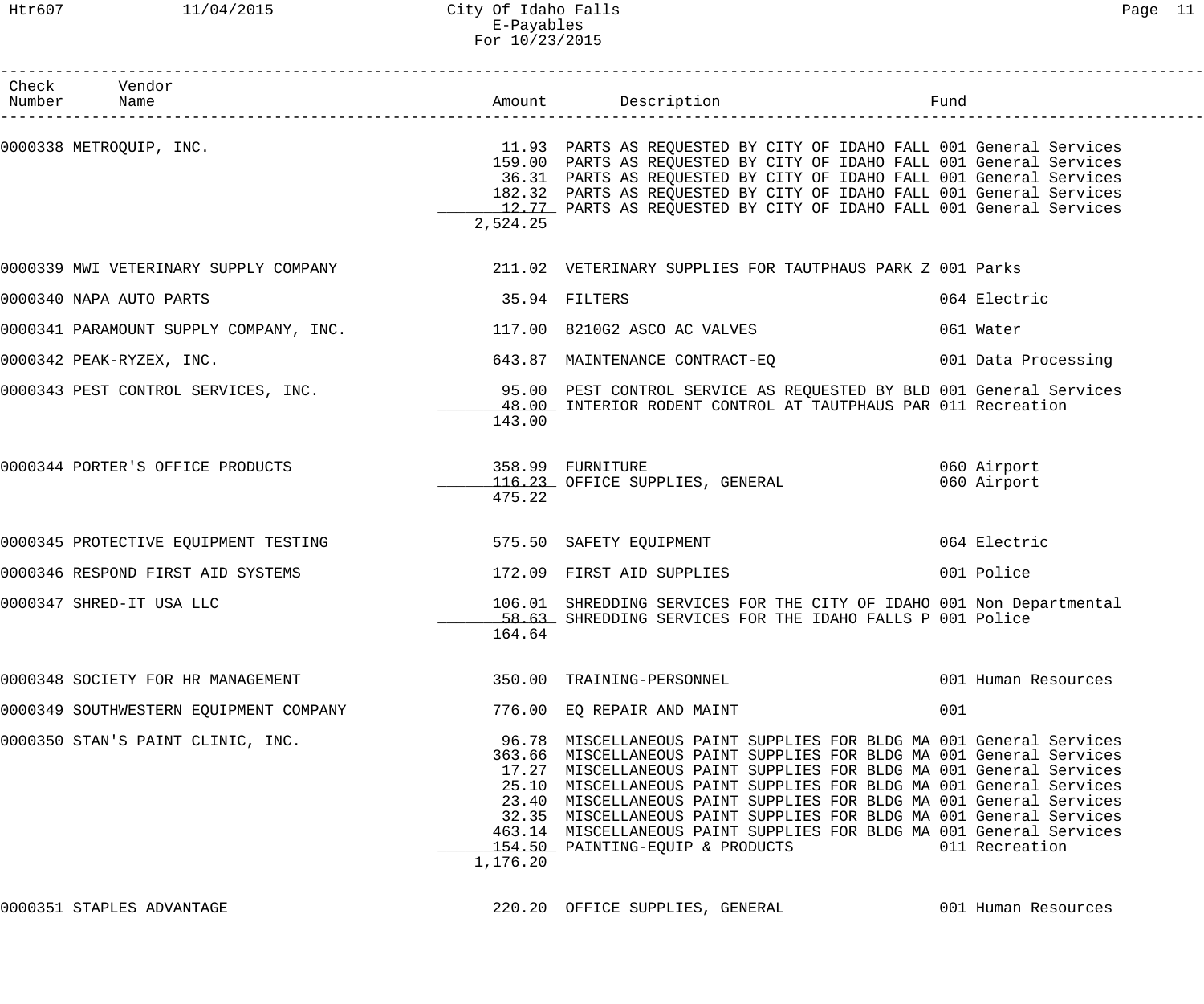City Of Idaho Falls
E-Payables
For 10/23/2015

| Check Number | Vendor Name | Amount | Description | Fund |
|---|---|---|---|---|
| 0000338 | METROQUIP, INC. | 11.93 | PARTS AS REQUESTED BY CITY OF IDAHO FALL | 001 General Services |
| | | 159.00 | PARTS AS REQUESTED BY CITY OF IDAHO FALL | 001 General Services |
| | | 36.31 | PARTS AS REQUESTED BY CITY OF IDAHO FALL | 001 General Services |
| | | 182.32 | PARTS AS REQUESTED BY CITY OF IDAHO FALL | 001 General Services |
| | | 12.77 | PARTS AS REQUESTED BY CITY OF IDAHO FALL | 001 General Services |
| | | 2,524.25 | | |
| 0000339 | MWI VETERINARY SUPPLY COMPANY | 211.02 | VETERINARY SUPPLIES FOR TAUTPHAUS PARK Z | 001 Parks |
| 0000340 | NAPA AUTO PARTS | 35.94 | FILTERS | 064 Electric |
| 0000341 | PARAMOUNT SUPPLY COMPANY, INC. | 117.00 | 8210G2 ASCO AC VALVES | 061 Water |
| 0000342 | PEAK-RYZEX, INC. | 643.87 | MAINTENANCE CONTRACT-EQ | 001 Data Processing |
| 0000343 | PEST CONTROL SERVICES, INC. | 95.00 | PEST CONTROL SERVICE AS REQUESTED BY BLD | 001 General Services |
| | | 48.00 | INTERIOR RODENT CONTROL AT TAUTPHAUS PAR | 011 Recreation |
| | | 143.00 | | |
| 0000344 | PORTER'S OFFICE PRODUCTS | 358.99 | FURNITURE | 060 Airport |
| | | 116.23 | OFFICE SUPPLIES, GENERAL | 060 Airport |
| | | 475.22 | | |
| 0000345 | PROTECTIVE EQUIPMENT TESTING | 575.50 | SAFETY EQUIPMENT | 064 Electric |
| 0000346 | RESPOND FIRST AID SYSTEMS | 172.09 | FIRST AID SUPPLIES | 001 Police |
| 0000347 | SHRED-IT USA LLC | 106.01 | SHREDDING SERVICES FOR THE CITY OF IDAHO | 001 Non Departmental |
| | | 58.63 | SHREDDING SERVICES FOR THE IDAHO FALLS P | 001 Police |
| | | 164.64 | | |
| 0000348 | SOCIETY FOR HR MANAGEMENT | 350.00 | TRAINING-PERSONNEL | 001 Human Resources |
| 0000349 | SOUTHWESTERN EQUIPMENT COMPANY | 776.00 | EQ REPAIR AND MAINT | 001 |
| 0000350 | STAN'S PAINT CLINIC, INC. | 96.78 | MISCELLANEOUS PAINT SUPPLIES FOR BLDG MA | 001 General Services |
| | | 363.66 | MISCELLANEOUS PAINT SUPPLIES FOR BLDG MA | 001 General Services |
| | | 17.27 | MISCELLANEOUS PAINT SUPPLIES FOR BLDG MA | 001 General Services |
| | | 25.10 | MISCELLANEOUS PAINT SUPPLIES FOR BLDG MA | 001 General Services |
| | | 23.40 | MISCELLANEOUS PAINT SUPPLIES FOR BLDG MA | 001 General Services |
| | | 32.35 | MISCELLANEOUS PAINT SUPPLIES FOR BLDG MA | 001 General Services |
| | | 463.14 | MISCELLANEOUS PAINT SUPPLIES FOR BLDG MA | 001 General Services |
| | | 154.50 | PAINTING-EQUIP & PRODUCTS | 011 Recreation |
| | | 1,176.20 | | |
| 0000351 | STAPLES ADVANTAGE | 220.20 | OFFICE SUPPLIES, GENERAL | 001 Human Resources |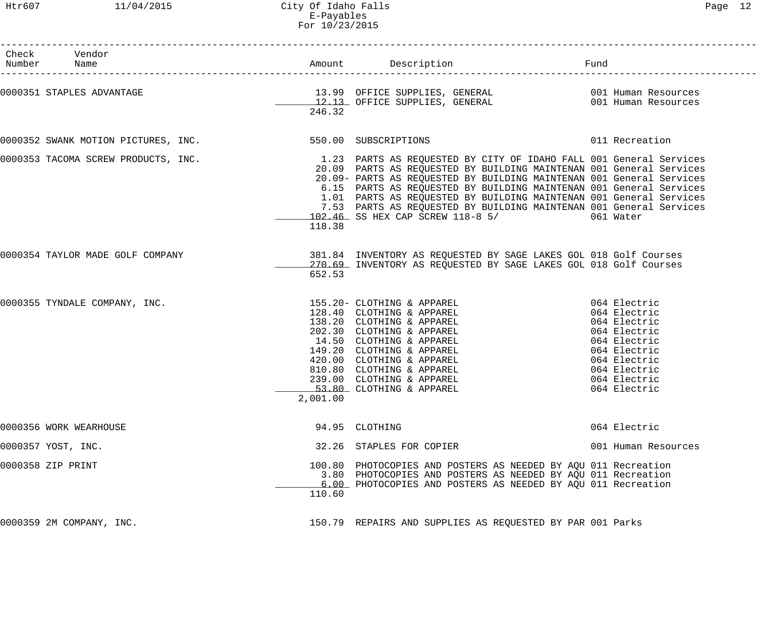| Check Number | Vendor Name | Amount | Description | Fund |
|---|---|---|---|---|
| 0000351 | STAPLES ADVANTAGE | 13.99 | OFFICE SUPPLIES, GENERAL | 001 Human Resources |
| | | 12.13 | OFFICE SUPPLIES, GENERAL | 001 Human Resources |
| | | 246.32 | | |
| 0000352 | SWANK MOTION PICTURES, INC. | 550.00 | SUBSCRIPTIONS | 011 Recreation |
| 0000353 | TACOMA SCREW PRODUCTS, INC. | 1.23 | PARTS AS REQUESTED BY CITY OF IDAHO FALL | 001 General Services |
| | | 20.09 | PARTS AS REQUESTED BY BUILDING MAINTENAN | 001 General Services |
| | | 20.09- | PARTS AS REQUESTED BY BUILDING MAINTENAN | 001 General Services |
| | | 6.15 | PARTS AS REQUESTED BY BUILDING MAINTENAN | 001 General Services |
| | | 1.01 | PARTS AS REQUESTED BY BUILDING MAINTENAN | 001 General Services |
| | | 7.53 | PARTS AS REQUESTED BY BUILDING MAINTENAN | 001 General Services |
| | | 102.46 | SS HEX CAP SCREW 118-8 5/ | 061 Water |
| | | 118.38 | | |
| 0000354 | TAYLOR MADE GOLF COMPANY | 381.84 | INVENTORY AS REQUESTED BY SAGE LAKES GOL | 018 Golf Courses |
| | | 270.69 | INVENTORY AS REQUESTED BY SAGE LAKES GOL | 018 Golf Courses |
| | | 652.53 | | |
| 0000355 | TYNDALE COMPANY, INC. | 155.20- | CLOTHING & APPAREL | 064 Electric |
| | | 128.40 | CLOTHING & APPAREL | 064 Electric |
| | | 138.20 | CLOTHING & APPAREL | 064 Electric |
| | | 202.30 | CLOTHING & APPAREL | 064 Electric |
| | | 14.50 | CLOTHING & APPAREL | 064 Electric |
| | | 149.20 | CLOTHING & APPAREL | 064 Electric |
| | | 420.00 | CLOTHING & APPAREL | 064 Electric |
| | | 810.80 | CLOTHING & APPAREL | 064 Electric |
| | | 239.00 | CLOTHING & APPAREL | 064 Electric |
| | | 53.80 | CLOTHING & APPAREL | 064 Electric |
| | | 2,001.00 | | |
| 0000356 | WORK WEARHOUSE | 94.95 | CLOTHING | 064 Electric |
| 0000357 | YOST, INC. | 32.26 | STAPLES FOR COPIER | 001 Human Resources |
| 0000358 | ZIP PRINT | 100.80 | PHOTOCOPIES AND POSTERS AS NEEDED BY AQU | 011 Recreation |
| | | 3.80 | PHOTOCOPIES AND POSTERS AS NEEDED BY AQU | 011 Recreation |
| | | 6.00 | PHOTOCOPIES AND POSTERS AS NEEDED BY AQU | 011 Recreation |
| | | 110.60 | | |
| 0000359 | 2M COMPANY, INC. | 150.79 | REPAIRS AND SUPPLIES AS REQUESTED BY PAR | 001 Parks |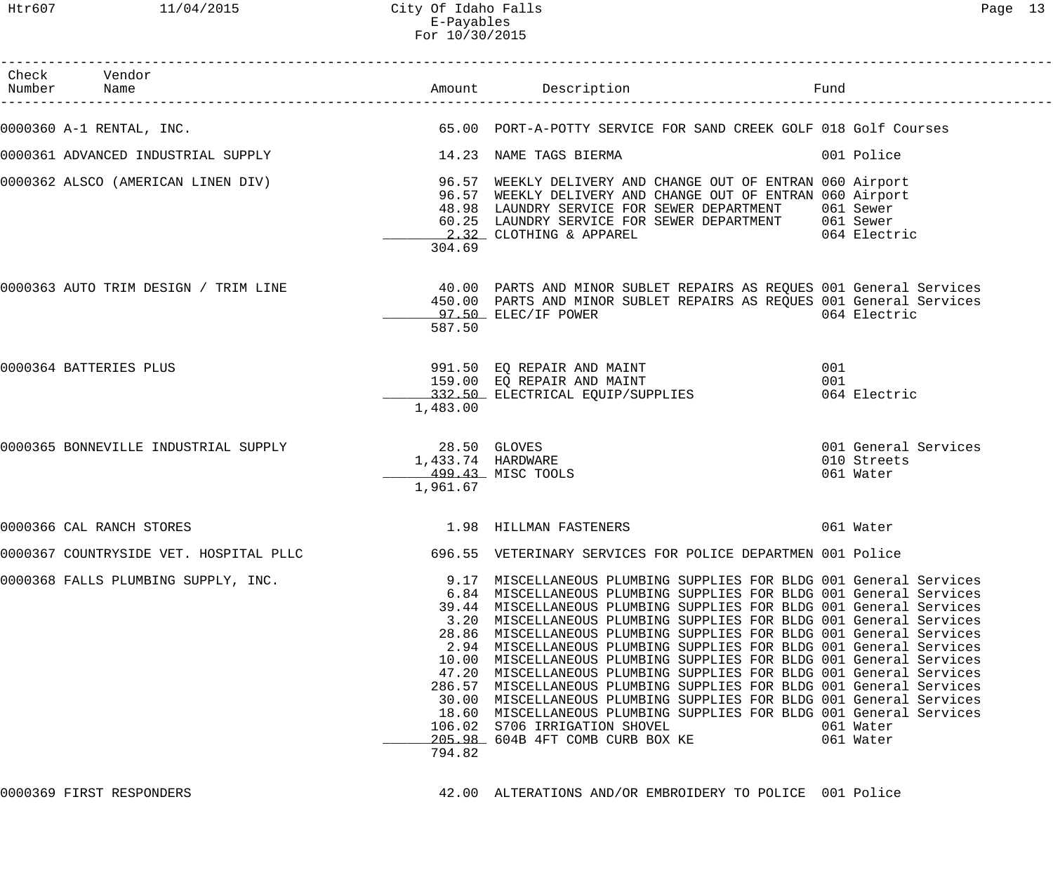City Of Idaho Falls
E-Payables
For 10/30/2015

| Check Number | Vendor Name | Amount | Description | Fund |
|---|---|---|---|---|
| 0000360 | A-1 RENTAL, INC. | 65.00 | PORT-A-POTTY SERVICE FOR SAND CREEK GOLF | 018 Golf Courses |
| 0000361 | ADVANCED INDUSTRIAL SUPPLY | 14.23 | NAME TAGS BIERMA | 001 Police |
| 0000362 | ALSCO (AMERICAN LINEN DIV) | 96.57 | WEEKLY DELIVERY AND CHANGE OUT OF ENTRAN | 060 Airport |
| | | 96.57 | WEEKLY DELIVERY AND CHANGE OUT OF ENTRAN | 060 Airport |
| | | 48.98 | LAUNDRY SERVICE FOR SEWER DEPARTMENT | 061 Sewer |
| | | 60.25 | LAUNDRY SERVICE FOR SEWER DEPARTMENT | 061 Sewer |
| | | 2.32 | CLOTHING & APPAREL | 064 Electric |
| | | 304.69 | | |
| 0000363 | AUTO TRIM DESIGN / TRIM LINE | 40.00 | PARTS AND MINOR SUBLET REPAIRS AS REQUES | 001 General Services |
| | | 450.00 | PARTS AND MINOR SUBLET REPAIRS AS REQUES | 001 General Services |
| | | 97.50 | ELEC/IF POWER | 064 Electric |
| | | 587.50 | | |
| 0000364 | BATTERIES PLUS | 991.50 | EQ REPAIR AND MAINT | 001 |
| | | 159.00 | EQ REPAIR AND MAINT | 001 |
| | | 332.50 | ELECTRICAL EQUIP/SUPPLIES | 064 Electric |
| | | 1,483.00 | | |
| 0000365 | BONNEVILLE INDUSTRIAL SUPPLY | 28.50 | GLOVES | 001 General Services |
| | | 1,433.74 | HARDWARE | 010 Streets |
| | | 499.43 | MISC TOOLS | 061 Water |
| | | 1,961.67 | | |
| 0000366 | CAL RANCH STORES | 1.98 | HILLMAN FASTENERS | 061 Water |
| 0000367 | COUNTRYSIDE VET. HOSPITAL PLLC | 696.55 | VETERINARY SERVICES FOR POLICE DEPARTMEN | 001 Police |
| 0000368 | FALLS PLUMBING SUPPLY, INC. | 9.17 | MISCELLANEOUS PLUMBING SUPPLIES FOR BLDG | 001 General Services |
| | | 6.84 | MISCELLANEOUS PLUMBING SUPPLIES FOR BLDG | 001 General Services |
| | | 39.44 | MISCELLANEOUS PLUMBING SUPPLIES FOR BLDG | 001 General Services |
| | | 3.20 | MISCELLANEOUS PLUMBING SUPPLIES FOR BLDG | 001 General Services |
| | | 28.86 | MISCELLANEOUS PLUMBING SUPPLIES FOR BLDG | 001 General Services |
| | | 2.94 | MISCELLANEOUS PLUMBING SUPPLIES FOR BLDG | 001 General Services |
| | | 10.00 | MISCELLANEOUS PLUMBING SUPPLIES FOR BLDG | 001 General Services |
| | | 47.20 | MISCELLANEOUS PLUMBING SUPPLIES FOR BLDG | 001 General Services |
| | | 286.57 | MISCELLANEOUS PLUMBING SUPPLIES FOR BLDG | 001 General Services |
| | | 30.00 | MISCELLANEOUS PLUMBING SUPPLIES FOR BLDG | 001 General Services |
| | | 18.60 | MISCELLANEOUS PLUMBING SUPPLIES FOR BLDG | 001 General Services |
| | | 106.02 | S706 IRRIGATION SHOVEL | 061 Water |
| | | 205.98 | 604B 4FT COMB CURB BOX KE | 061 Water |
| | | 794.82 | | |
| 0000369 | FIRST RESPONDERS | 42.00 | ALTERATIONS AND/OR EMBROIDERY TO POLICE | 001 Police |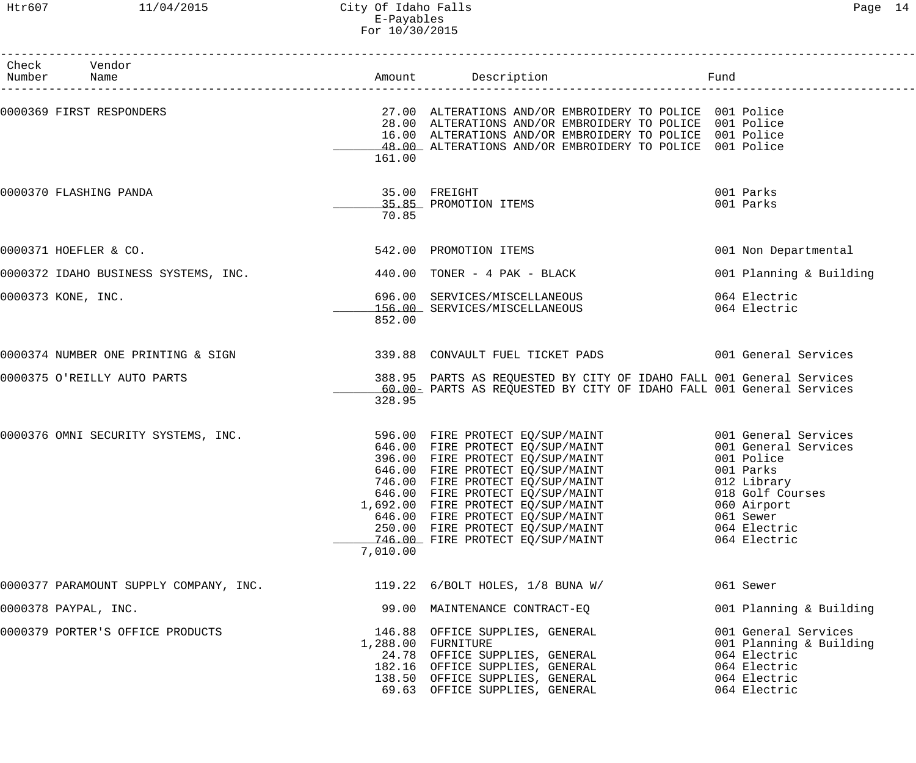| Check Number | Vendor Name | Amount | Description | Fund |
|---|---|---|---|---|
| 0000369 | FIRST RESPONDERS | 27.00 | ALTERATIONS AND/OR EMBROIDERY TO POLICE | 001 Police |
| | | 28.00 | ALTERATIONS AND/OR EMBROIDERY TO POLICE | 001 Police |
| | | 16.00 | ALTERATIONS AND/OR EMBROIDERY TO POLICE | 001 Police |
| | | 48.00 | ALTERATIONS AND/OR EMBROIDERY TO POLICE | 001 Police |
| | | 161.00 | | |
| 0000370 | FLASHING PANDA | 35.00 | FREIGHT | 001 Parks |
| | | 35.85 | PROMOTION ITEMS | 001 Parks |
| | | 70.85 | | |
| 0000371 | HOEFLER & CO. | 542.00 | PROMOTION ITEMS | 001 Non Departmental |
| 0000372 | IDAHO BUSINESS SYSTEMS, INC. | 440.00 | TONER - 4 PAK - BLACK | 001 Planning & Building |
| 0000373 | KONE, INC. | 696.00 | SERVICES/MISCELLANEOUS | 064 Electric |
| | | 156.00 | SERVICES/MISCELLANEOUS | 064 Electric |
| | | 852.00 | | |
| 0000374 | NUMBER ONE PRINTING & SIGN | 339.88 | CONVAULT FUEL TICKET PADS | 001 General Services |
| 0000375 | O'REILLY AUTO PARTS | 388.95 | PARTS AS REQUESTED BY CITY OF IDAHO FALL | 001 General Services |
| | | 60.00- | PARTS AS REQUESTED BY CITY OF IDAHO FALL | 001 General Services |
| | | 328.95 | | |
| 0000376 | OMNI SECURITY SYSTEMS, INC. | 596.00 | FIRE PROTECT EQ/SUP/MAINT | 001 General Services |
| | | 646.00 | FIRE PROTECT EQ/SUP/MAINT | 001 General Services |
| | | 396.00 | FIRE PROTECT EQ/SUP/MAINT | 001 Police |
| | | 646.00 | FIRE PROTECT EQ/SUP/MAINT | 001 Parks |
| | | 746.00 | FIRE PROTECT EQ/SUP/MAINT | 012 Library |
| | | 646.00 | FIRE PROTECT EQ/SUP/MAINT | 018 Golf Courses |
| | | 1,692.00 | FIRE PROTECT EQ/SUP/MAINT | 060 Airport |
| | | 646.00 | FIRE PROTECT EQ/SUP/MAINT | 061 Sewer |
| | | 250.00 | FIRE PROTECT EQ/SUP/MAINT | 064 Electric |
| | | 746.00 | FIRE PROTECT EQ/SUP/MAINT | 064 Electric |
| | | 7,010.00 | | |
| 0000377 | PARAMOUNT SUPPLY COMPANY, INC. | 119.22 | 6/BOLT HOLES, 1/8 BUNA W/ | 061 Sewer |
| 0000378 | PAYPAL, INC. | 99.00 | MAINTENANCE CONTRACT-EQ | 001 Planning & Building |
| 0000379 | PORTER'S OFFICE PRODUCTS | 146.88 | OFFICE SUPPLIES, GENERAL | 001 General Services |
| | | 1,288.00 | FURNITURE | 001 Planning & Building |
| | | 24.78 | OFFICE SUPPLIES, GENERAL | 064 Electric |
| | | 182.16 | OFFICE SUPPLIES, GENERAL | 064 Electric |
| | | 138.50 | OFFICE SUPPLIES, GENERAL | 064 Electric |
| | | 69.63 | OFFICE SUPPLIES, GENERAL | 064 Electric |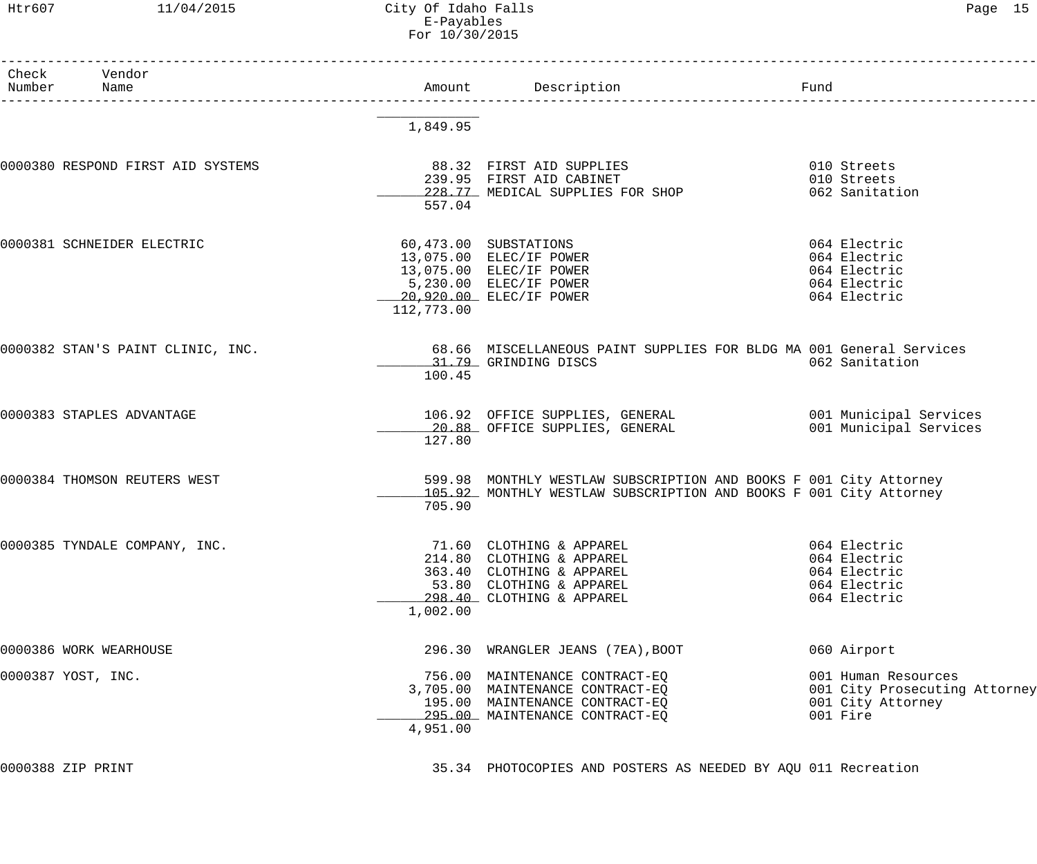| Check Number | Vendor Name | Amount | Description | Fund |
|---|---|---|---|---|
| | | 1,849.95 | | |
| 0000380 | RESPOND FIRST AID SYSTEMS | 88.32 | FIRST AID SUPPLIES | 010 Streets |
| | | 239.95 | FIRST AID CABINET | 010 Streets |
| | | 228.77 | MEDICAL SUPPLIES FOR SHOP | 062 Sanitation |
| | | 557.04 | | |
| 0000381 | SCHNEIDER ELECTRIC | 60,473.00 | SUBSTATIONS | 064 Electric |
| | | 13,075.00 | ELEC/IF POWER | 064 Electric |
| | | 13,075.00 | ELEC/IF POWER | 064 Electric |
| | | 5,230.00 | ELEC/IF POWER | 064 Electric |
| | | 20,920.00 | ELEC/IF POWER | 064 Electric |
| | | 112,773.00 | | |
| 0000382 | STAN'S PAINT CLINIC, INC. | 68.66 | MISCELLANEOUS PAINT SUPPLIES FOR BLDG MA | 001 General Services |
| | | 31.79 | GRINDING DISCS | 062 Sanitation |
| | | 100.45 | | |
| 0000383 | STAPLES ADVANTAGE | 106.92 | OFFICE SUPPLIES, GENERAL | 001 Municipal Services |
| | | 20.88 | OFFICE SUPPLIES, GENERAL | 001 Municipal Services |
| | | 127.80 | | |
| 0000384 | THOMSON REUTERS WEST | 599.98 | MONTHLY WESTLAW SUBSCRIPTION AND BOOKS F | 001 City Attorney |
| | | 105.92 | MONTHLY WESTLAW SUBSCRIPTION AND BOOKS F | 001 City Attorney |
| | | 705.90 | | |
| 0000385 | TYNDALE COMPANY, INC. | 71.60 | CLOTHING & APPAREL | 064 Electric |
| | | 214.80 | CLOTHING & APPAREL | 064 Electric |
| | | 363.40 | CLOTHING & APPAREL | 064 Electric |
| | | 53.80 | CLOTHING & APPAREL | 064 Electric |
| | | 298.40 | CLOTHING & APPAREL | 064 Electric |
| | | 1,002.00 | | |
| 0000386 | WORK WEARHOUSE | 296.30 | WRANGLER JEANS (7EA),BOOT | 060 Airport |
| 0000387 | YOST, INC. | 756.00 | MAINTENANCE CONTRACT-EQ | 001 Human Resources |
| | | 3,705.00 | MAINTENANCE CONTRACT-EQ | 001 City Prosecuting Attorney |
| | | 195.00 | MAINTENANCE CONTRACT-EQ | 001 City Attorney |
| | | 295.00 | MAINTENANCE CONTRACT-EQ | 001 Fire |
| | | 4,951.00 | | |
| 0000388 | ZIP PRINT | 35.34 | PHOTOCOPIES AND POSTERS AS NEEDED BY AQU | 011 Recreation |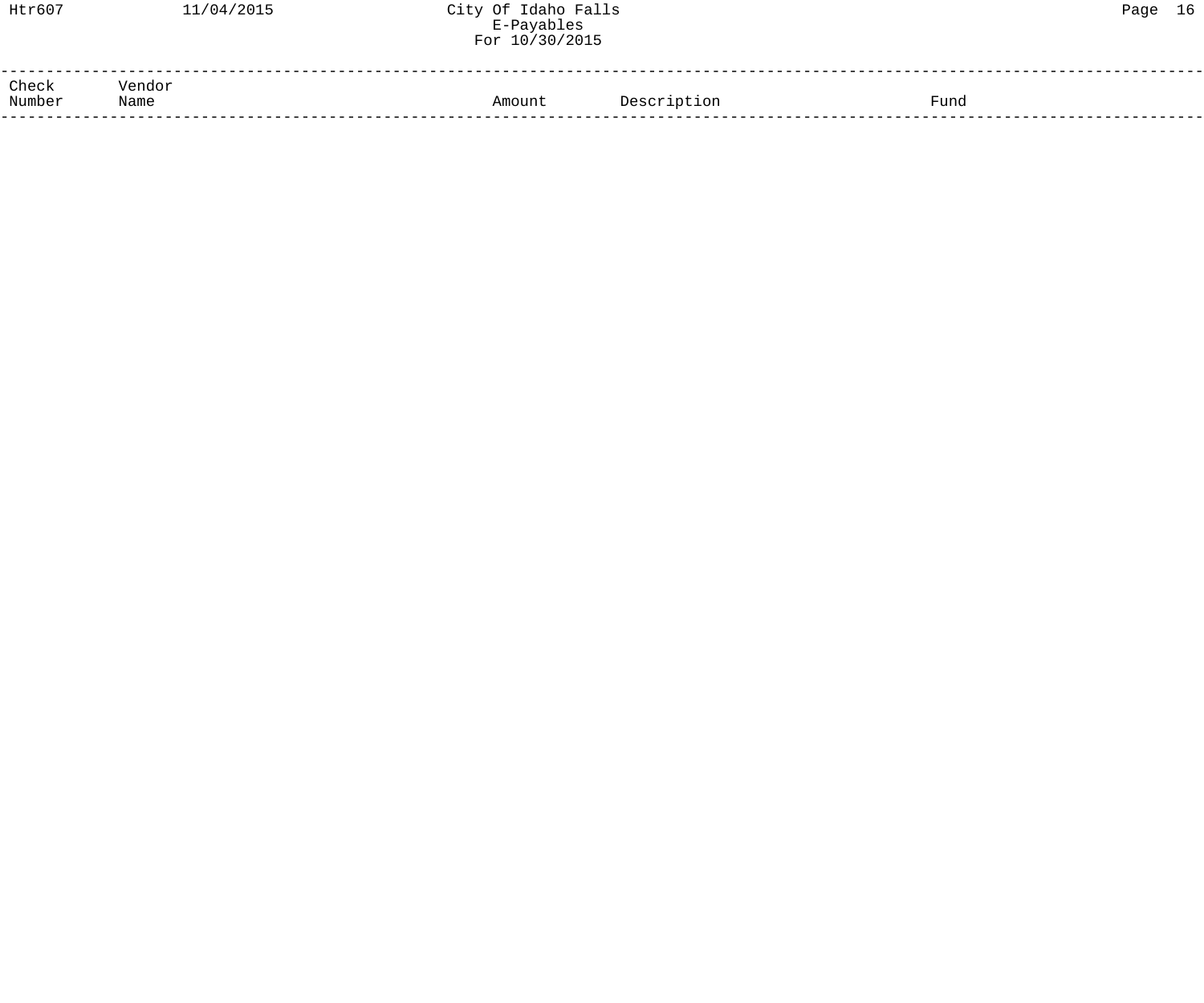| Check Number | Vendor Name | Amount | Description | Fund |
| --- | --- | --- | --- | --- |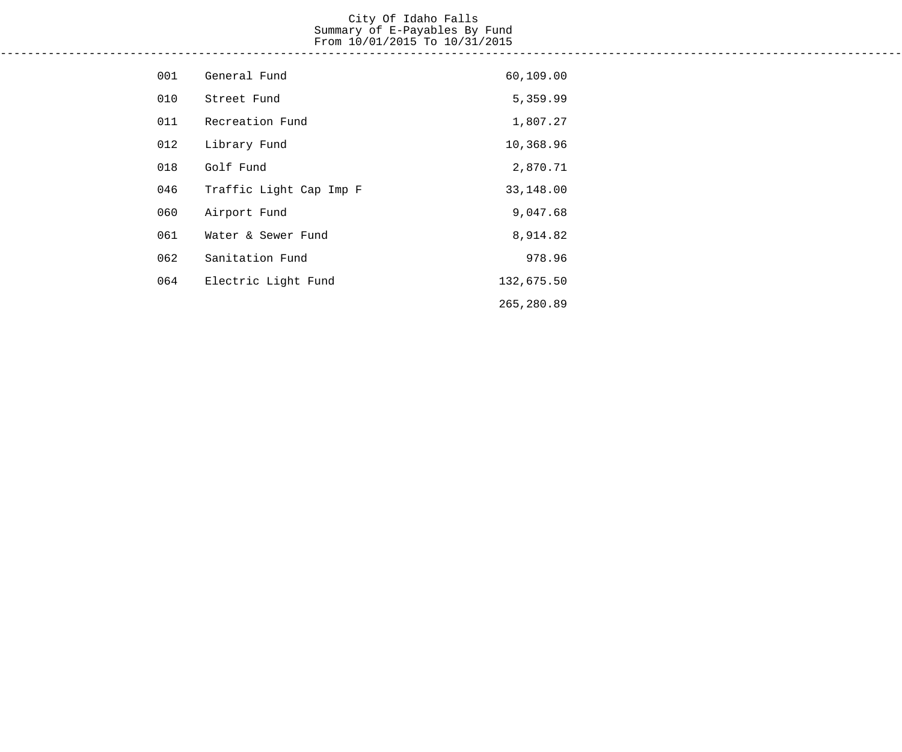City Of Idaho Falls
Summary of E-Payables By Fund
From 10/01/2015 To 10/31/2015

| | | |
|---|---|---|
| 001 | General Fund | 60,109.00 |
| 010 | Street Fund | 5,359.99 |
| 011 | Recreation Fund | 1,807.27 |
| 012 | Library Fund | 10,368.96 |
| 018 | Golf Fund | 2,870.71 |
| 046 | Traffic Light Cap Imp F | 33,148.00 |
| 060 | Airport Fund | 9,047.68 |
| 061 | Water & Sewer Fund | 8,914.82 |
| 062 | Sanitation Fund | 978.96 |
| 064 | Electric Light Fund | 132,675.50 |
| | | 265,280.89 |